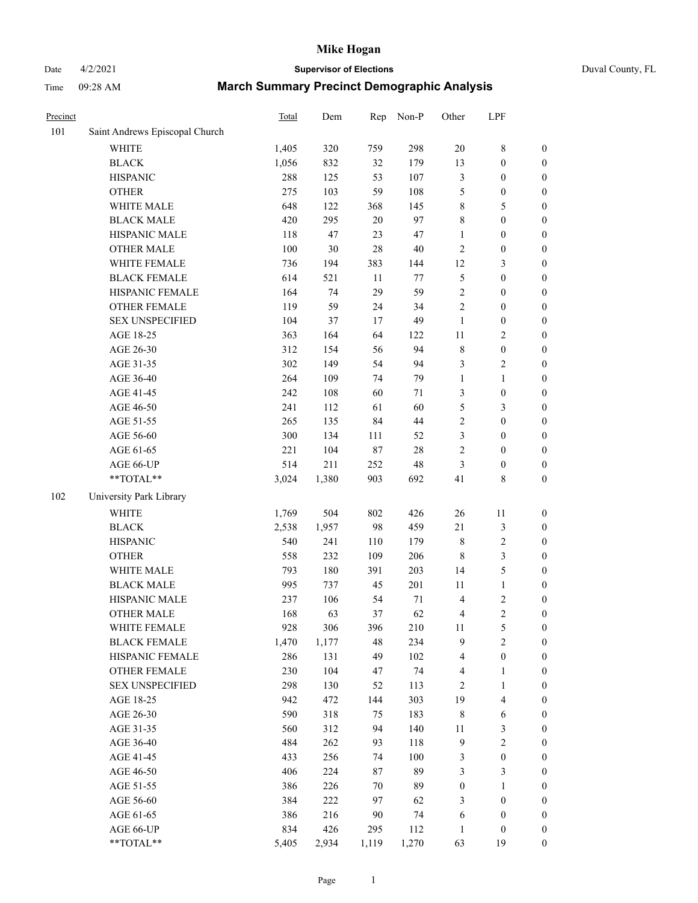# Mike Hogan

Date 4/2/2021 **Supervisor of Elections** Duval County, FL

Time 09:28 AM **March Summary Precinct Demographic Analysis**

| Precinct | | Total | Dem | Rep | Non-P | Other | LPF | |
|---|---|---|---|---|---|---|---|---|
| 101 | Saint Andrews Episcopal Church | | | | | | | |
| | WHITE | 1,405 | 320 | 759 | 298 | 20 | 8 | 0 |
| | BLACK | 1,056 | 832 | 32 | 179 | 13 | 0 | 0 |
| | HISPANIC | 288 | 125 | 53 | 107 | 3 | 0 | 0 |
| | OTHER | 275 | 103 | 59 | 108 | 5 | 0 | 0 |
| | WHITE MALE | 648 | 122 | 368 | 145 | 8 | 5 | 0 |
| | BLACK MALE | 420 | 295 | 20 | 97 | 8 | 0 | 0 |
| | HISPANIC MALE | 118 | 47 | 23 | 47 | 1 | 0 | 0 |
| | OTHER MALE | 100 | 30 | 28 | 40 | 2 | 0 | 0 |
| | WHITE FEMALE | 736 | 194 | 383 | 144 | 12 | 3 | 0 |
| | BLACK FEMALE | 614 | 521 | 11 | 77 | 5 | 0 | 0 |
| | HISPANIC FEMALE | 164 | 74 | 29 | 59 | 2 | 0 | 0 |
| | OTHER FEMALE | 119 | 59 | 24 | 34 | 2 | 0 | 0 |
| | SEX UNSPECIFIED | 104 | 37 | 17 | 49 | 1 | 0 | 0 |
| | AGE 18-25 | 363 | 164 | 64 | 122 | 11 | 2 | 0 |
| | AGE 26-30 | 312 | 154 | 56 | 94 | 8 | 0 | 0 |
| | AGE 31-35 | 302 | 149 | 54 | 94 | 3 | 2 | 0 |
| | AGE 36-40 | 264 | 109 | 74 | 79 | 1 | 1 | 0 |
| | AGE 41-45 | 242 | 108 | 60 | 71 | 3 | 0 | 0 |
| | AGE 46-50 | 241 | 112 | 61 | 60 | 5 | 3 | 0 |
| | AGE 51-55 | 265 | 135 | 84 | 44 | 2 | 0 | 0 |
| | AGE 56-60 | 300 | 134 | 111 | 52 | 3 | 0 | 0 |
| | AGE 61-65 | 221 | 104 | 87 | 28 | 2 | 0 | 0 |
| | AGE 66-UP | 514 | 211 | 252 | 48 | 3 | 0 | 0 |
| | **TOTAL** | 3,024 | 1,380 | 903 | 692 | 41 | 8 | 0 |
| 102 | University Park Library | | | | | | | |
| | WHITE | 1,769 | 504 | 802 | 426 | 26 | 11 | 0 |
| | BLACK | 2,538 | 1,957 | 98 | 459 | 21 | 3 | 0 |
| | HISPANIC | 540 | 241 | 110 | 179 | 8 | 2 | 0 |
| | OTHER | 558 | 232 | 109 | 206 | 8 | 3 | 0 |
| | WHITE MALE | 793 | 180 | 391 | 203 | 14 | 5 | 0 |
| | BLACK MALE | 995 | 737 | 45 | 201 | 11 | 1 | 0 |
| | HISPANIC MALE | 237 | 106 | 54 | 71 | 4 | 2 | 0 |
| | OTHER MALE | 168 | 63 | 37 | 62 | 4 | 2 | 0 |
| | WHITE FEMALE | 928 | 306 | 396 | 210 | 11 | 5 | 0 |
| | BLACK FEMALE | 1,470 | 1,177 | 48 | 234 | 9 | 2 | 0 |
| | HISPANIC FEMALE | 286 | 131 | 49 | 102 | 4 | 0 | 0 |
| | OTHER FEMALE | 230 | 104 | 47 | 74 | 4 | 1 | 0 |
| | SEX UNSPECIFIED | 298 | 130 | 52 | 113 | 2 | 1 | 0 |
| | AGE 18-25 | 942 | 472 | 144 | 303 | 19 | 4 | 0 |
| | AGE 26-30 | 590 | 318 | 75 | 183 | 8 | 6 | 0 |
| | AGE 31-35 | 560 | 312 | 94 | 140 | 11 | 3 | 0 |
| | AGE 36-40 | 484 | 262 | 93 | 118 | 9 | 2 | 0 |
| | AGE 41-45 | 433 | 256 | 74 | 100 | 3 | 0 | 0 |
| | AGE 46-50 | 406 | 224 | 87 | 89 | 3 | 3 | 0 |
| | AGE 51-55 | 386 | 226 | 70 | 89 | 0 | 1 | 0 |
| | AGE 56-60 | 384 | 222 | 97 | 62 | 3 | 0 | 0 |
| | AGE 61-65 | 386 | 216 | 90 | 74 | 6 | 0 | 0 |
| | AGE 66-UP | 834 | 426 | 295 | 112 | 1 | 0 | 0 |
| | **TOTAL** | 5,405 | 2,934 | 1,119 | 1,270 | 63 | 19 | 0 |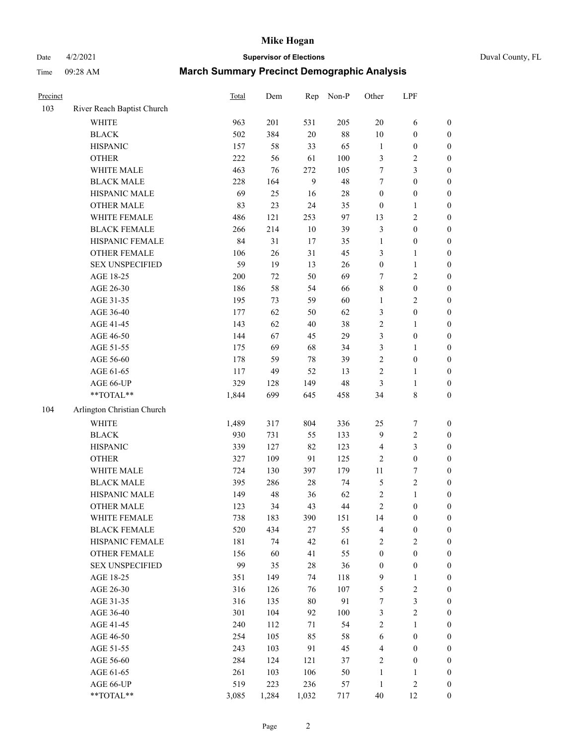# Mike Hogan

Date 4/2/2021 **Supervisor of Elections** Duval County, FL

Time 09:28 AM **March Summary Precinct Demographic Analysis**

| Precinct | | Total | Dem | Rep | Non-P | Other | LPF | |
|---|---|---|---|---|---|---|---|---|
| 103 | River Reach Baptist Church | | | | | | | |
| | WHITE | 963 | 201 | 531 | 205 | 20 | 6 | 0 |
| | BLACK | 502 | 384 | 20 | 88 | 10 | 0 | 0 |
| | HISPANIC | 157 | 58 | 33 | 65 | 1 | 0 | 0 |
| | OTHER | 222 | 56 | 61 | 100 | 3 | 2 | 0 |
| | WHITE MALE | 463 | 76 | 272 | 105 | 7 | 3 | 0 |
| | BLACK MALE | 228 | 164 | 9 | 48 | 7 | 0 | 0 |
| | HISPANIC MALE | 69 | 25 | 16 | 28 | 0 | 0 | 0 |
| | OTHER MALE | 83 | 23 | 24 | 35 | 0 | 1 | 0 |
| | WHITE FEMALE | 486 | 121 | 253 | 97 | 13 | 2 | 0 |
| | BLACK FEMALE | 266 | 214 | 10 | 39 | 3 | 0 | 0 |
| | HISPANIC FEMALE | 84 | 31 | 17 | 35 | 1 | 0 | 0 |
| | OTHER FEMALE | 106 | 26 | 31 | 45 | 3 | 1 | 0 |
| | SEX UNSPECIFIED | 59 | 19 | 13 | 26 | 0 | 1 | 0 |
| | AGE 18-25 | 200 | 72 | 50 | 69 | 7 | 2 | 0 |
| | AGE 26-30 | 186 | 58 | 54 | 66 | 8 | 0 | 0 |
| | AGE 31-35 | 195 | 73 | 59 | 60 | 1 | 2 | 0 |
| | AGE 36-40 | 177 | 62 | 50 | 62 | 3 | 0 | 0 |
| | AGE 41-45 | 143 | 62 | 40 | 38 | 2 | 1 | 0 |
| | AGE 46-50 | 144 | 67 | 45 | 29 | 3 | 0 | 0 |
| | AGE 51-55 | 175 | 69 | 68 | 34 | 3 | 1 | 0 |
| | AGE 56-60 | 178 | 59 | 78 | 39 | 2 | 0 | 0 |
| | AGE 61-65 | 117 | 49 | 52 | 13 | 2 | 1 | 0 |
| | AGE 66-UP | 329 | 128 | 149 | 48 | 3 | 1 | 0 |
| | **TOTAL** | 1,844 | 699 | 645 | 458 | 34 | 8 | 0 |
| 104 | Arlington Christian Church | | | | | | | |
| | WHITE | 1,489 | 317 | 804 | 336 | 25 | 7 | 0 |
| | BLACK | 930 | 731 | 55 | 133 | 9 | 2 | 0 |
| | HISPANIC | 339 | 127 | 82 | 123 | 4 | 3 | 0 |
| | OTHER | 327 | 109 | 91 | 125 | 2 | 0 | 0 |
| | WHITE MALE | 724 | 130 | 397 | 179 | 11 | 7 | 0 |
| | BLACK MALE | 395 | 286 | 28 | 74 | 5 | 2 | 0 |
| | HISPANIC MALE | 149 | 48 | 36 | 62 | 2 | 1 | 0 |
| | OTHER MALE | 123 | 34 | 43 | 44 | 2 | 0 | 0 |
| | WHITE FEMALE | 738 | 183 | 390 | 151 | 14 | 0 | 0 |
| | BLACK FEMALE | 520 | 434 | 27 | 55 | 4 | 0 | 0 |
| | HISPANIC FEMALE | 181 | 74 | 42 | 61 | 2 | 2 | 0 |
| | OTHER FEMALE | 156 | 60 | 41 | 55 | 0 | 0 | 0 |
| | SEX UNSPECIFIED | 99 | 35 | 28 | 36 | 0 | 0 | 0 |
| | AGE 18-25 | 351 | 149 | 74 | 118 | 9 | 1 | 0 |
| | AGE 26-30 | 316 | 126 | 76 | 107 | 5 | 2 | 0 |
| | AGE 31-35 | 316 | 135 | 80 | 91 | 7 | 3 | 0 |
| | AGE 36-40 | 301 | 104 | 92 | 100 | 3 | 2 | 0 |
| | AGE 41-45 | 240 | 112 | 71 | 54 | 2 | 1 | 0 |
| | AGE 46-50 | 254 | 105 | 85 | 58 | 6 | 0 | 0 |
| | AGE 51-55 | 243 | 103 | 91 | 45 | 4 | 0 | 0 |
| | AGE 56-60 | 284 | 124 | 121 | 37 | 2 | 0 | 0 |
| | AGE 61-65 | 261 | 103 | 106 | 50 | 1 | 1 | 0 |
| | AGE 66-UP | 519 | 223 | 236 | 57 | 1 | 2 | 0 |
| | **TOTAL** | 3,085 | 1,284 | 1,032 | 717 | 40 | 12 | 0 |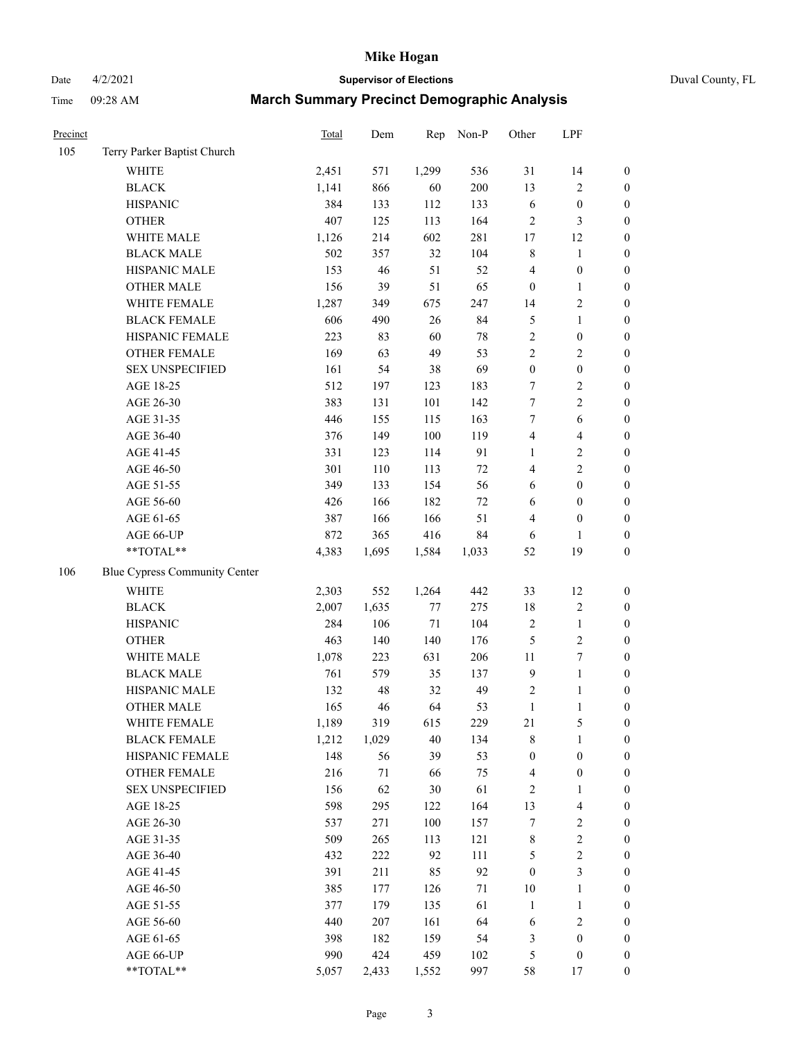# Mike Hogan

Date 4/2/2021 **Supervisor of Elections** Duval County, FL

Time 09:28 AM **March Summary Precinct Demographic Analysis**

| Precinct | | Total | Dem | Rep | Non-P | Other | LPF | |
|---|---|---|---|---|---|---|---|---|
| 105 | Terry Parker Baptist Church | | | | | | | |
| | WHITE | 2,451 | 571 | 1,299 | 536 | 31 | 14 | 0 |
| | BLACK | 1,141 | 866 | 60 | 200 | 13 | 2 | 0 |
| | HISPANIC | 384 | 133 | 112 | 133 | 6 | 0 | 0 |
| | OTHER | 407 | 125 | 113 | 164 | 2 | 3 | 0 |
| | WHITE MALE | 1,126 | 214 | 602 | 281 | 17 | 12 | 0 |
| | BLACK MALE | 502 | 357 | 32 | 104 | 8 | 1 | 0 |
| | HISPANIC MALE | 153 | 46 | 51 | 52 | 4 | 0 | 0 |
| | OTHER MALE | 156 | 39 | 51 | 65 | 0 | 1 | 0 |
| | WHITE FEMALE | 1,287 | 349 | 675 | 247 | 14 | 2 | 0 |
| | BLACK FEMALE | 606 | 490 | 26 | 84 | 5 | 1 | 0 |
| | HISPANIC FEMALE | 223 | 83 | 60 | 78 | 2 | 0 | 0 |
| | OTHER FEMALE | 169 | 63 | 49 | 53 | 2 | 2 | 0 |
| | SEX UNSPECIFIED | 161 | 54 | 38 | 69 | 0 | 0 | 0 |
| | AGE 18-25 | 512 | 197 | 123 | 183 | 7 | 2 | 0 |
| | AGE 26-30 | 383 | 131 | 101 | 142 | 7 | 2 | 0 |
| | AGE 31-35 | 446 | 155 | 115 | 163 | 7 | 6 | 0 |
| | AGE 36-40 | 376 | 149 | 100 | 119 | 4 | 4 | 0 |
| | AGE 41-45 | 331 | 123 | 114 | 91 | 1 | 2 | 0 |
| | AGE 46-50 | 301 | 110 | 113 | 72 | 4 | 2 | 0 |
| | AGE 51-55 | 349 | 133 | 154 | 56 | 6 | 0 | 0 |
| | AGE 56-60 | 426 | 166 | 182 | 72 | 6 | 0 | 0 |
| | AGE 61-65 | 387 | 166 | 166 | 51 | 4 | 0 | 0 |
| | AGE 66-UP | 872 | 365 | 416 | 84 | 6 | 1 | 0 |
| | **TOTAL** | 4,383 | 1,695 | 1,584 | 1,033 | 52 | 19 | 0 |
| 106 | Blue Cypress Community Center | | | | | | | |
| | WHITE | 2,303 | 552 | 1,264 | 442 | 33 | 12 | 0 |
| | BLACK | 2,007 | 1,635 | 77 | 275 | 18 | 2 | 0 |
| | HISPANIC | 284 | 106 | 71 | 104 | 2 | 1 | 0 |
| | OTHER | 463 | 140 | 140 | 176 | 5 | 2 | 0 |
| | WHITE MALE | 1,078 | 223 | 631 | 206 | 11 | 7 | 0 |
| | BLACK MALE | 761 | 579 | 35 | 137 | 9 | 1 | 0 |
| | HISPANIC MALE | 132 | 48 | 32 | 49 | 2 | 1 | 0 |
| | OTHER MALE | 165 | 46 | 64 | 53 | 1 | 1 | 0 |
| | WHITE FEMALE | 1,189 | 319 | 615 | 229 | 21 | 5 | 0 |
| | BLACK FEMALE | 1,212 | 1,029 | 40 | 134 | 8 | 1 | 0 |
| | HISPANIC FEMALE | 148 | 56 | 39 | 53 | 0 | 0 | 0 |
| | OTHER FEMALE | 216 | 71 | 66 | 75 | 4 | 0 | 0 |
| | SEX UNSPECIFIED | 156 | 62 | 30 | 61 | 2 | 1 | 0 |
| | AGE 18-25 | 598 | 295 | 122 | 164 | 13 | 4 | 0 |
| | AGE 26-30 | 537 | 271 | 100 | 157 | 7 | 2 | 0 |
| | AGE 31-35 | 509 | 265 | 113 | 121 | 8 | 2 | 0 |
| | AGE 36-40 | 432 | 222 | 92 | 111 | 5 | 2 | 0 |
| | AGE 41-45 | 391 | 211 | 85 | 92 | 0 | 3 | 0 |
| | AGE 46-50 | 385 | 177 | 126 | 71 | 10 | 1 | 0 |
| | AGE 51-55 | 377 | 179 | 135 | 61 | 1 | 1 | 0 |
| | AGE 56-60 | 440 | 207 | 161 | 64 | 6 | 2 | 0 |
| | AGE 61-65 | 398 | 182 | 159 | 54 | 3 | 0 | 0 |
| | AGE 66-UP | 990 | 424 | 459 | 102 | 5 | 0 | 0 |
| | **TOTAL** | 5,057 | 2,433 | 1,552 | 997 | 58 | 17 | 0 |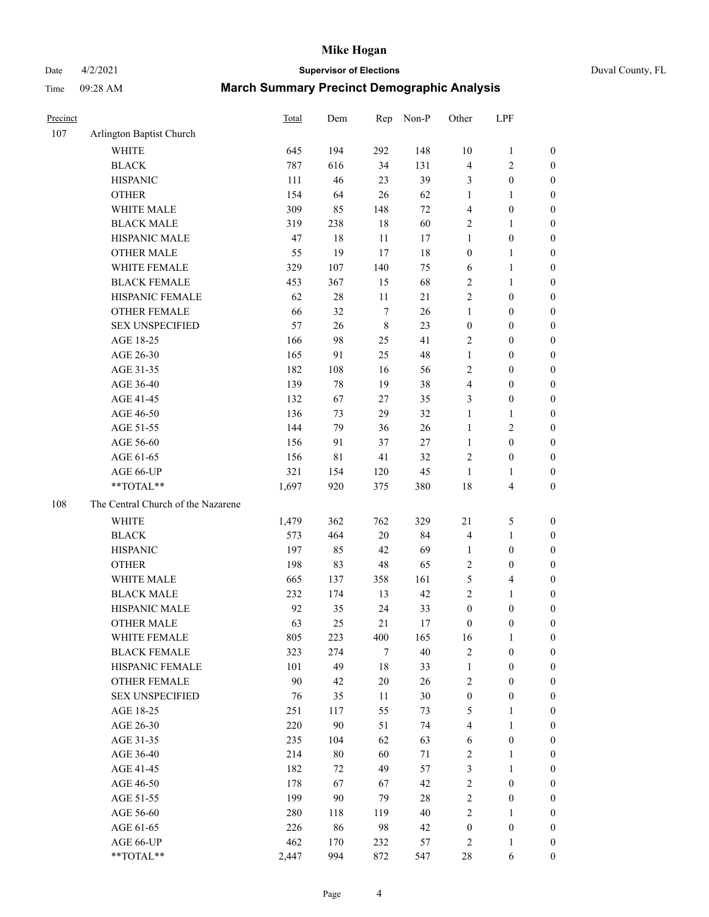# Mike Hogan

Date 4/2/2021 **Supervisor of Elections** Duval County, FL

Time 09:28 AM **March Summary Precinct Demographic Analysis**

| Precinct | | Total | Dem | Rep | Non-P | Other | LPF | |
|---|---|---|---|---|---|---|---|---|
| 107 | Arlington Baptist Church | | | | | | | |
| | WHITE | 645 | 194 | 292 | 148 | 10 | 1 | 0 |
| | BLACK | 787 | 616 | 34 | 131 | 4 | 2 | 0 |
| | HISPANIC | 111 | 46 | 23 | 39 | 3 | 0 | 0 |
| | OTHER | 154 | 64 | 26 | 62 | 1 | 1 | 0 |
| | WHITE MALE | 309 | 85 | 148 | 72 | 4 | 0 | 0 |
| | BLACK MALE | 319 | 238 | 18 | 60 | 2 | 1 | 0 |
| | HISPANIC MALE | 47 | 18 | 11 | 17 | 1 | 0 | 0 |
| | OTHER MALE | 55 | 19 | 17 | 18 | 0 | 1 | 0 |
| | WHITE FEMALE | 329 | 107 | 140 | 75 | 6 | 1 | 0 |
| | BLACK FEMALE | 453 | 367 | 15 | 68 | 2 | 1 | 0 |
| | HISPANIC FEMALE | 62 | 28 | 11 | 21 | 2 | 0 | 0 |
| | OTHER FEMALE | 66 | 32 | 7 | 26 | 1 | 0 | 0 |
| | SEX UNSPECIFIED | 57 | 26 | 8 | 23 | 0 | 0 | 0 |
| | AGE 18-25 | 166 | 98 | 25 | 41 | 2 | 0 | 0 |
| | AGE 26-30 | 165 | 91 | 25 | 48 | 1 | 0 | 0 |
| | AGE 31-35 | 182 | 108 | 16 | 56 | 2 | 0 | 0 |
| | AGE 36-40 | 139 | 78 | 19 | 38 | 4 | 0 | 0 |
| | AGE 41-45 | 132 | 67 | 27 | 35 | 3 | 0 | 0 |
| | AGE 46-50 | 136 | 73 | 29 | 32 | 1 | 1 | 0 |
| | AGE 51-55 | 144 | 79 | 36 | 26 | 1 | 2 | 0 |
| | AGE 56-60 | 156 | 91 | 37 | 27 | 1 | 0 | 0 |
| | AGE 61-65 | 156 | 81 | 41 | 32 | 2 | 0 | 0 |
| | AGE 66-UP | 321 | 154 | 120 | 45 | 1 | 1 | 0 |
| | **TOTAL** | 1,697 | 920 | 375 | 380 | 18 | 4 | 0 |
| 108 | The Central Church of the Nazarene | | | | | | | |
| | WHITE | 1,479 | 362 | 762 | 329 | 21 | 5 | 0 |
| | BLACK | 573 | 464 | 20 | 84 | 4 | 1 | 0 |
| | HISPANIC | 197 | 85 | 42 | 69 | 1 | 0 | 0 |
| | OTHER | 198 | 83 | 48 | 65 | 2 | 0 | 0 |
| | WHITE MALE | 665 | 137 | 358 | 161 | 5 | 4 | 0 |
| | BLACK MALE | 232 | 174 | 13 | 42 | 2 | 1 | 0 |
| | HISPANIC MALE | 92 | 35 | 24 | 33 | 0 | 0 | 0 |
| | OTHER MALE | 63 | 25 | 21 | 17 | 0 | 0 | 0 |
| | WHITE FEMALE | 805 | 223 | 400 | 165 | 16 | 1 | 0 |
| | BLACK FEMALE | 323 | 274 | 7 | 40 | 2 | 0 | 0 |
| | HISPANIC FEMALE | 101 | 49 | 18 | 33 | 1 | 0 | 0 |
| | OTHER FEMALE | 90 | 42 | 20 | 26 | 2 | 0 | 0 |
| | SEX UNSPECIFIED | 76 | 35 | 11 | 30 | 0 | 0 | 0 |
| | AGE 18-25 | 251 | 117 | 55 | 73 | 5 | 1 | 0 |
| | AGE 26-30 | 220 | 90 | 51 | 74 | 4 | 1 | 0 |
| | AGE 31-35 | 235 | 104 | 62 | 63 | 6 | 0 | 0 |
| | AGE 36-40 | 214 | 80 | 60 | 71 | 2 | 1 | 0 |
| | AGE 41-45 | 182 | 72 | 49 | 57 | 3 | 1 | 0 |
| | AGE 46-50 | 178 | 67 | 67 | 42 | 2 | 0 | 0 |
| | AGE 51-55 | 199 | 90 | 79 | 28 | 2 | 0 | 0 |
| | AGE 56-60 | 280 | 118 | 119 | 40 | 2 | 1 | 0 |
| | AGE 61-65 | 226 | 86 | 98 | 42 | 0 | 0 | 0 |
| | AGE 66-UP | 462 | 170 | 232 | 57 | 2 | 1 | 0 |
| | **TOTAL** | 2,447 | 994 | 872 | 547 | 28 | 6 | 0 |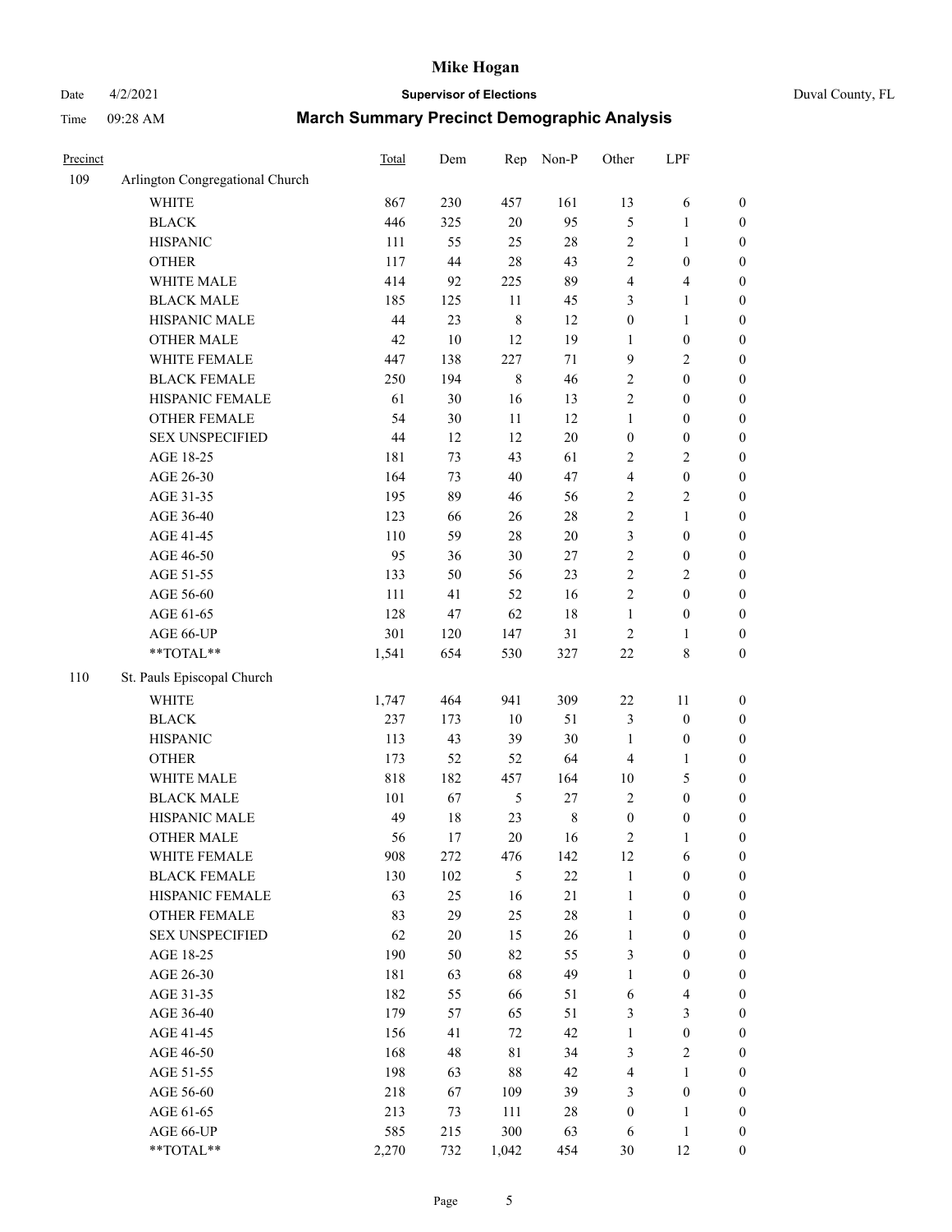| Precinct | | Total | Dem | Rep | Non-P | Other | LPF | |
|---|---|---|---|---|---|---|---|---|
| 109 | Arlington Congregational Church | | | | | | | |
| | WHITE | 867 | 230 | 457 | 161 | 13 | 6 | 0 |
| | BLACK | 446 | 325 | 20 | 95 | 5 | 1 | 0 |
| | HISPANIC | 111 | 55 | 25 | 28 | 2 | 1 | 0 |
| | OTHER | 117 | 44 | 28 | 43 | 2 | 0 | 0 |
| | WHITE MALE | 414 | 92 | 225 | 89 | 4 | 4 | 0 |
| | BLACK MALE | 185 | 125 | 11 | 45 | 3 | 1 | 0 |
| | HISPANIC MALE | 44 | 23 | 8 | 12 | 0 | 1 | 0 |
| | OTHER MALE | 42 | 10 | 12 | 19 | 1 | 0 | 0 |
| | WHITE FEMALE | 447 | 138 | 227 | 71 | 9 | 2 | 0 |
| | BLACK FEMALE | 250 | 194 | 8 | 46 | 2 | 0 | 0 |
| | HISPANIC FEMALE | 61 | 30 | 16 | 13 | 2 | 0 | 0 |
| | OTHER FEMALE | 54 | 30 | 11 | 12 | 1 | 0 | 0 |
| | SEX UNSPECIFIED | 44 | 12 | 12 | 20 | 0 | 0 | 0 |
| | AGE 18-25 | 181 | 73 | 43 | 61 | 2 | 2 | 0 |
| | AGE 26-30 | 164 | 73 | 40 | 47 | 4 | 0 | 0 |
| | AGE 31-35 | 195 | 89 | 46 | 56 | 2 | 2 | 0 |
| | AGE 36-40 | 123 | 66 | 26 | 28 | 2 | 1 | 0 |
| | AGE 41-45 | 110 | 59 | 28 | 20 | 3 | 0 | 0 |
| | AGE 46-50 | 95 | 36 | 30 | 27 | 2 | 0 | 0 |
| | AGE 51-55 | 133 | 50 | 56 | 23 | 2 | 2 | 0 |
| | AGE 56-60 | 111 | 41 | 52 | 16 | 2 | 0 | 0 |
| | AGE 61-65 | 128 | 47 | 62 | 18 | 1 | 0 | 0 |
| | AGE 66-UP | 301 | 120 | 147 | 31 | 2 | 1 | 0 |
| | **TOTAL** | 1,541 | 654 | 530 | 327 | 22 | 8 | 0 |
| 110 | St. Pauls Episcopal Church | | | | | | | |
| | WHITE | 1,747 | 464 | 941 | 309 | 22 | 11 | 0 |
| | BLACK | 237 | 173 | 10 | 51 | 3 | 0 | 0 |
| | HISPANIC | 113 | 43 | 39 | 30 | 1 | 0 | 0 |
| | OTHER | 173 | 52 | 52 | 64 | 4 | 1 | 0 |
| | WHITE MALE | 818 | 182 | 457 | 164 | 10 | 5 | 0 |
| | BLACK MALE | 101 | 67 | 5 | 27 | 2 | 0 | 0 |
| | HISPANIC MALE | 49 | 18 | 23 | 8 | 0 | 0 | 0 |
| | OTHER MALE | 56 | 17 | 20 | 16 | 2 | 1 | 0 |
| | WHITE FEMALE | 908 | 272 | 476 | 142 | 12 | 6 | 0 |
| | BLACK FEMALE | 130 | 102 | 5 | 22 | 1 | 0 | 0 |
| | HISPANIC FEMALE | 63 | 25 | 16 | 21 | 1 | 0 | 0 |
| | OTHER FEMALE | 83 | 29 | 25 | 28 | 1 | 0 | 0 |
| | SEX UNSPECIFIED | 62 | 20 | 15 | 26 | 1 | 0 | 0 |
| | AGE 18-25 | 190 | 50 | 82 | 55 | 3 | 0 | 0 |
| | AGE 26-30 | 181 | 63 | 68 | 49 | 1 | 0 | 0 |
| | AGE 31-35 | 182 | 55 | 66 | 51 | 6 | 4 | 0 |
| | AGE 36-40 | 179 | 57 | 65 | 51 | 3 | 3 | 0 |
| | AGE 41-45 | 156 | 41 | 72 | 42 | 1 | 0 | 0 |
| | AGE 46-50 | 168 | 48 | 81 | 34 | 3 | 2 | 0 |
| | AGE 51-55 | 198 | 63 | 88 | 42 | 4 | 1 | 0 |
| | AGE 56-60 | 218 | 67 | 109 | 39 | 3 | 0 | 0 |
| | AGE 61-65 | 213 | 73 | 111 | 28 | 0 | 1 | 0 |
| | AGE 66-UP | 585 | 215 | 300 | 63 | 6 | 1 | 0 |
| | **TOTAL** | 2,270 | 732 | 1,042 | 454 | 30 | 12 | 0 |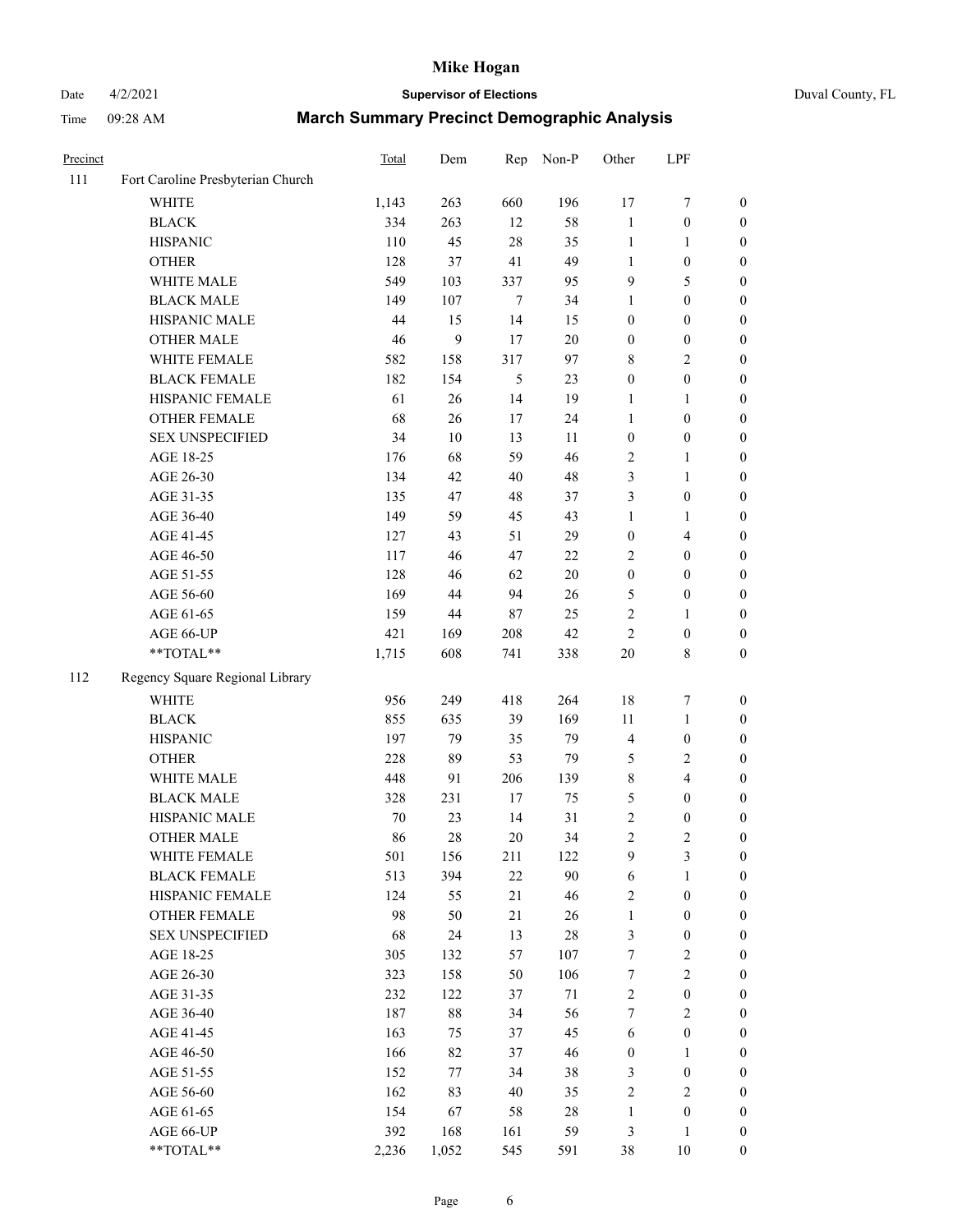# Mike Hogan

Date 4/2/2021 **Supervisor of Elections** Duval County, FL

Time 09:28 AM **March Summary Precinct Demographic Analysis**

| Precinct | | Total | Dem | Rep | Non-P | Other | LPF | |
|---|---|---|---|---|---|---|---|---|
| 111 | Fort Caroline Presbyterian Church | | | | | | | |
| | WHITE | 1,143 | 263 | 660 | 196 | 17 | 7 | 0 |
| | BLACK | 334 | 263 | 12 | 58 | 1 | 0 | 0 |
| | HISPANIC | 110 | 45 | 28 | 35 | 1 | 1 | 0 |
| | OTHER | 128 | 37 | 41 | 49 | 1 | 0 | 0 |
| | WHITE MALE | 549 | 103 | 337 | 95 | 9 | 5 | 0 |
| | BLACK MALE | 149 | 107 | 7 | 34 | 1 | 0 | 0 |
| | HISPANIC MALE | 44 | 15 | 14 | 15 | 0 | 0 | 0 |
| | OTHER MALE | 46 | 9 | 17 | 20 | 0 | 0 | 0 |
| | WHITE FEMALE | 582 | 158 | 317 | 97 | 8 | 2 | 0 |
| | BLACK FEMALE | 182 | 154 | 5 | 23 | 0 | 0 | 0 |
| | HISPANIC FEMALE | 61 | 26 | 14 | 19 | 1 | 1 | 0 |
| | OTHER FEMALE | 68 | 26 | 17 | 24 | 1 | 0 | 0 |
| | SEX UNSPECIFIED | 34 | 10 | 13 | 11 | 0 | 0 | 0 |
| | AGE 18-25 | 176 | 68 | 59 | 46 | 2 | 1 | 0 |
| | AGE 26-30 | 134 | 42 | 40 | 48 | 3 | 1 | 0 |
| | AGE 31-35 | 135 | 47 | 48 | 37 | 3 | 0 | 0 |
| | AGE 36-40 | 149 | 59 | 45 | 43 | 1 | 1 | 0 |
| | AGE 41-45 | 127 | 43 | 51 | 29 | 0 | 4 | 0 |
| | AGE 46-50 | 117 | 46 | 47 | 22 | 2 | 0 | 0 |
| | AGE 51-55 | 128 | 46 | 62 | 20 | 0 | 0 | 0 |
| | AGE 56-60 | 169 | 44 | 94 | 26 | 5 | 0 | 0 |
| | AGE 61-65 | 159 | 44 | 87 | 25 | 2 | 1 | 0 |
| | AGE 66-UP | 421 | 169 | 208 | 42 | 2 | 0 | 0 |
| | **TOTAL** | 1,715 | 608 | 741 | 338 | 20 | 8 | 0 |
| 112 | Regency Square Regional Library | | | | | | | |
| | WHITE | 956 | 249 | 418 | 264 | 18 | 7 | 0 |
| | BLACK | 855 | 635 | 39 | 169 | 11 | 1 | 0 |
| | HISPANIC | 197 | 79 | 35 | 79 | 4 | 0 | 0 |
| | OTHER | 228 | 89 | 53 | 79 | 5 | 2 | 0 |
| | WHITE MALE | 448 | 91 | 206 | 139 | 8 | 4 | 0 |
| | BLACK MALE | 328 | 231 | 17 | 75 | 5 | 0 | 0 |
| | HISPANIC MALE | 70 | 23 | 14 | 31 | 2 | 0 | 0 |
| | OTHER MALE | 86 | 28 | 20 | 34 | 2 | 2 | 0 |
| | WHITE FEMALE | 501 | 156 | 211 | 122 | 9 | 3 | 0 |
| | BLACK FEMALE | 513 | 394 | 22 | 90 | 6 | 1 | 0 |
| | HISPANIC FEMALE | 124 | 55 | 21 | 46 | 2 | 0 | 0 |
| | OTHER FEMALE | 98 | 50 | 21 | 26 | 1 | 0 | 0 |
| | SEX UNSPECIFIED | 68 | 24 | 13 | 28 | 3 | 0 | 0 |
| | AGE 18-25 | 305 | 132 | 57 | 107 | 7 | 2 | 0 |
| | AGE 26-30 | 323 | 158 | 50 | 106 | 7 | 2 | 0 |
| | AGE 31-35 | 232 | 122 | 37 | 71 | 2 | 0 | 0 |
| | AGE 36-40 | 187 | 88 | 34 | 56 | 7 | 2 | 0 |
| | AGE 41-45 | 163 | 75 | 37 | 45 | 6 | 0 | 0 |
| | AGE 46-50 | 166 | 82 | 37 | 46 | 0 | 1 | 0 |
| | AGE 51-55 | 152 | 77 | 34 | 38 | 3 | 0 | 0 |
| | AGE 56-60 | 162 | 83 | 40 | 35 | 2 | 2 | 0 |
| | AGE 61-65 | 154 | 67 | 58 | 28 | 1 | 0 | 0 |
| | AGE 66-UP | 392 | 168 | 161 | 59 | 3 | 1 | 0 |
| | **TOTAL** | 2,236 | 1,052 | 545 | 591 | 38 | 10 | 0 |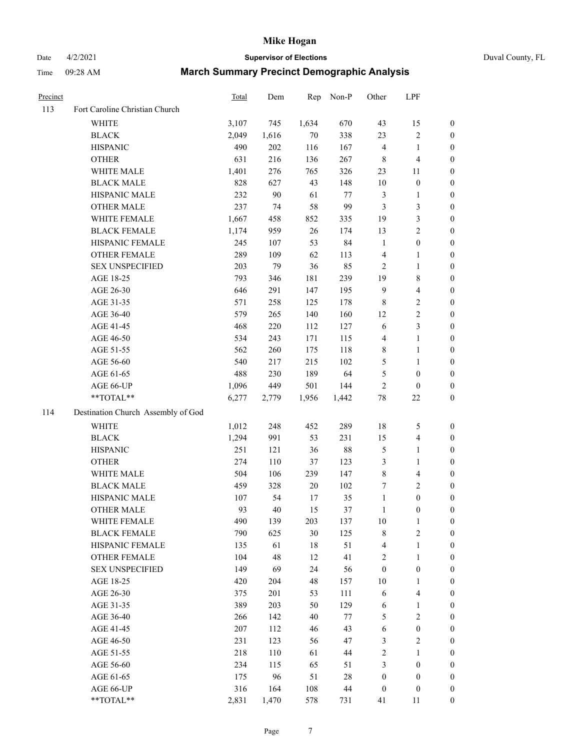# Mike Hogan

Date 4/2/2021 **Supervisor of Elections** Duval County, FL

Time 09:28 AM **March Summary Precinct Demographic Analysis**

| Precinct | | Total | Dem | Rep | Non-P | Other | LPF | |
|---|---|---|---|---|---|---|---|---|
| 113 | Fort Caroline Christian Church | | | | | | | |
| | WHITE | 3,107 | 745 | 1,634 | 670 | 43 | 15 | 0 |
| | BLACK | 2,049 | 1,616 | 70 | 338 | 23 | 2 | 0 |
| | HISPANIC | 490 | 202 | 116 | 167 | 4 | 1 | 0 |
| | OTHER | 631 | 216 | 136 | 267 | 8 | 4 | 0 |
| | WHITE MALE | 1,401 | 276 | 765 | 326 | 23 | 11 | 0 |
| | BLACK MALE | 828 | 627 | 43 | 148 | 10 | 0 | 0 |
| | HISPANIC MALE | 232 | 90 | 61 | 77 | 3 | 1 | 0 |
| | OTHER MALE | 237 | 74 | 58 | 99 | 3 | 3 | 0 |
| | WHITE FEMALE | 1,667 | 458 | 852 | 335 | 19 | 3 | 0 |
| | BLACK FEMALE | 1,174 | 959 | 26 | 174 | 13 | 2 | 0 |
| | HISPANIC FEMALE | 245 | 107 | 53 | 84 | 1 | 0 | 0 |
| | OTHER FEMALE | 289 | 109 | 62 | 113 | 4 | 1 | 0 |
| | SEX UNSPECIFIED | 203 | 79 | 36 | 85 | 2 | 1 | 0 |
| | AGE 18-25 | 793 | 346 | 181 | 239 | 19 | 8 | 0 |
| | AGE 26-30 | 646 | 291 | 147 | 195 | 9 | 4 | 0 |
| | AGE 31-35 | 571 | 258 | 125 | 178 | 8 | 2 | 0 |
| | AGE 36-40 | 579 | 265 | 140 | 160 | 12 | 2 | 0 |
| | AGE 41-45 | 468 | 220 | 112 | 127 | 6 | 3 | 0 |
| | AGE 46-50 | 534 | 243 | 171 | 115 | 4 | 1 | 0 |
| | AGE 51-55 | 562 | 260 | 175 | 118 | 8 | 1 | 0 |
| | AGE 56-60 | 540 | 217 | 215 | 102 | 5 | 1 | 0 |
| | AGE 61-65 | 488 | 230 | 189 | 64 | 5 | 0 | 0 |
| | AGE 66-UP | 1,096 | 449 | 501 | 144 | 2 | 0 | 0 |
| | **TOTAL** | 6,277 | 2,779 | 1,956 | 1,442 | 78 | 22 | 0 |
| 114 | Destination Church Assembly of God | | | | | | | |
| | WHITE | 1,012 | 248 | 452 | 289 | 18 | 5 | 0 |
| | BLACK | 1,294 | 991 | 53 | 231 | 15 | 4 | 0 |
| | HISPANIC | 251 | 121 | 36 | 88 | 5 | 1 | 0 |
| | OTHER | 274 | 110 | 37 | 123 | 3 | 1 | 0 |
| | WHITE MALE | 504 | 106 | 239 | 147 | 8 | 4 | 0 |
| | BLACK MALE | 459 | 328 | 20 | 102 | 7 | 2 | 0 |
| | HISPANIC MALE | 107 | 54 | 17 | 35 | 1 | 0 | 0 |
| | OTHER MALE | 93 | 40 | 15 | 37 | 1 | 0 | 0 |
| | WHITE FEMALE | 490 | 139 | 203 | 137 | 10 | 1 | 0 |
| | BLACK FEMALE | 790 | 625 | 30 | 125 | 8 | 2 | 0 |
| | HISPANIC FEMALE | 135 | 61 | 18 | 51 | 4 | 1 | 0 |
| | OTHER FEMALE | 104 | 48 | 12 | 41 | 2 | 1 | 0 |
| | SEX UNSPECIFIED | 149 | 69 | 24 | 56 | 0 | 0 | 0 |
| | AGE 18-25 | 420 | 204 | 48 | 157 | 10 | 1 | 0 |
| | AGE 26-30 | 375 | 201 | 53 | 111 | 6 | 4 | 0 |
| | AGE 31-35 | 389 | 203 | 50 | 129 | 6 | 1 | 0 |
| | AGE 36-40 | 266 | 142 | 40 | 77 | 5 | 2 | 0 |
| | AGE 41-45 | 207 | 112 | 46 | 43 | 6 | 0 | 0 |
| | AGE 46-50 | 231 | 123 | 56 | 47 | 3 | 2 | 0 |
| | AGE 51-55 | 218 | 110 | 61 | 44 | 2 | 1 | 0 |
| | AGE 56-60 | 234 | 115 | 65 | 51 | 3 | 0 | 0 |
| | AGE 61-65 | 175 | 96 | 51 | 28 | 0 | 0 | 0 |
| | AGE 66-UP | 316 | 164 | 108 | 44 | 0 | 0 | 0 |
| | **TOTAL** | 2,831 | 1,470 | 578 | 731 | 41 | 11 | 0 |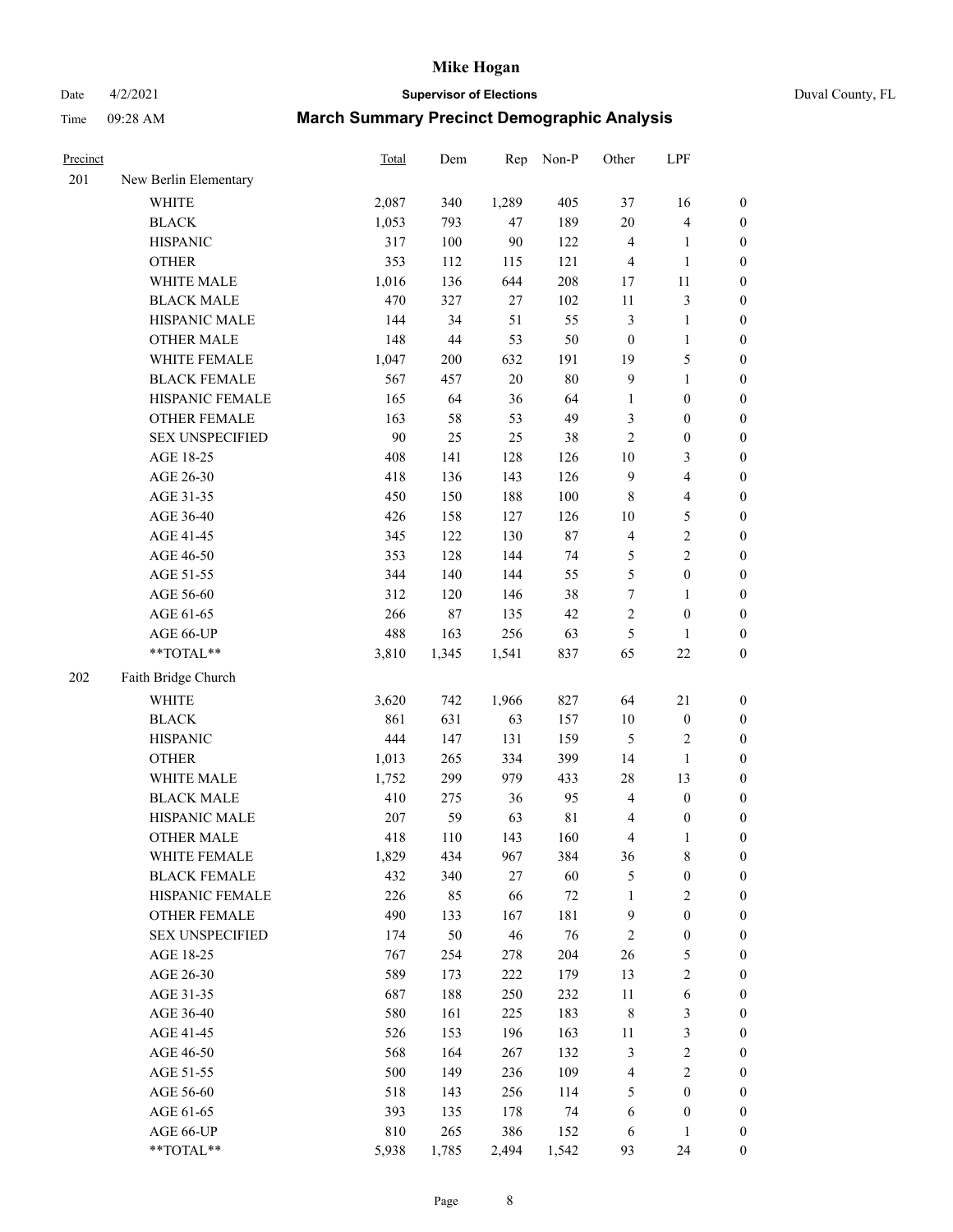# Mike Hogan

Date 4/2/2021 **Supervisor of Elections** Duval County, FL

Time 09:28 AM **March Summary Precinct Demographic Analysis**

| Precinct | | Total | Dem | Rep | Non-P | Other | LPF | |
|---|---|---|---|---|---|---|---|---|
| 201 | New Berlin Elementary | | | | | | | |
| | WHITE | 2,087 | 340 | 1,289 | 405 | 37 | 16 | 0 |
| | BLACK | 1,053 | 793 | 47 | 189 | 20 | 4 | 0 |
| | HISPANIC | 317 | 100 | 90 | 122 | 4 | 1 | 0 |
| | OTHER | 353 | 112 | 115 | 121 | 4 | 1 | 0 |
| | WHITE MALE | 1,016 | 136 | 644 | 208 | 17 | 11 | 0 |
| | BLACK MALE | 470 | 327 | 27 | 102 | 11 | 3 | 0 |
| | HISPANIC MALE | 144 | 34 | 51 | 55 | 3 | 1 | 0 |
| | OTHER MALE | 148 | 44 | 53 | 50 | 0 | 1 | 0 |
| | WHITE FEMALE | 1,047 | 200 | 632 | 191 | 19 | 5 | 0 |
| | BLACK FEMALE | 567 | 457 | 20 | 80 | 9 | 1 | 0 |
| | HISPANIC FEMALE | 165 | 64 | 36 | 64 | 1 | 0 | 0 |
| | OTHER FEMALE | 163 | 58 | 53 | 49 | 3 | 0 | 0 |
| | SEX UNSPECIFIED | 90 | 25 | 25 | 38 | 2 | 0 | 0 |
| | AGE 18-25 | 408 | 141 | 128 | 126 | 10 | 3 | 0 |
| | AGE 26-30 | 418 | 136 | 143 | 126 | 9 | 4 | 0 |
| | AGE 31-35 | 450 | 150 | 188 | 100 | 8 | 4 | 0 |
| | AGE 36-40 | 426 | 158 | 127 | 126 | 10 | 5 | 0 |
| | AGE 41-45 | 345 | 122 | 130 | 87 | 4 | 2 | 0 |
| | AGE 46-50 | 353 | 128 | 144 | 74 | 5 | 2 | 0 |
| | AGE 51-55 | 344 | 140 | 144 | 55 | 5 | 0 | 0 |
| | AGE 56-60 | 312 | 120 | 146 | 38 | 7 | 1 | 0 |
| | AGE 61-65 | 266 | 87 | 135 | 42 | 2 | 0 | 0 |
| | AGE 66-UP | 488 | 163 | 256 | 63 | 5 | 1 | 0 |
| | **TOTAL** | 3,810 | 1,345 | 1,541 | 837 | 65 | 22 | 0 |
| 202 | Faith Bridge Church | | | | | | | |
| | WHITE | 3,620 | 742 | 1,966 | 827 | 64 | 21 | 0 |
| | BLACK | 861 | 631 | 63 | 157 | 10 | 0 | 0 |
| | HISPANIC | 444 | 147 | 131 | 159 | 5 | 2 | 0 |
| | OTHER | 1,013 | 265 | 334 | 399 | 14 | 1 | 0 |
| | WHITE MALE | 1,752 | 299 | 979 | 433 | 28 | 13 | 0 |
| | BLACK MALE | 410 | 275 | 36 | 95 | 4 | 0 | 0 |
| | HISPANIC MALE | 207 | 59 | 63 | 81 | 4 | 0 | 0 |
| | OTHER MALE | 418 | 110 | 143 | 160 | 4 | 1 | 0 |
| | WHITE FEMALE | 1,829 | 434 | 967 | 384 | 36 | 8 | 0 |
| | BLACK FEMALE | 432 | 340 | 27 | 60 | 5 | 0 | 0 |
| | HISPANIC FEMALE | 226 | 85 | 66 | 72 | 1 | 2 | 0 |
| | OTHER FEMALE | 490 | 133 | 167 | 181 | 9 | 0 | 0 |
| | SEX UNSPECIFIED | 174 | 50 | 46 | 76 | 2 | 0 | 0 |
| | AGE 18-25 | 767 | 254 | 278 | 204 | 26 | 5 | 0 |
| | AGE 26-30 | 589 | 173 | 222 | 179 | 13 | 2 | 0 |
| | AGE 31-35 | 687 | 188 | 250 | 232 | 11 | 6 | 0 |
| | AGE 36-40 | 580 | 161 | 225 | 183 | 8 | 3 | 0 |
| | AGE 41-45 | 526 | 153 | 196 | 163 | 11 | 3 | 0 |
| | AGE 46-50 | 568 | 164 | 267 | 132 | 3 | 2 | 0 |
| | AGE 51-55 | 500 | 149 | 236 | 109 | 4 | 2 | 0 |
| | AGE 56-60 | 518 | 143 | 256 | 114 | 5 | 0 | 0 |
| | AGE 61-65 | 393 | 135 | 178 | 74 | 6 | 0 | 0 |
| | AGE 66-UP | 810 | 265 | 386 | 152 | 6 | 1 | 0 |
| | **TOTAL** | 5,938 | 1,785 | 2,494 | 1,542 | 93 | 24 | 0 |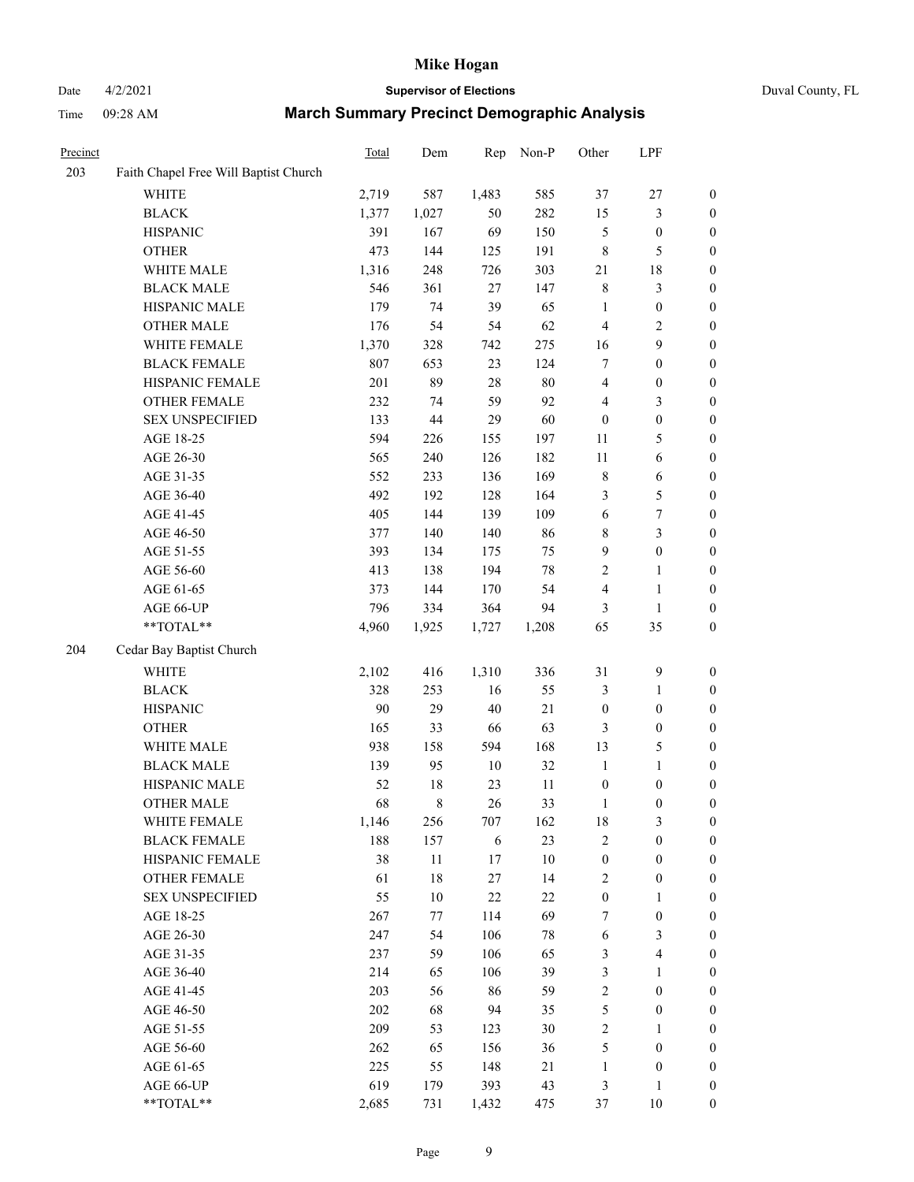# Mike Hogan

Date 4/2/2021 **Supervisor of Elections** Duval County, FL

Time 09:28 AM **March Summary Precinct Demographic Analysis**

| Precinct | | Total | Dem | Rep | Non-P | Other | LPF | |
|---|---|---|---|---|---|---|---|---|
| 203 | Faith Chapel Free Will Baptist Church | | | | | | | |
| | WHITE | 2,719 | 587 | 1,483 | 585 | 37 | 27 | 0 |
| | BLACK | 1,377 | 1,027 | 50 | 282 | 15 | 3 | 0 |
| | HISPANIC | 391 | 167 | 69 | 150 | 5 | 0 | 0 |
| | OTHER | 473 | 144 | 125 | 191 | 8 | 5 | 0 |
| | WHITE MALE | 1,316 | 248 | 726 | 303 | 21 | 18 | 0 |
| | BLACK MALE | 546 | 361 | 27 | 147 | 8 | 3 | 0 |
| | HISPANIC MALE | 179 | 74 | 39 | 65 | 1 | 0 | 0 |
| | OTHER MALE | 176 | 54 | 54 | 62 | 4 | 2 | 0 |
| | WHITE FEMALE | 1,370 | 328 | 742 | 275 | 16 | 9 | 0 |
| | BLACK FEMALE | 807 | 653 | 23 | 124 | 7 | 0 | 0 |
| | HISPANIC FEMALE | 201 | 89 | 28 | 80 | 4 | 0 | 0 |
| | OTHER FEMALE | 232 | 74 | 59 | 92 | 4 | 3 | 0 |
| | SEX UNSPECIFIED | 133 | 44 | 29 | 60 | 0 | 0 | 0 |
| | AGE 18-25 | 594 | 226 | 155 | 197 | 11 | 5 | 0 |
| | AGE 26-30 | 565 | 240 | 126 | 182 | 11 | 6 | 0 |
| | AGE 31-35 | 552 | 233 | 136 | 169 | 8 | 6 | 0 |
| | AGE 36-40 | 492 | 192 | 128 | 164 | 3 | 5 | 0 |
| | AGE 41-45 | 405 | 144 | 139 | 109 | 6 | 7 | 0 |
| | AGE 46-50 | 377 | 140 | 140 | 86 | 8 | 3 | 0 |
| | AGE 51-55 | 393 | 134 | 175 | 75 | 9 | 0 | 0 |
| | AGE 56-60 | 413 | 138 | 194 | 78 | 2 | 1 | 0 |
| | AGE 61-65 | 373 | 144 | 170 | 54 | 4 | 1 | 0 |
| | AGE 66-UP | 796 | 334 | 364 | 94 | 3 | 1 | 0 |
| | **TOTAL** | 4,960 | 1,925 | 1,727 | 1,208 | 65 | 35 | 0 |
| 204 | Cedar Bay Baptist Church | | | | | | | |
| | WHITE | 2,102 | 416 | 1,310 | 336 | 31 | 9 | 0 |
| | BLACK | 328 | 253 | 16 | 55 | 3 | 1 | 0 |
| | HISPANIC | 90 | 29 | 40 | 21 | 0 | 0 | 0 |
| | OTHER | 165 | 33 | 66 | 63 | 3 | 0 | 0 |
| | WHITE MALE | 938 | 158 | 594 | 168 | 13 | 5 | 0 |
| | BLACK MALE | 139 | 95 | 10 | 32 | 1 | 1 | 0 |
| | HISPANIC MALE | 52 | 18 | 23 | 11 | 0 | 0 | 0 |
| | OTHER MALE | 68 | 8 | 26 | 33 | 1 | 0 | 0 |
| | WHITE FEMALE | 1,146 | 256 | 707 | 162 | 18 | 3 | 0 |
| | BLACK FEMALE | 188 | 157 | 6 | 23 | 2 | 0 | 0 |
| | HISPANIC FEMALE | 38 | 11 | 17 | 10 | 0 | 0 | 0 |
| | OTHER FEMALE | 61 | 18 | 27 | 14 | 2 | 0 | 0 |
| | SEX UNSPECIFIED | 55 | 10 | 22 | 22 | 0 | 1 | 0 |
| | AGE 18-25 | 267 | 77 | 114 | 69 | 7 | 0 | 0 |
| | AGE 26-30 | 247 | 54 | 106 | 78 | 6 | 3 | 0 |
| | AGE 31-35 | 237 | 59 | 106 | 65 | 3 | 4 | 0 |
| | AGE 36-40 | 214 | 65 | 106 | 39 | 3 | 1 | 0 |
| | AGE 41-45 | 203 | 56 | 86 | 59 | 2 | 0 | 0 |
| | AGE 46-50 | 202 | 68 | 94 | 35 | 5 | 0 | 0 |
| | AGE 51-55 | 209 | 53 | 123 | 30 | 2 | 1 | 0 |
| | AGE 56-60 | 262 | 65 | 156 | 36 | 5 | 0 | 0 |
| | AGE 61-65 | 225 | 55 | 148 | 21 | 1 | 0 | 0 |
| | AGE 66-UP | 619 | 179 | 393 | 43 | 3 | 1 | 0 |
| | **TOTAL** | 2,685 | 731 | 1,432 | 475 | 37 | 10 | 0 |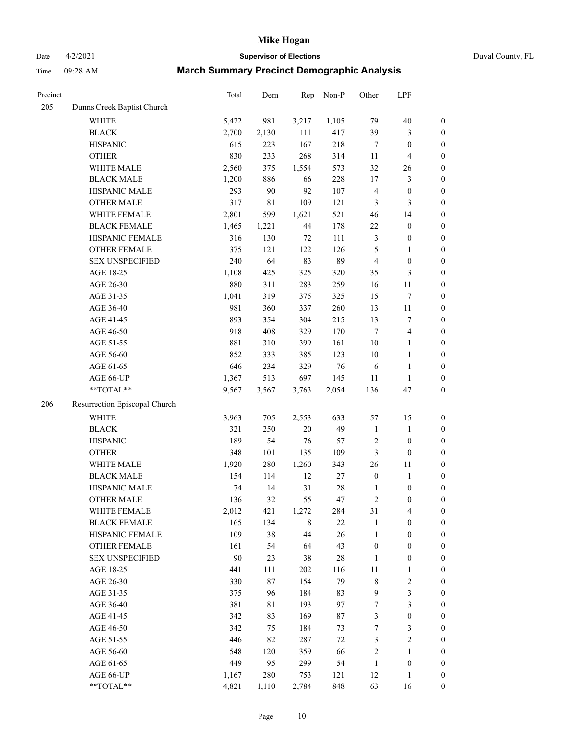# Mike Hogan

Date 4/2/2021 **Supervisor of Elections** Duval County, FL

Time 09:28 AM **March Summary Precinct Demographic Analysis**

| Precinct | | Total | Dem | Rep | Non-P | Other | LPF | |
|---|---|---|---|---|---|---|---|---|
| 205 | Dunns Creek Baptist Church | | | | | | | |
| | WHITE | 5,422 | 981 | 3,217 | 1,105 | 79 | 40 | 0 |
| | BLACK | 2,700 | 2,130 | 111 | 417 | 39 | 3 | 0 |
| | HISPANIC | 615 | 223 | 167 | 218 | 7 | 0 | 0 |
| | OTHER | 830 | 233 | 268 | 314 | 11 | 4 | 0 |
| | WHITE MALE | 2,560 | 375 | 1,554 | 573 | 32 | 26 | 0 |
| | BLACK MALE | 1,200 | 886 | 66 | 228 | 17 | 3 | 0 |
| | HISPANIC MALE | 293 | 90 | 92 | 107 | 4 | 0 | 0 |
| | OTHER MALE | 317 | 81 | 109 | 121 | 3 | 3 | 0 |
| | WHITE FEMALE | 2,801 | 599 | 1,621 | 521 | 46 | 14 | 0 |
| | BLACK FEMALE | 1,465 | 1,221 | 44 | 178 | 22 | 0 | 0 |
| | HISPANIC FEMALE | 316 | 130 | 72 | 111 | 3 | 0 | 0 |
| | OTHER FEMALE | 375 | 121 | 122 | 126 | 5 | 1 | 0 |
| | SEX UNSPECIFIED | 240 | 64 | 83 | 89 | 4 | 0 | 0 |
| | AGE 18-25 | 1,108 | 425 | 325 | 320 | 35 | 3 | 0 |
| | AGE 26-30 | 880 | 311 | 283 | 259 | 16 | 11 | 0 |
| | AGE 31-35 | 1,041 | 319 | 375 | 325 | 15 | 7 | 0 |
| | AGE 36-40 | 981 | 360 | 337 | 260 | 13 | 11 | 0 |
| | AGE 41-45 | 893 | 354 | 304 | 215 | 13 | 7 | 0 |
| | AGE 46-50 | 918 | 408 | 329 | 170 | 7 | 4 | 0 |
| | AGE 51-55 | 881 | 310 | 399 | 161 | 10 | 1 | 0 |
| | AGE 56-60 | 852 | 333 | 385 | 123 | 10 | 1 | 0 |
| | AGE 61-65 | 646 | 234 | 329 | 76 | 6 | 1 | 0 |
| | AGE 66-UP | 1,367 | 513 | 697 | 145 | 11 | 1 | 0 |
| | **TOTAL** | 9,567 | 3,567 | 3,763 | 2,054 | 136 | 47 | 0 |
| 206 | Resurrection Episcopal Church | | | | | | | |
| | WHITE | 3,963 | 705 | 2,553 | 633 | 57 | 15 | 0 |
| | BLACK | 321 | 250 | 20 | 49 | 1 | 1 | 0 |
| | HISPANIC | 189 | 54 | 76 | 57 | 2 | 0 | 0 |
| | OTHER | 348 | 101 | 135 | 109 | 3 | 0 | 0 |
| | WHITE MALE | 1,920 | 280 | 1,260 | 343 | 26 | 11 | 0 |
| | BLACK MALE | 154 | 114 | 12 | 27 | 0 | 1 | 0 |
| | HISPANIC MALE | 74 | 14 | 31 | 28 | 1 | 0 | 0 |
| | OTHER MALE | 136 | 32 | 55 | 47 | 2 | 0 | 0 |
| | WHITE FEMALE | 2,012 | 421 | 1,272 | 284 | 31 | 4 | 0 |
| | BLACK FEMALE | 165 | 134 | 8 | 22 | 1 | 0 | 0 |
| | HISPANIC FEMALE | 109 | 38 | 44 | 26 | 1 | 0 | 0 |
| | OTHER FEMALE | 161 | 54 | 64 | 43 | 0 | 0 | 0 |
| | SEX UNSPECIFIED | 90 | 23 | 38 | 28 | 1 | 0 | 0 |
| | AGE 18-25 | 441 | 111 | 202 | 116 | 11 | 1 | 0 |
| | AGE 26-30 | 330 | 87 | 154 | 79 | 8 | 2 | 0 |
| | AGE 31-35 | 375 | 96 | 184 | 83 | 9 | 3 | 0 |
| | AGE 36-40 | 381 | 81 | 193 | 97 | 7 | 3 | 0 |
| | AGE 41-45 | 342 | 83 | 169 | 87 | 3 | 0 | 0 |
| | AGE 46-50 | 342 | 75 | 184 | 73 | 7 | 3 | 0 |
| | AGE 51-55 | 446 | 82 | 287 | 72 | 3 | 2 | 0 |
| | AGE 56-60 | 548 | 120 | 359 | 66 | 2 | 1 | 0 |
| | AGE 61-65 | 449 | 95 | 299 | 54 | 1 | 0 | 0 |
| | AGE 66-UP | 1,167 | 280 | 753 | 121 | 12 | 1 | 0 |
| | **TOTAL** | 4,821 | 1,110 | 2,784 | 848 | 63 | 16 | 0 |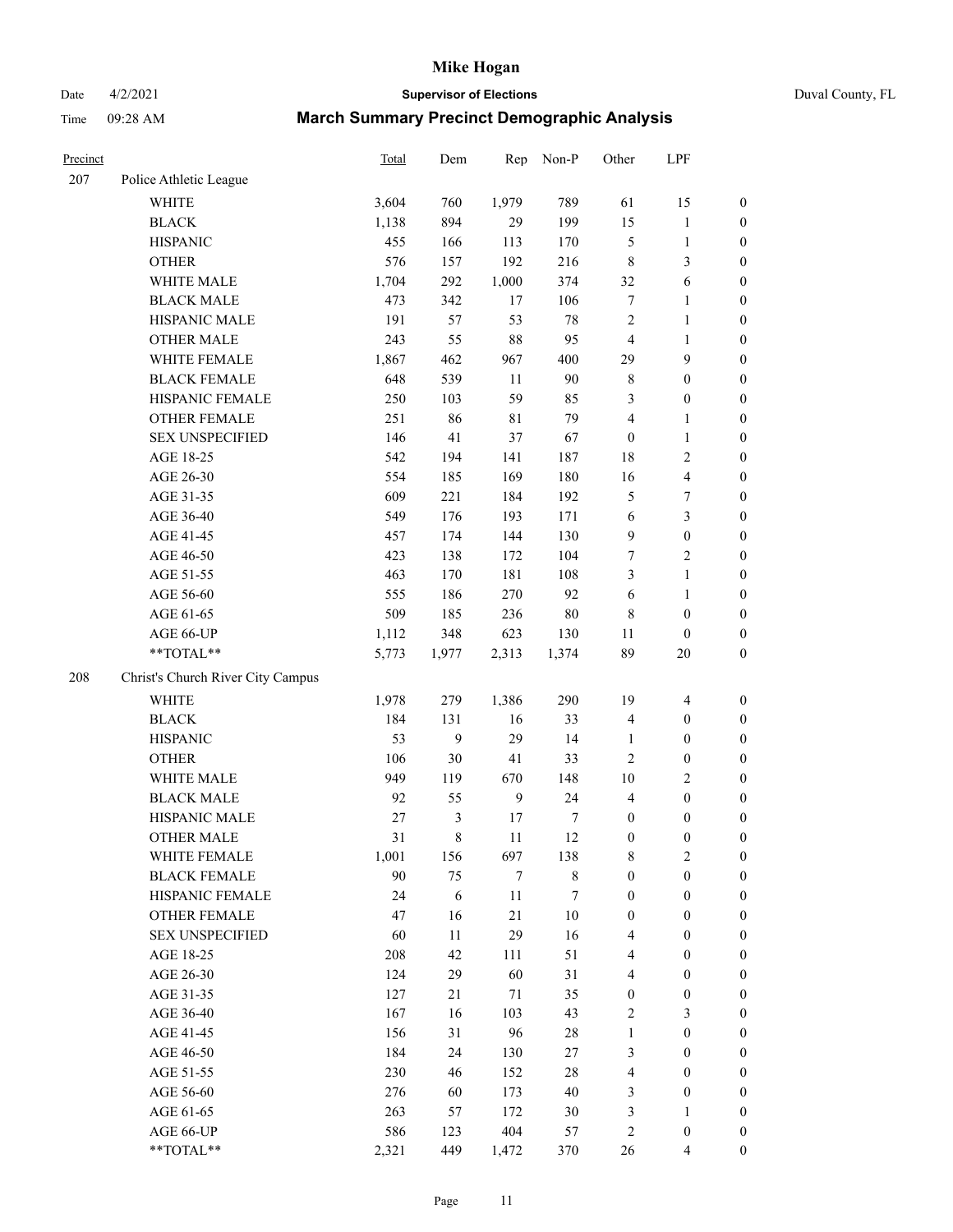| Precinct | | Total | Dem | Rep | Non-P | Other | LPF | |
|---|---|---|---|---|---|---|---|---|
| 207 | Police Athletic League | | | | | | | |
| | WHITE | 3,604 | 760 | 1,979 | 789 | 61 | 15 | 0 |
| | BLACK | 1,138 | 894 | 29 | 199 | 15 | 1 | 0 |
| | HISPANIC | 455 | 166 | 113 | 170 | 5 | 1 | 0 |
| | OTHER | 576 | 157 | 192 | 216 | 8 | 3 | 0 |
| | WHITE MALE | 1,704 | 292 | 1,000 | 374 | 32 | 6 | 0 |
| | BLACK MALE | 473 | 342 | 17 | 106 | 7 | 1 | 0 |
| | HISPANIC MALE | 191 | 57 | 53 | 78 | 2 | 1 | 0 |
| | OTHER MALE | 243 | 55 | 88 | 95 | 4 | 1 | 0 |
| | WHITE FEMALE | 1,867 | 462 | 967 | 400 | 29 | 9 | 0 |
| | BLACK FEMALE | 648 | 539 | 11 | 90 | 8 | 0 | 0 |
| | HISPANIC FEMALE | 250 | 103 | 59 | 85 | 3 | 0 | 0 |
| | OTHER FEMALE | 251 | 86 | 81 | 79 | 4 | 1 | 0 |
| | SEX UNSPECIFIED | 146 | 41 | 37 | 67 | 0 | 1 | 0 |
| | AGE 18-25 | 542 | 194 | 141 | 187 | 18 | 2 | 0 |
| | AGE 26-30 | 554 | 185 | 169 | 180 | 16 | 4 | 0 |
| | AGE 31-35 | 609 | 221 | 184 | 192 | 5 | 7 | 0 |
| | AGE 36-40 | 549 | 176 | 193 | 171 | 6 | 3 | 0 |
| | AGE 41-45 | 457 | 174 | 144 | 130 | 9 | 0 | 0 |
| | AGE 46-50 | 423 | 138 | 172 | 104 | 7 | 2 | 0 |
| | AGE 51-55 | 463 | 170 | 181 | 108 | 3 | 1 | 0 |
| | AGE 56-60 | 555 | 186 | 270 | 92 | 6 | 1 | 0 |
| | AGE 61-65 | 509 | 185 | 236 | 80 | 8 | 0 | 0 |
| | AGE 66-UP | 1,112 | 348 | 623 | 130 | 11 | 0 | 0 |
| | **TOTAL** | 5,773 | 1,977 | 2,313 | 1,374 | 89 | 20 | 0 |
| 208 | Christ's Church River City Campus | | | | | | | |
| | WHITE | 1,978 | 279 | 1,386 | 290 | 19 | 4 | 0 |
| | BLACK | 184 | 131 | 16 | 33 | 4 | 0 | 0 |
| | HISPANIC | 53 | 9 | 29 | 14 | 1 | 0 | 0 |
| | OTHER | 106 | 30 | 41 | 33 | 2 | 0 | 0 |
| | WHITE MALE | 949 | 119 | 670 | 148 | 10 | 2 | 0 |
| | BLACK MALE | 92 | 55 | 9 | 24 | 4 | 0 | 0 |
| | HISPANIC MALE | 27 | 3 | 17 | 7 | 0 | 0 | 0 |
| | OTHER MALE | 31 | 8 | 11 | 12 | 0 | 0 | 0 |
| | WHITE FEMALE | 1,001 | 156 | 697 | 138 | 8 | 2 | 0 |
| | BLACK FEMALE | 90 | 75 | 7 | 8 | 0 | 0 | 0 |
| | HISPANIC FEMALE | 24 | 6 | 11 | 7 | 0 | 0 | 0 |
| | OTHER FEMALE | 47 | 16 | 21 | 10 | 0 | 0 | 0 |
| | SEX UNSPECIFIED | 60 | 11 | 29 | 16 | 4 | 0 | 0 |
| | AGE 18-25 | 208 | 42 | 111 | 51 | 4 | 0 | 0 |
| | AGE 26-30 | 124 | 29 | 60 | 31 | 4 | 0 | 0 |
| | AGE 31-35 | 127 | 21 | 71 | 35 | 0 | 0 | 0 |
| | AGE 36-40 | 167 | 16 | 103 | 43 | 2 | 3 | 0 |
| | AGE 41-45 | 156 | 31 | 96 | 28 | 1 | 0 | 0 |
| | AGE 46-50 | 184 | 24 | 130 | 27 | 3 | 0 | 0 |
| | AGE 51-55 | 230 | 46 | 152 | 28 | 4 | 0 | 0 |
| | AGE 56-60 | 276 | 60 | 173 | 40 | 3 | 0 | 0 |
| | AGE 61-65 | 263 | 57 | 172 | 30 | 3 | 1 | 0 |
| | AGE 66-UP | 586 | 123 | 404 | 57 | 2 | 0 | 0 |
| | **TOTAL** | 2,321 | 449 | 1,472 | 370 | 26 | 4 | 0 |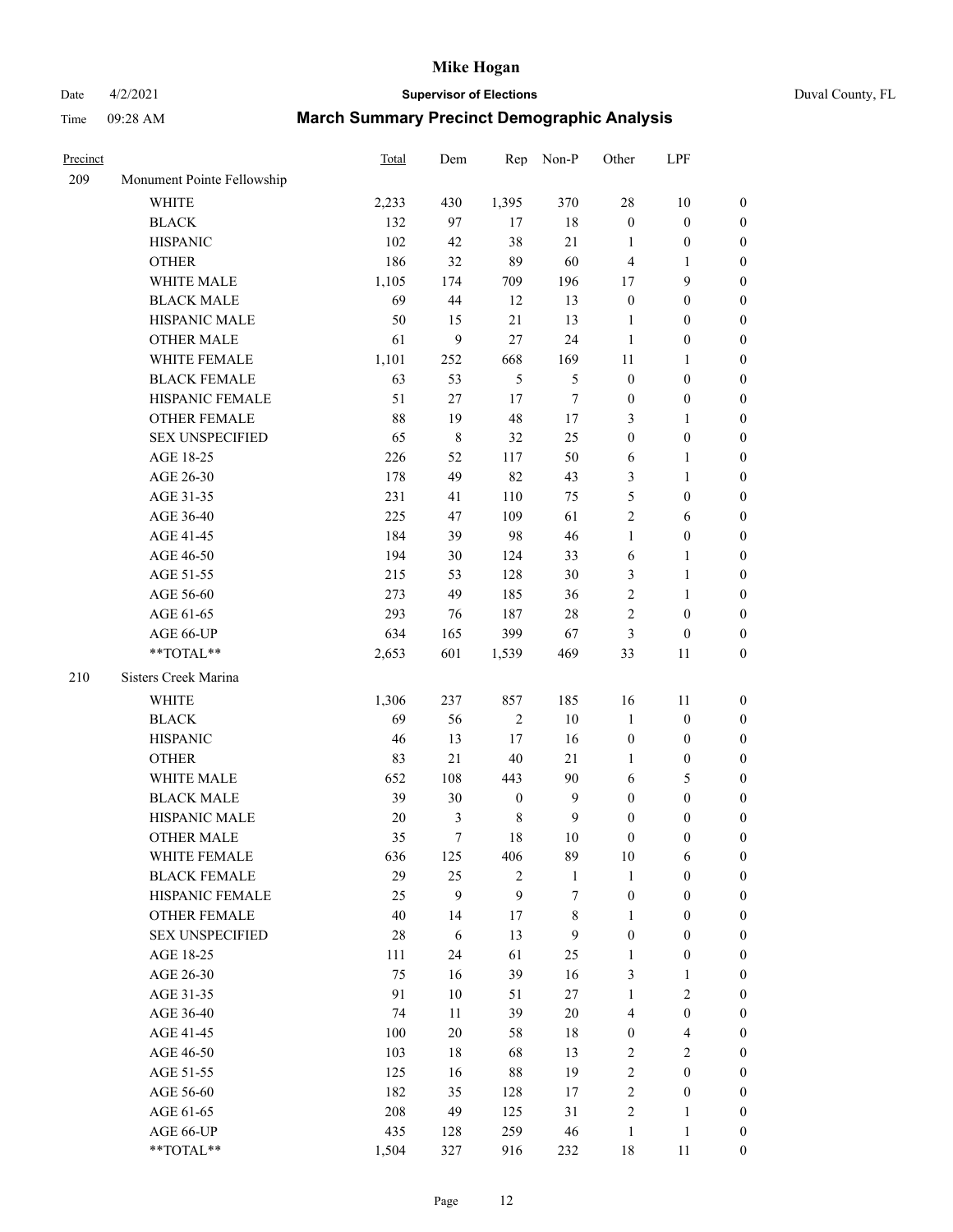# Mike Hogan

Date 4/2/2021 | **Supervisor of Elections** | Duval County, FL

Time 09:28 AM | **March Summary Precinct Demographic Analysis**

| Precinct | | Total | Dem | Rep | Non-P | Other | LPF | |
|---|---|---|---|---|---|---|---|---|
| 209 | Monument Pointe Fellowship | | | | | | | |
| | WHITE | 2,233 | 430 | 1,395 | 370 | 28 | 10 | 0 |
| | BLACK | 132 | 97 | 17 | 18 | 0 | 0 | 0 |
| | HISPANIC | 102 | 42 | 38 | 21 | 1 | 0 | 0 |
| | OTHER | 186 | 32 | 89 | 60 | 4 | 1 | 0 |
| | WHITE MALE | 1,105 | 174 | 709 | 196 | 17 | 9 | 0 |
| | BLACK MALE | 69 | 44 | 12 | 13 | 0 | 0 | 0 |
| | HISPANIC MALE | 50 | 15 | 21 | 13 | 1 | 0 | 0 |
| | OTHER MALE | 61 | 9 | 27 | 24 | 1 | 0 | 0 |
| | WHITE FEMALE | 1,101 | 252 | 668 | 169 | 11 | 1 | 0 |
| | BLACK FEMALE | 63 | 53 | 5 | 5 | 0 | 0 | 0 |
| | HISPANIC FEMALE | 51 | 27 | 17 | 7 | 0 | 0 | 0 |
| | OTHER FEMALE | 88 | 19 | 48 | 17 | 3 | 1 | 0 |
| | SEX UNSPECIFIED | 65 | 8 | 32 | 25 | 0 | 0 | 0 |
| | AGE 18-25 | 226 | 52 | 117 | 50 | 6 | 1 | 0 |
| | AGE 26-30 | 178 | 49 | 82 | 43 | 3 | 1 | 0 |
| | AGE 31-35 | 231 | 41 | 110 | 75 | 5 | 0 | 0 |
| | AGE 36-40 | 225 | 47 | 109 | 61 | 2 | 6 | 0 |
| | AGE 41-45 | 184 | 39 | 98 | 46 | 1 | 0 | 0 |
| | AGE 46-50 | 194 | 30 | 124 | 33 | 6 | 1 | 0 |
| | AGE 51-55 | 215 | 53 | 128 | 30 | 3 | 1 | 0 |
| | AGE 56-60 | 273 | 49 | 185 | 36 | 2 | 1 | 0 |
| | AGE 61-65 | 293 | 76 | 187 | 28 | 2 | 0 | 0 |
| | AGE 66-UP | 634 | 165 | 399 | 67 | 3 | 0 | 0 |
| | **TOTAL** | 2,653 | 601 | 1,539 | 469 | 33 | 11 | 0 |
| 210 | Sisters Creek Marina | | | | | | | |
| | WHITE | 1,306 | 237 | 857 | 185 | 16 | 11 | 0 |
| | BLACK | 69 | 56 | 2 | 10 | 1 | 0 | 0 |
| | HISPANIC | 46 | 13 | 17 | 16 | 0 | 0 | 0 |
| | OTHER | 83 | 21 | 40 | 21 | 1 | 0 | 0 |
| | WHITE MALE | 652 | 108 | 443 | 90 | 6 | 5 | 0 |
| | BLACK MALE | 39 | 30 | 0 | 9 | 0 | 0 | 0 |
| | HISPANIC MALE | 20 | 3 | 8 | 9 | 0 | 0 | 0 |
| | OTHER MALE | 35 | 7 | 18 | 10 | 0 | 0 | 0 |
| | WHITE FEMALE | 636 | 125 | 406 | 89 | 10 | 6 | 0 |
| | BLACK FEMALE | 29 | 25 | 2 | 1 | 1 | 0 | 0 |
| | HISPANIC FEMALE | 25 | 9 | 9 | 7 | 0 | 0 | 0 |
| | OTHER FEMALE | 40 | 14 | 17 | 8 | 1 | 0 | 0 |
| | SEX UNSPECIFIED | 28 | 6 | 13 | 9 | 0 | 0 | 0 |
| | AGE 18-25 | 111 | 24 | 61 | 25 | 1 | 0 | 0 |
| | AGE 26-30 | 75 | 16 | 39 | 16 | 3 | 1 | 0 |
| | AGE 31-35 | 91 | 10 | 51 | 27 | 1 | 2 | 0 |
| | AGE 36-40 | 74 | 11 | 39 | 20 | 4 | 0 | 0 |
| | AGE 41-45 | 100 | 20 | 58 | 18 | 0 | 4 | 0 |
| | AGE 46-50 | 103 | 18 | 68 | 13 | 2 | 2 | 0 |
| | AGE 51-55 | 125 | 16 | 88 | 19 | 2 | 0 | 0 |
| | AGE 56-60 | 182 | 35 | 128 | 17 | 2 | 0 | 0 |
| | AGE 61-65 | 208 | 49 | 125 | 31 | 2 | 1 | 0 |
| | AGE 66-UP | 435 | 128 | 259 | 46 | 1 | 1 | 0 |
| | **TOTAL** | 1,504 | 327 | 916 | 232 | 18 | 11 | 0 |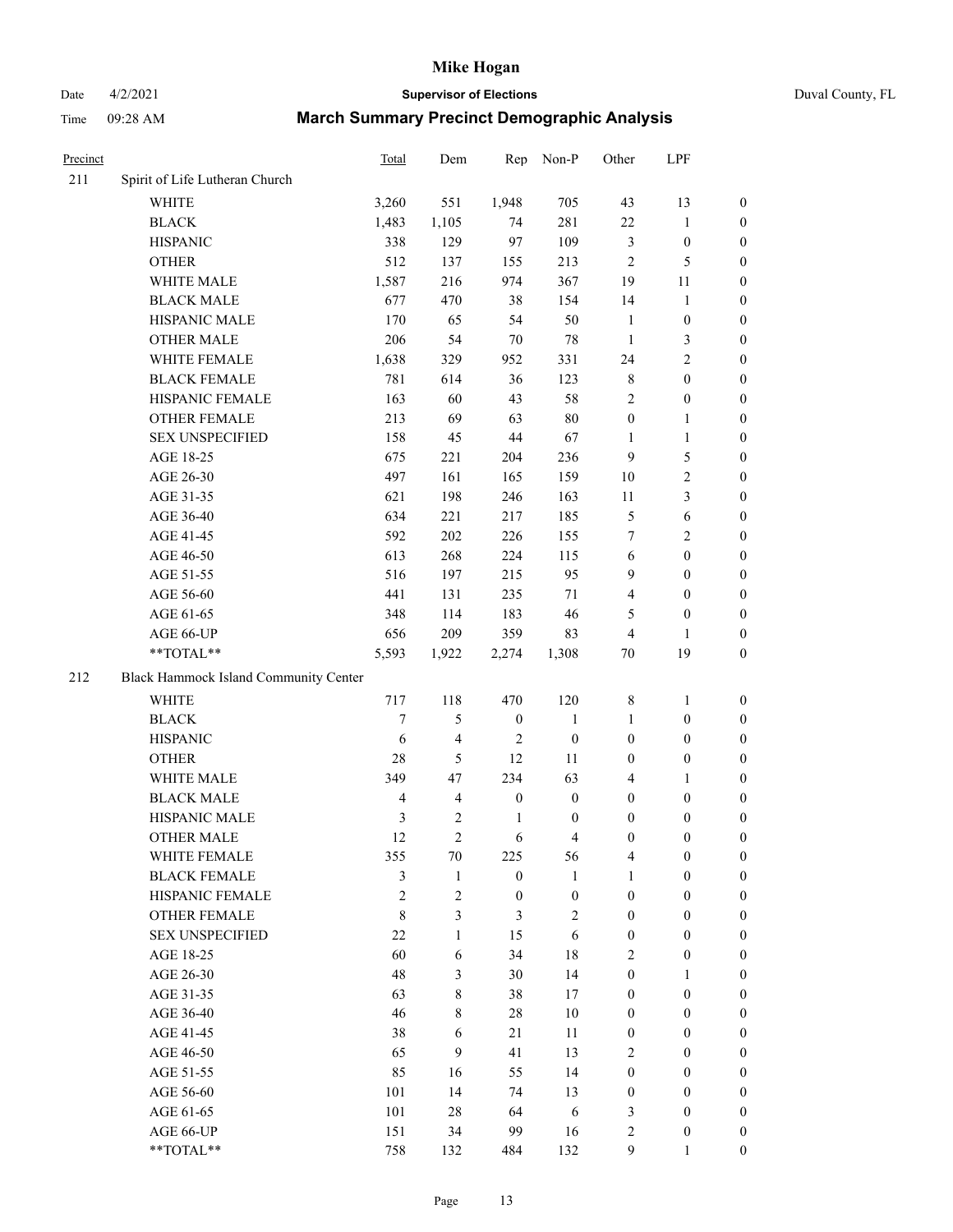# Mike Hogan

Date 4/2/2021 | **Supervisor of Elections** | Duval County, FL

Time 09:28 AM | **March Summary Precinct Demographic Analysis**

| Precinct | | Total | Dem | Rep | Non-P | Other | LPF | |
|---|---|---|---|---|---|---|---|---|
| 211 | Spirit of Life Lutheran Church | | | | | | | |
| | WHITE | 3,260 | 551 | 1,948 | 705 | 43 | 13 | 0 |
| | BLACK | 1,483 | 1,105 | 74 | 281 | 22 | 1 | 0 |
| | HISPANIC | 338 | 129 | 97 | 109 | 3 | 0 | 0 |
| | OTHER | 512 | 137 | 155 | 213 | 2 | 5 | 0 |
| | WHITE MALE | 1,587 | 216 | 974 | 367 | 19 | 11 | 0 |
| | BLACK MALE | 677 | 470 | 38 | 154 | 14 | 1 | 0 |
| | HISPANIC MALE | 170 | 65 | 54 | 50 | 1 | 0 | 0 |
| | OTHER MALE | 206 | 54 | 70 | 78 | 1 | 3 | 0 |
| | WHITE FEMALE | 1,638 | 329 | 952 | 331 | 24 | 2 | 0 |
| | BLACK FEMALE | 781 | 614 | 36 | 123 | 8 | 0 | 0 |
| | HISPANIC FEMALE | 163 | 60 | 43 | 58 | 2 | 0 | 0 |
| | OTHER FEMALE | 213 | 69 | 63 | 80 | 0 | 1 | 0 |
| | SEX UNSPECIFIED | 158 | 45 | 44 | 67 | 1 | 1 | 0 |
| | AGE 18-25 | 675 | 221 | 204 | 236 | 9 | 5 | 0 |
| | AGE 26-30 | 497 | 161 | 165 | 159 | 10 | 2 | 0 |
| | AGE 31-35 | 621 | 198 | 246 | 163 | 11 | 3 | 0 |
| | AGE 36-40 | 634 | 221 | 217 | 185 | 5 | 6 | 0 |
| | AGE 41-45 | 592 | 202 | 226 | 155 | 7 | 2 | 0 |
| | AGE 46-50 | 613 | 268 | 224 | 115 | 6 | 0 | 0 |
| | AGE 51-55 | 516 | 197 | 215 | 95 | 9 | 0 | 0 |
| | AGE 56-60 | 441 | 131 | 235 | 71 | 4 | 0 | 0 |
| | AGE 61-65 | 348 | 114 | 183 | 46 | 5 | 0 | 0 |
| | AGE 66-UP | 656 | 209 | 359 | 83 | 4 | 1 | 0 |
| | **TOTAL** | 5,593 | 1,922 | 2,274 | 1,308 | 70 | 19 | 0 |
| 212 | Black Hammock Island Community Center | | | | | | | |
| | WHITE | 717 | 118 | 470 | 120 | 8 | 1 | 0 |
| | BLACK | 7 | 5 | 0 | 1 | 1 | 0 | 0 |
| | HISPANIC | 6 | 4 | 2 | 0 | 0 | 0 | 0 |
| | OTHER | 28 | 5 | 12 | 11 | 0 | 0 | 0 |
| | WHITE MALE | 349 | 47 | 234 | 63 | 4 | 1 | 0 |
| | BLACK MALE | 4 | 4 | 0 | 0 | 0 | 0 | 0 |
| | HISPANIC MALE | 3 | 2 | 1 | 0 | 0 | 0 | 0 |
| | OTHER MALE | 12 | 2 | 6 | 4 | 0 | 0 | 0 |
| | WHITE FEMALE | 355 | 70 | 225 | 56 | 4 | 0 | 0 |
| | BLACK FEMALE | 3 | 1 | 0 | 1 | 1 | 0 | 0 |
| | HISPANIC FEMALE | 2 | 2 | 0 | 0 | 0 | 0 | 0 |
| | OTHER FEMALE | 8 | 3 | 3 | 2 | 0 | 0 | 0 |
| | SEX UNSPECIFIED | 22 | 1 | 15 | 6 | 0 | 0 | 0 |
| | AGE 18-25 | 60 | 6 | 34 | 18 | 2 | 0 | 0 |
| | AGE 26-30 | 48 | 3 | 30 | 14 | 0 | 1 | 0 |
| | AGE 31-35 | 63 | 8 | 38 | 17 | 0 | 0 | 0 |
| | AGE 36-40 | 46 | 8 | 28 | 10 | 0 | 0 | 0 |
| | AGE 41-45 | 38 | 6 | 21 | 11 | 0 | 0 | 0 |
| | AGE 46-50 | 65 | 9 | 41 | 13 | 2 | 0 | 0 |
| | AGE 51-55 | 85 | 16 | 55 | 14 | 0 | 0 | 0 |
| | AGE 56-60 | 101 | 14 | 74 | 13 | 0 | 0 | 0 |
| | AGE 61-65 | 101 | 28 | 64 | 6 | 3 | 0 | 0 |
| | AGE 66-UP | 151 | 34 | 99 | 16 | 2 | 0 | 0 |
| | **TOTAL** | 758 | 132 | 484 | 132 | 9 | 1 | 0 |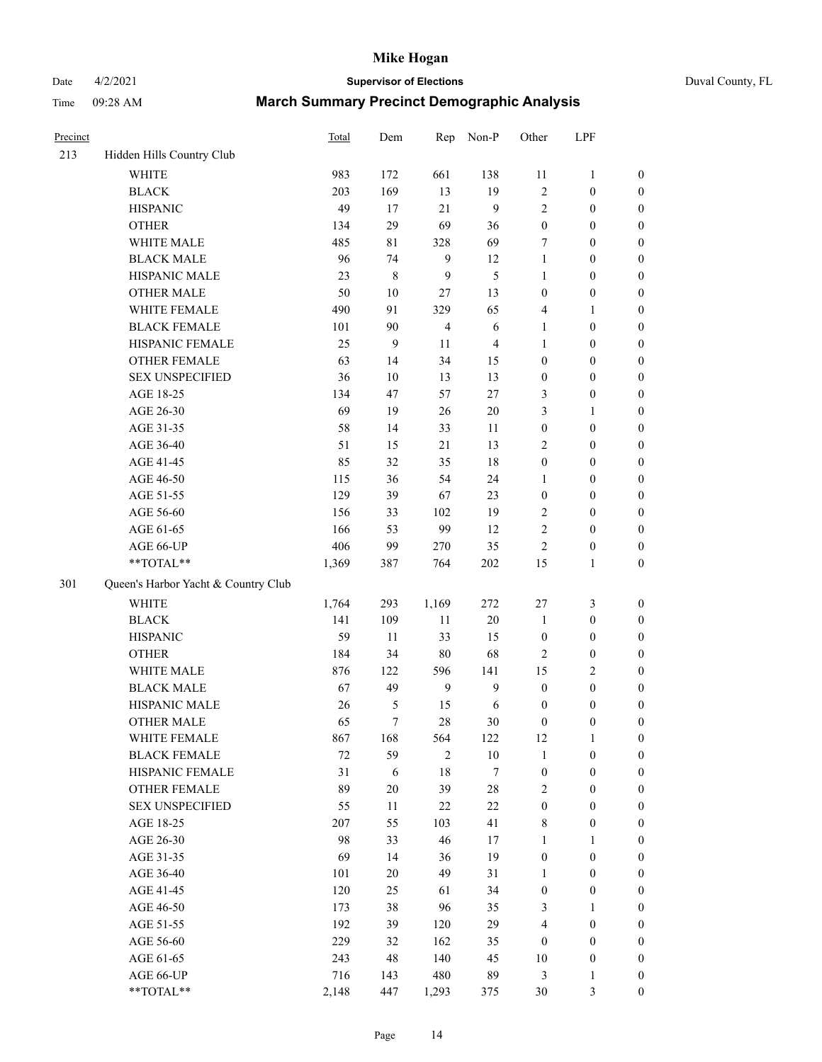# Mike Hogan

Date 4/2/2021 **Supervisor of Elections** Duval County, FL

Time 09:28 AM **March Summary Precinct Demographic Analysis**

| Precinct | | Total | Dem | Rep | Non-P | Other | LPF | |
|---|---|---|---|---|---|---|---|---|
| 213 | Hidden Hills Country Club | | | | | | | |
| | WHITE | 983 | 172 | 661 | 138 | 11 | 1 | 0 |
| | BLACK | 203 | 169 | 13 | 19 | 2 | 0 | 0 |
| | HISPANIC | 49 | 17 | 21 | 9 | 2 | 0 | 0 |
| | OTHER | 134 | 29 | 69 | 36 | 0 | 0 | 0 |
| | WHITE MALE | 485 | 81 | 328 | 69 | 7 | 0 | 0 |
| | BLACK MALE | 96 | 74 | 9 | 12 | 1 | 0 | 0 |
| | HISPANIC MALE | 23 | 8 | 9 | 5 | 1 | 0 | 0 |
| | OTHER MALE | 50 | 10 | 27 | 13 | 0 | 0 | 0 |
| | WHITE FEMALE | 490 | 91 | 329 | 65 | 4 | 1 | 0 |
| | BLACK FEMALE | 101 | 90 | 4 | 6 | 1 | 0 | 0 |
| | HISPANIC FEMALE | 25 | 9 | 11 | 4 | 1 | 0 | 0 |
| | OTHER FEMALE | 63 | 14 | 34 | 15 | 0 | 0 | 0 |
| | SEX UNSPECIFIED | 36 | 10 | 13 | 13 | 0 | 0 | 0 |
| | AGE 18-25 | 134 | 47 | 57 | 27 | 3 | 0 | 0 |
| | AGE 26-30 | 69 | 19 | 26 | 20 | 3 | 1 | 0 |
| | AGE 31-35 | 58 | 14 | 33 | 11 | 0 | 0 | 0 |
| | AGE 36-40 | 51 | 15 | 21 | 13 | 2 | 0 | 0 |
| | AGE 41-45 | 85 | 32 | 35 | 18 | 0 | 0 | 0 |
| | AGE 46-50 | 115 | 36 | 54 | 24 | 1 | 0 | 0 |
| | AGE 51-55 | 129 | 39 | 67 | 23 | 0 | 0 | 0 |
| | AGE 56-60 | 156 | 33 | 102 | 19 | 2 | 0 | 0 |
| | AGE 61-65 | 166 | 53 | 99 | 12 | 2 | 0 | 0 |
| | AGE 66-UP | 406 | 99 | 270 | 35 | 2 | 0 | 0 |
| | **TOTAL** | 1,369 | 387 | 764 | 202 | 15 | 1 | 0 |
| 301 | Queen's Harbor Yacht & Country Club | | | | | | | |
| | WHITE | 1,764 | 293 | 1,169 | 272 | 27 | 3 | 0 |
| | BLACK | 141 | 109 | 11 | 20 | 1 | 0 | 0 |
| | HISPANIC | 59 | 11 | 33 | 15 | 0 | 0 | 0 |
| | OTHER | 184 | 34 | 80 | 68 | 2 | 0 | 0 |
| | WHITE MALE | 876 | 122 | 596 | 141 | 15 | 2 | 0 |
| | BLACK MALE | 67 | 49 | 9 | 9 | 0 | 0 | 0 |
| | HISPANIC MALE | 26 | 5 | 15 | 6 | 0 | 0 | 0 |
| | OTHER MALE | 65 | 7 | 28 | 30 | 0 | 0 | 0 |
| | WHITE FEMALE | 867 | 168 | 564 | 122 | 12 | 1 | 0 |
| | BLACK FEMALE | 72 | 59 | 2 | 10 | 1 | 0 | 0 |
| | HISPANIC FEMALE | 31 | 6 | 18 | 7 | 0 | 0 | 0 |
| | OTHER FEMALE | 89 | 20 | 39 | 28 | 2 | 0 | 0 |
| | SEX UNSPECIFIED | 55 | 11 | 22 | 22 | 0 | 0 | 0 |
| | AGE 18-25 | 207 | 55 | 103 | 41 | 8 | 0 | 0 |
| | AGE 26-30 | 98 | 33 | 46 | 17 | 1 | 1 | 0 |
| | AGE 31-35 | 69 | 14 | 36 | 19 | 0 | 0 | 0 |
| | AGE 36-40 | 101 | 20 | 49 | 31 | 1 | 0 | 0 |
| | AGE 41-45 | 120 | 25 | 61 | 34 | 0 | 0 | 0 |
| | AGE 46-50 | 173 | 38 | 96 | 35 | 3 | 1 | 0 |
| | AGE 51-55 | 192 | 39 | 120 | 29 | 4 | 0 | 0 |
| | AGE 56-60 | 229 | 32 | 162 | 35 | 0 | 0 | 0 |
| | AGE 61-65 | 243 | 48 | 140 | 45 | 10 | 0 | 0 |
| | AGE 66-UP | 716 | 143 | 480 | 89 | 3 | 1 | 0 |
| | **TOTAL** | 2,148 | 447 | 1,293 | 375 | 30 | 3 | 0 |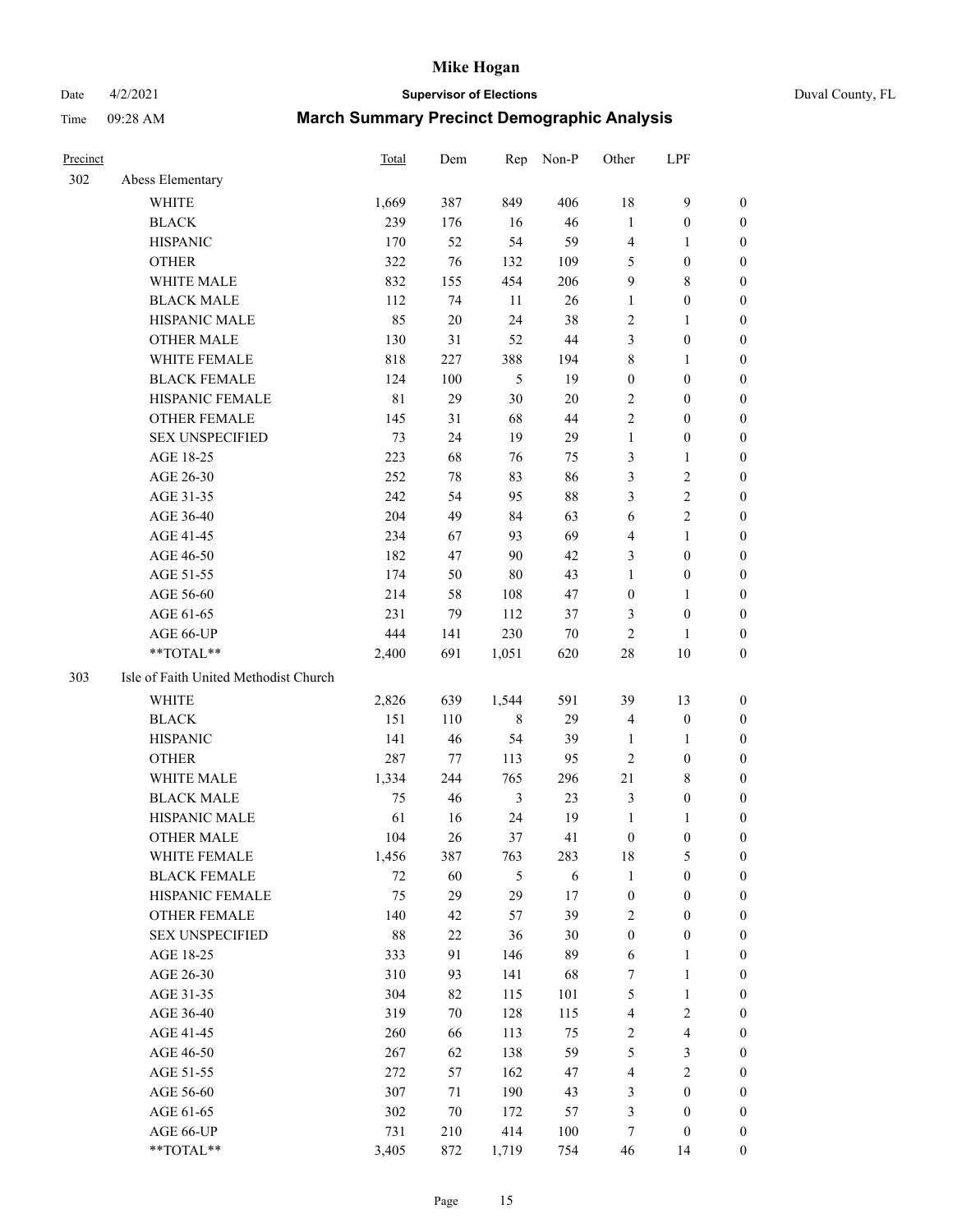# Mike Hogan

Date 4/2/2021 **Supervisor of Elections** Duval County, FL

Time 09:28 AM **March Summary Precinct Demographic Analysis**

| Precinct | | Total | Dem | Rep | Non-P | Other | LPF | |
|---|---|---|---|---|---|---|---|---|
| 302 | Abess Elementary | | | | | | | |
| | WHITE | 1,669 | 387 | 849 | 406 | 18 | 9 | 0 |
| | BLACK | 239 | 176 | 16 | 46 | 1 | 0 | 0 |
| | HISPANIC | 170 | 52 | 54 | 59 | 4 | 1 | 0 |
| | OTHER | 322 | 76 | 132 | 109 | 5 | 0 | 0 |
| | WHITE MALE | 832 | 155 | 454 | 206 | 9 | 8 | 0 |
| | BLACK MALE | 112 | 74 | 11 | 26 | 1 | 0 | 0 |
| | HISPANIC MALE | 85 | 20 | 24 | 38 | 2 | 1 | 0 |
| | OTHER MALE | 130 | 31 | 52 | 44 | 3 | 0 | 0 |
| | WHITE FEMALE | 818 | 227 | 388 | 194 | 8 | 1 | 0 |
| | BLACK FEMALE | 124 | 100 | 5 | 19 | 0 | 0 | 0 |
| | HISPANIC FEMALE | 81 | 29 | 30 | 20 | 2 | 0 | 0 |
| | OTHER FEMALE | 145 | 31 | 68 | 44 | 2 | 0 | 0 |
| | SEX UNSPECIFIED | 73 | 24 | 19 | 29 | 1 | 0 | 0 |
| | AGE 18-25 | 223 | 68 | 76 | 75 | 3 | 1 | 0 |
| | AGE 26-30 | 252 | 78 | 83 | 86 | 3 | 2 | 0 |
| | AGE 31-35 | 242 | 54 | 95 | 88 | 3 | 2 | 0 |
| | AGE 36-40 | 204 | 49 | 84 | 63 | 6 | 2 | 0 |
| | AGE 41-45 | 234 | 67 | 93 | 69 | 4 | 1 | 0 |
| | AGE 46-50 | 182 | 47 | 90 | 42 | 3 | 0 | 0 |
| | AGE 51-55 | 174 | 50 | 80 | 43 | 1 | 0 | 0 |
| | AGE 56-60 | 214 | 58 | 108 | 47 | 0 | 1 | 0 |
| | AGE 61-65 | 231 | 79 | 112 | 37 | 3 | 0 | 0 |
| | AGE 66-UP | 444 | 141 | 230 | 70 | 2 | 1 | 0 |
| | **TOTAL** | 2,400 | 691 | 1,051 | 620 | 28 | 10 | 0 |
| 303 | Isle of Faith United Methodist Church | | | | | | | |
| | WHITE | 2,826 | 639 | 1,544 | 591 | 39 | 13 | 0 |
| | BLACK | 151 | 110 | 8 | 29 | 4 | 0 | 0 |
| | HISPANIC | 141 | 46 | 54 | 39 | 1 | 1 | 0 |
| | OTHER | 287 | 77 | 113 | 95 | 2 | 0 | 0 |
| | WHITE MALE | 1,334 | 244 | 765 | 296 | 21 | 8 | 0 |
| | BLACK MALE | 75 | 46 | 3 | 23 | 3 | 0 | 0 |
| | HISPANIC MALE | 61 | 16 | 24 | 19 | 1 | 1 | 0 |
| | OTHER MALE | 104 | 26 | 37 | 41 | 0 | 0 | 0 |
| | WHITE FEMALE | 1,456 | 387 | 763 | 283 | 18 | 5 | 0 |
| | BLACK FEMALE | 72 | 60 | 5 | 6 | 1 | 0 | 0 |
| | HISPANIC FEMALE | 75 | 29 | 29 | 17 | 0 | 0 | 0 |
| | OTHER FEMALE | 140 | 42 | 57 | 39 | 2 | 0 | 0 |
| | SEX UNSPECIFIED | 88 | 22 | 36 | 30 | 0 | 0 | 0 |
| | AGE 18-25 | 333 | 91 | 146 | 89 | 6 | 1 | 0 |
| | AGE 26-30 | 310 | 93 | 141 | 68 | 7 | 1 | 0 |
| | AGE 31-35 | 304 | 82 | 115 | 101 | 5 | 1 | 0 |
| | AGE 36-40 | 319 | 70 | 128 | 115 | 4 | 2 | 0 |
| | AGE 41-45 | 260 | 66 | 113 | 75 | 2 | 4 | 0 |
| | AGE 46-50 | 267 | 62 | 138 | 59 | 5 | 3 | 0 |
| | AGE 51-55 | 272 | 57 | 162 | 47 | 4 | 2 | 0 |
| | AGE 56-60 | 307 | 71 | 190 | 43 | 3 | 0 | 0 |
| | AGE 61-65 | 302 | 70 | 172 | 57 | 3 | 0 | 0 |
| | AGE 66-UP | 731 | 210 | 414 | 100 | 7 | 0 | 0 |
| | **TOTAL** | 3,405 | 872 | 1,719 | 754 | 46 | 14 | 0 |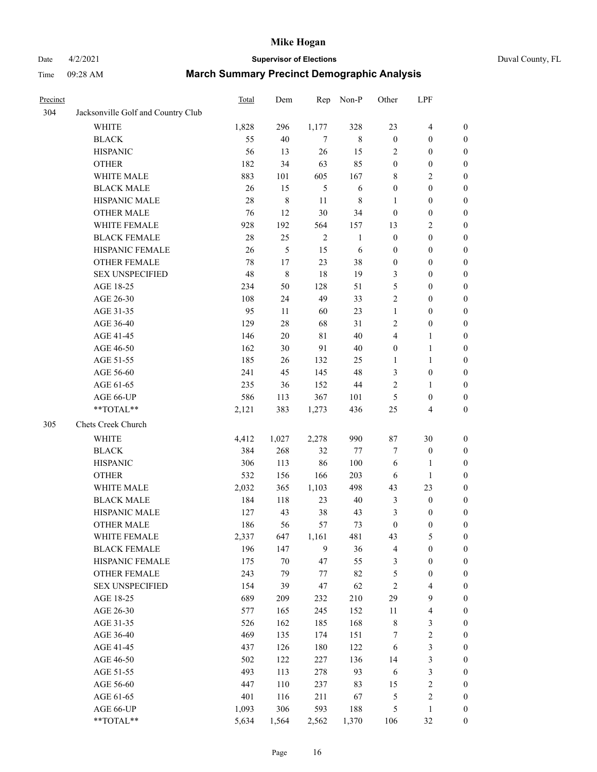# Mike Hogan

Date 4/2/2021 **Supervisor of Elections** Duval County, FL

Time 09:28 AM **March Summary Precinct Demographic Analysis**

| Precinct | | Total | Dem | Rep | Non-P | Other | LPF | |
|---|---|---|---|---|---|---|---|---|
| 304 | Jacksonville Golf and Country Club | | | | | | | |
| | WHITE | 1,828 | 296 | 1,177 | 328 | 23 | 4 | 0 |
| | BLACK | 55 | 40 | 7 | 8 | 0 | 0 | 0 |
| | HISPANIC | 56 | 13 | 26 | 15 | 2 | 0 | 0 |
| | OTHER | 182 | 34 | 63 | 85 | 0 | 0 | 0 |
| | WHITE MALE | 883 | 101 | 605 | 167 | 8 | 2 | 0 |
| | BLACK MALE | 26 | 15 | 5 | 6 | 0 | 0 | 0 |
| | HISPANIC MALE | 28 | 8 | 11 | 8 | 1 | 0 | 0 |
| | OTHER MALE | 76 | 12 | 30 | 34 | 0 | 0 | 0 |
| | WHITE FEMALE | 928 | 192 | 564 | 157 | 13 | 2 | 0 |
| | BLACK FEMALE | 28 | 25 | 2 | 1 | 0 | 0 | 0 |
| | HISPANIC FEMALE | 26 | 5 | 15 | 6 | 0 | 0 | 0 |
| | OTHER FEMALE | 78 | 17 | 23 | 38 | 0 | 0 | 0 |
| | SEX UNSPECIFIED | 48 | 8 | 18 | 19 | 3 | 0 | 0 |
| | AGE 18-25 | 234 | 50 | 128 | 51 | 5 | 0 | 0 |
| | AGE 26-30 | 108 | 24 | 49 | 33 | 2 | 0 | 0 |
| | AGE 31-35 | 95 | 11 | 60 | 23 | 1 | 0 | 0 |
| | AGE 36-40 | 129 | 28 | 68 | 31 | 2 | 0 | 0 |
| | AGE 41-45 | 146 | 20 | 81 | 40 | 4 | 1 | 0 |
| | AGE 46-50 | 162 | 30 | 91 | 40 | 0 | 1 | 0 |
| | AGE 51-55 | 185 | 26 | 132 | 25 | 1 | 1 | 0 |
| | AGE 56-60 | 241 | 45 | 145 | 48 | 3 | 0 | 0 |
| | AGE 61-65 | 235 | 36 | 152 | 44 | 2 | 1 | 0 |
| | AGE 66-UP | 586 | 113 | 367 | 101 | 5 | 0 | 0 |
| | **TOTAL** | 2,121 | 383 | 1,273 | 436 | 25 | 4 | 0 |
| 305 | Chets Creek Church | | | | | | | |
| | WHITE | 4,412 | 1,027 | 2,278 | 990 | 87 | 30 | 0 |
| | BLACK | 384 | 268 | 32 | 77 | 7 | 0 | 0 |
| | HISPANIC | 306 | 113 | 86 | 100 | 6 | 1 | 0 |
| | OTHER | 532 | 156 | 166 | 203 | 6 | 1 | 0 |
| | WHITE MALE | 2,032 | 365 | 1,103 | 498 | 43 | 23 | 0 |
| | BLACK MALE | 184 | 118 | 23 | 40 | 3 | 0 | 0 |
| | HISPANIC MALE | 127 | 43 | 38 | 43 | 3 | 0 | 0 |
| | OTHER MALE | 186 | 56 | 57 | 73 | 0 | 0 | 0 |
| | WHITE FEMALE | 2,337 | 647 | 1,161 | 481 | 43 | 5 | 0 |
| | BLACK FEMALE | 196 | 147 | 9 | 36 | 4 | 0 | 0 |
| | HISPANIC FEMALE | 175 | 70 | 47 | 55 | 3 | 0 | 0 |
| | OTHER FEMALE | 243 | 79 | 77 | 82 | 5 | 0 | 0 |
| | SEX UNSPECIFIED | 154 | 39 | 47 | 62 | 2 | 4 | 0 |
| | AGE 18-25 | 689 | 209 | 232 | 210 | 29 | 9 | 0 |
| | AGE 26-30 | 577 | 165 | 245 | 152 | 11 | 4 | 0 |
| | AGE 31-35 | 526 | 162 | 185 | 168 | 8 | 3 | 0 |
| | AGE 36-40 | 469 | 135 | 174 | 151 | 7 | 2 | 0 |
| | AGE 41-45 | 437 | 126 | 180 | 122 | 6 | 3 | 0 |
| | AGE 46-50 | 502 | 122 | 227 | 136 | 14 | 3 | 0 |
| | AGE 51-55 | 493 | 113 | 278 | 93 | 6 | 3 | 0 |
| | AGE 56-60 | 447 | 110 | 237 | 83 | 15 | 2 | 0 |
| | AGE 61-65 | 401 | 116 | 211 | 67 | 5 | 2 | 0 |
| | AGE 66-UP | 1,093 | 306 | 593 | 188 | 5 | 1 | 0 |
| | **TOTAL** | 5,634 | 1,564 | 2,562 | 1,370 | 106 | 32 | 0 |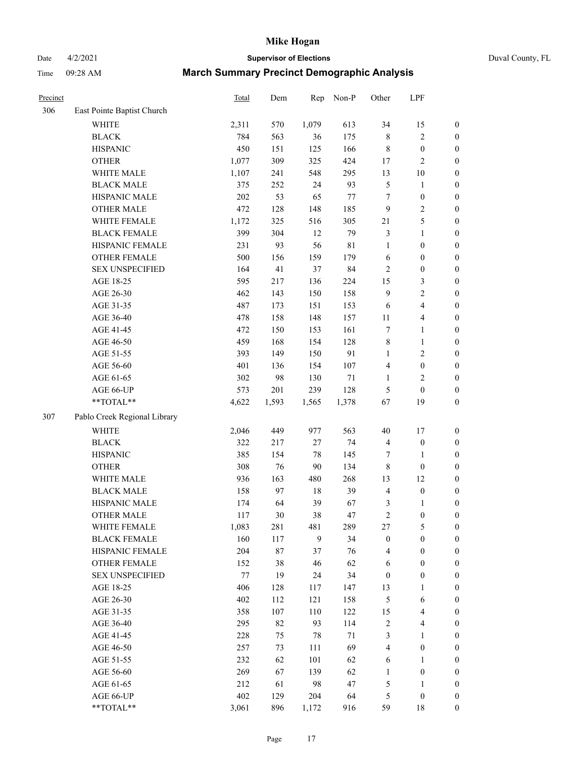# Mike Hogan

Date 4/2/2021 **Supervisor of Elections** Duval County, FL

Time 09:28 AM **March Summary Precinct Demographic Analysis**

| Precinct | | Total | Dem | Rep | Non-P | Other | LPF | |
|---|---|---|---|---|---|---|---|---|
| 306 | East Pointe Baptist Church | | | | | | | |
| | WHITE | 2,311 | 570 | 1,079 | 613 | 34 | 15 | 0 |
| | BLACK | 784 | 563 | 36 | 175 | 8 | 2 | 0 |
| | HISPANIC | 450 | 151 | 125 | 166 | 8 | 0 | 0 |
| | OTHER | 1,077 | 309 | 325 | 424 | 17 | 2 | 0 |
| | WHITE MALE | 1,107 | 241 | 548 | 295 | 13 | 10 | 0 |
| | BLACK MALE | 375 | 252 | 24 | 93 | 5 | 1 | 0 |
| | HISPANIC MALE | 202 | 53 | 65 | 77 | 7 | 0 | 0 |
| | OTHER MALE | 472 | 128 | 148 | 185 | 9 | 2 | 0 |
| | WHITE FEMALE | 1,172 | 325 | 516 | 305 | 21 | 5 | 0 |
| | BLACK FEMALE | 399 | 304 | 12 | 79 | 3 | 1 | 0 |
| | HISPANIC FEMALE | 231 | 93 | 56 | 81 | 1 | 0 | 0 |
| | OTHER FEMALE | 500 | 156 | 159 | 179 | 6 | 0 | 0 |
| | SEX UNSPECIFIED | 164 | 41 | 37 | 84 | 2 | 0 | 0 |
| | AGE 18-25 | 595 | 217 | 136 | 224 | 15 | 3 | 0 |
| | AGE 26-30 | 462 | 143 | 150 | 158 | 9 | 2 | 0 |
| | AGE 31-35 | 487 | 173 | 151 | 153 | 6 | 4 | 0 |
| | AGE 36-40 | 478 | 158 | 148 | 157 | 11 | 4 | 0 |
| | AGE 41-45 | 472 | 150 | 153 | 161 | 7 | 1 | 0 |
| | AGE 46-50 | 459 | 168 | 154 | 128 | 8 | 1 | 0 |
| | AGE 51-55 | 393 | 149 | 150 | 91 | 1 | 2 | 0 |
| | AGE 56-60 | 401 | 136 | 154 | 107 | 4 | 0 | 0 |
| | AGE 61-65 | 302 | 98 | 130 | 71 | 1 | 2 | 0 |
| | AGE 66-UP | 573 | 201 | 239 | 128 | 5 | 0 | 0 |
| | **TOTAL** | 4,622 | 1,593 | 1,565 | 1,378 | 67 | 19 | 0 |
| 307 | Pablo Creek Regional Library | | | | | | | |
| | WHITE | 2,046 | 449 | 977 | 563 | 40 | 17 | 0 |
| | BLACK | 322 | 217 | 27 | 74 | 4 | 0 | 0 |
| | HISPANIC | 385 | 154 | 78 | 145 | 7 | 1 | 0 |
| | OTHER | 308 | 76 | 90 | 134 | 8 | 0 | 0 |
| | WHITE MALE | 936 | 163 | 480 | 268 | 13 | 12 | 0 |
| | BLACK MALE | 158 | 97 | 18 | 39 | 4 | 0 | 0 |
| | HISPANIC MALE | 174 | 64 | 39 | 67 | 3 | 1 | 0 |
| | OTHER MALE | 117 | 30 | 38 | 47 | 2 | 0 | 0 |
| | WHITE FEMALE | 1,083 | 281 | 481 | 289 | 27 | 5 | 0 |
| | BLACK FEMALE | 160 | 117 | 9 | 34 | 0 | 0 | 0 |
| | HISPANIC FEMALE | 204 | 87 | 37 | 76 | 4 | 0 | 0 |
| | OTHER FEMALE | 152 | 38 | 46 | 62 | 6 | 0 | 0 |
| | SEX UNSPECIFIED | 77 | 19 | 24 | 34 | 0 | 0 | 0 |
| | AGE 18-25 | 406 | 128 | 117 | 147 | 13 | 1 | 0 |
| | AGE 26-30 | 402 | 112 | 121 | 158 | 5 | 6 | 0 |
| | AGE 31-35 | 358 | 107 | 110 | 122 | 15 | 4 | 0 |
| | AGE 36-40 | 295 | 82 | 93 | 114 | 2 | 4 | 0 |
| | AGE 41-45 | 228 | 75 | 78 | 71 | 3 | 1 | 0 |
| | AGE 46-50 | 257 | 73 | 111 | 69 | 4 | 0 | 0 |
| | AGE 51-55 | 232 | 62 | 101 | 62 | 6 | 1 | 0 |
| | AGE 56-60 | 269 | 67 | 139 | 62 | 1 | 0 | 0 |
| | AGE 61-65 | 212 | 61 | 98 | 47 | 5 | 1 | 0 |
| | AGE 66-UP | 402 | 129 | 204 | 64 | 5 | 0 | 0 |
| | **TOTAL** | 3,061 | 896 | 1,172 | 916 | 59 | 18 | 0 |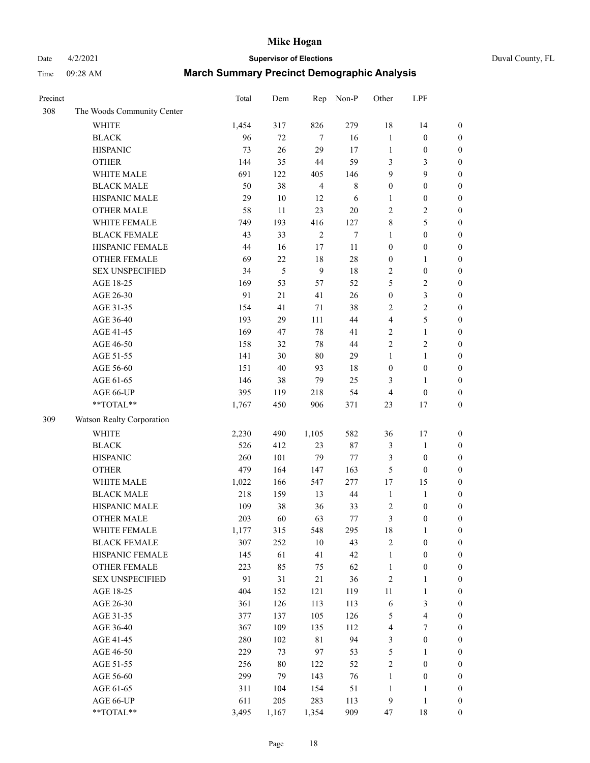| Precinct | | Total | Dem | Rep | Non-P | Other | LPF | |
|---|---|---|---|---|---|---|---|---|
| 308 | The Woods Community Center | | | | | | | |
| | WHITE | 1,454 | 317 | 826 | 279 | 18 | 14 | 0 |
| | BLACK | 96 | 72 | 7 | 16 | 1 | 0 | 0 |
| | HISPANIC | 73 | 26 | 29 | 17 | 1 | 0 | 0 |
| | OTHER | 144 | 35 | 44 | 59 | 3 | 3 | 0 |
| | WHITE MALE | 691 | 122 | 405 | 146 | 9 | 9 | 0 |
| | BLACK MALE | 50 | 38 | 4 | 8 | 0 | 0 | 0 |
| | HISPANIC MALE | 29 | 10 | 12 | 6 | 1 | 0 | 0 |
| | OTHER MALE | 58 | 11 | 23 | 20 | 2 | 2 | 0 |
| | WHITE FEMALE | 749 | 193 | 416 | 127 | 8 | 5 | 0 |
| | BLACK FEMALE | 43 | 33 | 2 | 7 | 1 | 0 | 0 |
| | HISPANIC FEMALE | 44 | 16 | 17 | 11 | 0 | 0 | 0 |
| | OTHER FEMALE | 69 | 22 | 18 | 28 | 0 | 1 | 0 |
| | SEX UNSPECIFIED | 34 | 5 | 9 | 18 | 2 | 0 | 0 |
| | AGE 18-25 | 169 | 53 | 57 | 52 | 5 | 2 | 0 |
| | AGE 26-30 | 91 | 21 | 41 | 26 | 0 | 3 | 0 |
| | AGE 31-35 | 154 | 41 | 71 | 38 | 2 | 2 | 0 |
| | AGE 36-40 | 193 | 29 | 111 | 44 | 4 | 5 | 0 |
| | AGE 41-45 | 169 | 47 | 78 | 41 | 2 | 1 | 0 |
| | AGE 46-50 | 158 | 32 | 78 | 44 | 2 | 2 | 0 |
| | AGE 51-55 | 141 | 30 | 80 | 29 | 1 | 1 | 0 |
| | AGE 56-60 | 151 | 40 | 93 | 18 | 0 | 0 | 0 |
| | AGE 61-65 | 146 | 38 | 79 | 25 | 3 | 1 | 0 |
| | AGE 66-UP | 395 | 119 | 218 | 54 | 4 | 0 | 0 |
| | **TOTAL** | 1,767 | 450 | 906 | 371 | 23 | 17 | 0 |
| 309 | Watson Realty Corporation | | | | | | | |
| | WHITE | 2,230 | 490 | 1,105 | 582 | 36 | 17 | 0 |
| | BLACK | 526 | 412 | 23 | 87 | 3 | 1 | 0 |
| | HISPANIC | 260 | 101 | 79 | 77 | 3 | 0 | 0 |
| | OTHER | 479 | 164 | 147 | 163 | 5 | 0 | 0 |
| | WHITE MALE | 1,022 | 166 | 547 | 277 | 17 | 15 | 0 |
| | BLACK MALE | 218 | 159 | 13 | 44 | 1 | 1 | 0 |
| | HISPANIC MALE | 109 | 38 | 36 | 33 | 2 | 0 | 0 |
| | OTHER MALE | 203 | 60 | 63 | 77 | 3 | 0 | 0 |
| | WHITE FEMALE | 1,177 | 315 | 548 | 295 | 18 | 1 | 0 |
| | BLACK FEMALE | 307 | 252 | 10 | 43 | 2 | 0 | 0 |
| | HISPANIC FEMALE | 145 | 61 | 41 | 42 | 1 | 0 | 0 |
| | OTHER FEMALE | 223 | 85 | 75 | 62 | 1 | 0 | 0 |
| | SEX UNSPECIFIED | 91 | 31 | 21 | 36 | 2 | 1 | 0 |
| | AGE 18-25 | 404 | 152 | 121 | 119 | 11 | 1 | 0 |
| | AGE 26-30 | 361 | 126 | 113 | 113 | 6 | 3 | 0 |
| | AGE 31-35 | 377 | 137 | 105 | 126 | 5 | 4 | 0 |
| | AGE 36-40 | 367 | 109 | 135 | 112 | 4 | 7 | 0 |
| | AGE 41-45 | 280 | 102 | 81 | 94 | 3 | 0 | 0 |
| | AGE 46-50 | 229 | 73 | 97 | 53 | 5 | 1 | 0 |
| | AGE 51-55 | 256 | 80 | 122 | 52 | 2 | 0 | 0 |
| | AGE 56-60 | 299 | 79 | 143 | 76 | 1 | 0 | 0 |
| | AGE 61-65 | 311 | 104 | 154 | 51 | 1 | 1 | 0 |
| | AGE 66-UP | 611 | 205 | 283 | 113 | 9 | 1 | 0 |
| | **TOTAL** | 3,495 | 1,167 | 1,354 | 909 | 47 | 18 | 0 |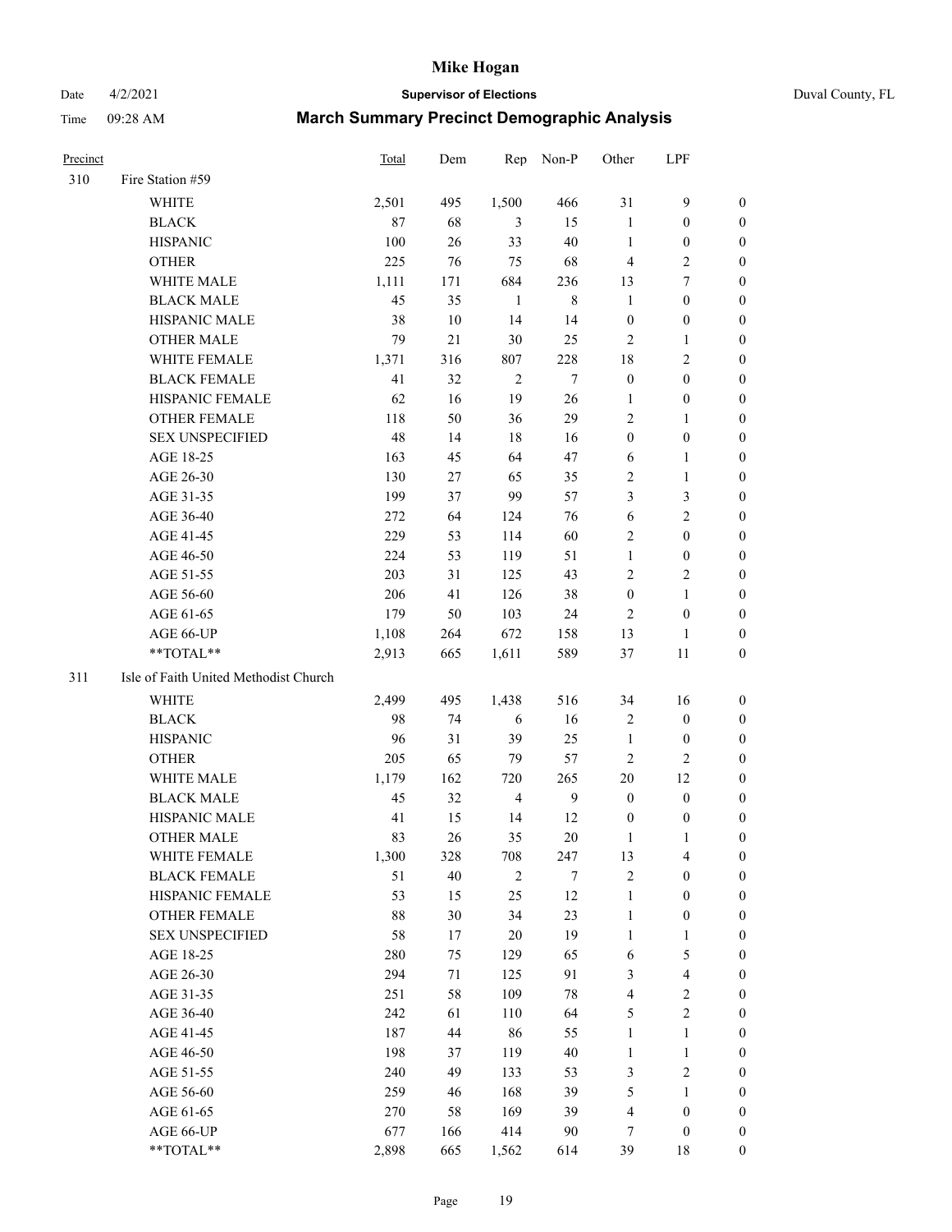| Precinct | | Total | Dem | Rep | Non-P | Other | LPF | |
|---|---|---|---|---|---|---|---|---|
| 310 | Fire Station #59 | | | | | | | |
| | WHITE | 2,501 | 495 | 1,500 | 466 | 31 | 9 | 0 |
| | BLACK | 87 | 68 | 3 | 15 | 1 | 0 | 0 |
| | HISPANIC | 100 | 26 | 33 | 40 | 1 | 0 | 0 |
| | OTHER | 225 | 76 | 75 | 68 | 4 | 2 | 0 |
| | WHITE MALE | 1,111 | 171 | 684 | 236 | 13 | 7 | 0 |
| | BLACK MALE | 45 | 35 | 1 | 8 | 1 | 0 | 0 |
| | HISPANIC MALE | 38 | 10 | 14 | 14 | 0 | 0 | 0 |
| | OTHER MALE | 79 | 21 | 30 | 25 | 2 | 1 | 0 |
| | WHITE FEMALE | 1,371 | 316 | 807 | 228 | 18 | 2 | 0 |
| | BLACK FEMALE | 41 | 32 | 2 | 7 | 0 | 0 | 0 |
| | HISPANIC FEMALE | 62 | 16 | 19 | 26 | 1 | 0 | 0 |
| | OTHER FEMALE | 118 | 50 | 36 | 29 | 2 | 1 | 0 |
| | SEX UNSPECIFIED | 48 | 14 | 18 | 16 | 0 | 0 | 0 |
| | AGE 18-25 | 163 | 45 | 64 | 47 | 6 | 1 | 0 |
| | AGE 26-30 | 130 | 27 | 65 | 35 | 2 | 1 | 0 |
| | AGE 31-35 | 199 | 37 | 99 | 57 | 3 | 3 | 0 |
| | AGE 36-40 | 272 | 64 | 124 | 76 | 6 | 2 | 0 |
| | AGE 41-45 | 229 | 53 | 114 | 60 | 2 | 0 | 0 |
| | AGE 46-50 | 224 | 53 | 119 | 51 | 1 | 0 | 0 |
| | AGE 51-55 | 203 | 31 | 125 | 43 | 2 | 2 | 0 |
| | AGE 56-60 | 206 | 41 | 126 | 38 | 0 | 1 | 0 |
| | AGE 61-65 | 179 | 50 | 103 | 24 | 2 | 0 | 0 |
| | AGE 66-UP | 1,108 | 264 | 672 | 158 | 13 | 1 | 0 |
| | **TOTAL** | 2,913 | 665 | 1,611 | 589 | 37 | 11 | 0 |
| 311 | Isle of Faith United Methodist Church | | | | | | | |
| | WHITE | 2,499 | 495 | 1,438 | 516 | 34 | 16 | 0 |
| | BLACK | 98 | 74 | 6 | 16 | 2 | 0 | 0 |
| | HISPANIC | 96 | 31 | 39 | 25 | 1 | 0 | 0 |
| | OTHER | 205 | 65 | 79 | 57 | 2 | 2 | 0 |
| | WHITE MALE | 1,179 | 162 | 720 | 265 | 20 | 12 | 0 |
| | BLACK MALE | 45 | 32 | 4 | 9 | 0 | 0 | 0 |
| | HISPANIC MALE | 41 | 15 | 14 | 12 | 0 | 0 | 0 |
| | OTHER MALE | 83 | 26 | 35 | 20 | 1 | 1 | 0 |
| | WHITE FEMALE | 1,300 | 328 | 708 | 247 | 13 | 4 | 0 |
| | BLACK FEMALE | 51 | 40 | 2 | 7 | 2 | 0 | 0 |
| | HISPANIC FEMALE | 53 | 15 | 25 | 12 | 1 | 0 | 0 |
| | OTHER FEMALE | 88 | 30 | 34 | 23 | 1 | 0 | 0 |
| | SEX UNSPECIFIED | 58 | 17 | 20 | 19 | 1 | 1 | 0 |
| | AGE 18-25 | 280 | 75 | 129 | 65 | 6 | 5 | 0 |
| | AGE 26-30 | 294 | 71 | 125 | 91 | 3 | 4 | 0 |
| | AGE 31-35 | 251 | 58 | 109 | 78 | 4 | 2 | 0 |
| | AGE 36-40 | 242 | 61 | 110 | 64 | 5 | 2 | 0 |
| | AGE 41-45 | 187 | 44 | 86 | 55 | 1 | 1 | 0 |
| | AGE 46-50 | 198 | 37 | 119 | 40 | 1 | 1 | 0 |
| | AGE 51-55 | 240 | 49 | 133 | 53 | 3 | 2 | 0 |
| | AGE 56-60 | 259 | 46 | 168 | 39 | 5 | 1 | 0 |
| | AGE 61-65 | 270 | 58 | 169 | 39 | 4 | 0 | 0 |
| | AGE 66-UP | 677 | 166 | 414 | 90 | 7 | 0 | 0 |
| | **TOTAL** | 2,898 | 665 | 1,562 | 614 | 39 | 18 | 0 |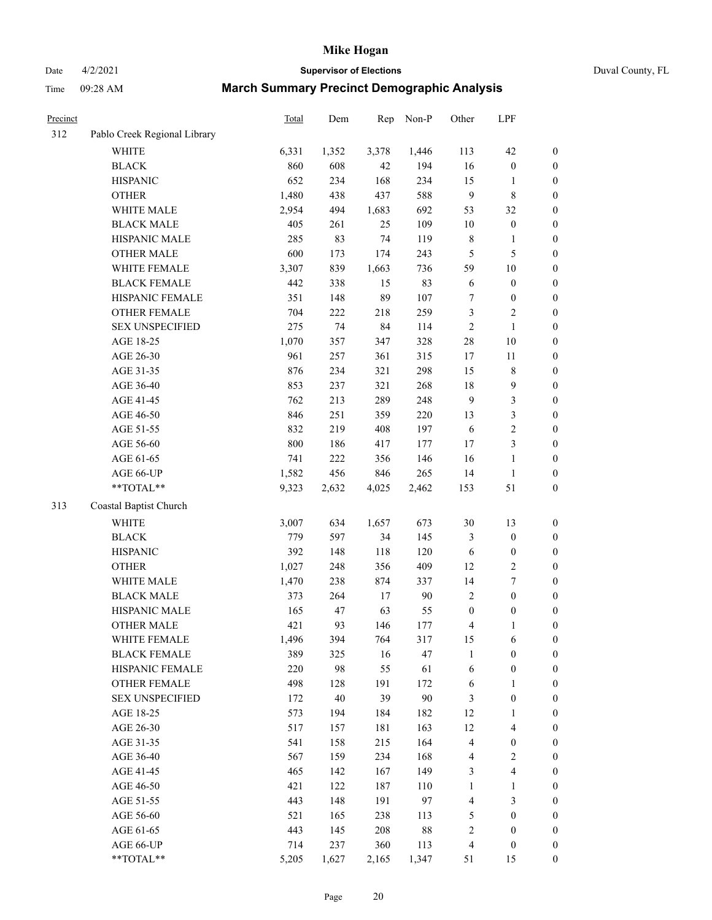# Mike Hogan

Date 4/2/2021 **Supervisor of Elections** Duval County, FL

Time 09:28 AM **March Summary Precinct Demographic Analysis**

| Precinct | | Total | Dem | Rep | Non-P | Other | LPF | |
|---|---|---|---|---|---|---|---|---|
| 312 | Pablo Creek Regional Library | | | | | | | |
| | WHITE | 6,331 | 1,352 | 3,378 | 1,446 | 113 | 42 | 0 |
| | BLACK | 860 | 608 | 42 | 194 | 16 | 0 | 0 |
| | HISPANIC | 652 | 234 | 168 | 234 | 15 | 1 | 0 |
| | OTHER | 1,480 | 438 | 437 | 588 | 9 | 8 | 0 |
| | WHITE MALE | 2,954 | 494 | 1,683 | 692 | 53 | 32 | 0 |
| | BLACK MALE | 405 | 261 | 25 | 109 | 10 | 0 | 0 |
| | HISPANIC MALE | 285 | 83 | 74 | 119 | 8 | 1 | 0 |
| | OTHER MALE | 600 | 173 | 174 | 243 | 5 | 5 | 0 |
| | WHITE FEMALE | 3,307 | 839 | 1,663 | 736 | 59 | 10 | 0 |
| | BLACK FEMALE | 442 | 338 | 15 | 83 | 6 | 0 | 0 |
| | HISPANIC FEMALE | 351 | 148 | 89 | 107 | 7 | 0 | 0 |
| | OTHER FEMALE | 704 | 222 | 218 | 259 | 3 | 2 | 0 |
| | SEX UNSPECIFIED | 275 | 74 | 84 | 114 | 2 | 1 | 0 |
| | AGE 18-25 | 1,070 | 357 | 347 | 328 | 28 | 10 | 0 |
| | AGE 26-30 | 961 | 257 | 361 | 315 | 17 | 11 | 0 |
| | AGE 31-35 | 876 | 234 | 321 | 298 | 15 | 8 | 0 |
| | AGE 36-40 | 853 | 237 | 321 | 268 | 18 | 9 | 0 |
| | AGE 41-45 | 762 | 213 | 289 | 248 | 9 | 3 | 0 |
| | AGE 46-50 | 846 | 251 | 359 | 220 | 13 | 3 | 0 |
| | AGE 51-55 | 832 | 219 | 408 | 197 | 6 | 2 | 0 |
| | AGE 56-60 | 800 | 186 | 417 | 177 | 17 | 3 | 0 |
| | AGE 61-65 | 741 | 222 | 356 | 146 | 16 | 1 | 0 |
| | AGE 66-UP | 1,582 | 456 | 846 | 265 | 14 | 1 | 0 |
| | **TOTAL** | 9,323 | 2,632 | 4,025 | 2,462 | 153 | 51 | 0 |
| 313 | Coastal Baptist Church | | | | | | | |
| | WHITE | 3,007 | 634 | 1,657 | 673 | 30 | 13 | 0 |
| | BLACK | 779 | 597 | 34 | 145 | 3 | 0 | 0 |
| | HISPANIC | 392 | 148 | 118 | 120 | 6 | 0 | 0 |
| | OTHER | 1,027 | 248 | 356 | 409 | 12 | 2 | 0 |
| | WHITE MALE | 1,470 | 238 | 874 | 337 | 14 | 7 | 0 |
| | BLACK MALE | 373 | 264 | 17 | 90 | 2 | 0 | 0 |
| | HISPANIC MALE | 165 | 47 | 63 | 55 | 0 | 0 | 0 |
| | OTHER MALE | 421 | 93 | 146 | 177 | 4 | 1 | 0 |
| | WHITE FEMALE | 1,496 | 394 | 764 | 317 | 15 | 6 | 0 |
| | BLACK FEMALE | 389 | 325 | 16 | 47 | 1 | 0 | 0 |
| | HISPANIC FEMALE | 220 | 98 | 55 | 61 | 6 | 0 | 0 |
| | OTHER FEMALE | 498 | 128 | 191 | 172 | 6 | 1 | 0 |
| | SEX UNSPECIFIED | 172 | 40 | 39 | 90 | 3 | 0 | 0 |
| | AGE 18-25 | 573 | 194 | 184 | 182 | 12 | 1 | 0 |
| | AGE 26-30 | 517 | 157 | 181 | 163 | 12 | 4 | 0 |
| | AGE 31-35 | 541 | 158 | 215 | 164 | 4 | 0 | 0 |
| | AGE 36-40 | 567 | 159 | 234 | 168 | 4 | 2 | 0 |
| | AGE 41-45 | 465 | 142 | 167 | 149 | 3 | 4 | 0 |
| | AGE 46-50 | 421 | 122 | 187 | 110 | 1 | 1 | 0 |
| | AGE 51-55 | 443 | 148 | 191 | 97 | 4 | 3 | 0 |
| | AGE 56-60 | 521 | 165 | 238 | 113 | 5 | 0 | 0 |
| | AGE 61-65 | 443 | 145 | 208 | 88 | 2 | 0 | 0 |
| | AGE 66-UP | 714 | 237 | 360 | 113 | 4 | 0 | 0 |
| | **TOTAL** | 5,205 | 1,627 | 2,165 | 1,347 | 51 | 15 | 0 |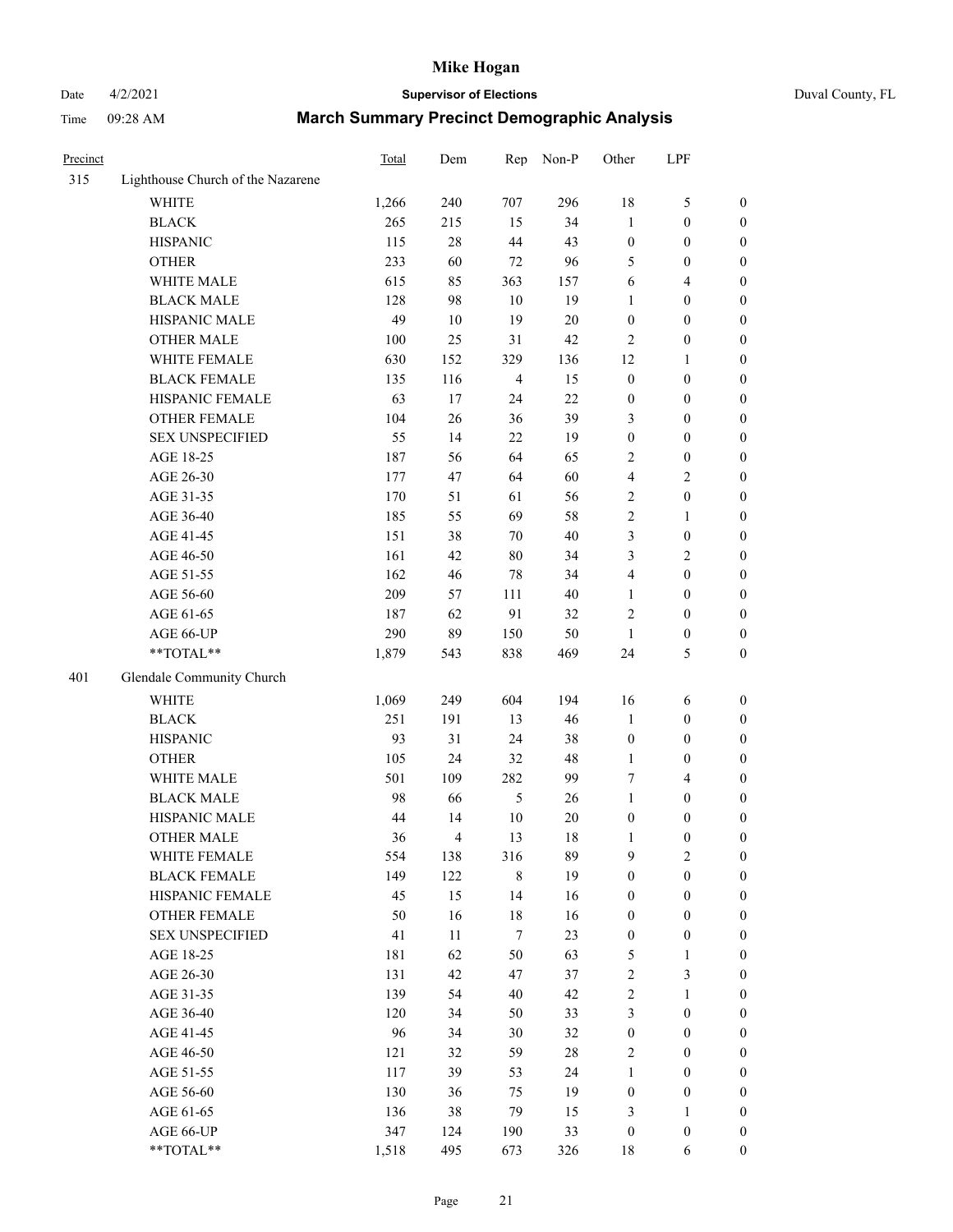# Mike Hogan

Date 4/2/2021 **Supervisor of Elections** Duval County, FL

Time 09:28 AM **March Summary Precinct Demographic Analysis**

| Precinct | | Total | Dem | Rep | Non-P | Other | LPF | |
|---|---|---|---|---|---|---|---|---|
| 315 | Lighthouse Church of the Nazarene | | | | | | | |
| | WHITE | 1,266 | 240 | 707 | 296 | 18 | 5 | 0 |
| | BLACK | 265 | 215 | 15 | 34 | 1 | 0 | 0 |
| | HISPANIC | 115 | 28 | 44 | 43 | 0 | 0 | 0 |
| | OTHER | 233 | 60 | 72 | 96 | 5 | 0 | 0 |
| | WHITE MALE | 615 | 85 | 363 | 157 | 6 | 4 | 0 |
| | BLACK MALE | 128 | 98 | 10 | 19 | 1 | 0 | 0 |
| | HISPANIC MALE | 49 | 10 | 19 | 20 | 0 | 0 | 0 |
| | OTHER MALE | 100 | 25 | 31 | 42 | 2 | 0 | 0 |
| | WHITE FEMALE | 630 | 152 | 329 | 136 | 12 | 1 | 0 |
| | BLACK FEMALE | 135 | 116 | 4 | 15 | 0 | 0 | 0 |
| | HISPANIC FEMALE | 63 | 17 | 24 | 22 | 0 | 0 | 0 |
| | OTHER FEMALE | 104 | 26 | 36 | 39 | 3 | 0 | 0 |
| | SEX UNSPECIFIED | 55 | 14 | 22 | 19 | 0 | 0 | 0 |
| | AGE 18-25 | 187 | 56 | 64 | 65 | 2 | 0 | 0 |
| | AGE 26-30 | 177 | 47 | 64 | 60 | 4 | 2 | 0 |
| | AGE 31-35 | 170 | 51 | 61 | 56 | 2 | 0 | 0 |
| | AGE 36-40 | 185 | 55 | 69 | 58 | 2 | 1 | 0 |
| | AGE 41-45 | 151 | 38 | 70 | 40 | 3 | 0 | 0 |
| | AGE 46-50 | 161 | 42 | 80 | 34 | 3 | 2 | 0 |
| | AGE 51-55 | 162 | 46 | 78 | 34 | 4 | 0 | 0 |
| | AGE 56-60 | 209 | 57 | 111 | 40 | 1 | 0 | 0 |
| | AGE 61-65 | 187 | 62 | 91 | 32 | 2 | 0 | 0 |
| | AGE 66-UP | 290 | 89 | 150 | 50 | 1 | 0 | 0 |
| | **TOTAL** | 1,879 | 543 | 838 | 469 | 24 | 5 | 0 |
| 401 | Glendale Community Church | | | | | | | |
| | WHITE | 1,069 | 249 | 604 | 194 | 16 | 6 | 0 |
| | BLACK | 251 | 191 | 13 | 46 | 1 | 0 | 0 |
| | HISPANIC | 93 | 31 | 24 | 38 | 0 | 0 | 0 |
| | OTHER | 105 | 24 | 32 | 48 | 1 | 0 | 0 |
| | WHITE MALE | 501 | 109 | 282 | 99 | 7 | 4 | 0 |
| | BLACK MALE | 98 | 66 | 5 | 26 | 1 | 0 | 0 |
| | HISPANIC MALE | 44 | 14 | 10 | 20 | 0 | 0 | 0 |
| | OTHER MALE | 36 | 4 | 13 | 18 | 1 | 0 | 0 |
| | WHITE FEMALE | 554 | 138 | 316 | 89 | 9 | 2 | 0 |
| | BLACK FEMALE | 149 | 122 | 8 | 19 | 0 | 0 | 0 |
| | HISPANIC FEMALE | 45 | 15 | 14 | 16 | 0 | 0 | 0 |
| | OTHER FEMALE | 50 | 16 | 18 | 16 | 0 | 0 | 0 |
| | SEX UNSPECIFIED | 41 | 11 | 7 | 23 | 0 | 0 | 0 |
| | AGE 18-25 | 181 | 62 | 50 | 63 | 5 | 1 | 0 |
| | AGE 26-30 | 131 | 42 | 47 | 37 | 2 | 3 | 0 |
| | AGE 31-35 | 139 | 54 | 40 | 42 | 2 | 1 | 0 |
| | AGE 36-40 | 120 | 34 | 50 | 33 | 3 | 0 | 0 |
| | AGE 41-45 | 96 | 34 | 30 | 32 | 0 | 0 | 0 |
| | AGE 46-50 | 121 | 32 | 59 | 28 | 2 | 0 | 0 |
| | AGE 51-55 | 117 | 39 | 53 | 24 | 1 | 0 | 0 |
| | AGE 56-60 | 130 | 36 | 75 | 19 | 0 | 0 | 0 |
| | AGE 61-65 | 136 | 38 | 79 | 15 | 3 | 1 | 0 |
| | AGE 66-UP | 347 | 124 | 190 | 33 | 0 | 0 | 0 |
| | **TOTAL** | 1,518 | 495 | 673 | 326 | 18 | 6 | 0 |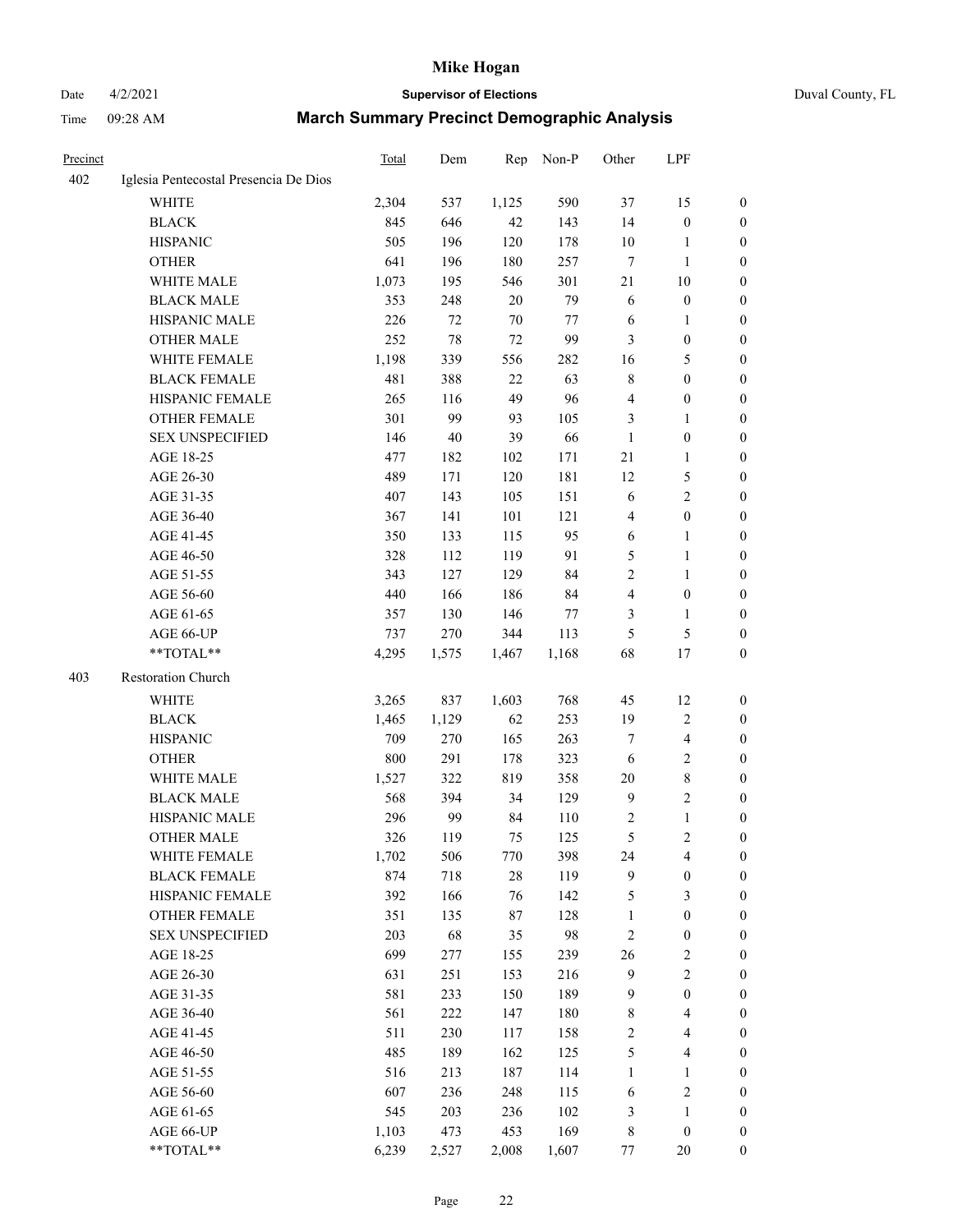| Precinct | | Total | Dem | Rep | Non-P | Other | LPF | |
|---|---|---|---|---|---|---|---|---|
| 402 | Iglesia Pentecostal Presencia De Dios | | | | | | | |
| | WHITE | 2,304 | 537 | 1,125 | 590 | 37 | 15 | 0 |
| | BLACK | 845 | 646 | 42 | 143 | 14 | 0 | 0 |
| | HISPANIC | 505 | 196 | 120 | 178 | 10 | 1 | 0 |
| | OTHER | 641 | 196 | 180 | 257 | 7 | 1 | 0 |
| | WHITE MALE | 1,073 | 195 | 546 | 301 | 21 | 10 | 0 |
| | BLACK MALE | 353 | 248 | 20 | 79 | 6 | 0 | 0 |
| | HISPANIC MALE | 226 | 72 | 70 | 77 | 6 | 1 | 0 |
| | OTHER MALE | 252 | 78 | 72 | 99 | 3 | 0 | 0 |
| | WHITE FEMALE | 1,198 | 339 | 556 | 282 | 16 | 5 | 0 |
| | BLACK FEMALE | 481 | 388 | 22 | 63 | 8 | 0 | 0 |
| | HISPANIC FEMALE | 265 | 116 | 49 | 96 | 4 | 0 | 0 |
| | OTHER FEMALE | 301 | 99 | 93 | 105 | 3 | 1 | 0 |
| | SEX UNSPECIFIED | 146 | 40 | 39 | 66 | 1 | 0 | 0 |
| | AGE 18-25 | 477 | 182 | 102 | 171 | 21 | 1 | 0 |
| | AGE 26-30 | 489 | 171 | 120 | 181 | 12 | 5 | 0 |
| | AGE 31-35 | 407 | 143 | 105 | 151 | 6 | 2 | 0 |
| | AGE 36-40 | 367 | 141 | 101 | 121 | 4 | 0 | 0 |
| | AGE 41-45 | 350 | 133 | 115 | 95 | 6 | 1 | 0 |
| | AGE 46-50 | 328 | 112 | 119 | 91 | 5 | 1 | 0 |
| | AGE 51-55 | 343 | 127 | 129 | 84 | 2 | 1 | 0 |
| | AGE 56-60 | 440 | 166 | 186 | 84 | 4 | 0 | 0 |
| | AGE 61-65 | 357 | 130 | 146 | 77 | 3 | 1 | 0 |
| | AGE 66-UP | 737 | 270 | 344 | 113 | 5 | 5 | 0 |
| | **TOTAL** | 4,295 | 1,575 | 1,467 | 1,168 | 68 | 17 | 0 |
| 403 | Restoration Church | | | | | | | |
| | WHITE | 3,265 | 837 | 1,603 | 768 | 45 | 12 | 0 |
| | BLACK | 1,465 | 1,129 | 62 | 253 | 19 | 2 | 0 |
| | HISPANIC | 709 | 270 | 165 | 263 | 7 | 4 | 0 |
| | OTHER | 800 | 291 | 178 | 323 | 6 | 2 | 0 |
| | WHITE MALE | 1,527 | 322 | 819 | 358 | 20 | 8 | 0 |
| | BLACK MALE | 568 | 394 | 34 | 129 | 9 | 2 | 0 |
| | HISPANIC MALE | 296 | 99 | 84 | 110 | 2 | 1 | 0 |
| | OTHER MALE | 326 | 119 | 75 | 125 | 5 | 2 | 0 |
| | WHITE FEMALE | 1,702 | 506 | 770 | 398 | 24 | 4 | 0 |
| | BLACK FEMALE | 874 | 718 | 28 | 119 | 9 | 0 | 0 |
| | HISPANIC FEMALE | 392 | 166 | 76 | 142 | 5 | 3 | 0 |
| | OTHER FEMALE | 351 | 135 | 87 | 128 | 1 | 0 | 0 |
| | SEX UNSPECIFIED | 203 | 68 | 35 | 98 | 2 | 0 | 0 |
| | AGE 18-25 | 699 | 277 | 155 | 239 | 26 | 2 | 0 |
| | AGE 26-30 | 631 | 251 | 153 | 216 | 9 | 2 | 0 |
| | AGE 31-35 | 581 | 233 | 150 | 189 | 9 | 0 | 0 |
| | AGE 36-40 | 561 | 222 | 147 | 180 | 8 | 4 | 0 |
| | AGE 41-45 | 511 | 230 | 117 | 158 | 2 | 4 | 0 |
| | AGE 46-50 | 485 | 189 | 162 | 125 | 5 | 4 | 0 |
| | AGE 51-55 | 516 | 213 | 187 | 114 | 1 | 1 | 0 |
| | AGE 56-60 | 607 | 236 | 248 | 115 | 6 | 2 | 0 |
| | AGE 61-65 | 545 | 203 | 236 | 102 | 3 | 1 | 0 |
| | AGE 66-UP | 1,103 | 473 | 453 | 169 | 8 | 0 | 0 |
| | **TOTAL** | 6,239 | 2,527 | 2,008 | 1,607 | 77 | 20 | 0 |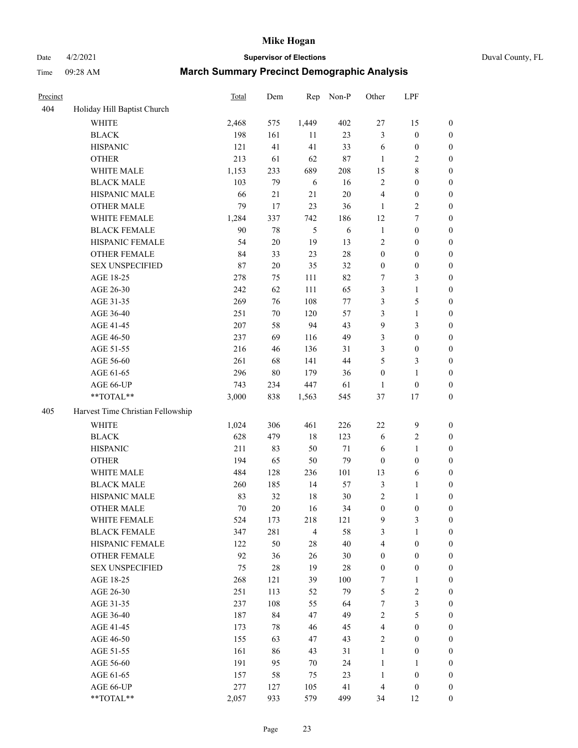# Mike Hogan

Date 4/2/2021 **Supervisor of Elections** Duval County, FL

Time 09:28 AM **March Summary Precinct Demographic Analysis**

| Precinct | | Total | Dem | Rep | Non-P | Other | LPF | |
|---|---|---|---|---|---|---|---|---|
| 404 | Holiday Hill Baptist Church | | | | | | | |
| | WHITE | 2,468 | 575 | 1,449 | 402 | 27 | 15 | 0 |
| | BLACK | 198 | 161 | 11 | 23 | 3 | 0 | 0 |
| | HISPANIC | 121 | 41 | 41 | 33 | 6 | 0 | 0 |
| | OTHER | 213 | 61 | 62 | 87 | 1 | 2 | 0 |
| | WHITE MALE | 1,153 | 233 | 689 | 208 | 15 | 8 | 0 |
| | BLACK MALE | 103 | 79 | 6 | 16 | 2 | 0 | 0 |
| | HISPANIC MALE | 66 | 21 | 21 | 20 | 4 | 0 | 0 |
| | OTHER MALE | 79 | 17 | 23 | 36 | 1 | 2 | 0 |
| | WHITE FEMALE | 1,284 | 337 | 742 | 186 | 12 | 7 | 0 |
| | BLACK FEMALE | 90 | 78 | 5 | 6 | 1 | 0 | 0 |
| | HISPANIC FEMALE | 54 | 20 | 19 | 13 | 2 | 0 | 0 |
| | OTHER FEMALE | 84 | 33 | 23 | 28 | 0 | 0 | 0 |
| | SEX UNSPECIFIED | 87 | 20 | 35 | 32 | 0 | 0 | 0 |
| | AGE 18-25 | 278 | 75 | 111 | 82 | 7 | 3 | 0 |
| | AGE 26-30 | 242 | 62 | 111 | 65 | 3 | 1 | 0 |
| | AGE 31-35 | 269 | 76 | 108 | 77 | 3 | 5 | 0 |
| | AGE 36-40 | 251 | 70 | 120 | 57 | 3 | 1 | 0 |
| | AGE 41-45 | 207 | 58 | 94 | 43 | 9 | 3 | 0 |
| | AGE 46-50 | 237 | 69 | 116 | 49 | 3 | 0 | 0 |
| | AGE 51-55 | 216 | 46 | 136 | 31 | 3 | 0 | 0 |
| | AGE 56-60 | 261 | 68 | 141 | 44 | 5 | 3 | 0 |
| | AGE 61-65 | 296 | 80 | 179 | 36 | 0 | 1 | 0 |
| | AGE 66-UP | 743 | 234 | 447 | 61 | 1 | 0 | 0 |
| | **TOTAL** | 3,000 | 838 | 1,563 | 545 | 37 | 17 | 0 |
| 405 | Harvest Time Christian Fellowship | | | | | | | |
| | WHITE | 1,024 | 306 | 461 | 226 | 22 | 9 | 0 |
| | BLACK | 628 | 479 | 18 | 123 | 6 | 2 | 0 |
| | HISPANIC | 211 | 83 | 50 | 71 | 6 | 1 | 0 |
| | OTHER | 194 | 65 | 50 | 79 | 0 | 0 | 0 |
| | WHITE MALE | 484 | 128 | 236 | 101 | 13 | 6 | 0 |
| | BLACK MALE | 260 | 185 | 14 | 57 | 3 | 1 | 0 |
| | HISPANIC MALE | 83 | 32 | 18 | 30 | 2 | 1 | 0 |
| | OTHER MALE | 70 | 20 | 16 | 34 | 0 | 0 | 0 |
| | WHITE FEMALE | 524 | 173 | 218 | 121 | 9 | 3 | 0 |
| | BLACK FEMALE | 347 | 281 | 4 | 58 | 3 | 1 | 0 |
| | HISPANIC FEMALE | 122 | 50 | 28 | 40 | 4 | 0 | 0 |
| | OTHER FEMALE | 92 | 36 | 26 | 30 | 0 | 0 | 0 |
| | SEX UNSPECIFIED | 75 | 28 | 19 | 28 | 0 | 0 | 0 |
| | AGE 18-25 | 268 | 121 | 39 | 100 | 7 | 1 | 0 |
| | AGE 26-30 | 251 | 113 | 52 | 79 | 5 | 2 | 0 |
| | AGE 31-35 | 237 | 108 | 55 | 64 | 7 | 3 | 0 |
| | AGE 36-40 | 187 | 84 | 47 | 49 | 2 | 5 | 0 |
| | AGE 41-45 | 173 | 78 | 46 | 45 | 4 | 0 | 0 |
| | AGE 46-50 | 155 | 63 | 47 | 43 | 2 | 0 | 0 |
| | AGE 51-55 | 161 | 86 | 43 | 31 | 1 | 0 | 0 |
| | AGE 56-60 | 191 | 95 | 70 | 24 | 1 | 1 | 0 |
| | AGE 61-65 | 157 | 58 | 75 | 23 | 1 | 0 | 0 |
| | AGE 66-UP | 277 | 127 | 105 | 41 | 4 | 0 | 0 |
| | **TOTAL** | 2,057 | 933 | 579 | 499 | 34 | 12 | 0 |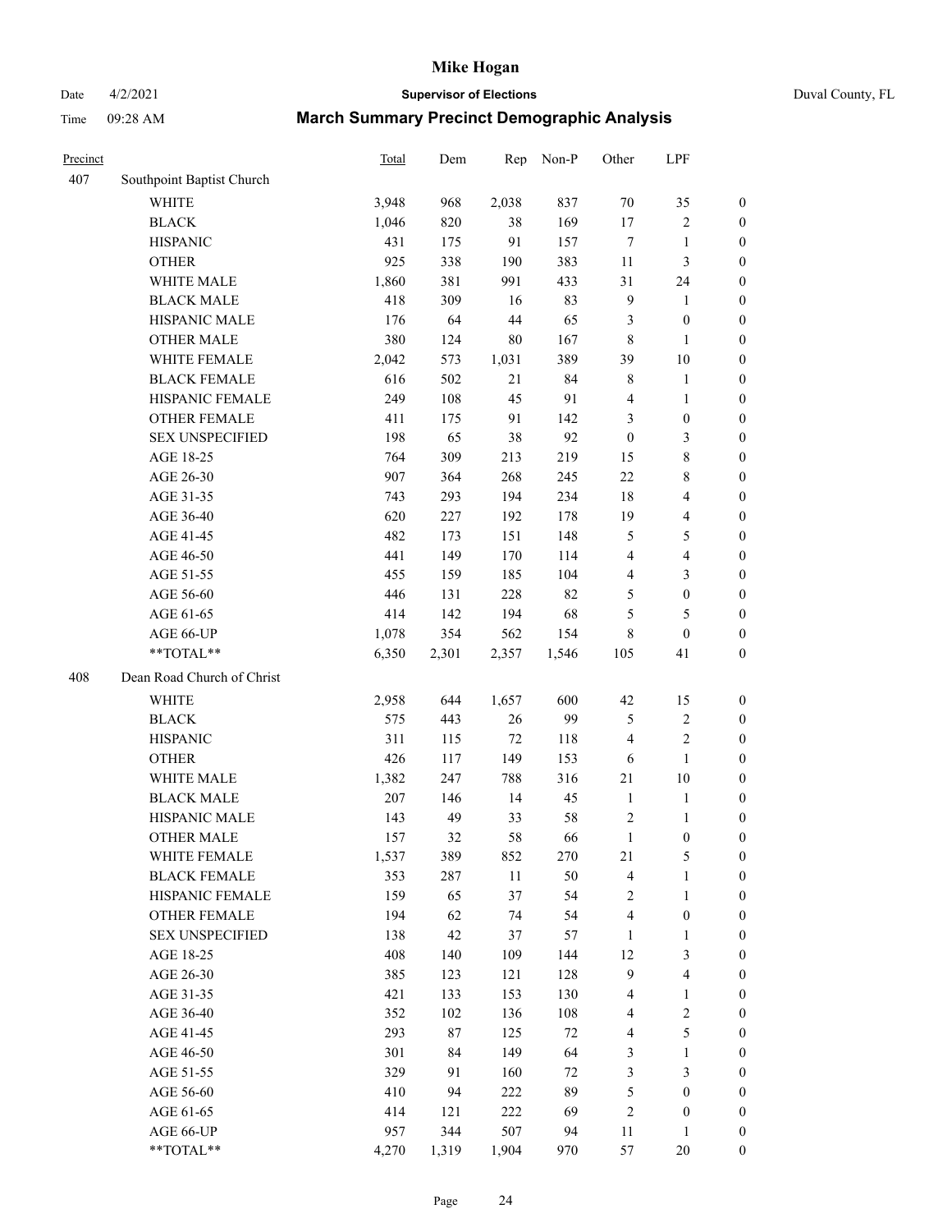# Mike Hogan

Date 4/2/2021 **Supervisor of Elections** Duval County, FL

Time 09:28 AM **March Summary Precinct Demographic Analysis**

| Precinct | | Total | Dem | Rep | Non-P | Other | LPF | |
|---|---|---|---|---|---|---|---|---|
| 407 | Southpoint Baptist Church | | | | | | | |
| | WHITE | 3,948 | 968 | 2,038 | 837 | 70 | 35 | 0 |
| | BLACK | 1,046 | 820 | 38 | 169 | 17 | 2 | 0 |
| | HISPANIC | 431 | 175 | 91 | 157 | 7 | 1 | 0 |
| | OTHER | 925 | 338 | 190 | 383 | 11 | 3 | 0 |
| | WHITE MALE | 1,860 | 381 | 991 | 433 | 31 | 24 | 0 |
| | BLACK MALE | 418 | 309 | 16 | 83 | 9 | 1 | 0 |
| | HISPANIC MALE | 176 | 64 | 44 | 65 | 3 | 0 | 0 |
| | OTHER MALE | 380 | 124 | 80 | 167 | 8 | 1 | 0 |
| | WHITE FEMALE | 2,042 | 573 | 1,031 | 389 | 39 | 10 | 0 |
| | BLACK FEMALE | 616 | 502 | 21 | 84 | 8 | 1 | 0 |
| | HISPANIC FEMALE | 249 | 108 | 45 | 91 | 4 | 1 | 0 |
| | OTHER FEMALE | 411 | 175 | 91 | 142 | 3 | 0 | 0 |
| | SEX UNSPECIFIED | 198 | 65 | 38 | 92 | 0 | 3 | 0 |
| | AGE 18-25 | 764 | 309 | 213 | 219 | 15 | 8 | 0 |
| | AGE 26-30 | 907 | 364 | 268 | 245 | 22 | 8 | 0 |
| | AGE 31-35 | 743 | 293 | 194 | 234 | 18 | 4 | 0 |
| | AGE 36-40 | 620 | 227 | 192 | 178 | 19 | 4 | 0 |
| | AGE 41-45 | 482 | 173 | 151 | 148 | 5 | 5 | 0 |
| | AGE 46-50 | 441 | 149 | 170 | 114 | 4 | 4 | 0 |
| | AGE 51-55 | 455 | 159 | 185 | 104 | 4 | 3 | 0 |
| | AGE 56-60 | 446 | 131 | 228 | 82 | 5 | 0 | 0 |
| | AGE 61-65 | 414 | 142 | 194 | 68 | 5 | 5 | 0 |
| | AGE 66-UP | 1,078 | 354 | 562 | 154 | 8 | 0 | 0 |
| | **TOTAL** | 6,350 | 2,301 | 2,357 | 1,546 | 105 | 41 | 0 |
| 408 | Dean Road Church of Christ | | | | | | | |
| | WHITE | 2,958 | 644 | 1,657 | 600 | 42 | 15 | 0 |
| | BLACK | 575 | 443 | 26 | 99 | 5 | 2 | 0 |
| | HISPANIC | 311 | 115 | 72 | 118 | 4 | 2 | 0 |
| | OTHER | 426 | 117 | 149 | 153 | 6 | 1 | 0 |
| | WHITE MALE | 1,382 | 247 | 788 | 316 | 21 | 10 | 0 |
| | BLACK MALE | 207 | 146 | 14 | 45 | 1 | 1 | 0 |
| | HISPANIC MALE | 143 | 49 | 33 | 58 | 2 | 1 | 0 |
| | OTHER MALE | 157 | 32 | 58 | 66 | 1 | 0 | 0 |
| | WHITE FEMALE | 1,537 | 389 | 852 | 270 | 21 | 5 | 0 |
| | BLACK FEMALE | 353 | 287 | 11 | 50 | 4 | 1 | 0 |
| | HISPANIC FEMALE | 159 | 65 | 37 | 54 | 2 | 1 | 0 |
| | OTHER FEMALE | 194 | 62 | 74 | 54 | 4 | 0 | 0 |
| | SEX UNSPECIFIED | 138 | 42 | 37 | 57 | 1 | 1 | 0 |
| | AGE 18-25 | 408 | 140 | 109 | 144 | 12 | 3 | 0 |
| | AGE 26-30 | 385 | 123 | 121 | 128 | 9 | 4 | 0 |
| | AGE 31-35 | 421 | 133 | 153 | 130 | 4 | 1 | 0 |
| | AGE 36-40 | 352 | 102 | 136 | 108 | 4 | 2 | 0 |
| | AGE 41-45 | 293 | 87 | 125 | 72 | 4 | 5 | 0 |
| | AGE 46-50 | 301 | 84 | 149 | 64 | 3 | 1 | 0 |
| | AGE 51-55 | 329 | 91 | 160 | 72 | 3 | 3 | 0 |
| | AGE 56-60 | 410 | 94 | 222 | 89 | 5 | 0 | 0 |
| | AGE 61-65 | 414 | 121 | 222 | 69 | 2 | 0 | 0 |
| | AGE 66-UP | 957 | 344 | 507 | 94 | 11 | 1 | 0 |
| | **TOTAL** | 4,270 | 1,319 | 1,904 | 970 | 57 | 20 | 0 |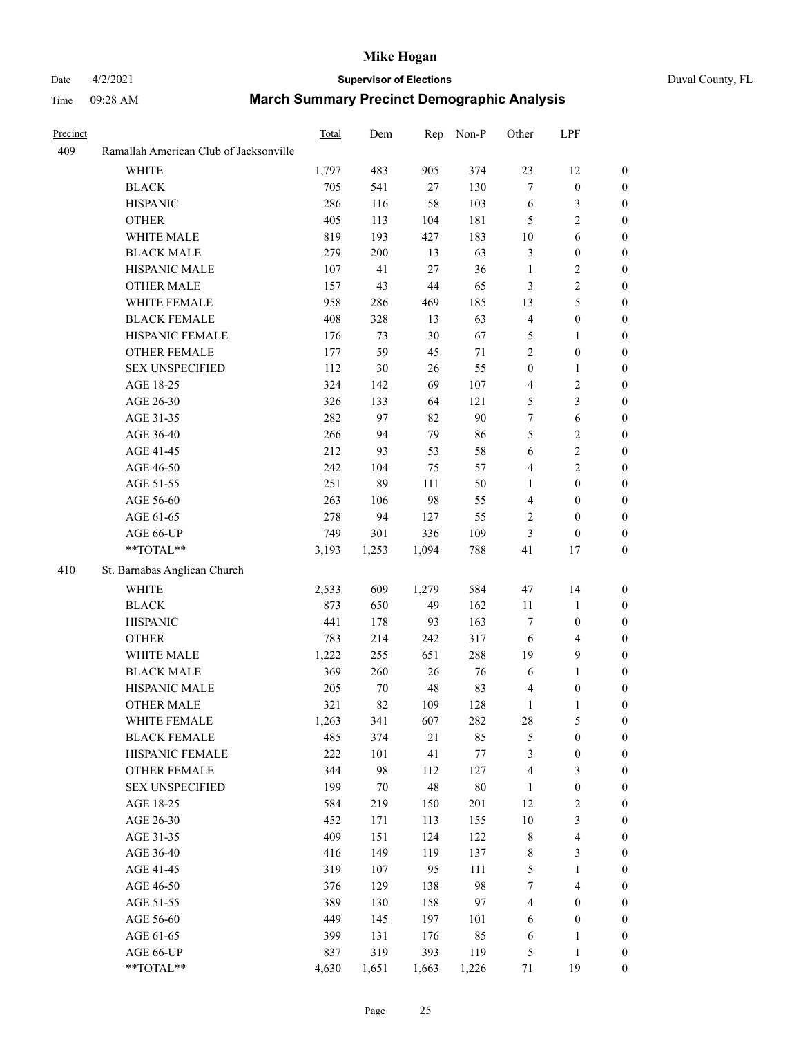# Mike Hogan

Date 4/2/2021 **Supervisor of Elections** Duval County, FL

Time 09:28 AM **March Summary Precinct Demographic Analysis**

| Precinct | | Total | Dem | Rep | Non-P | Other | LPF | |
|---|---|---|---|---|---|---|---|---|
| 409 | Ramallah American Club of Jacksonville | | | | | | | |
| | WHITE | 1,797 | 483 | 905 | 374 | 23 | 12 | 0 |
| | BLACK | 705 | 541 | 27 | 130 | 7 | 0 | 0 |
| | HISPANIC | 286 | 116 | 58 | 103 | 6 | 3 | 0 |
| | OTHER | 405 | 113 | 104 | 181 | 5 | 2 | 0 |
| | WHITE MALE | 819 | 193 | 427 | 183 | 10 | 6 | 0 |
| | BLACK MALE | 279 | 200 | 13 | 63 | 3 | 0 | 0 |
| | HISPANIC MALE | 107 | 41 | 27 | 36 | 1 | 2 | 0 |
| | OTHER MALE | 157 | 43 | 44 | 65 | 3 | 2 | 0 |
| | WHITE FEMALE | 958 | 286 | 469 | 185 | 13 | 5 | 0 |
| | BLACK FEMALE | 408 | 328 | 13 | 63 | 4 | 0 | 0 |
| | HISPANIC FEMALE | 176 | 73 | 30 | 67 | 5 | 1 | 0 |
| | OTHER FEMALE | 177 | 59 | 45 | 71 | 2 | 0 | 0 |
| | SEX UNSPECIFIED | 112 | 30 | 26 | 55 | 0 | 1 | 0 |
| | AGE 18-25 | 324 | 142 | 69 | 107 | 4 | 2 | 0 |
| | AGE 26-30 | 326 | 133 | 64 | 121 | 5 | 3 | 0 |
| | AGE 31-35 | 282 | 97 | 82 | 90 | 7 | 6 | 0 |
| | AGE 36-40 | 266 | 94 | 79 | 86 | 5 | 2 | 0 |
| | AGE 41-45 | 212 | 93 | 53 | 58 | 6 | 2 | 0 |
| | AGE 46-50 | 242 | 104 | 75 | 57 | 4 | 2 | 0 |
| | AGE 51-55 | 251 | 89 | 111 | 50 | 1 | 0 | 0 |
| | AGE 56-60 | 263 | 106 | 98 | 55 | 4 | 0 | 0 |
| | AGE 61-65 | 278 | 94 | 127 | 55 | 2 | 0 | 0 |
| | AGE 66-UP | 749 | 301 | 336 | 109 | 3 | 0 | 0 |
| | **TOTAL** | 3,193 | 1,253 | 1,094 | 788 | 41 | 17 | 0 |
| 410 | St. Barnabas Anglican Church | | | | | | | |
| | WHITE | 2,533 | 609 | 1,279 | 584 | 47 | 14 | 0 |
| | BLACK | 873 | 650 | 49 | 162 | 11 | 1 | 0 |
| | HISPANIC | 441 | 178 | 93 | 163 | 7 | 0 | 0 |
| | OTHER | 783 | 214 | 242 | 317 | 6 | 4 | 0 |
| | WHITE MALE | 1,222 | 255 | 651 | 288 | 19 | 9 | 0 |
| | BLACK MALE | 369 | 260 | 26 | 76 | 6 | 1 | 0 |
| | HISPANIC MALE | 205 | 70 | 48 | 83 | 4 | 0 | 0 |
| | OTHER MALE | 321 | 82 | 109 | 128 | 1 | 1 | 0 |
| | WHITE FEMALE | 1,263 | 341 | 607 | 282 | 28 | 5 | 0 |
| | BLACK FEMALE | 485 | 374 | 21 | 85 | 5 | 0 | 0 |
| | HISPANIC FEMALE | 222 | 101 | 41 | 77 | 3 | 0 | 0 |
| | OTHER FEMALE | 344 | 98 | 112 | 127 | 4 | 3 | 0 |
| | SEX UNSPECIFIED | 199 | 70 | 48 | 80 | 1 | 0 | 0 |
| | AGE 18-25 | 584 | 219 | 150 | 201 | 12 | 2 | 0 |
| | AGE 26-30 | 452 | 171 | 113 | 155 | 10 | 3 | 0 |
| | AGE 31-35 | 409 | 151 | 124 | 122 | 8 | 4 | 0 |
| | AGE 36-40 | 416 | 149 | 119 | 137 | 8 | 3 | 0 |
| | AGE 41-45 | 319 | 107 | 95 | 111 | 5 | 1 | 0 |
| | AGE 46-50 | 376 | 129 | 138 | 98 | 7 | 4 | 0 |
| | AGE 51-55 | 389 | 130 | 158 | 97 | 4 | 0 | 0 |
| | AGE 56-60 | 449 | 145 | 197 | 101 | 6 | 0 | 0 |
| | AGE 61-65 | 399 | 131 | 176 | 85 | 6 | 1 | 0 |
| | AGE 66-UP | 837 | 319 | 393 | 119 | 5 | 1 | 0 |
| | **TOTAL** | 4,630 | 1,651 | 1,663 | 1,226 | 71 | 19 | 0 |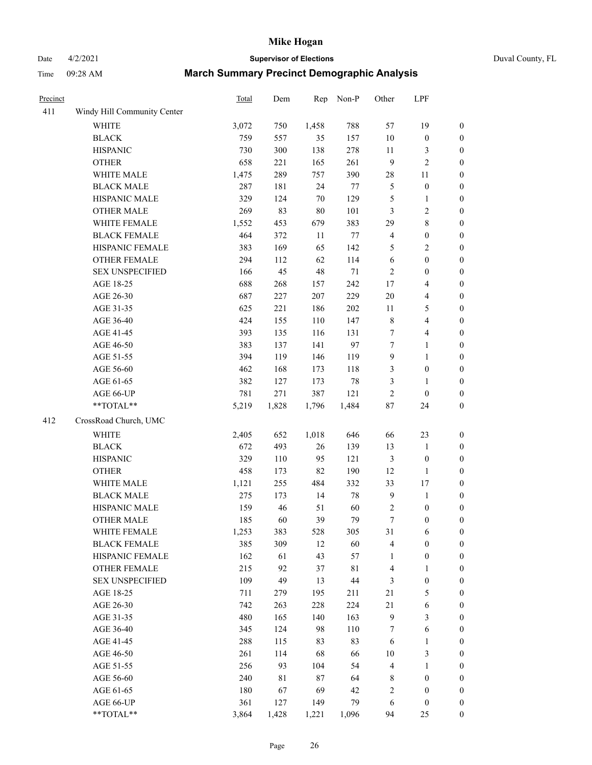# Mike Hogan

Date 4/2/2021 **Supervisor of Elections** Duval County, FL

Time 09:28 AM **March Summary Precinct Demographic Analysis**

| Precinct | | Total | Dem | Rep | Non-P | Other | LPF | |
|---|---|---|---|---|---|---|---|---|
| 411 | Windy Hill Community Center | | | | | | | |
| | WHITE | 3,072 | 750 | 1,458 | 788 | 57 | 19 | 0 |
| | BLACK | 759 | 557 | 35 | 157 | 10 | 0 | 0 |
| | HISPANIC | 730 | 300 | 138 | 278 | 11 | 3 | 0 |
| | OTHER | 658 | 221 | 165 | 261 | 9 | 2 | 0 |
| | WHITE MALE | 1,475 | 289 | 757 | 390 | 28 | 11 | 0 |
| | BLACK MALE | 287 | 181 | 24 | 77 | 5 | 0 | 0 |
| | HISPANIC MALE | 329 | 124 | 70 | 129 | 5 | 1 | 0 |
| | OTHER MALE | 269 | 83 | 80 | 101 | 3 | 2 | 0 |
| | WHITE FEMALE | 1,552 | 453 | 679 | 383 | 29 | 8 | 0 |
| | BLACK FEMALE | 464 | 372 | 11 | 77 | 4 | 0 | 0 |
| | HISPANIC FEMALE | 383 | 169 | 65 | 142 | 5 | 2 | 0 |
| | OTHER FEMALE | 294 | 112 | 62 | 114 | 6 | 0 | 0 |
| | SEX UNSPECIFIED | 166 | 45 | 48 | 71 | 2 | 0 | 0 |
| | AGE 18-25 | 688 | 268 | 157 | 242 | 17 | 4 | 0 |
| | AGE 26-30 | 687 | 227 | 207 | 229 | 20 | 4 | 0 |
| | AGE 31-35 | 625 | 221 | 186 | 202 | 11 | 5 | 0 |
| | AGE 36-40 | 424 | 155 | 110 | 147 | 8 | 4 | 0 |
| | AGE 41-45 | 393 | 135 | 116 | 131 | 7 | 4 | 0 |
| | AGE 46-50 | 383 | 137 | 141 | 97 | 7 | 1 | 0 |
| | AGE 51-55 | 394 | 119 | 146 | 119 | 9 | 1 | 0 |
| | AGE 56-60 | 462 | 168 | 173 | 118 | 3 | 0 | 0 |
| | AGE 61-65 | 382 | 127 | 173 | 78 | 3 | 1 | 0 |
| | AGE 66-UP | 781 | 271 | 387 | 121 | 2 | 0 | 0 |
| | **TOTAL** | 5,219 | 1,828 | 1,796 | 1,484 | 87 | 24 | 0 |
| 412 | CrossRoad Church, UMC | | | | | | | |
| | WHITE | 2,405 | 652 | 1,018 | 646 | 66 | 23 | 0 |
| | BLACK | 672 | 493 | 26 | 139 | 13 | 1 | 0 |
| | HISPANIC | 329 | 110 | 95 | 121 | 3 | 0 | 0 |
| | OTHER | 458 | 173 | 82 | 190 | 12 | 1 | 0 |
| | WHITE MALE | 1,121 | 255 | 484 | 332 | 33 | 17 | 0 |
| | BLACK MALE | 275 | 173 | 14 | 78 | 9 | 1 | 0 |
| | HISPANIC MALE | 159 | 46 | 51 | 60 | 2 | 0 | 0 |
| | OTHER MALE | 185 | 60 | 39 | 79 | 7 | 0 | 0 |
| | WHITE FEMALE | 1,253 | 383 | 528 | 305 | 31 | 6 | 0 |
| | BLACK FEMALE | 385 | 309 | 12 | 60 | 4 | 0 | 0 |
| | HISPANIC FEMALE | 162 | 61 | 43 | 57 | 1 | 0 | 0 |
| | OTHER FEMALE | 215 | 92 | 37 | 81 | 4 | 1 | 0 |
| | SEX UNSPECIFIED | 109 | 49 | 13 | 44 | 3 | 0 | 0 |
| | AGE 18-25 | 711 | 279 | 195 | 211 | 21 | 5 | 0 |
| | AGE 26-30 | 742 | 263 | 228 | 224 | 21 | 6 | 0 |
| | AGE 31-35 | 480 | 165 | 140 | 163 | 9 | 3 | 0 |
| | AGE 36-40 | 345 | 124 | 98 | 110 | 7 | 6 | 0 |
| | AGE 41-45 | 288 | 115 | 83 | 83 | 6 | 1 | 0 |
| | AGE 46-50 | 261 | 114 | 68 | 66 | 10 | 3 | 0 |
| | AGE 51-55 | 256 | 93 | 104 | 54 | 4 | 1 | 0 |
| | AGE 56-60 | 240 | 81 | 87 | 64 | 8 | 0 | 0 |
| | AGE 61-65 | 180 | 67 | 69 | 42 | 2 | 0 | 0 |
| | AGE 66-UP | 361 | 127 | 149 | 79 | 6 | 0 | 0 |
| | **TOTAL** | 3,864 | 1,428 | 1,221 | 1,096 | 94 | 25 | 0 |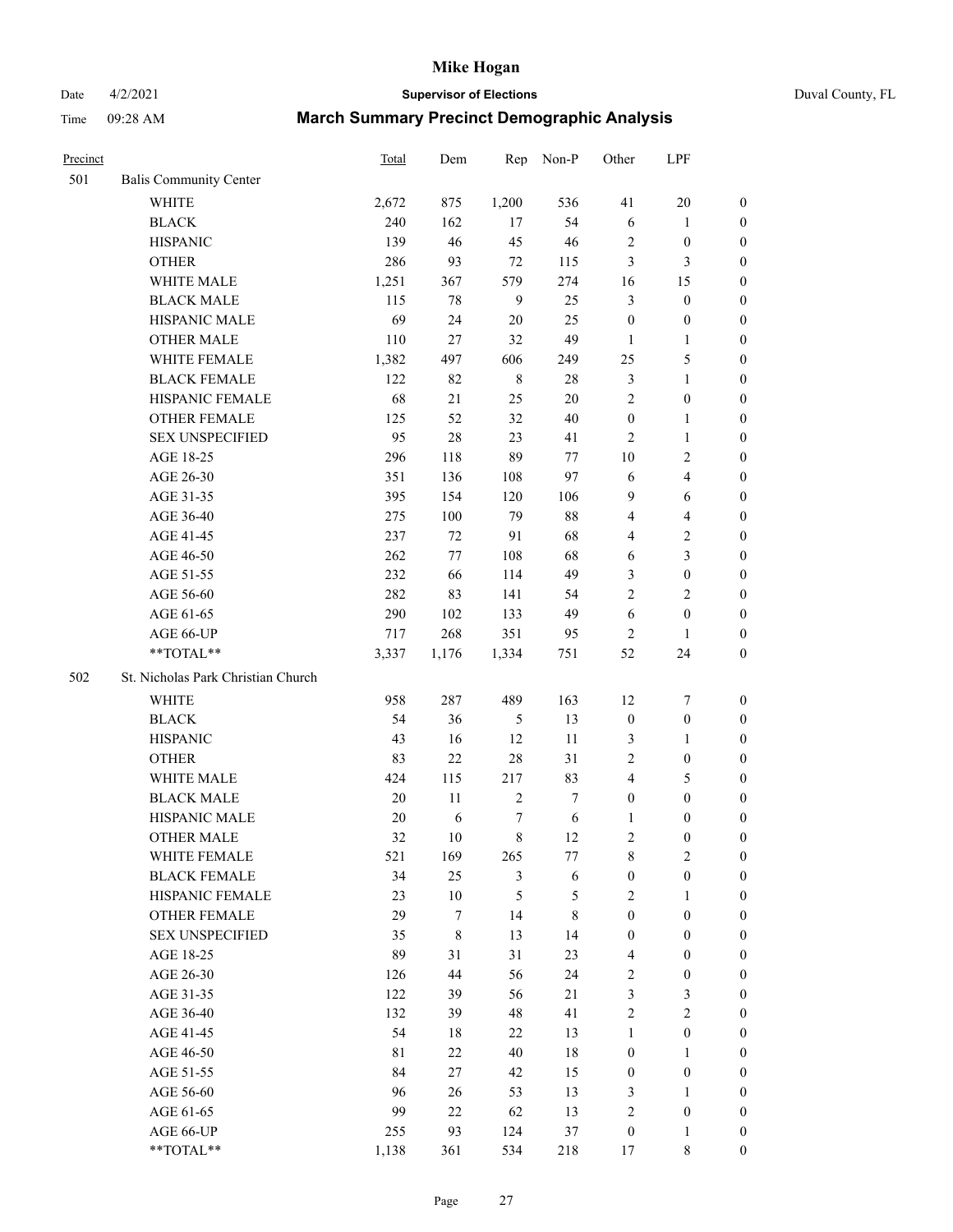# Mike Hogan

Date 4/2/2021 **Supervisor of Elections** Duval County, FL

Time 09:28 AM **March Summary Precinct Demographic Analysis**

| Precinct | | Total | Dem | Rep | Non-P | Other | LPF | |
|---|---|---|---|---|---|---|---|---|
| 501 | Balis Community Center | | | | | | | |
| | WHITE | 2,672 | 875 | 1,200 | 536 | 41 | 20 | 0 |
| | BLACK | 240 | 162 | 17 | 54 | 6 | 1 | 0 |
| | HISPANIC | 139 | 46 | 45 | 46 | 2 | 0 | 0 |
| | OTHER | 286 | 93 | 72 | 115 | 3 | 3 | 0 |
| | WHITE MALE | 1,251 | 367 | 579 | 274 | 16 | 15 | 0 |
| | BLACK MALE | 115 | 78 | 9 | 25 | 3 | 0 | 0 |
| | HISPANIC MALE | 69 | 24 | 20 | 25 | 0 | 0 | 0 |
| | OTHER MALE | 110 | 27 | 32 | 49 | 1 | 1 | 0 |
| | WHITE FEMALE | 1,382 | 497 | 606 | 249 | 25 | 5 | 0 |
| | BLACK FEMALE | 122 | 82 | 8 | 28 | 3 | 1 | 0 |
| | HISPANIC FEMALE | 68 | 21 | 25 | 20 | 2 | 0 | 0 |
| | OTHER FEMALE | 125 | 52 | 32 | 40 | 0 | 1 | 0 |
| | SEX UNSPECIFIED | 95 | 28 | 23 | 41 | 2 | 1 | 0 |
| | AGE 18-25 | 296 | 118 | 89 | 77 | 10 | 2 | 0 |
| | AGE 26-30 | 351 | 136 | 108 | 97 | 6 | 4 | 0 |
| | AGE 31-35 | 395 | 154 | 120 | 106 | 9 | 6 | 0 |
| | AGE 36-40 | 275 | 100 | 79 | 88 | 4 | 4 | 0 |
| | AGE 41-45 | 237 | 72 | 91 | 68 | 4 | 2 | 0 |
| | AGE 46-50 | 262 | 77 | 108 | 68 | 6 | 3 | 0 |
| | AGE 51-55 | 232 | 66 | 114 | 49 | 3 | 0 | 0 |
| | AGE 56-60 | 282 | 83 | 141 | 54 | 2 | 2 | 0 |
| | AGE 61-65 | 290 | 102 | 133 | 49 | 6 | 0 | 0 |
| | AGE 66-UP | 717 | 268 | 351 | 95 | 2 | 1 | 0 |
| | **TOTAL** | 3,337 | 1,176 | 1,334 | 751 | 52 | 24 | 0 |
| 502 | St. Nicholas Park Christian Church | | | | | | | |
| | WHITE | 958 | 287 | 489 | 163 | 12 | 7 | 0 |
| | BLACK | 54 | 36 | 5 | 13 | 0 | 0 | 0 |
| | HISPANIC | 43 | 16 | 12 | 11 | 3 | 1 | 0 |
| | OTHER | 83 | 22 | 28 | 31 | 2 | 0 | 0 |
| | WHITE MALE | 424 | 115 | 217 | 83 | 4 | 5 | 0 |
| | BLACK MALE | 20 | 11 | 2 | 7 | 0 | 0 | 0 |
| | HISPANIC MALE | 20 | 6 | 7 | 6 | 1 | 0 | 0 |
| | OTHER MALE | 32 | 10 | 8 | 12 | 2 | 0 | 0 |
| | WHITE FEMALE | 521 | 169 | 265 | 77 | 8 | 2 | 0 |
| | BLACK FEMALE | 34 | 25 | 3 | 6 | 0 | 0 | 0 |
| | HISPANIC FEMALE | 23 | 10 | 5 | 5 | 2 | 1 | 0 |
| | OTHER FEMALE | 29 | 7 | 14 | 8 | 0 | 0 | 0 |
| | SEX UNSPECIFIED | 35 | 8 | 13 | 14 | 0 | 0 | 0 |
| | AGE 18-25 | 89 | 31 | 31 | 23 | 4 | 0 | 0 |
| | AGE 26-30 | 126 | 44 | 56 | 24 | 2 | 0 | 0 |
| | AGE 31-35 | 122 | 39 | 56 | 21 | 3 | 3 | 0 |
| | AGE 36-40 | 132 | 39 | 48 | 41 | 2 | 2 | 0 |
| | AGE 41-45 | 54 | 18 | 22 | 13 | 1 | 0 | 0 |
| | AGE 46-50 | 81 | 22 | 40 | 18 | 0 | 1 | 0 |
| | AGE 51-55 | 84 | 27 | 42 | 15 | 0 | 0 | 0 |
| | AGE 56-60 | 96 | 26 | 53 | 13 | 3 | 1 | 0 |
| | AGE 61-65 | 99 | 22 | 62 | 13 | 2 | 0 | 0 |
| | AGE 66-UP | 255 | 93 | 124 | 37 | 0 | 1 | 0 |
| | **TOTAL** | 1,138 | 361 | 534 | 218 | 17 | 8 | 0 |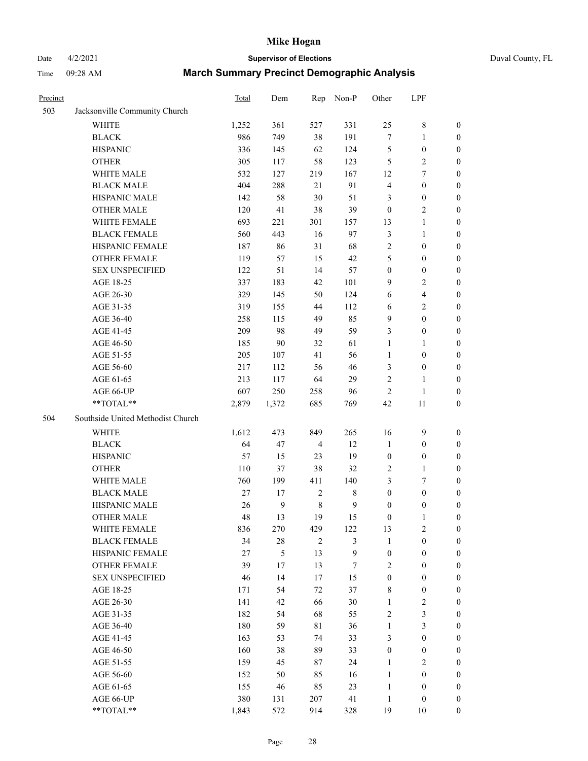| Precinct | | Total | Dem | Rep | Non-P | Other | LPF | |
|---|---|---|---|---|---|---|---|---|
| 503 | Jacksonville Community Church | | | | | | | |
| | WHITE | 1,252 | 361 | 527 | 331 | 25 | 8 | 0 |
| | BLACK | 986 | 749 | 38 | 191 | 7 | 1 | 0 |
| | HISPANIC | 336 | 145 | 62 | 124 | 5 | 0 | 0 |
| | OTHER | 305 | 117 | 58 | 123 | 5 | 2 | 0 |
| | WHITE MALE | 532 | 127 | 219 | 167 | 12 | 7 | 0 |
| | BLACK MALE | 404 | 288 | 21 | 91 | 4 | 0 | 0 |
| | HISPANIC MALE | 142 | 58 | 30 | 51 | 3 | 0 | 0 |
| | OTHER MALE | 120 | 41 | 38 | 39 | 0 | 2 | 0 |
| | WHITE FEMALE | 693 | 221 | 301 | 157 | 13 | 1 | 0 |
| | BLACK FEMALE | 560 | 443 | 16 | 97 | 3 | 1 | 0 |
| | HISPANIC FEMALE | 187 | 86 | 31 | 68 | 2 | 0 | 0 |
| | OTHER FEMALE | 119 | 57 | 15 | 42 | 5 | 0 | 0 |
| | SEX UNSPECIFIED | 122 | 51 | 14 | 57 | 0 | 0 | 0 |
| | AGE 18-25 | 337 | 183 | 42 | 101 | 9 | 2 | 0 |
| | AGE 26-30 | 329 | 145 | 50 | 124 | 6 | 4 | 0 |
| | AGE 31-35 | 319 | 155 | 44 | 112 | 6 | 2 | 0 |
| | AGE 36-40 | 258 | 115 | 49 | 85 | 9 | 0 | 0 |
| | AGE 41-45 | 209 | 98 | 49 | 59 | 3 | 0 | 0 |
| | AGE 46-50 | 185 | 90 | 32 | 61 | 1 | 1 | 0 |
| | AGE 51-55 | 205 | 107 | 41 | 56 | 1 | 0 | 0 |
| | AGE 56-60 | 217 | 112 | 56 | 46 | 3 | 0 | 0 |
| | AGE 61-65 | 213 | 117 | 64 | 29 | 2 | 1 | 0 |
| | AGE 66-UP | 607 | 250 | 258 | 96 | 2 | 1 | 0 |
| | **TOTAL** | 2,879 | 1,372 | 685 | 769 | 42 | 11 | 0 |
| 504 | Southside United Methodist Church | | | | | | | |
| | WHITE | 1,612 | 473 | 849 | 265 | 16 | 9 | 0 |
| | BLACK | 64 | 47 | 4 | 12 | 1 | 0 | 0 |
| | HISPANIC | 57 | 15 | 23 | 19 | 0 | 0 | 0 |
| | OTHER | 110 | 37 | 38 | 32 | 2 | 1 | 0 |
| | WHITE MALE | 760 | 199 | 411 | 140 | 3 | 7 | 0 |
| | BLACK MALE | 27 | 17 | 2 | 8 | 0 | 0 | 0 |
| | HISPANIC MALE | 26 | 9 | 8 | 9 | 0 | 0 | 0 |
| | OTHER MALE | 48 | 13 | 19 | 15 | 0 | 1 | 0 |
| | WHITE FEMALE | 836 | 270 | 429 | 122 | 13 | 2 | 0 |
| | BLACK FEMALE | 34 | 28 | 2 | 3 | 1 | 0 | 0 |
| | HISPANIC FEMALE | 27 | 5 | 13 | 9 | 0 | 0 | 0 |
| | OTHER FEMALE | 39 | 17 | 13 | 7 | 2 | 0 | 0 |
| | SEX UNSPECIFIED | 46 | 14 | 17 | 15 | 0 | 0 | 0 |
| | AGE 18-25 | 171 | 54 | 72 | 37 | 8 | 0 | 0 |
| | AGE 26-30 | 141 | 42 | 66 | 30 | 1 | 2 | 0 |
| | AGE 31-35 | 182 | 54 | 68 | 55 | 2 | 3 | 0 |
| | AGE 36-40 | 180 | 59 | 81 | 36 | 1 | 3 | 0 |
| | AGE 41-45 | 163 | 53 | 74 | 33 | 3 | 0 | 0 |
| | AGE 46-50 | 160 | 38 | 89 | 33 | 0 | 0 | 0 |
| | AGE 51-55 | 159 | 45 | 87 | 24 | 1 | 2 | 0 |
| | AGE 56-60 | 152 | 50 | 85 | 16 | 1 | 0 | 0 |
| | AGE 61-65 | 155 | 46 | 85 | 23 | 1 | 0 | 0 |
| | AGE 66-UP | 380 | 131 | 207 | 41 | 1 | 0 | 0 |
| | **TOTAL** | 1,843 | 572 | 914 | 328 | 19 | 10 | 0 |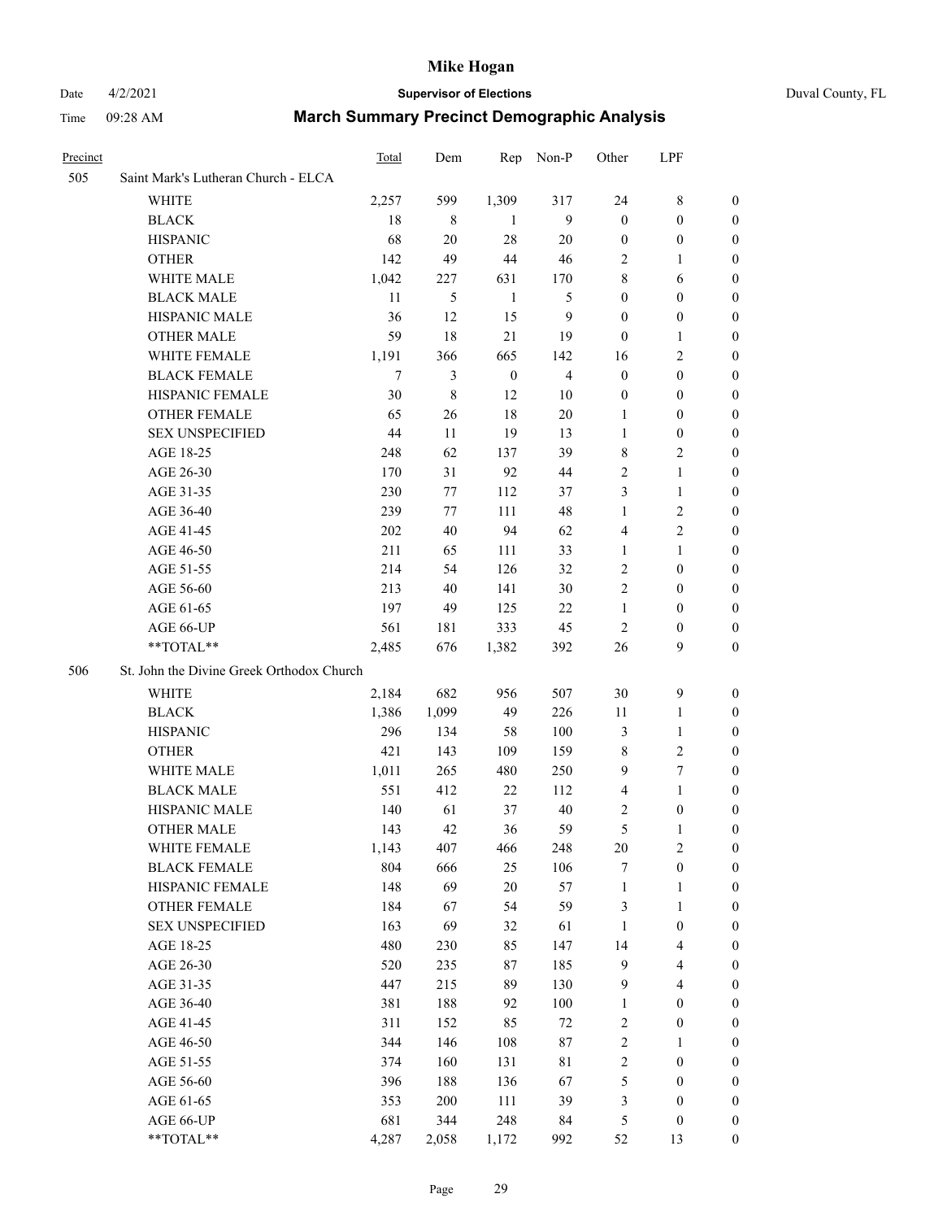| Precinct | | Total | Dem | Rep | Non-P | Other | LPF | |
|---|---|---|---|---|---|---|---|---|
| 505 | Saint Mark's Lutheran Church - ELCA | | | | | | | |
| | WHITE | 2,257 | 599 | 1,309 | 317 | 24 | 8 | 0 |
| | BLACK | 18 | 8 | 1 | 9 | 0 | 0 | 0 |
| | HISPANIC | 68 | 20 | 28 | 20 | 0 | 0 | 0 |
| | OTHER | 142 | 49 | 44 | 46 | 2 | 1 | 0 |
| | WHITE MALE | 1,042 | 227 | 631 | 170 | 8 | 6 | 0 |
| | BLACK MALE | 11 | 5 | 1 | 5 | 0 | 0 | 0 |
| | HISPANIC MALE | 36 | 12 | 15 | 9 | 0 | 0 | 0 |
| | OTHER MALE | 59 | 18 | 21 | 19 | 0 | 1 | 0 |
| | WHITE FEMALE | 1,191 | 366 | 665 | 142 | 16 | 2 | 0 |
| | BLACK FEMALE | 7 | 3 | 0 | 4 | 0 | 0 | 0 |
| | HISPANIC FEMALE | 30 | 8 | 12 | 10 | 0 | 0 | 0 |
| | OTHER FEMALE | 65 | 26 | 18 | 20 | 1 | 0 | 0 |
| | SEX UNSPECIFIED | 44 | 11 | 19 | 13 | 1 | 0 | 0 |
| | AGE 18-25 | 248 | 62 | 137 | 39 | 8 | 2 | 0 |
| | AGE 26-30 | 170 | 31 | 92 | 44 | 2 | 1 | 0 |
| | AGE 31-35 | 230 | 77 | 112 | 37 | 3 | 1 | 0 |
| | AGE 36-40 | 239 | 77 | 111 | 48 | 1 | 2 | 0 |
| | AGE 41-45 | 202 | 40 | 94 | 62 | 4 | 2 | 0 |
| | AGE 46-50 | 211 | 65 | 111 | 33 | 1 | 1 | 0 |
| | AGE 51-55 | 214 | 54 | 126 | 32 | 2 | 0 | 0 |
| | AGE 56-60 | 213 | 40 | 141 | 30 | 2 | 0 | 0 |
| | AGE 61-65 | 197 | 49 | 125 | 22 | 1 | 0 | 0 |
| | AGE 66-UP | 561 | 181 | 333 | 45 | 2 | 0 | 0 |
| | **TOTAL** | 2,485 | 676 | 1,382 | 392 | 26 | 9 | 0 |
| 506 | St. John the Divine Greek Orthodox Church | | | | | | | |
| | WHITE | 2,184 | 682 | 956 | 507 | 30 | 9 | 0 |
| | BLACK | 1,386 | 1,099 | 49 | 226 | 11 | 1 | 0 |
| | HISPANIC | 296 | 134 | 58 | 100 | 3 | 1 | 0 |
| | OTHER | 421 | 143 | 109 | 159 | 8 | 2 | 0 |
| | WHITE MALE | 1,011 | 265 | 480 | 250 | 9 | 7 | 0 |
| | BLACK MALE | 551 | 412 | 22 | 112 | 4 | 1 | 0 |
| | HISPANIC MALE | 140 | 61 | 37 | 40 | 2 | 0 | 0 |
| | OTHER MALE | 143 | 42 | 36 | 59 | 5 | 1 | 0 |
| | WHITE FEMALE | 1,143 | 407 | 466 | 248 | 20 | 2 | 0 |
| | BLACK FEMALE | 804 | 666 | 25 | 106 | 7 | 0 | 0 |
| | HISPANIC FEMALE | 148 | 69 | 20 | 57 | 1 | 1 | 0 |
| | OTHER FEMALE | 184 | 67 | 54 | 59 | 3 | 1 | 0 |
| | SEX UNSPECIFIED | 163 | 69 | 32 | 61 | 1 | 0 | 0 |
| | AGE 18-25 | 480 | 230 | 85 | 147 | 14 | 4 | 0 |
| | AGE 26-30 | 520 | 235 | 87 | 185 | 9 | 4 | 0 |
| | AGE 31-35 | 447 | 215 | 89 | 130 | 9 | 4 | 0 |
| | AGE 36-40 | 381 | 188 | 92 | 100 | 1 | 0 | 0 |
| | AGE 41-45 | 311 | 152 | 85 | 72 | 2 | 0 | 0 |
| | AGE 46-50 | 344 | 146 | 108 | 87 | 2 | 1 | 0 |
| | AGE 51-55 | 374 | 160 | 131 | 81 | 2 | 0 | 0 |
| | AGE 56-60 | 396 | 188 | 136 | 67 | 5 | 0 | 0 |
| | AGE 61-65 | 353 | 200 | 111 | 39 | 3 | 0 | 0 |
| | AGE 66-UP | 681 | 344 | 248 | 84 | 5 | 0 | 0 |
| | **TOTAL** | 4,287 | 2,058 | 1,172 | 992 | 52 | 13 | 0 |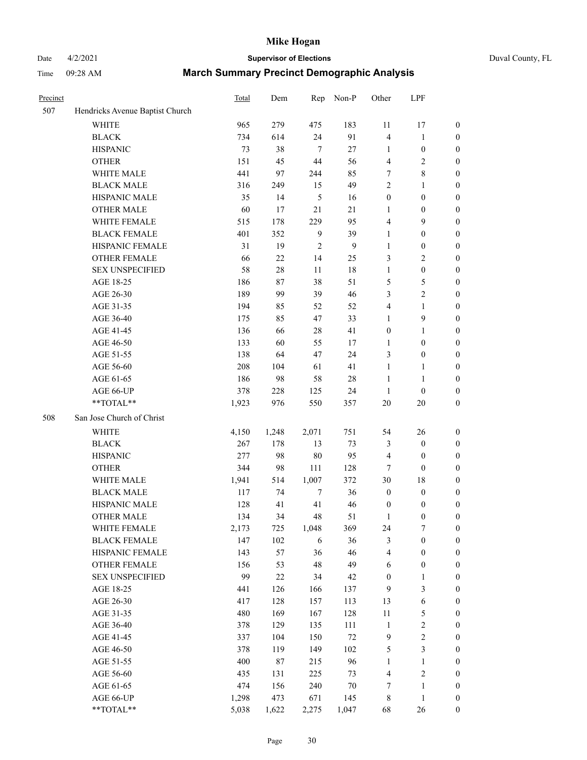# Mike Hogan

Date 4/2/2021 **Supervisor of Elections** Duval County, FL

Time 09:28 AM **March Summary Precinct Demographic Analysis**

| Precinct | | Total | Dem | Rep | Non-P | Other | LPF | |
|---|---|---|---|---|---|---|---|---|
| 507 | Hendricks Avenue Baptist Church | | | | | | | |
| | WHITE | 965 | 279 | 475 | 183 | 11 | 17 | 0 |
| | BLACK | 734 | 614 | 24 | 91 | 4 | 1 | 0 |
| | HISPANIC | 73 | 38 | 7 | 27 | 1 | 0 | 0 |
| | OTHER | 151 | 45 | 44 | 56 | 4 | 2 | 0 |
| | WHITE MALE | 441 | 97 | 244 | 85 | 7 | 8 | 0 |
| | BLACK MALE | 316 | 249 | 15 | 49 | 2 | 1 | 0 |
| | HISPANIC MALE | 35 | 14 | 5 | 16 | 0 | 0 | 0 |
| | OTHER MALE | 60 | 17 | 21 | 21 | 1 | 0 | 0 |
| | WHITE FEMALE | 515 | 178 | 229 | 95 | 4 | 9 | 0 |
| | BLACK FEMALE | 401 | 352 | 9 | 39 | 1 | 0 | 0 |
| | HISPANIC FEMALE | 31 | 19 | 2 | 9 | 1 | 0 | 0 |
| | OTHER FEMALE | 66 | 22 | 14 | 25 | 3 | 2 | 0 |
| | SEX UNSPECIFIED | 58 | 28 | 11 | 18 | 1 | 0 | 0 |
| | AGE 18-25 | 186 | 87 | 38 | 51 | 5 | 5 | 0 |
| | AGE 26-30 | 189 | 99 | 39 | 46 | 3 | 2 | 0 |
| | AGE 31-35 | 194 | 85 | 52 | 52 | 4 | 1 | 0 |
| | AGE 36-40 | 175 | 85 | 47 | 33 | 1 | 9 | 0 |
| | AGE 41-45 | 136 | 66 | 28 | 41 | 0 | 1 | 0 |
| | AGE 46-50 | 133 | 60 | 55 | 17 | 1 | 0 | 0 |
| | AGE 51-55 | 138 | 64 | 47 | 24 | 3 | 0 | 0 |
| | AGE 56-60 | 208 | 104 | 61 | 41 | 1 | 1 | 0 |
| | AGE 61-65 | 186 | 98 | 58 | 28 | 1 | 1 | 0 |
| | AGE 66-UP | 378 | 228 | 125 | 24 | 1 | 0 | 0 |
| | **TOTAL** | 1,923 | 976 | 550 | 357 | 20 | 20 | 0 |
| 508 | San Jose Church of Christ | | | | | | | |
| | WHITE | 4,150 | 1,248 | 2,071 | 751 | 54 | 26 | 0 |
| | BLACK | 267 | 178 | 13 | 73 | 3 | 0 | 0 |
| | HISPANIC | 277 | 98 | 80 | 95 | 4 | 0 | 0 |
| | OTHER | 344 | 98 | 111 | 128 | 7 | 0 | 0 |
| | WHITE MALE | 1,941 | 514 | 1,007 | 372 | 30 | 18 | 0 |
| | BLACK MALE | 117 | 74 | 7 | 36 | 0 | 0 | 0 |
| | HISPANIC MALE | 128 | 41 | 41 | 46 | 0 | 0 | 0 |
| | OTHER MALE | 134 | 34 | 48 | 51 | 1 | 0 | 0 |
| | WHITE FEMALE | 2,173 | 725 | 1,048 | 369 | 24 | 7 | 0 |
| | BLACK FEMALE | 147 | 102 | 6 | 36 | 3 | 0 | 0 |
| | HISPANIC FEMALE | 143 | 57 | 36 | 46 | 4 | 0 | 0 |
| | OTHER FEMALE | 156 | 53 | 48 | 49 | 6 | 0 | 0 |
| | SEX UNSPECIFIED | 99 | 22 | 34 | 42 | 0 | 1 | 0 |
| | AGE 18-25 | 441 | 126 | 166 | 137 | 9 | 3 | 0 |
| | AGE 26-30 | 417 | 128 | 157 | 113 | 13 | 6 | 0 |
| | AGE 31-35 | 480 | 169 | 167 | 128 | 11 | 5 | 0 |
| | AGE 36-40 | 378 | 129 | 135 | 111 | 1 | 2 | 0 |
| | AGE 41-45 | 337 | 104 | 150 | 72 | 9 | 2 | 0 |
| | AGE 46-50 | 378 | 119 | 149 | 102 | 5 | 3 | 0 |
| | AGE 51-55 | 400 | 87 | 215 | 96 | 1 | 1 | 0 |
| | AGE 56-60 | 435 | 131 | 225 | 73 | 4 | 2 | 0 |
| | AGE 61-65 | 474 | 156 | 240 | 70 | 7 | 1 | 0 |
| | AGE 66-UP | 1,298 | 473 | 671 | 145 | 8 | 1 | 0 |
| | **TOTAL** | 5,038 | 1,622 | 2,275 | 1,047 | 68 | 26 | 0 |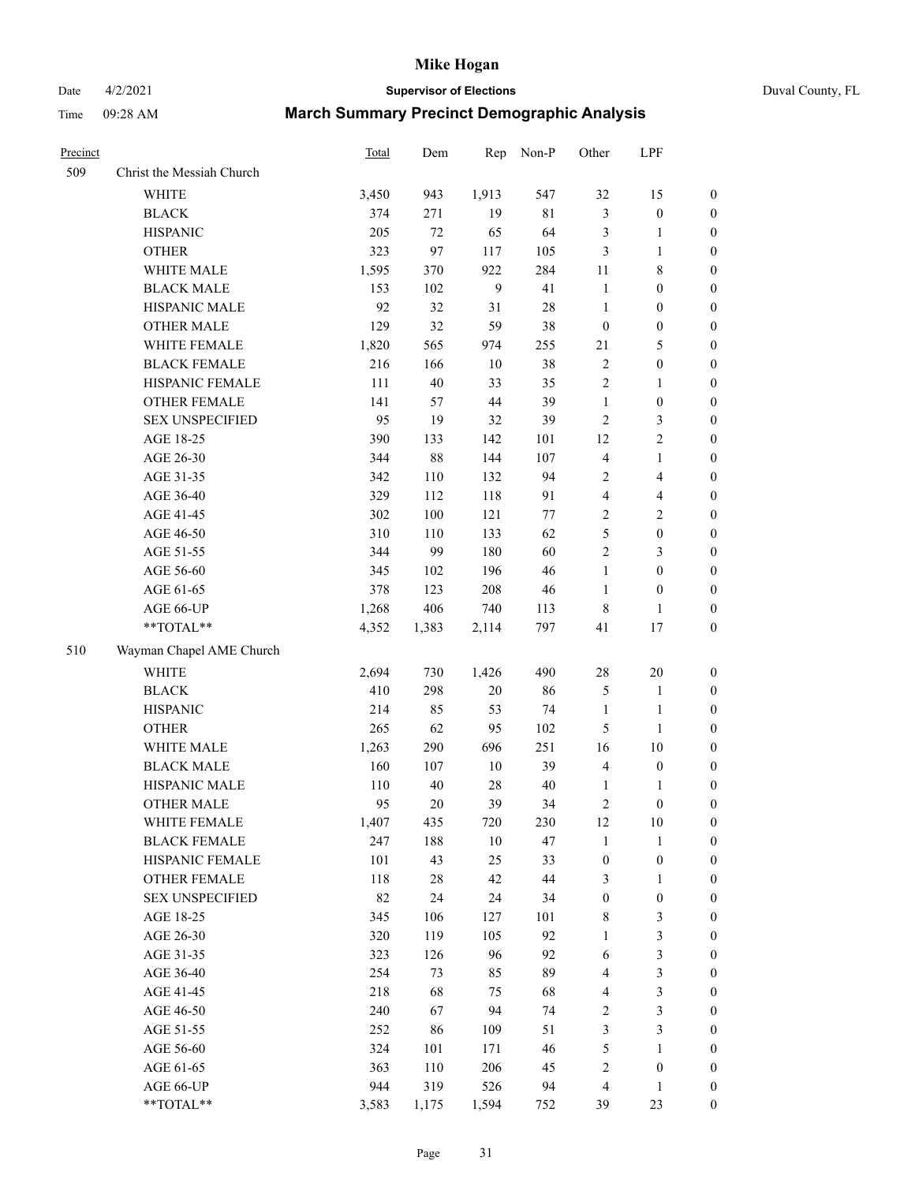# Mike Hogan

Date 4/2/2021 **Supervisor of Elections** Duval County, FL

Time 09:28 AM **March Summary Precinct Demographic Analysis**

| Precinct | | Total | Dem | Rep | Non-P | Other | LPF | |
|---|---|---|---|---|---|---|---|---|
| 509 | Christ the Messiah Church | | | | | | | |
| | WHITE | 3,450 | 943 | 1,913 | 547 | 32 | 15 | 0 |
| | BLACK | 374 | 271 | 19 | 81 | 3 | 0 | 0 |
| | HISPANIC | 205 | 72 | 65 | 64 | 3 | 1 | 0 |
| | OTHER | 323 | 97 | 117 | 105 | 3 | 1 | 0 |
| | WHITE MALE | 1,595 | 370 | 922 | 284 | 11 | 8 | 0 |
| | BLACK MALE | 153 | 102 | 9 | 41 | 1 | 0 | 0 |
| | HISPANIC MALE | 92 | 32 | 31 | 28 | 1 | 0 | 0 |
| | OTHER MALE | 129 | 32 | 59 | 38 | 0 | 0 | 0 |
| | WHITE FEMALE | 1,820 | 565 | 974 | 255 | 21 | 5 | 0 |
| | BLACK FEMALE | 216 | 166 | 10 | 38 | 2 | 0 | 0 |
| | HISPANIC FEMALE | 111 | 40 | 33 | 35 | 2 | 1 | 0 |
| | OTHER FEMALE | 141 | 57 | 44 | 39 | 1 | 0 | 0 |
| | SEX UNSPECIFIED | 95 | 19 | 32 | 39 | 2 | 3 | 0 |
| | AGE 18-25 | 390 | 133 | 142 | 101 | 12 | 2 | 0 |
| | AGE 26-30 | 344 | 88 | 144 | 107 | 4 | 1 | 0 |
| | AGE 31-35 | 342 | 110 | 132 | 94 | 2 | 4 | 0 |
| | AGE 36-40 | 329 | 112 | 118 | 91 | 4 | 4 | 0 |
| | AGE 41-45 | 302 | 100 | 121 | 77 | 2 | 2 | 0 |
| | AGE 46-50 | 310 | 110 | 133 | 62 | 5 | 0 | 0 |
| | AGE 51-55 | 344 | 99 | 180 | 60 | 2 | 3 | 0 |
| | AGE 56-60 | 345 | 102 | 196 | 46 | 1 | 0 | 0 |
| | AGE 61-65 | 378 | 123 | 208 | 46 | 1 | 0 | 0 |
| | AGE 66-UP | 1,268 | 406 | 740 | 113 | 8 | 1 | 0 |
| | **TOTAL** | 4,352 | 1,383 | 2,114 | 797 | 41 | 17 | 0 |
| 510 | Wayman Chapel AME Church | | | | | | | |
| | WHITE | 2,694 | 730 | 1,426 | 490 | 28 | 20 | 0 |
| | BLACK | 410 | 298 | 20 | 86 | 5 | 1 | 0 |
| | HISPANIC | 214 | 85 | 53 | 74 | 1 | 1 | 0 |
| | OTHER | 265 | 62 | 95 | 102 | 5 | 1 | 0 |
| | WHITE MALE | 1,263 | 290 | 696 | 251 | 16 | 10 | 0 |
| | BLACK MALE | 160 | 107 | 10 | 39 | 4 | 0 | 0 |
| | HISPANIC MALE | 110 | 40 | 28 | 40 | 1 | 1 | 0 |
| | OTHER MALE | 95 | 20 | 39 | 34 | 2 | 0 | 0 |
| | WHITE FEMALE | 1,407 | 435 | 720 | 230 | 12 | 10 | 0 |
| | BLACK FEMALE | 247 | 188 | 10 | 47 | 1 | 1 | 0 |
| | HISPANIC FEMALE | 101 | 43 | 25 | 33 | 0 | 0 | 0 |
| | OTHER FEMALE | 118 | 28 | 42 | 44 | 3 | 1 | 0 |
| | SEX UNSPECIFIED | 82 | 24 | 24 | 34 | 0 | 0 | 0 |
| | AGE 18-25 | 345 | 106 | 127 | 101 | 8 | 3 | 0 |
| | AGE 26-30 | 320 | 119 | 105 | 92 | 1 | 3 | 0 |
| | AGE 31-35 | 323 | 126 | 96 | 92 | 6 | 3 | 0 |
| | AGE 36-40 | 254 | 73 | 85 | 89 | 4 | 3 | 0 |
| | AGE 41-45 | 218 | 68 | 75 | 68 | 4 | 3 | 0 |
| | AGE 46-50 | 240 | 67 | 94 | 74 | 2 | 3 | 0 |
| | AGE 51-55 | 252 | 86 | 109 | 51 | 3 | 3 | 0 |
| | AGE 56-60 | 324 | 101 | 171 | 46 | 5 | 1 | 0 |
| | AGE 61-65 | 363 | 110 | 206 | 45 | 2 | 0 | 0 |
| | AGE 66-UP | 944 | 319 | 526 | 94 | 4 | 1 | 0 |
| | **TOTAL** | 3,583 | 1,175 | 1,594 | 752 | 39 | 23 | 0 |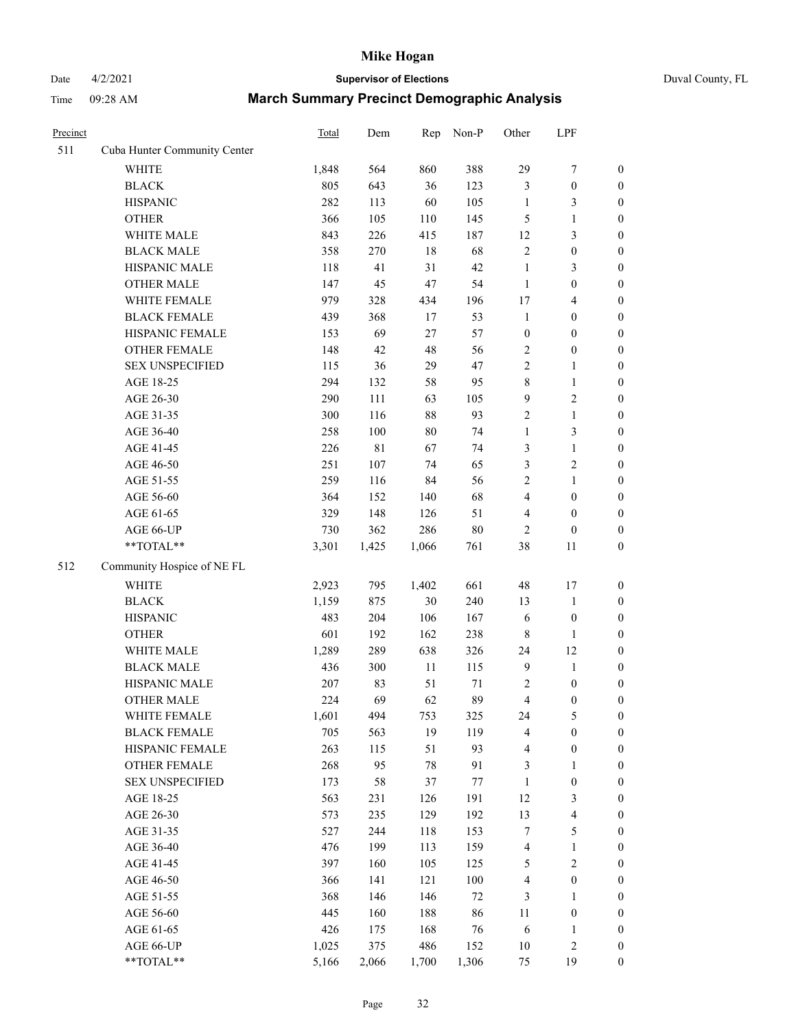| Precinct | | Total | Dem | Rep | Non-P | Other | LPF | |
|---|---|---|---|---|---|---|---|---|
| 511 | Cuba Hunter Community Center | | | | | | | |
| | WHITE | 1,848 | 564 | 860 | 388 | 29 | 7 | 0 |
| | BLACK | 805 | 643 | 36 | 123 | 3 | 0 | 0 |
| | HISPANIC | 282 | 113 | 60 | 105 | 1 | 3 | 0 |
| | OTHER | 366 | 105 | 110 | 145 | 5 | 1 | 0 |
| | WHITE MALE | 843 | 226 | 415 | 187 | 12 | 3 | 0 |
| | BLACK MALE | 358 | 270 | 18 | 68 | 2 | 0 | 0 |
| | HISPANIC MALE | 118 | 41 | 31 | 42 | 1 | 3 | 0 |
| | OTHER MALE | 147 | 45 | 47 | 54 | 1 | 0 | 0 |
| | WHITE FEMALE | 979 | 328 | 434 | 196 | 17 | 4 | 0 |
| | BLACK FEMALE | 439 | 368 | 17 | 53 | 1 | 0 | 0 |
| | HISPANIC FEMALE | 153 | 69 | 27 | 57 | 0 | 0 | 0 |
| | OTHER FEMALE | 148 | 42 | 48 | 56 | 2 | 0 | 0 |
| | SEX UNSPECIFIED | 115 | 36 | 29 | 47 | 2 | 1 | 0 |
| | AGE 18-25 | 294 | 132 | 58 | 95 | 8 | 1 | 0 |
| | AGE 26-30 | 290 | 111 | 63 | 105 | 9 | 2 | 0 |
| | AGE 31-35 | 300 | 116 | 88 | 93 | 2 | 1 | 0 |
| | AGE 36-40 | 258 | 100 | 80 | 74 | 1 | 3 | 0 |
| | AGE 41-45 | 226 | 81 | 67 | 74 | 3 | 1 | 0 |
| | AGE 46-50 | 251 | 107 | 74 | 65 | 3 | 2 | 0 |
| | AGE 51-55 | 259 | 116 | 84 | 56 | 2 | 1 | 0 |
| | AGE 56-60 | 364 | 152 | 140 | 68 | 4 | 0 | 0 |
| | AGE 61-65 | 329 | 148 | 126 | 51 | 4 | 0 | 0 |
| | AGE 66-UP | 730 | 362 | 286 | 80 | 2 | 0 | 0 |
| | **TOTAL** | 3,301 | 1,425 | 1,066 | 761 | 38 | 11 | 0 |
| 512 | Community Hospice of NE FL | | | | | | | |
| | WHITE | 2,923 | 795 | 1,402 | 661 | 48 | 17 | 0 |
| | BLACK | 1,159 | 875 | 30 | 240 | 13 | 1 | 0 |
| | HISPANIC | 483 | 204 | 106 | 167 | 6 | 0 | 0 |
| | OTHER | 601 | 192 | 162 | 238 | 8 | 1 | 0 |
| | WHITE MALE | 1,289 | 289 | 638 | 326 | 24 | 12 | 0 |
| | BLACK MALE | 436 | 300 | 11 | 115 | 9 | 1 | 0 |
| | HISPANIC MALE | 207 | 83 | 51 | 71 | 2 | 0 | 0 |
| | OTHER MALE | 224 | 69 | 62 | 89 | 4 | 0 | 0 |
| | WHITE FEMALE | 1,601 | 494 | 753 | 325 | 24 | 5 | 0 |
| | BLACK FEMALE | 705 | 563 | 19 | 119 | 4 | 0 | 0 |
| | HISPANIC FEMALE | 263 | 115 | 51 | 93 | 4 | 0 | 0 |
| | OTHER FEMALE | 268 | 95 | 78 | 91 | 3 | 1 | 0 |
| | SEX UNSPECIFIED | 173 | 58 | 37 | 77 | 1 | 0 | 0 |
| | AGE 18-25 | 563 | 231 | 126 | 191 | 12 | 3 | 0 |
| | AGE 26-30 | 573 | 235 | 129 | 192 | 13 | 4 | 0 |
| | AGE 31-35 | 527 | 244 | 118 | 153 | 7 | 5 | 0 |
| | AGE 36-40 | 476 | 199 | 113 | 159 | 4 | 1 | 0 |
| | AGE 41-45 | 397 | 160 | 105 | 125 | 5 | 2 | 0 |
| | AGE 46-50 | 366 | 141 | 121 | 100 | 4 | 0 | 0 |
| | AGE 51-55 | 368 | 146 | 146 | 72 | 3 | 1 | 0 |
| | AGE 56-60 | 445 | 160 | 188 | 86 | 11 | 0 | 0 |
| | AGE 61-65 | 426 | 175 | 168 | 76 | 6 | 1 | 0 |
| | AGE 66-UP | 1,025 | 375 | 486 | 152 | 10 | 2 | 0 |
| | **TOTAL** | 5,166 | 2,066 | 1,700 | 1,306 | 75 | 19 | 0 |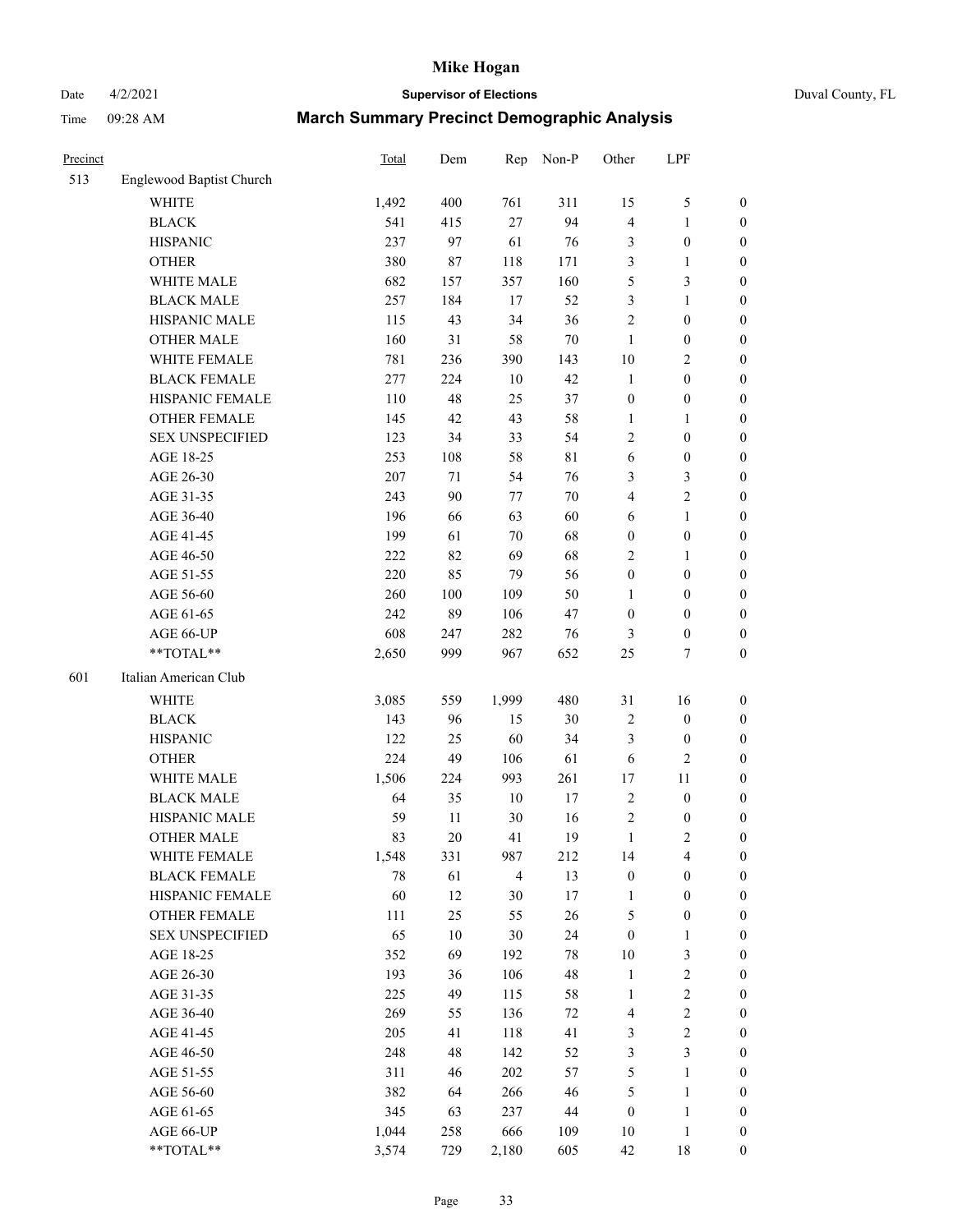| Precinct | | Total | Dem | Rep | Non-P | Other | LPF | |
|---|---|---|---|---|---|---|---|---|
| 513 | Englewood Baptist Church | | | | | | | |
| | WHITE | 1,492 | 400 | 761 | 311 | 15 | 5 | 0 |
| | BLACK | 541 | 415 | 27 | 94 | 4 | 1 | 0 |
| | HISPANIC | 237 | 97 | 61 | 76 | 3 | 0 | 0 |
| | OTHER | 380 | 87 | 118 | 171 | 3 | 1 | 0 |
| | WHITE MALE | 682 | 157 | 357 | 160 | 5 | 3 | 0 |
| | BLACK MALE | 257 | 184 | 17 | 52 | 3 | 1 | 0 |
| | HISPANIC MALE | 115 | 43 | 34 | 36 | 2 | 0 | 0 |
| | OTHER MALE | 160 | 31 | 58 | 70 | 1 | 0 | 0 |
| | WHITE FEMALE | 781 | 236 | 390 | 143 | 10 | 2 | 0 |
| | BLACK FEMALE | 277 | 224 | 10 | 42 | 1 | 0 | 0 |
| | HISPANIC FEMALE | 110 | 48 | 25 | 37 | 0 | 0 | 0 |
| | OTHER FEMALE | 145 | 42 | 43 | 58 | 1 | 1 | 0 |
| | SEX UNSPECIFIED | 123 | 34 | 33 | 54 | 2 | 0 | 0 |
| | AGE 18-25 | 253 | 108 | 58 | 81 | 6 | 0 | 0 |
| | AGE 26-30 | 207 | 71 | 54 | 76 | 3 | 3 | 0 |
| | AGE 31-35 | 243 | 90 | 77 | 70 | 4 | 2 | 0 |
| | AGE 36-40 | 196 | 66 | 63 | 60 | 6 | 1 | 0 |
| | AGE 41-45 | 199 | 61 | 70 | 68 | 0 | 0 | 0 |
| | AGE 46-50 | 222 | 82 | 69 | 68 | 2 | 1 | 0 |
| | AGE 51-55 | 220 | 85 | 79 | 56 | 0 | 0 | 0 |
| | AGE 56-60 | 260 | 100 | 109 | 50 | 1 | 0 | 0 |
| | AGE 61-65 | 242 | 89 | 106 | 47 | 0 | 0 | 0 |
| | AGE 66-UP | 608 | 247 | 282 | 76 | 3 | 0 | 0 |
| | **TOTAL** | 2,650 | 999 | 967 | 652 | 25 | 7 | 0 |
| 601 | Italian American Club | | | | | | | |
| | WHITE | 3,085 | 559 | 1,999 | 480 | 31 | 16 | 0 |
| | BLACK | 143 | 96 | 15 | 30 | 2 | 0 | 0 |
| | HISPANIC | 122 | 25 | 60 | 34 | 3 | 0 | 0 |
| | OTHER | 224 | 49 | 106 | 61 | 6 | 2 | 0 |
| | WHITE MALE | 1,506 | 224 | 993 | 261 | 17 | 11 | 0 |
| | BLACK MALE | 64 | 35 | 10 | 17 | 2 | 0 | 0 |
| | HISPANIC MALE | 59 | 11 | 30 | 16 | 2 | 0 | 0 |
| | OTHER MALE | 83 | 20 | 41 | 19 | 1 | 2 | 0 |
| | WHITE FEMALE | 1,548 | 331 | 987 | 212 | 14 | 4 | 0 |
| | BLACK FEMALE | 78 | 61 | 4 | 13 | 0 | 0 | 0 |
| | HISPANIC FEMALE | 60 | 12 | 30 | 17 | 1 | 0 | 0 |
| | OTHER FEMALE | 111 | 25 | 55 | 26 | 5 | 0 | 0 |
| | SEX UNSPECIFIED | 65 | 10 | 30 | 24 | 0 | 1 | 0 |
| | AGE 18-25 | 352 | 69 | 192 | 78 | 10 | 3 | 0 |
| | AGE 26-30 | 193 | 36 | 106 | 48 | 1 | 2 | 0 |
| | AGE 31-35 | 225 | 49 | 115 | 58 | 1 | 2 | 0 |
| | AGE 36-40 | 269 | 55 | 136 | 72 | 4 | 2 | 0 |
| | AGE 41-45 | 205 | 41 | 118 | 41 | 3 | 2 | 0 |
| | AGE 46-50 | 248 | 48 | 142 | 52 | 3 | 3 | 0 |
| | AGE 51-55 | 311 | 46 | 202 | 57 | 5 | 1 | 0 |
| | AGE 56-60 | 382 | 64 | 266 | 46 | 5 | 1 | 0 |
| | AGE 61-65 | 345 | 63 | 237 | 44 | 0 | 1 | 0 |
| | AGE 66-UP | 1,044 | 258 | 666 | 109 | 10 | 1 | 0 |
| | **TOTAL** | 3,574 | 729 | 2,180 | 605 | 42 | 18 | 0 |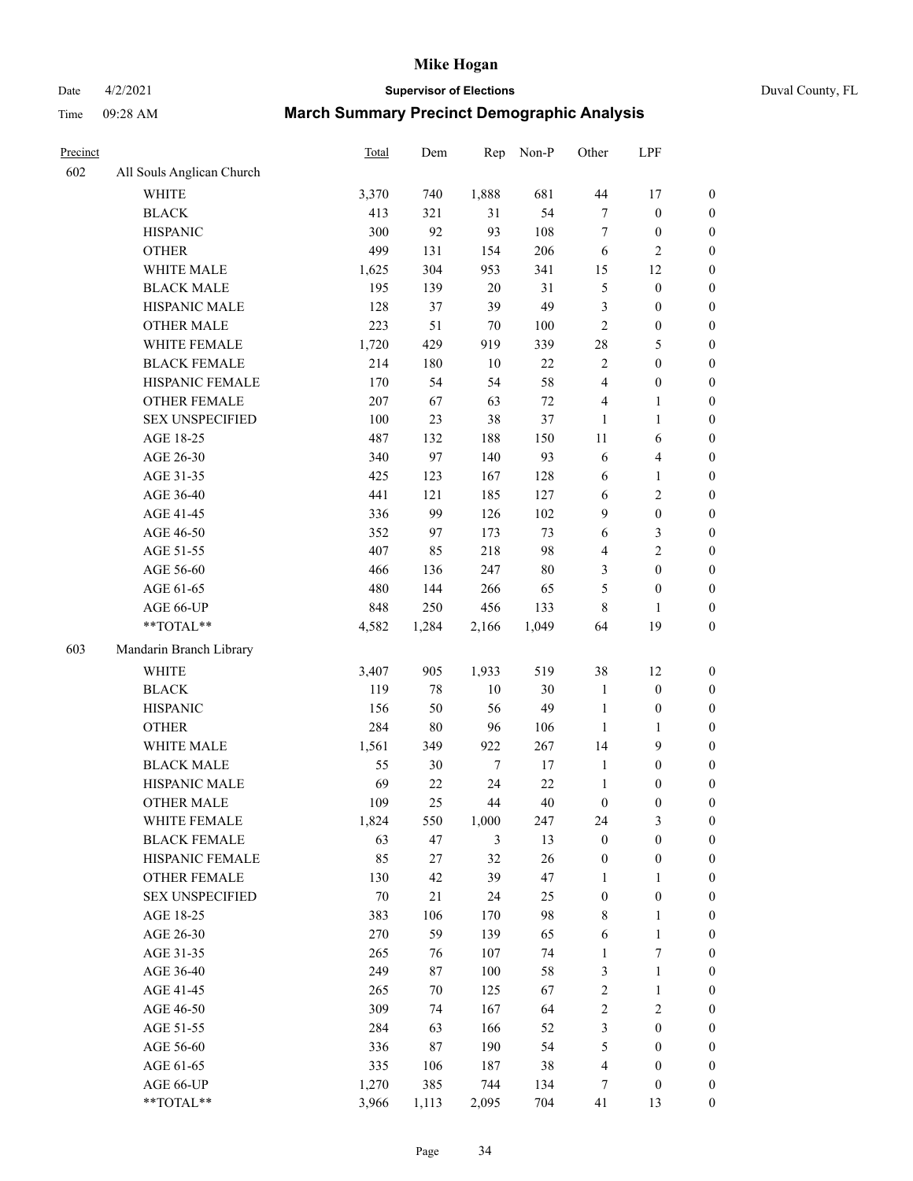# Mike Hogan

Date 4/2/2021 **Supervisor of Elections** Duval County, FL

Time 09:28 AM **March Summary Precinct Demographic Analysis**

| Precinct | | Total | Dem | Rep | Non-P | Other | LPF | |
|---|---|---|---|---|---|---|---|---|
| 602 | All Souls Anglican Church | | | | | | | |
| | WHITE | 3,370 | 740 | 1,888 | 681 | 44 | 17 | 0 |
| | BLACK | 413 | 321 | 31 | 54 | 7 | 0 | 0 |
| | HISPANIC | 300 | 92 | 93 | 108 | 7 | 0 | 0 |
| | OTHER | 499 | 131 | 154 | 206 | 6 | 2 | 0 |
| | WHITE MALE | 1,625 | 304 | 953 | 341 | 15 | 12 | 0 |
| | BLACK MALE | 195 | 139 | 20 | 31 | 5 | 0 | 0 |
| | HISPANIC MALE | 128 | 37 | 39 | 49 | 3 | 0 | 0 |
| | OTHER MALE | 223 | 51 | 70 | 100 | 2 | 0 | 0 |
| | WHITE FEMALE | 1,720 | 429 | 919 | 339 | 28 | 5 | 0 |
| | BLACK FEMALE | 214 | 180 | 10 | 22 | 2 | 0 | 0 |
| | HISPANIC FEMALE | 170 | 54 | 54 | 58 | 4 | 0 | 0 |
| | OTHER FEMALE | 207 | 67 | 63 | 72 | 4 | 1 | 0 |
| | SEX UNSPECIFIED | 100 | 23 | 38 | 37 | 1 | 1 | 0 |
| | AGE 18-25 | 487 | 132 | 188 | 150 | 11 | 6 | 0 |
| | AGE 26-30 | 340 | 97 | 140 | 93 | 6 | 4 | 0 |
| | AGE 31-35 | 425 | 123 | 167 | 128 | 6 | 1 | 0 |
| | AGE 36-40 | 441 | 121 | 185 | 127 | 6 | 2 | 0 |
| | AGE 41-45 | 336 | 99 | 126 | 102 | 9 | 0 | 0 |
| | AGE 46-50 | 352 | 97 | 173 | 73 | 6 | 3 | 0 |
| | AGE 51-55 | 407 | 85 | 218 | 98 | 4 | 2 | 0 |
| | AGE 56-60 | 466 | 136 | 247 | 80 | 3 | 0 | 0 |
| | AGE 61-65 | 480 | 144 | 266 | 65 | 5 | 0 | 0 |
| | AGE 66-UP | 848 | 250 | 456 | 133 | 8 | 1 | 0 |
| | **TOTAL** | 4,582 | 1,284 | 2,166 | 1,049 | 64 | 19 | 0 |
| 603 | Mandarin Branch Library | | | | | | | |
| | WHITE | 3,407 | 905 | 1,933 | 519 | 38 | 12 | 0 |
| | BLACK | 119 | 78 | 10 | 30 | 1 | 0 | 0 |
| | HISPANIC | 156 | 50 | 56 | 49 | 1 | 0 | 0 |
| | OTHER | 284 | 80 | 96 | 106 | 1 | 1 | 0 |
| | WHITE MALE | 1,561 | 349 | 922 | 267 | 14 | 9 | 0 |
| | BLACK MALE | 55 | 30 | 7 | 17 | 1 | 0 | 0 |
| | HISPANIC MALE | 69 | 22 | 24 | 22 | 1 | 0 | 0 |
| | OTHER MALE | 109 | 25 | 44 | 40 | 0 | 0 | 0 |
| | WHITE FEMALE | 1,824 | 550 | 1,000 | 247 | 24 | 3 | 0 |
| | BLACK FEMALE | 63 | 47 | 3 | 13 | 0 | 0 | 0 |
| | HISPANIC FEMALE | 85 | 27 | 32 | 26 | 0 | 0 | 0 |
| | OTHER FEMALE | 130 | 42 | 39 | 47 | 1 | 1 | 0 |
| | SEX UNSPECIFIED | 70 | 21 | 24 | 25 | 0 | 0 | 0 |
| | AGE 18-25 | 383 | 106 | 170 | 98 | 8 | 1 | 0 |
| | AGE 26-30 | 270 | 59 | 139 | 65 | 6 | 1 | 0 |
| | AGE 31-35 | 265 | 76 | 107 | 74 | 1 | 7 | 0 |
| | AGE 36-40 | 249 | 87 | 100 | 58 | 3 | 1 | 0 |
| | AGE 41-45 | 265 | 70 | 125 | 67 | 2 | 1 | 0 |
| | AGE 46-50 | 309 | 74 | 167 | 64 | 2 | 2 | 0 |
| | AGE 51-55 | 284 | 63 | 166 | 52 | 3 | 0 | 0 |
| | AGE 56-60 | 336 | 87 | 190 | 54 | 5 | 0 | 0 |
| | AGE 61-65 | 335 | 106 | 187 | 38 | 4 | 0 | 0 |
| | AGE 66-UP | 1,270 | 385 | 744 | 134 | 7 | 0 | 0 |
| | **TOTAL** | 3,966 | 1,113 | 2,095 | 704 | 41 | 13 | 0 |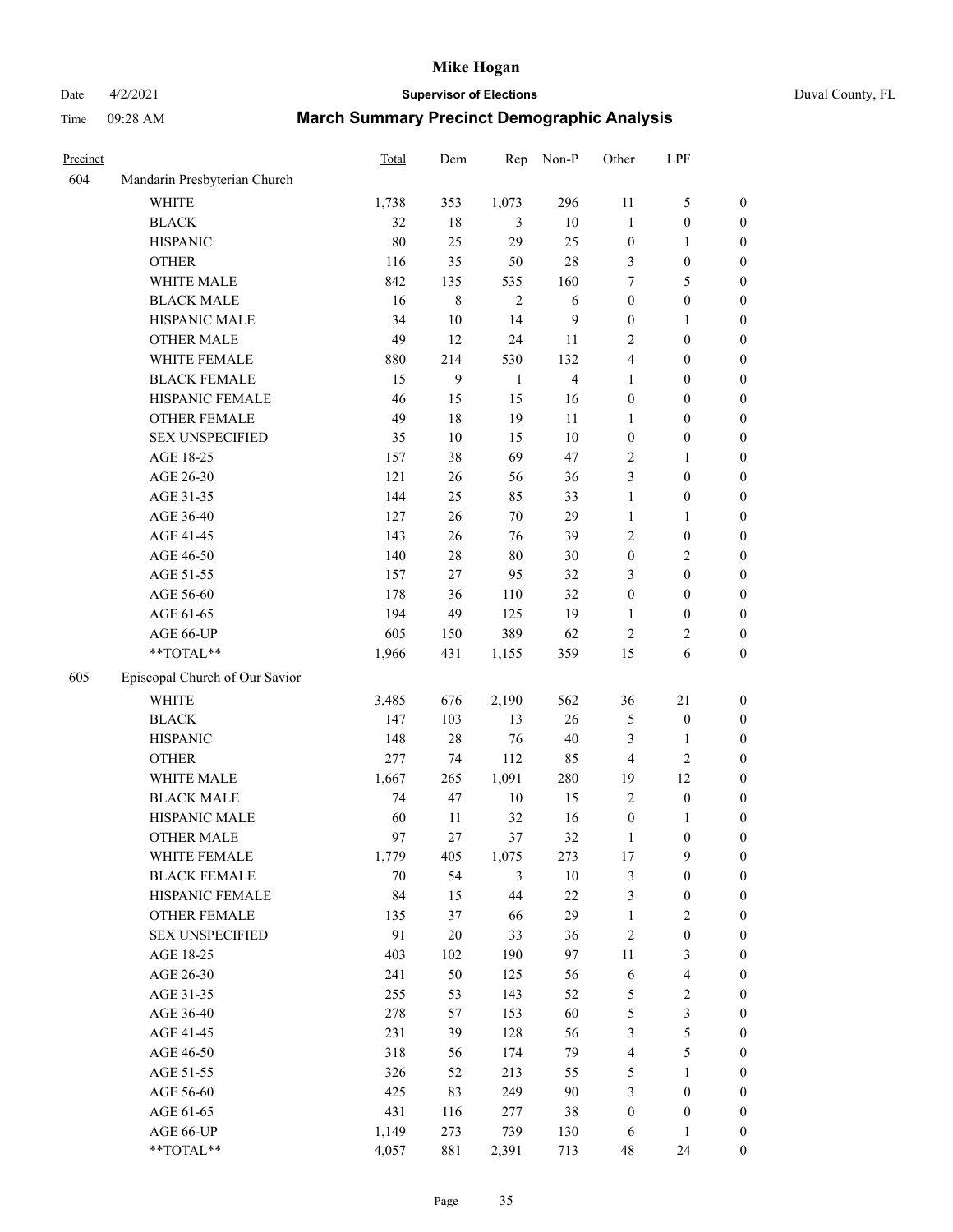# Mike Hogan

Date 4/2/2021 **Supervisor of Elections** Duval County, FL

Time 09:28 AM **March Summary Precinct Demographic Analysis**

| Precinct | | Total | Dem | Rep | Non-P | Other | LPF | |
|---|---|---|---|---|---|---|---|---|
| 604 | Mandarin Presbyterian Church | | | | | | | |
| | WHITE | 1,738 | 353 | 1,073 | 296 | 11 | 5 | 0 |
| | BLACK | 32 | 18 | 3 | 10 | 1 | 0 | 0 |
| | HISPANIC | 80 | 25 | 29 | 25 | 0 | 1 | 0 |
| | OTHER | 116 | 35 | 50 | 28 | 3 | 0 | 0 |
| | WHITE MALE | 842 | 135 | 535 | 160 | 7 | 5 | 0 |
| | BLACK MALE | 16 | 8 | 2 | 6 | 0 | 0 | 0 |
| | HISPANIC MALE | 34 | 10 | 14 | 9 | 0 | 1 | 0 |
| | OTHER MALE | 49 | 12 | 24 | 11 | 2 | 0 | 0 |
| | WHITE FEMALE | 880 | 214 | 530 | 132 | 4 | 0 | 0 |
| | BLACK FEMALE | 15 | 9 | 1 | 4 | 1 | 0 | 0 |
| | HISPANIC FEMALE | 46 | 15 | 15 | 16 | 0 | 0 | 0 |
| | OTHER FEMALE | 49 | 18 | 19 | 11 | 1 | 0 | 0 |
| | SEX UNSPECIFIED | 35 | 10 | 15 | 10 | 0 | 0 | 0 |
| | AGE 18-25 | 157 | 38 | 69 | 47 | 2 | 1 | 0 |
| | AGE 26-30 | 121 | 26 | 56 | 36 | 3 | 0 | 0 |
| | AGE 31-35 | 144 | 25 | 85 | 33 | 1 | 0 | 0 |
| | AGE 36-40 | 127 | 26 | 70 | 29 | 1 | 1 | 0 |
| | AGE 41-45 | 143 | 26 | 76 | 39 | 2 | 0 | 0 |
| | AGE 46-50 | 140 | 28 | 80 | 30 | 0 | 2 | 0 |
| | AGE 51-55 | 157 | 27 | 95 | 32 | 3 | 0 | 0 |
| | AGE 56-60 | 178 | 36 | 110 | 32 | 0 | 0 | 0 |
| | AGE 61-65 | 194 | 49 | 125 | 19 | 1 | 0 | 0 |
| | AGE 66-UP | 605 | 150 | 389 | 62 | 2 | 2 | 0 |
| | **TOTAL** | 1,966 | 431 | 1,155 | 359 | 15 | 6 | 0 |
| 605 | Episcopal Church of Our Savior | | | | | | | |
| | WHITE | 3,485 | 676 | 2,190 | 562 | 36 | 21 | 0 |
| | BLACK | 147 | 103 | 13 | 26 | 5 | 0 | 0 |
| | HISPANIC | 148 | 28 | 76 | 40 | 3 | 1 | 0 |
| | OTHER | 277 | 74 | 112 | 85 | 4 | 2 | 0 |
| | WHITE MALE | 1,667 | 265 | 1,091 | 280 | 19 | 12 | 0 |
| | BLACK MALE | 74 | 47 | 10 | 15 | 2 | 0 | 0 |
| | HISPANIC MALE | 60 | 11 | 32 | 16 | 0 | 1 | 0 |
| | OTHER MALE | 97 | 27 | 37 | 32 | 1 | 0 | 0 |
| | WHITE FEMALE | 1,779 | 405 | 1,075 | 273 | 17 | 9 | 0 |
| | BLACK FEMALE | 70 | 54 | 3 | 10 | 3 | 0 | 0 |
| | HISPANIC FEMALE | 84 | 15 | 44 | 22 | 3 | 0 | 0 |
| | OTHER FEMALE | 135 | 37 | 66 | 29 | 1 | 2 | 0 |
| | SEX UNSPECIFIED | 91 | 20 | 33 | 36 | 2 | 0 | 0 |
| | AGE 18-25 | 403 | 102 | 190 | 97 | 11 | 3 | 0 |
| | AGE 26-30 | 241 | 50 | 125 | 56 | 6 | 4 | 0 |
| | AGE 31-35 | 255 | 53 | 143 | 52 | 5 | 2 | 0 |
| | AGE 36-40 | 278 | 57 | 153 | 60 | 5 | 3 | 0 |
| | AGE 41-45 | 231 | 39 | 128 | 56 | 3 | 5 | 0 |
| | AGE 46-50 | 318 | 56 | 174 | 79 | 4 | 5 | 0 |
| | AGE 51-55 | 326 | 52 | 213 | 55 | 5 | 1 | 0 |
| | AGE 56-60 | 425 | 83 | 249 | 90 | 3 | 0 | 0 |
| | AGE 61-65 | 431 | 116 | 277 | 38 | 0 | 0 | 0 |
| | AGE 66-UP | 1,149 | 273 | 739 | 130 | 6 | 1 | 0 |
| | **TOTAL** | 4,057 | 881 | 2,391 | 713 | 48 | 24 | 0 |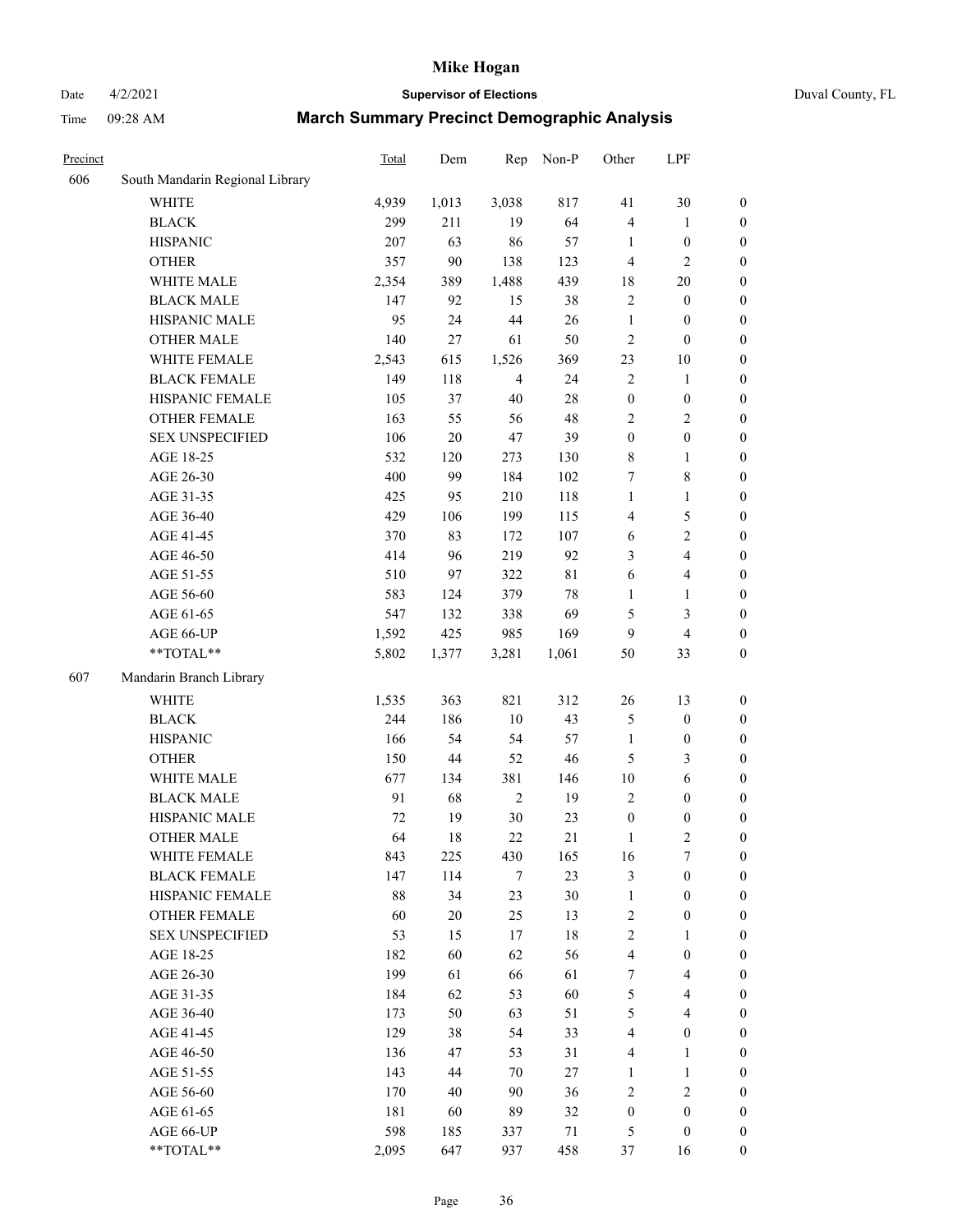| Precinct | | Total | Dem | Rep | Non-P | Other | LPF | |
|---|---|---|---|---|---|---|---|---|
| 606 | South Mandarin Regional Library | | | | | | | |
| | WHITE | 4,939 | 1,013 | 3,038 | 817 | 41 | 30 | 0 |
| | BLACK | 299 | 211 | 19 | 64 | 4 | 1 | 0 |
| | HISPANIC | 207 | 63 | 86 | 57 | 1 | 0 | 0 |
| | OTHER | 357 | 90 | 138 | 123 | 4 | 2 | 0 |
| | WHITE MALE | 2,354 | 389 | 1,488 | 439 | 18 | 20 | 0 |
| | BLACK MALE | 147 | 92 | 15 | 38 | 2 | 0 | 0 |
| | HISPANIC MALE | 95 | 24 | 44 | 26 | 1 | 0 | 0 |
| | OTHER MALE | 140 | 27 | 61 | 50 | 2 | 0 | 0 |
| | WHITE FEMALE | 2,543 | 615 | 1,526 | 369 | 23 | 10 | 0 |
| | BLACK FEMALE | 149 | 118 | 4 | 24 | 2 | 1 | 0 |
| | HISPANIC FEMALE | 105 | 37 | 40 | 28 | 0 | 0 | 0 |
| | OTHER FEMALE | 163 | 55 | 56 | 48 | 2 | 2 | 0 |
| | SEX UNSPECIFIED | 106 | 20 | 47 | 39 | 0 | 0 | 0 |
| | AGE 18-25 | 532 | 120 | 273 | 130 | 8 | 1 | 0 |
| | AGE 26-30 | 400 | 99 | 184 | 102 | 7 | 8 | 0 |
| | AGE 31-35 | 425 | 95 | 210 | 118 | 1 | 1 | 0 |
| | AGE 36-40 | 429 | 106 | 199 | 115 | 4 | 5 | 0 |
| | AGE 41-45 | 370 | 83 | 172 | 107 | 6 | 2 | 0 |
| | AGE 46-50 | 414 | 96 | 219 | 92 | 3 | 4 | 0 |
| | AGE 51-55 | 510 | 97 | 322 | 81 | 6 | 4 | 0 |
| | AGE 56-60 | 583 | 124 | 379 | 78 | 1 | 1 | 0 |
| | AGE 61-65 | 547 | 132 | 338 | 69 | 5 | 3 | 0 |
| | AGE 66-UP | 1,592 | 425 | 985 | 169 | 9 | 4 | 0 |
| | **TOTAL** | 5,802 | 1,377 | 3,281 | 1,061 | 50 | 33 | 0 |
| 607 | Mandarin Branch Library | | | | | | | |
| | WHITE | 1,535 | 363 | 821 | 312 | 26 | 13 | 0 |
| | BLACK | 244 | 186 | 10 | 43 | 5 | 0 | 0 |
| | HISPANIC | 166 | 54 | 54 | 57 | 1 | 0 | 0 |
| | OTHER | 150 | 44 | 52 | 46 | 5 | 3 | 0 |
| | WHITE MALE | 677 | 134 | 381 | 146 | 10 | 6 | 0 |
| | BLACK MALE | 91 | 68 | 2 | 19 | 2 | 0 | 0 |
| | HISPANIC MALE | 72 | 19 | 30 | 23 | 0 | 0 | 0 |
| | OTHER MALE | 64 | 18 | 22 | 21 | 1 | 2 | 0 |
| | WHITE FEMALE | 843 | 225 | 430 | 165 | 16 | 7 | 0 |
| | BLACK FEMALE | 147 | 114 | 7 | 23 | 3 | 0 | 0 |
| | HISPANIC FEMALE | 88 | 34 | 23 | 30 | 1 | 0 | 0 |
| | OTHER FEMALE | 60 | 20 | 25 | 13 | 2 | 0 | 0 |
| | SEX UNSPECIFIED | 53 | 15 | 17 | 18 | 2 | 1 | 0 |
| | AGE 18-25 | 182 | 60 | 62 | 56 | 4 | 0 | 0 |
| | AGE 26-30 | 199 | 61 | 66 | 61 | 7 | 4 | 0 |
| | AGE 31-35 | 184 | 62 | 53 | 60 | 5 | 4 | 0 |
| | AGE 36-40 | 173 | 50 | 63 | 51 | 5 | 4 | 0 |
| | AGE 41-45 | 129 | 38 | 54 | 33 | 4 | 0 | 0 |
| | AGE 46-50 | 136 | 47 | 53 | 31 | 4 | 1 | 0 |
| | AGE 51-55 | 143 | 44 | 70 | 27 | 1 | 1 | 0 |
| | AGE 56-60 | 170 | 40 | 90 | 36 | 2 | 2 | 0 |
| | AGE 61-65 | 181 | 60 | 89 | 32 | 0 | 0 | 0 |
| | AGE 66-UP | 598 | 185 | 337 | 71 | 5 | 0 | 0 |
| | **TOTAL** | 2,095 | 647 | 937 | 458 | 37 | 16 | 0 |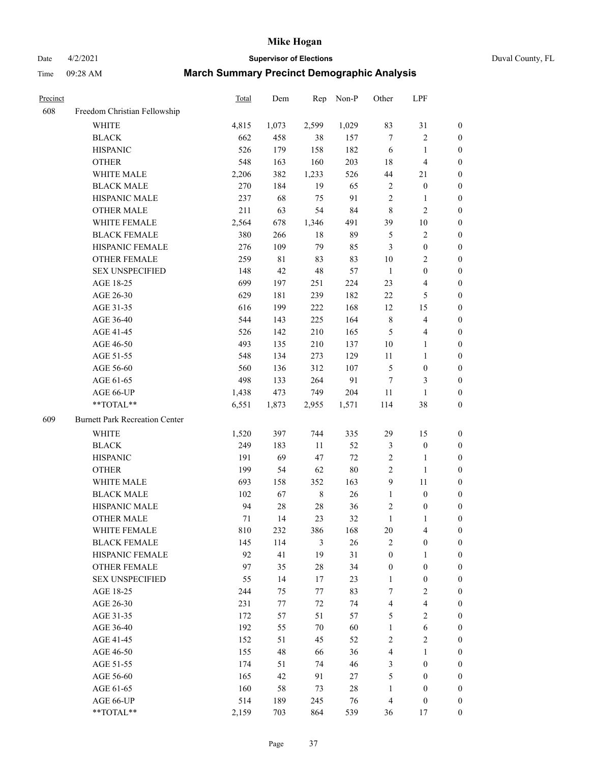# Mike Hogan

Date 4/2/2021 **Supervisor of Elections** Duval County, FL

Time 09:28 AM **March Summary Precinct Demographic Analysis**

| Precinct | | Total | Dem | Rep | Non-P | Other | LPF | |
|---|---|---|---|---|---|---|---|---|
| 608 | Freedom Christian Fellowship | | | | | | | |
| | WHITE | 4,815 | 1,073 | 2,599 | 1,029 | 83 | 31 | 0 |
| | BLACK | 662 | 458 | 38 | 157 | 7 | 2 | 0 |
| | HISPANIC | 526 | 179 | 158 | 182 | 6 | 1 | 0 |
| | OTHER | 548 | 163 | 160 | 203 | 18 | 4 | 0 |
| | WHITE MALE | 2,206 | 382 | 1,233 | 526 | 44 | 21 | 0 |
| | BLACK MALE | 270 | 184 | 19 | 65 | 2 | 0 | 0 |
| | HISPANIC MALE | 237 | 68 | 75 | 91 | 2 | 1 | 0 |
| | OTHER MALE | 211 | 63 | 54 | 84 | 8 | 2 | 0 |
| | WHITE FEMALE | 2,564 | 678 | 1,346 | 491 | 39 | 10 | 0 |
| | BLACK FEMALE | 380 | 266 | 18 | 89 | 5 | 2 | 0 |
| | HISPANIC FEMALE | 276 | 109 | 79 | 85 | 3 | 0 | 0 |
| | OTHER FEMALE | 259 | 81 | 83 | 83 | 10 | 2 | 0 |
| | SEX UNSPECIFIED | 148 | 42 | 48 | 57 | 1 | 0 | 0 |
| | AGE 18-25 | 699 | 197 | 251 | 224 | 23 | 4 | 0 |
| | AGE 26-30 | 629 | 181 | 239 | 182 | 22 | 5 | 0 |
| | AGE 31-35 | 616 | 199 | 222 | 168 | 12 | 15 | 0 |
| | AGE 36-40 | 544 | 143 | 225 | 164 | 8 | 4 | 0 |
| | AGE 41-45 | 526 | 142 | 210 | 165 | 5 | 4 | 0 |
| | AGE 46-50 | 493 | 135 | 210 | 137 | 10 | 1 | 0 |
| | AGE 51-55 | 548 | 134 | 273 | 129 | 11 | 1 | 0 |
| | AGE 56-60 | 560 | 136 | 312 | 107 | 5 | 0 | 0 |
| | AGE 61-65 | 498 | 133 | 264 | 91 | 7 | 3 | 0 |
| | AGE 66-UP | 1,438 | 473 | 749 | 204 | 11 | 1 | 0 |
| | **TOTAL** | 6,551 | 1,873 | 2,955 | 1,571 | 114 | 38 | 0 |
| 609 | Burnett Park Recreation Center | | | | | | | |
| | WHITE | 1,520 | 397 | 744 | 335 | 29 | 15 | 0 |
| | BLACK | 249 | 183 | 11 | 52 | 3 | 0 | 0 |
| | HISPANIC | 191 | 69 | 47 | 72 | 2 | 1 | 0 |
| | OTHER | 199 | 54 | 62 | 80 | 2 | 1 | 0 |
| | WHITE MALE | 693 | 158 | 352 | 163 | 9 | 11 | 0 |
| | BLACK MALE | 102 | 67 | 8 | 26 | 1 | 0 | 0 |
| | HISPANIC MALE | 94 | 28 | 28 | 36 | 2 | 0 | 0 |
| | OTHER MALE | 71 | 14 | 23 | 32 | 1 | 1 | 0 |
| | WHITE FEMALE | 810 | 232 | 386 | 168 | 20 | 4 | 0 |
| | BLACK FEMALE | 145 | 114 | 3 | 26 | 2 | 0 | 0 |
| | HISPANIC FEMALE | 92 | 41 | 19 | 31 | 0 | 1 | 0 |
| | OTHER FEMALE | 97 | 35 | 28 | 34 | 0 | 0 | 0 |
| | SEX UNSPECIFIED | 55 | 14 | 17 | 23 | 1 | 0 | 0 |
| | AGE 18-25 | 244 | 75 | 77 | 83 | 7 | 2 | 0 |
| | AGE 26-30 | 231 | 77 | 72 | 74 | 4 | 4 | 0 |
| | AGE 31-35 | 172 | 57 | 51 | 57 | 5 | 2 | 0 |
| | AGE 36-40 | 192 | 55 | 70 | 60 | 1 | 6 | 0 |
| | AGE 41-45 | 152 | 51 | 45 | 52 | 2 | 2 | 0 |
| | AGE 46-50 | 155 | 48 | 66 | 36 | 4 | 1 | 0 |
| | AGE 51-55 | 174 | 51 | 74 | 46 | 3 | 0 | 0 |
| | AGE 56-60 | 165 | 42 | 91 | 27 | 5 | 0 | 0 |
| | AGE 61-65 | 160 | 58 | 73 | 28 | 1 | 0 | 0 |
| | AGE 66-UP | 514 | 189 | 245 | 76 | 4 | 0 | 0 |
| | **TOTAL** | 2,159 | 703 | 864 | 539 | 36 | 17 | 0 |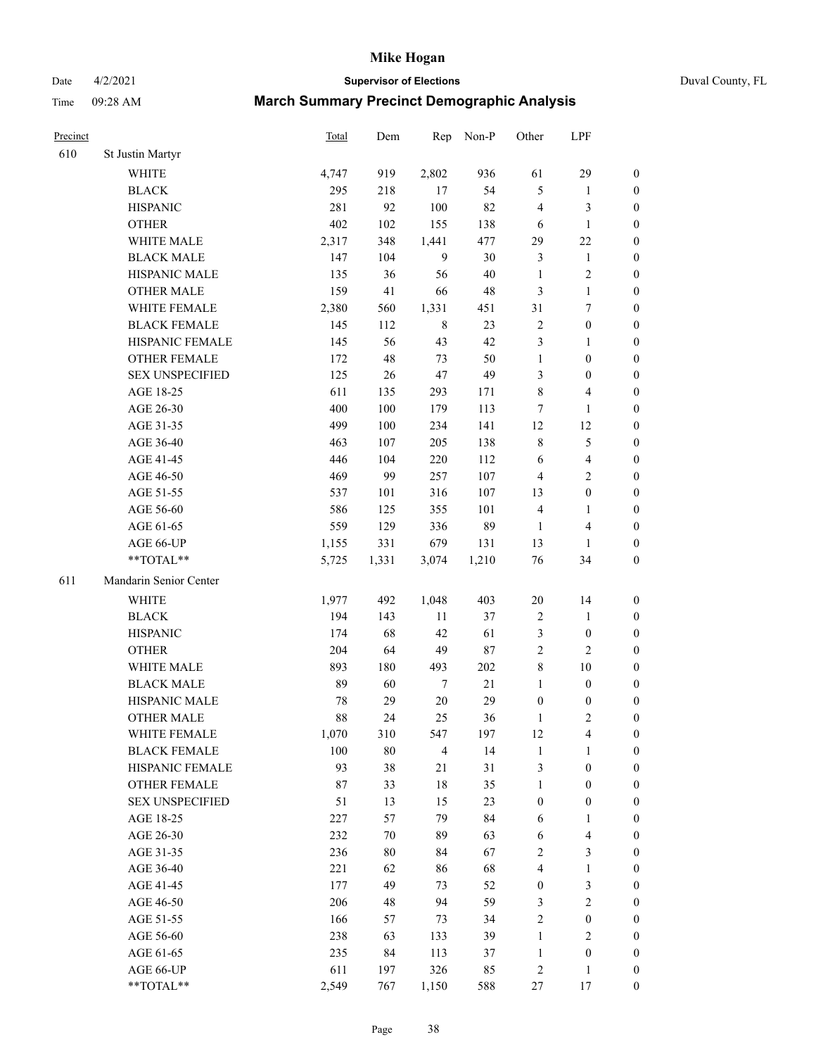# Mike Hogan

Date 4/2/2021 **Supervisor of Elections** Duval County, FL

Time 09:28 AM **March Summary Precinct Demographic Analysis**

| Precinct | | Total | Dem | Rep | Non-P | Other | LPF | |
|---|---|---|---|---|---|---|---|---|
| 610 | St Justin Martyr | | | | | | | |
| | WHITE | 4,747 | 919 | 2,802 | 936 | 61 | 29 | 0 |
| | BLACK | 295 | 218 | 17 | 54 | 5 | 1 | 0 |
| | HISPANIC | 281 | 92 | 100 | 82 | 4 | 3 | 0 |
| | OTHER | 402 | 102 | 155 | 138 | 6 | 1 | 0 |
| | WHITE MALE | 2,317 | 348 | 1,441 | 477 | 29 | 22 | 0 |
| | BLACK MALE | 147 | 104 | 9 | 30 | 3 | 1 | 0 |
| | HISPANIC MALE | 135 | 36 | 56 | 40 | 1 | 2 | 0 |
| | OTHER MALE | 159 | 41 | 66 | 48 | 3 | 1 | 0 |
| | WHITE FEMALE | 2,380 | 560 | 1,331 | 451 | 31 | 7 | 0 |
| | BLACK FEMALE | 145 | 112 | 8 | 23 | 2 | 0 | 0 |
| | HISPANIC FEMALE | 145 | 56 | 43 | 42 | 3 | 1 | 0 |
| | OTHER FEMALE | 172 | 48 | 73 | 50 | 1 | 0 | 0 |
| | SEX UNSPECIFIED | 125 | 26 | 47 | 49 | 3 | 0 | 0 |
| | AGE 18-25 | 611 | 135 | 293 | 171 | 8 | 4 | 0 |
| | AGE 26-30 | 400 | 100 | 179 | 113 | 7 | 1 | 0 |
| | AGE 31-35 | 499 | 100 | 234 | 141 | 12 | 12 | 0 |
| | AGE 36-40 | 463 | 107 | 205 | 138 | 8 | 5 | 0 |
| | AGE 41-45 | 446 | 104 | 220 | 112 | 6 | 4 | 0 |
| | AGE 46-50 | 469 | 99 | 257 | 107 | 4 | 2 | 0 |
| | AGE 51-55 | 537 | 101 | 316 | 107 | 13 | 0 | 0 |
| | AGE 56-60 | 586 | 125 | 355 | 101 | 4 | 1 | 0 |
| | AGE 61-65 | 559 | 129 | 336 | 89 | 1 | 4 | 0 |
| | AGE 66-UP | 1,155 | 331 | 679 | 131 | 13 | 1 | 0 |
| | **TOTAL** | 5,725 | 1,331 | 3,074 | 1,210 | 76 | 34 | 0 |
| 611 | Mandarin Senior Center | | | | | | | |
| | WHITE | 1,977 | 492 | 1,048 | 403 | 20 | 14 | 0 |
| | BLACK | 194 | 143 | 11 | 37 | 2 | 1 | 0 |
| | HISPANIC | 174 | 68 | 42 | 61 | 3 | 0 | 0 |
| | OTHER | 204 | 64 | 49 | 87 | 2 | 2 | 0 |
| | WHITE MALE | 893 | 180 | 493 | 202 | 8 | 10 | 0 |
| | BLACK MALE | 89 | 60 | 7 | 21 | 1 | 0 | 0 |
| | HISPANIC MALE | 78 | 29 | 20 | 29 | 0 | 0 | 0 |
| | OTHER MALE | 88 | 24 | 25 | 36 | 1 | 2 | 0 |
| | WHITE FEMALE | 1,070 | 310 | 547 | 197 | 12 | 4 | 0 |
| | BLACK FEMALE | 100 | 80 | 4 | 14 | 1 | 1 | 0 |
| | HISPANIC FEMALE | 93 | 38 | 21 | 31 | 3 | 0 | 0 |
| | OTHER FEMALE | 87 | 33 | 18 | 35 | 1 | 0 | 0 |
| | SEX UNSPECIFIED | 51 | 13 | 15 | 23 | 0 | 0 | 0 |
| | AGE 18-25 | 227 | 57 | 79 | 84 | 6 | 1 | 0 |
| | AGE 26-30 | 232 | 70 | 89 | 63 | 6 | 4 | 0 |
| | AGE 31-35 | 236 | 80 | 84 | 67 | 2 | 3 | 0 |
| | AGE 36-40 | 221 | 62 | 86 | 68 | 4 | 1 | 0 |
| | AGE 41-45 | 177 | 49 | 73 | 52 | 0 | 3 | 0 |
| | AGE 46-50 | 206 | 48 | 94 | 59 | 3 | 2 | 0 |
| | AGE 51-55 | 166 | 57 | 73 | 34 | 2 | 0 | 0 |
| | AGE 56-60 | 238 | 63 | 133 | 39 | 1 | 2 | 0 |
| | AGE 61-65 | 235 | 84 | 113 | 37 | 1 | 0 | 0 |
| | AGE 66-UP | 611 | 197 | 326 | 85 | 2 | 1 | 0 |
| | **TOTAL** | 2,549 | 767 | 1,150 | 588 | 27 | 17 | 0 |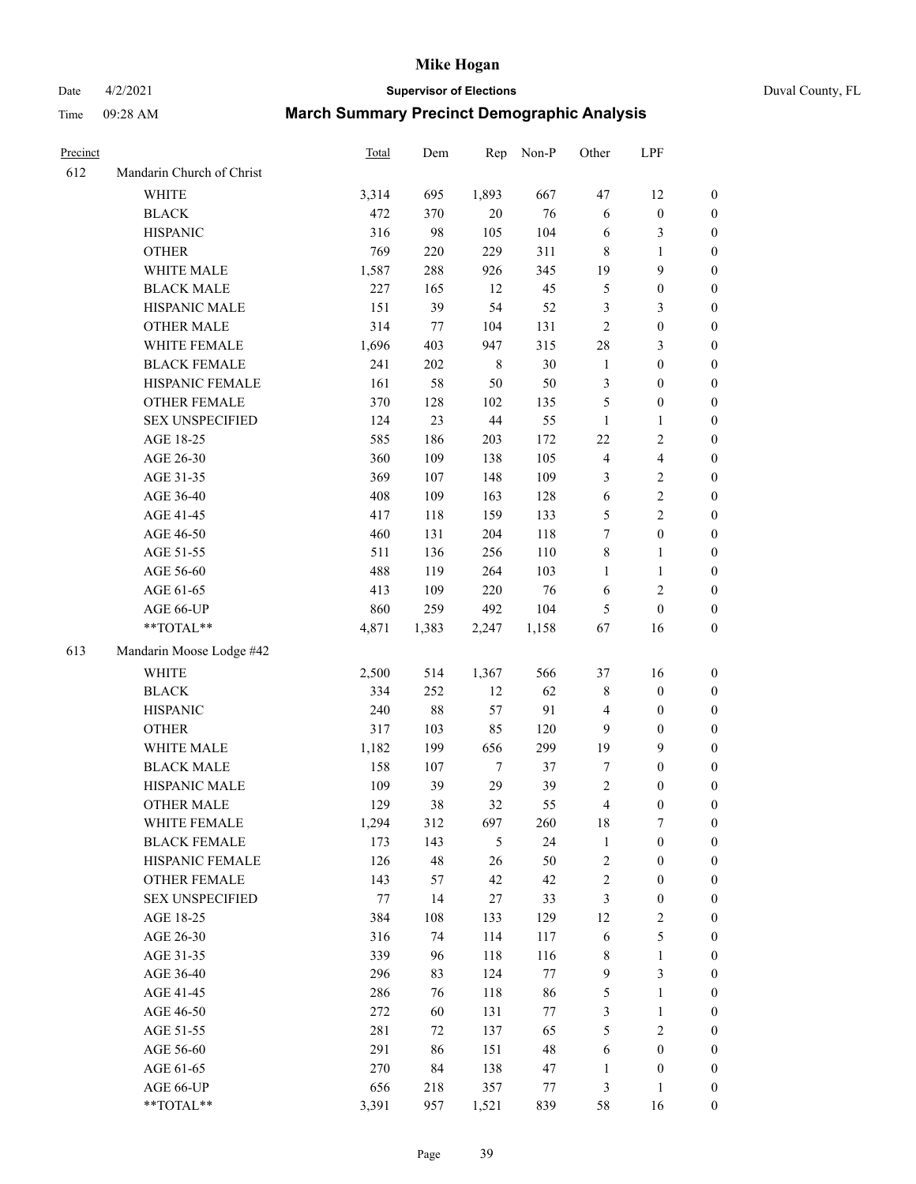| Precinct | | Total | Dem | Rep | Non-P | Other | LPF | |
|---|---|---|---|---|---|---|---|---|
| 612 | Mandarin Church of Christ | | | | | | | |
| | WHITE | 3,314 | 695 | 1,893 | 667 | 47 | 12 | 0 |
| | BLACK | 472 | 370 | 20 | 76 | 6 | 0 | 0 |
| | HISPANIC | 316 | 98 | 105 | 104 | 6 | 3 | 0 |
| | OTHER | 769 | 220 | 229 | 311 | 8 | 1 | 0 |
| | WHITE MALE | 1,587 | 288 | 926 | 345 | 19 | 9 | 0 |
| | BLACK MALE | 227 | 165 | 12 | 45 | 5 | 0 | 0 |
| | HISPANIC MALE | 151 | 39 | 54 | 52 | 3 | 3 | 0 |
| | OTHER MALE | 314 | 77 | 104 | 131 | 2 | 0 | 0 |
| | WHITE FEMALE | 1,696 | 403 | 947 | 315 | 28 | 3 | 0 |
| | BLACK FEMALE | 241 | 202 | 8 | 30 | 1 | 0 | 0 |
| | HISPANIC FEMALE | 161 | 58 | 50 | 50 | 3 | 0 | 0 |
| | OTHER FEMALE | 370 | 128 | 102 | 135 | 5 | 0 | 0 |
| | SEX UNSPECIFIED | 124 | 23 | 44 | 55 | 1 | 1 | 0 |
| | AGE 18-25 | 585 | 186 | 203 | 172 | 22 | 2 | 0 |
| | AGE 26-30 | 360 | 109 | 138 | 105 | 4 | 4 | 0 |
| | AGE 31-35 | 369 | 107 | 148 | 109 | 3 | 2 | 0 |
| | AGE 36-40 | 408 | 109 | 163 | 128 | 6 | 2 | 0 |
| | AGE 41-45 | 417 | 118 | 159 | 133 | 5 | 2 | 0 |
| | AGE 46-50 | 460 | 131 | 204 | 118 | 7 | 0 | 0 |
| | AGE 51-55 | 511 | 136 | 256 | 110 | 8 | 1 | 0 |
| | AGE 56-60 | 488 | 119 | 264 | 103 | 1 | 1 | 0 |
| | AGE 61-65 | 413 | 109 | 220 | 76 | 6 | 2 | 0 |
| | AGE 66-UP | 860 | 259 | 492 | 104 | 5 | 0 | 0 |
| | **TOTAL** | 4,871 | 1,383 | 2,247 | 1,158 | 67 | 16 | 0 |
| 613 | Mandarin Moose Lodge #42 | | | | | | | |
| | WHITE | 2,500 | 514 | 1,367 | 566 | 37 | 16 | 0 |
| | BLACK | 334 | 252 | 12 | 62 | 8 | 0 | 0 |
| | HISPANIC | 240 | 88 | 57 | 91 | 4 | 0 | 0 |
| | OTHER | 317 | 103 | 85 | 120 | 9 | 0 | 0 |
| | WHITE MALE | 1,182 | 199 | 656 | 299 | 19 | 9 | 0 |
| | BLACK MALE | 158 | 107 | 7 | 37 | 7 | 0 | 0 |
| | HISPANIC MALE | 109 | 39 | 29 | 39 | 2 | 0 | 0 |
| | OTHER MALE | 129 | 38 | 32 | 55 | 4 | 0 | 0 |
| | WHITE FEMALE | 1,294 | 312 | 697 | 260 | 18 | 7 | 0 |
| | BLACK FEMALE | 173 | 143 | 5 | 24 | 1 | 0 | 0 |
| | HISPANIC FEMALE | 126 | 48 | 26 | 50 | 2 | 0 | 0 |
| | OTHER FEMALE | 143 | 57 | 42 | 42 | 2 | 0 | 0 |
| | SEX UNSPECIFIED | 77 | 14 | 27 | 33 | 3 | 0 | 0 |
| | AGE 18-25 | 384 | 108 | 133 | 129 | 12 | 2 | 0 |
| | AGE 26-30 | 316 | 74 | 114 | 117 | 6 | 5 | 0 |
| | AGE 31-35 | 339 | 96 | 118 | 116 | 8 | 1 | 0 |
| | AGE 36-40 | 296 | 83 | 124 | 77 | 9 | 3 | 0 |
| | AGE 41-45 | 286 | 76 | 118 | 86 | 5 | 1 | 0 |
| | AGE 46-50 | 272 | 60 | 131 | 77 | 3 | 1 | 0 |
| | AGE 51-55 | 281 | 72 | 137 | 65 | 5 | 2 | 0 |
| | AGE 56-60 | 291 | 86 | 151 | 48 | 6 | 0 | 0 |
| | AGE 61-65 | 270 | 84 | 138 | 47 | 1 | 0 | 0 |
| | AGE 66-UP | 656 | 218 | 357 | 77 | 3 | 1 | 0 |
| | **TOTAL** | 3,391 | 957 | 1,521 | 839 | 58 | 16 | 0 |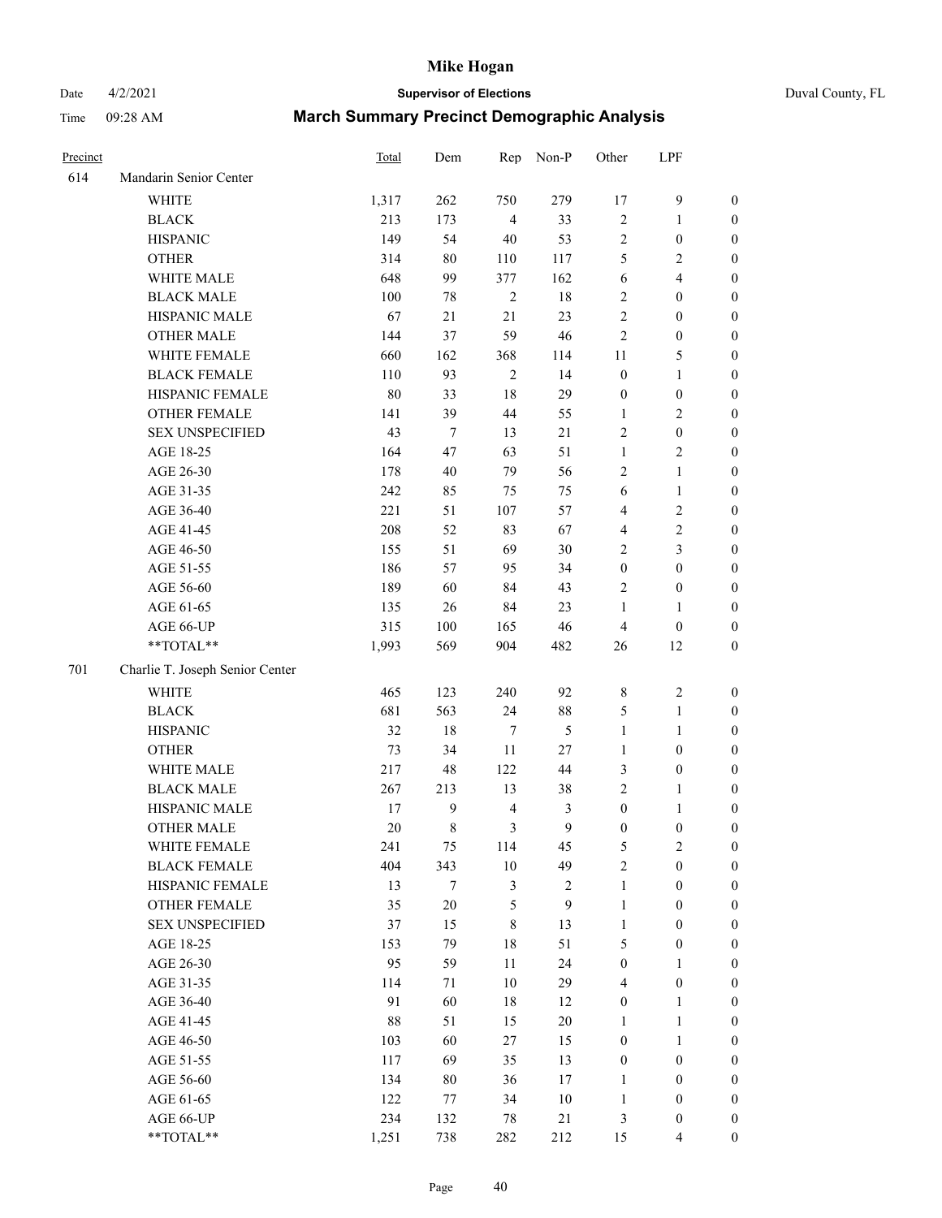# Mike Hogan

Date 4/2/2021 **Supervisor of Elections** Duval County, FL

Time 09:28 AM **March Summary Precinct Demographic Analysis**

| Precinct | | Total | Dem | Rep | Non-P | Other | LPF | |
|---|---|---|---|---|---|---|---|---|
| 614 | Mandarin Senior Center | | | | | | | |
| | WHITE | 1,317 | 262 | 750 | 279 | 17 | 9 | 0 |
| | BLACK | 213 | 173 | 4 | 33 | 2 | 1 | 0 |
| | HISPANIC | 149 | 54 | 40 | 53 | 2 | 0 | 0 |
| | OTHER | 314 | 80 | 110 | 117 | 5 | 2 | 0 |
| | WHITE MALE | 648 | 99 | 377 | 162 | 6 | 4 | 0 |
| | BLACK MALE | 100 | 78 | 2 | 18 | 2 | 0 | 0 |
| | HISPANIC MALE | 67 | 21 | 21 | 23 | 2 | 0 | 0 |
| | OTHER MALE | 144 | 37 | 59 | 46 | 2 | 0 | 0 |
| | WHITE FEMALE | 660 | 162 | 368 | 114 | 11 | 5 | 0 |
| | BLACK FEMALE | 110 | 93 | 2 | 14 | 0 | 1 | 0 |
| | HISPANIC FEMALE | 80 | 33 | 18 | 29 | 0 | 0 | 0 |
| | OTHER FEMALE | 141 | 39 | 44 | 55 | 1 | 2 | 0 |
| | SEX UNSPECIFIED | 43 | 7 | 13 | 21 | 2 | 0 | 0 |
| | AGE 18-25 | 164 | 47 | 63 | 51 | 1 | 2 | 0 |
| | AGE 26-30 | 178 | 40 | 79 | 56 | 2 | 1 | 0 |
| | AGE 31-35 | 242 | 85 | 75 | 75 | 6 | 1 | 0 |
| | AGE 36-40 | 221 | 51 | 107 | 57 | 4 | 2 | 0 |
| | AGE 41-45 | 208 | 52 | 83 | 67 | 4 | 2 | 0 |
| | AGE 46-50 | 155 | 51 | 69 | 30 | 2 | 3 | 0 |
| | AGE 51-55 | 186 | 57 | 95 | 34 | 0 | 0 | 0 |
| | AGE 56-60 | 189 | 60 | 84 | 43 | 2 | 0 | 0 |
| | AGE 61-65 | 135 | 26 | 84 | 23 | 1 | 1 | 0 |
| | AGE 66-UP | 315 | 100 | 165 | 46 | 4 | 0 | 0 |
| | **TOTAL** | 1,993 | 569 | 904 | 482 | 26 | 12 | 0 |
| 701 | Charlie T. Joseph Senior Center | | | | | | | |
| | WHITE | 465 | 123 | 240 | 92 | 8 | 2 | 0 |
| | BLACK | 681 | 563 | 24 | 88 | 5 | 1 | 0 |
| | HISPANIC | 32 | 18 | 7 | 5 | 1 | 1 | 0 |
| | OTHER | 73 | 34 | 11 | 27 | 1 | 0 | 0 |
| | WHITE MALE | 217 | 48 | 122 | 44 | 3 | 0 | 0 |
| | BLACK MALE | 267 | 213 | 13 | 38 | 2 | 1 | 0 |
| | HISPANIC MALE | 17 | 9 | 4 | 3 | 0 | 1 | 0 |
| | OTHER MALE | 20 | 8 | 3 | 9 | 0 | 0 | 0 |
| | WHITE FEMALE | 241 | 75 | 114 | 45 | 5 | 2 | 0 |
| | BLACK FEMALE | 404 | 343 | 10 | 49 | 2 | 0 | 0 |
| | HISPANIC FEMALE | 13 | 7 | 3 | 2 | 1 | 0 | 0 |
| | OTHER FEMALE | 35 | 20 | 5 | 9 | 1 | 0 | 0 |
| | SEX UNSPECIFIED | 37 | 15 | 8 | 13 | 1 | 0 | 0 |
| | AGE 18-25 | 153 | 79 | 18 | 51 | 5 | 0 | 0 |
| | AGE 26-30 | 95 | 59 | 11 | 24 | 0 | 1 | 0 |
| | AGE 31-35 | 114 | 71 | 10 | 29 | 4 | 0 | 0 |
| | AGE 36-40 | 91 | 60 | 18 | 12 | 0 | 1 | 0 |
| | AGE 41-45 | 88 | 51 | 15 | 20 | 1 | 1 | 0 |
| | AGE 46-50 | 103 | 60 | 27 | 15 | 0 | 1 | 0 |
| | AGE 51-55 | 117 | 69 | 35 | 13 | 0 | 0 | 0 |
| | AGE 56-60 | 134 | 80 | 36 | 17 | 1 | 0 | 0 |
| | AGE 61-65 | 122 | 77 | 34 | 10 | 1 | 0 | 0 |
| | AGE 66-UP | 234 | 132 | 78 | 21 | 3 | 0 | 0 |
| | **TOTAL** | 1,251 | 738 | 282 | 212 | 15 | 4 | 0 |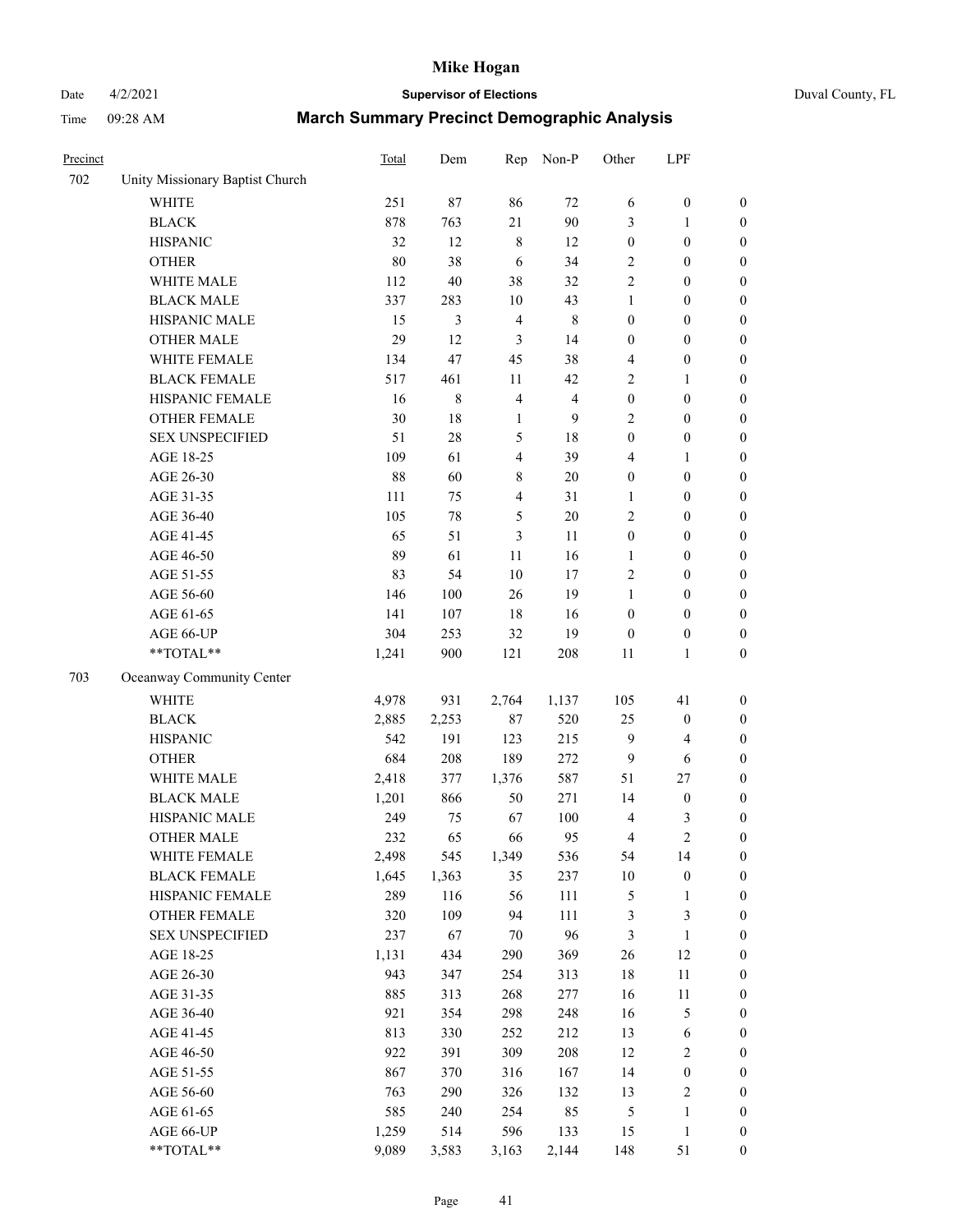# Mike Hogan

Date 4/2/2021 **Supervisor of Elections** Duval County, FL

Time 09:28 AM **March Summary Precinct Demographic Analysis**

| Precinct | | Total | Dem | Rep | Non-P | Other | LPF | |
|---|---|---|---|---|---|---|---|---|
| 702 | Unity Missionary Baptist Church | | | | | | | |
| | WHITE | 251 | 87 | 86 | 72 | 6 | 0 | 0 |
| | BLACK | 878 | 763 | 21 | 90 | 3 | 1 | 0 |
| | HISPANIC | 32 | 12 | 8 | 12 | 0 | 0 | 0 |
| | OTHER | 80 | 38 | 6 | 34 | 2 | 0 | 0 |
| | WHITE MALE | 112 | 40 | 38 | 32 | 2 | 0 | 0 |
| | BLACK MALE | 337 | 283 | 10 | 43 | 1 | 0 | 0 |
| | HISPANIC MALE | 15 | 3 | 4 | 8 | 0 | 0 | 0 |
| | OTHER MALE | 29 | 12 | 3 | 14 | 0 | 0 | 0 |
| | WHITE FEMALE | 134 | 47 | 45 | 38 | 4 | 0 | 0 |
| | BLACK FEMALE | 517 | 461 | 11 | 42 | 2 | 1 | 0 |
| | HISPANIC FEMALE | 16 | 8 | 4 | 4 | 0 | 0 | 0 |
| | OTHER FEMALE | 30 | 18 | 1 | 9 | 2 | 0 | 0 |
| | SEX UNSPECIFIED | 51 | 28 | 5 | 18 | 0 | 0 | 0 |
| | AGE 18-25 | 109 | 61 | 4 | 39 | 4 | 1 | 0 |
| | AGE 26-30 | 88 | 60 | 8 | 20 | 0 | 0 | 0 |
| | AGE 31-35 | 111 | 75 | 4 | 31 | 1 | 0 | 0 |
| | AGE 36-40 | 105 | 78 | 5 | 20 | 2 | 0 | 0 |
| | AGE 41-45 | 65 | 51 | 3 | 11 | 0 | 0 | 0 |
| | AGE 46-50 | 89 | 61 | 11 | 16 | 1 | 0 | 0 |
| | AGE 51-55 | 83 | 54 | 10 | 17 | 2 | 0 | 0 |
| | AGE 56-60 | 146 | 100 | 26 | 19 | 1 | 0 | 0 |
| | AGE 61-65 | 141 | 107 | 18 | 16 | 0 | 0 | 0 |
| | AGE 66-UP | 304 | 253 | 32 | 19 | 0 | 0 | 0 |
| | **TOTAL** | 1,241 | 900 | 121 | 208 | 11 | 1 | 0 |
| 703 | Oceanway Community Center | | | | | | | |
| | WHITE | 4,978 | 931 | 2,764 | 1,137 | 105 | 41 | 0 |
| | BLACK | 2,885 | 2,253 | 87 | 520 | 25 | 0 | 0 |
| | HISPANIC | 542 | 191 | 123 | 215 | 9 | 4 | 0 |
| | OTHER | 684 | 208 | 189 | 272 | 9 | 6 | 0 |
| | WHITE MALE | 2,418 | 377 | 1,376 | 587 | 51 | 27 | 0 |
| | BLACK MALE | 1,201 | 866 | 50 | 271 | 14 | 0 | 0 |
| | HISPANIC MALE | 249 | 75 | 67 | 100 | 4 | 3 | 0 |
| | OTHER MALE | 232 | 65 | 66 | 95 | 4 | 2 | 0 |
| | WHITE FEMALE | 2,498 | 545 | 1,349 | 536 | 54 | 14 | 0 |
| | BLACK FEMALE | 1,645 | 1,363 | 35 | 237 | 10 | 0 | 0 |
| | HISPANIC FEMALE | 289 | 116 | 56 | 111 | 5 | 1 | 0 |
| | OTHER FEMALE | 320 | 109 | 94 | 111 | 3 | 3 | 0 |
| | SEX UNSPECIFIED | 237 | 67 | 70 | 96 | 3 | 1 | 0 |
| | AGE 18-25 | 1,131 | 434 | 290 | 369 | 26 | 12 | 0 |
| | AGE 26-30 | 943 | 347 | 254 | 313 | 18 | 11 | 0 |
| | AGE 31-35 | 885 | 313 | 268 | 277 | 16 | 11 | 0 |
| | AGE 36-40 | 921 | 354 | 298 | 248 | 16 | 5 | 0 |
| | AGE 41-45 | 813 | 330 | 252 | 212 | 13 | 6 | 0 |
| | AGE 46-50 | 922 | 391 | 309 | 208 | 12 | 2 | 0 |
| | AGE 51-55 | 867 | 370 | 316 | 167 | 14 | 0 | 0 |
| | AGE 56-60 | 763 | 290 | 326 | 132 | 13 | 2 | 0 |
| | AGE 61-65 | 585 | 240 | 254 | 85 | 5 | 1 | 0 |
| | AGE 66-UP | 1,259 | 514 | 596 | 133 | 15 | 1 | 0 |
| | **TOTAL** | 9,089 | 3,583 | 3,163 | 2,144 | 148 | 51 | 0 |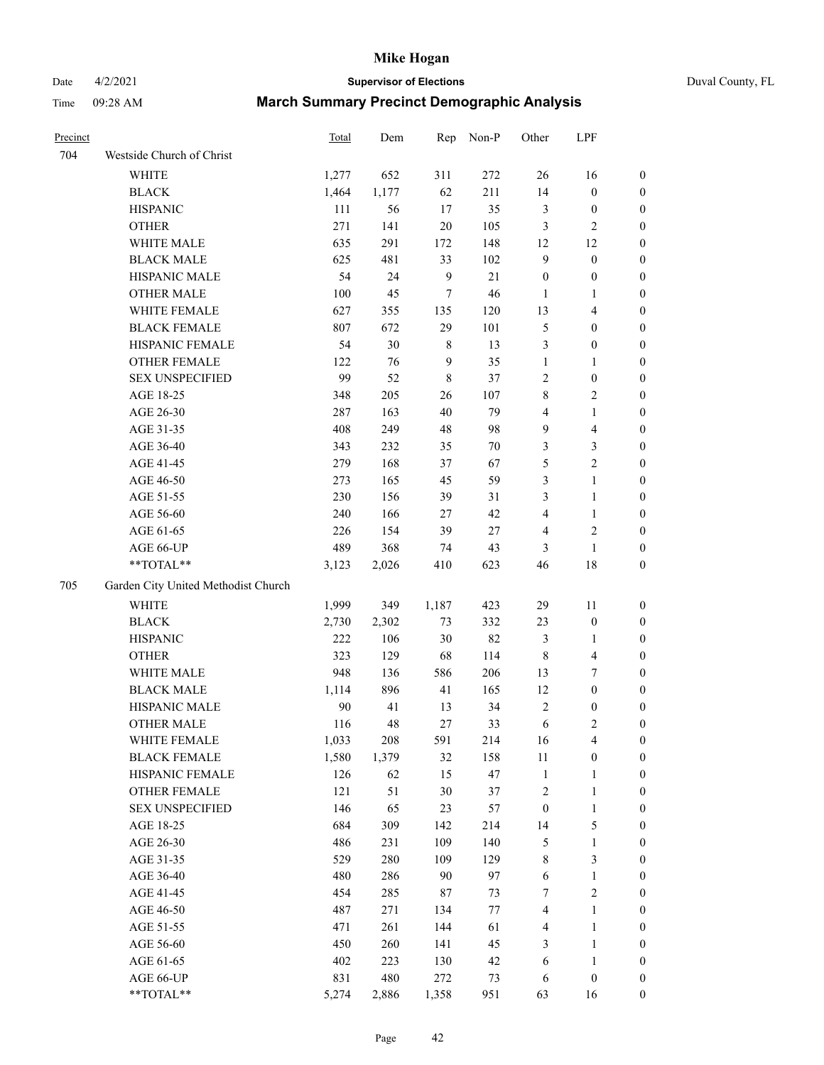# March Summary Precinct Demographic Analysis

| Precinct | | Total | Dem | Rep | Non-P | Other | LPF | |
|---|---|---|---|---|---|---|---|---|
| 704 | Westside Church of Christ | | | | | | | |
| | WHITE | 1,277 | 652 | 311 | 272 | 26 | 16 | 0 |
| | BLACK | 1,464 | 1,177 | 62 | 211 | 14 | 0 | 0 |
| | HISPANIC | 111 | 56 | 17 | 35 | 3 | 0 | 0 |
| | OTHER | 271 | 141 | 20 | 105 | 3 | 2 | 0 |
| | WHITE MALE | 635 | 291 | 172 | 148 | 12 | 12 | 0 |
| | BLACK MALE | 625 | 481 | 33 | 102 | 9 | 0 | 0 |
| | HISPANIC MALE | 54 | 24 | 9 | 21 | 0 | 0 | 0 |
| | OTHER MALE | 100 | 45 | 7 | 46 | 1 | 1 | 0 |
| | WHITE FEMALE | 627 | 355 | 135 | 120 | 13 | 4 | 0 |
| | BLACK FEMALE | 807 | 672 | 29 | 101 | 5 | 0 | 0 |
| | HISPANIC FEMALE | 54 | 30 | 8 | 13 | 3 | 0 | 0 |
| | OTHER FEMALE | 122 | 76 | 9 | 35 | 1 | 1 | 0 |
| | SEX UNSPECIFIED | 99 | 52 | 8 | 37 | 2 | 0 | 0 |
| | AGE 18-25 | 348 | 205 | 26 | 107 | 8 | 2 | 0 |
| | AGE 26-30 | 287 | 163 | 40 | 79 | 4 | 1 | 0 |
| | AGE 31-35 | 408 | 249 | 48 | 98 | 9 | 4 | 0 |
| | AGE 36-40 | 343 | 232 | 35 | 70 | 3 | 3 | 0 |
| | AGE 41-45 | 279 | 168 | 37 | 67 | 5 | 2 | 0 |
| | AGE 46-50 | 273 | 165 | 45 | 59 | 3 | 1 | 0 |
| | AGE 51-55 | 230 | 156 | 39 | 31 | 3 | 1 | 0 |
| | AGE 56-60 | 240 | 166 | 27 | 42 | 4 | 1 | 0 |
| | AGE 61-65 | 226 | 154 | 39 | 27 | 4 | 2 | 0 |
| | AGE 66-UP | 489 | 368 | 74 | 43 | 3 | 1 | 0 |
| | **TOTAL** | 3,123 | 2,026 | 410 | 623 | 46 | 18 | 0 |
| 705 | Garden City United Methodist Church | | | | | | | |
| | WHITE | 1,999 | 349 | 1,187 | 423 | 29 | 11 | 0 |
| | BLACK | 2,730 | 2,302 | 73 | 332 | 23 | 0 | 0 |
| | HISPANIC | 222 | 106 | 30 | 82 | 3 | 1 | 0 |
| | OTHER | 323 | 129 | 68 | 114 | 8 | 4 | 0 |
| | WHITE MALE | 948 | 136 | 586 | 206 | 13 | 7 | 0 |
| | BLACK MALE | 1,114 | 896 | 41 | 165 | 12 | 0 | 0 |
| | HISPANIC MALE | 90 | 41 | 13 | 34 | 2 | 0 | 0 |
| | OTHER MALE | 116 | 48 | 27 | 33 | 6 | 2 | 0 |
| | WHITE FEMALE | 1,033 | 208 | 591 | 214 | 16 | 4 | 0 |
| | BLACK FEMALE | 1,580 | 1,379 | 32 | 158 | 11 | 0 | 0 |
| | HISPANIC FEMALE | 126 | 62 | 15 | 47 | 1 | 1 | 0 |
| | OTHER FEMALE | 121 | 51 | 30 | 37 | 2 | 1 | 0 |
| | SEX UNSPECIFIED | 146 | 65 | 23 | 57 | 0 | 1 | 0 |
| | AGE 18-25 | 684 | 309 | 142 | 214 | 14 | 5 | 0 |
| | AGE 26-30 | 486 | 231 | 109 | 140 | 5 | 1 | 0 |
| | AGE 31-35 | 529 | 280 | 109 | 129 | 8 | 3 | 0 |
| | AGE 36-40 | 480 | 286 | 90 | 97 | 6 | 1 | 0 |
| | AGE 41-45 | 454 | 285 | 87 | 73 | 7 | 2 | 0 |
| | AGE 46-50 | 487 | 271 | 134 | 77 | 4 | 1 | 0 |
| | AGE 51-55 | 471 | 261 | 144 | 61 | 4 | 1 | 0 |
| | AGE 56-60 | 450 | 260 | 141 | 45 | 3 | 1 | 0 |
| | AGE 61-65 | 402 | 223 | 130 | 42 | 6 | 1 | 0 |
| | AGE 66-UP | 831 | 480 | 272 | 73 | 6 | 0 | 0 |
| | **TOTAL** | 5,274 | 2,886 | 1,358 | 951 | 63 | 16 | 0 |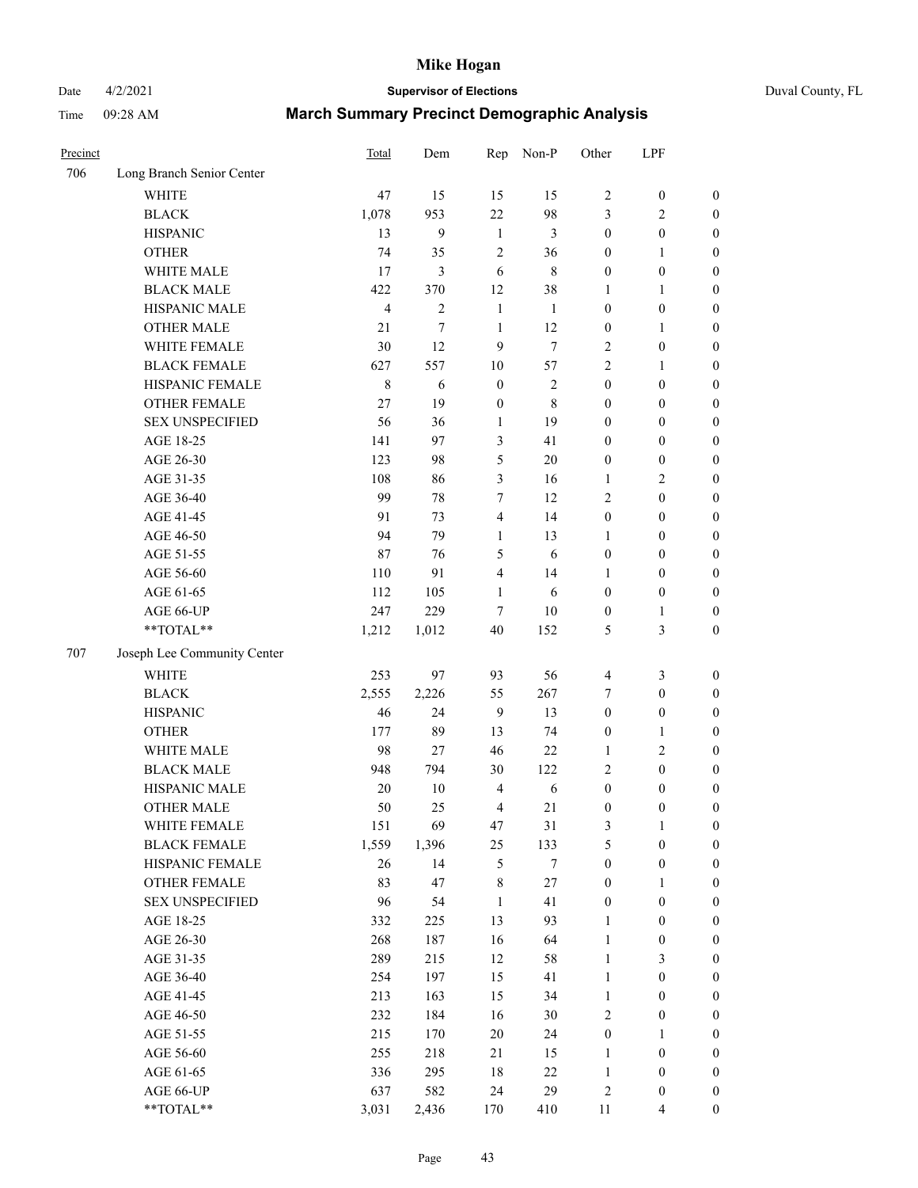# Mike Hogan

Date 4/2/2021 **Supervisor of Elections** Duval County, FL

Time 09:28 AM **March Summary Precinct Demographic Analysis**

| Precinct | | Total | Dem | Rep | Non-P | Other | LPF | |
|---|---|---|---|---|---|---|---|---|
| 706 | Long Branch Senior Center | | | | | | | |
| | WHITE | 47 | 15 | 15 | 15 | 2 | 0 | 0 |
| | BLACK | 1,078 | 953 | 22 | 98 | 3 | 2 | 0 |
| | HISPANIC | 13 | 9 | 1 | 3 | 0 | 0 | 0 |
| | OTHER | 74 | 35 | 2 | 36 | 0 | 1 | 0 |
| | WHITE MALE | 17 | 3 | 6 | 8 | 0 | 0 | 0 |
| | BLACK MALE | 422 | 370 | 12 | 38 | 1 | 1 | 0 |
| | HISPANIC MALE | 4 | 2 | 1 | 1 | 0 | 0 | 0 |
| | OTHER MALE | 21 | 7 | 1 | 12 | 0 | 1 | 0 |
| | WHITE FEMALE | 30 | 12 | 9 | 7 | 2 | 0 | 0 |
| | BLACK FEMALE | 627 | 557 | 10 | 57 | 2 | 1 | 0 |
| | HISPANIC FEMALE | 8 | 6 | 0 | 2 | 0 | 0 | 0 |
| | OTHER FEMALE | 27 | 19 | 0 | 8 | 0 | 0 | 0 |
| | SEX UNSPECIFIED | 56 | 36 | 1 | 19 | 0 | 0 | 0 |
| | AGE 18-25 | 141 | 97 | 3 | 41 | 0 | 0 | 0 |
| | AGE 26-30 | 123 | 98 | 5 | 20 | 0 | 0 | 0 |
| | AGE 31-35 | 108 | 86 | 3 | 16 | 1 | 2 | 0 |
| | AGE 36-40 | 99 | 78 | 7 | 12 | 2 | 0 | 0 |
| | AGE 41-45 | 91 | 73 | 4 | 14 | 0 | 0 | 0 |
| | AGE 46-50 | 94 | 79 | 1 | 13 | 1 | 0 | 0 |
| | AGE 51-55 | 87 | 76 | 5 | 6 | 0 | 0 | 0 |
| | AGE 56-60 | 110 | 91 | 4 | 14 | 1 | 0 | 0 |
| | AGE 61-65 | 112 | 105 | 1 | 6 | 0 | 0 | 0 |
| | AGE 66-UP | 247 | 229 | 7 | 10 | 0 | 1 | 0 |
| | **TOTAL** | 1,212 | 1,012 | 40 | 152 | 5 | 3 | 0 |
| 707 | Joseph Lee Community Center | | | | | | | |
| | WHITE | 253 | 97 | 93 | 56 | 4 | 3 | 0 |
| | BLACK | 2,555 | 2,226 | 55 | 267 | 7 | 0 | 0 |
| | HISPANIC | 46 | 24 | 9 | 13 | 0 | 0 | 0 |
| | OTHER | 177 | 89 | 13 | 74 | 0 | 1 | 0 |
| | WHITE MALE | 98 | 27 | 46 | 22 | 1 | 2 | 0 |
| | BLACK MALE | 948 | 794 | 30 | 122 | 2 | 0 | 0 |
| | HISPANIC MALE | 20 | 10 | 4 | 6 | 0 | 0 | 0 |
| | OTHER MALE | 50 | 25 | 4 | 21 | 0 | 0 | 0 |
| | WHITE FEMALE | 151 | 69 | 47 | 31 | 3 | 1 | 0 |
| | BLACK FEMALE | 1,559 | 1,396 | 25 | 133 | 5 | 0 | 0 |
| | HISPANIC FEMALE | 26 | 14 | 5 | 7 | 0 | 0 | 0 |
| | OTHER FEMALE | 83 | 47 | 8 | 27 | 0 | 1 | 0 |
| | SEX UNSPECIFIED | 96 | 54 | 1 | 41 | 0 | 0 | 0 |
| | AGE 18-25 | 332 | 225 | 13 | 93 | 1 | 0 | 0 |
| | AGE 26-30 | 268 | 187 | 16 | 64 | 1 | 0 | 0 |
| | AGE 31-35 | 289 | 215 | 12 | 58 | 1 | 3 | 0 |
| | AGE 36-40 | 254 | 197 | 15 | 41 | 1 | 0 | 0 |
| | AGE 41-45 | 213 | 163 | 15 | 34 | 1 | 0 | 0 |
| | AGE 46-50 | 232 | 184 | 16 | 30 | 2 | 0 | 0 |
| | AGE 51-55 | 215 | 170 | 20 | 24 | 0 | 1 | 0 |
| | AGE 56-60 | 255 | 218 | 21 | 15 | 1 | 0 | 0 |
| | AGE 61-65 | 336 | 295 | 18 | 22 | 1 | 0 | 0 |
| | AGE 66-UP | 637 | 582 | 24 | 29 | 2 | 0 | 0 |
| | **TOTAL** | 3,031 | 2,436 | 170 | 410 | 11 | 4 | 0 |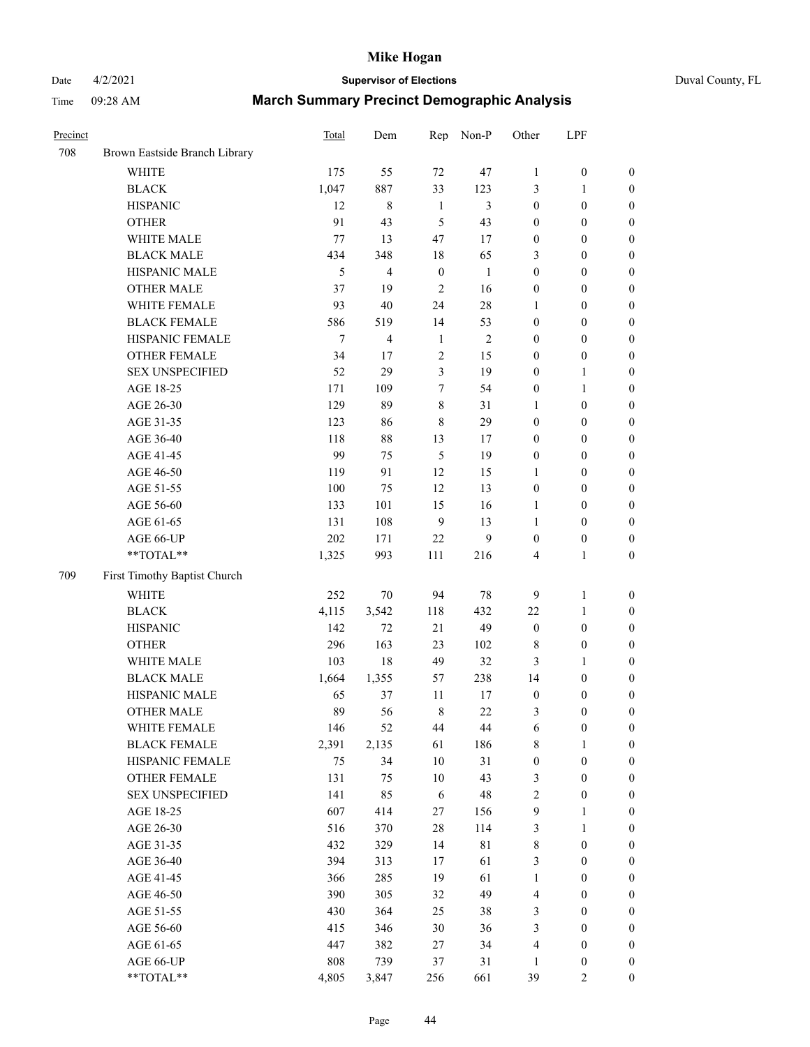# Mike Hogan

Date 4/2/2021 **Supervisor of Elections** Duval County, FL

Time 09:28 AM **March Summary Precinct Demographic Analysis**

| Precinct | | Total | Dem | Rep | Non-P | Other | LPF | |
|---|---|---|---|---|---|---|---|---|
| 708 | Brown Eastside Branch Library | | | | | | | |
| | WHITE | 175 | 55 | 72 | 47 | 1 | 0 | 0 |
| | BLACK | 1,047 | 887 | 33 | 123 | 3 | 1 | 0 |
| | HISPANIC | 12 | 8 | 1 | 3 | 0 | 0 | 0 |
| | OTHER | 91 | 43 | 5 | 43 | 0 | 0 | 0 |
| | WHITE MALE | 77 | 13 | 47 | 17 | 0 | 0 | 0 |
| | BLACK MALE | 434 | 348 | 18 | 65 | 3 | 0 | 0 |
| | HISPANIC MALE | 5 | 4 | 0 | 1 | 0 | 0 | 0 |
| | OTHER MALE | 37 | 19 | 2 | 16 | 0 | 0 | 0 |
| | WHITE FEMALE | 93 | 40 | 24 | 28 | 1 | 0 | 0 |
| | BLACK FEMALE | 586 | 519 | 14 | 53 | 0 | 0 | 0 |
| | HISPANIC FEMALE | 7 | 4 | 1 | 2 | 0 | 0 | 0 |
| | OTHER FEMALE | 34 | 17 | 2 | 15 | 0 | 0 | 0 |
| | SEX UNSPECIFIED | 52 | 29 | 3 | 19 | 0 | 1 | 0 |
| | AGE 18-25 | 171 | 109 | 7 | 54 | 0 | 1 | 0 |
| | AGE 26-30 | 129 | 89 | 8 | 31 | 1 | 0 | 0 |
| | AGE 31-35 | 123 | 86 | 8 | 29 | 0 | 0 | 0 |
| | AGE 36-40 | 118 | 88 | 13 | 17 | 0 | 0 | 0 |
| | AGE 41-45 | 99 | 75 | 5 | 19 | 0 | 0 | 0 |
| | AGE 46-50 | 119 | 91 | 12 | 15 | 1 | 0 | 0 |
| | AGE 51-55 | 100 | 75 | 12 | 13 | 0 | 0 | 0 |
| | AGE 56-60 | 133 | 101 | 15 | 16 | 1 | 0 | 0 |
| | AGE 61-65 | 131 | 108 | 9 | 13 | 1 | 0 | 0 |
| | AGE 66-UP | 202 | 171 | 22 | 9 | 0 | 0 | 0 |
| | **TOTAL** | 1,325 | 993 | 111 | 216 | 4 | 1 | 0 |
| 709 | First Timothy Baptist Church | | | | | | | |
| | WHITE | 252 | 70 | 94 | 78 | 9 | 1 | 0 |
| | BLACK | 4,115 | 3,542 | 118 | 432 | 22 | 1 | 0 |
| | HISPANIC | 142 | 72 | 21 | 49 | 0 | 0 | 0 |
| | OTHER | 296 | 163 | 23 | 102 | 8 | 0 | 0 |
| | WHITE MALE | 103 | 18 | 49 | 32 | 3 | 1 | 0 |
| | BLACK MALE | 1,664 | 1,355 | 57 | 238 | 14 | 0 | 0 |
| | HISPANIC MALE | 65 | 37 | 11 | 17 | 0 | 0 | 0 |
| | OTHER MALE | 89 | 56 | 8 | 22 | 3 | 0 | 0 |
| | WHITE FEMALE | 146 | 52 | 44 | 44 | 6 | 0 | 0 |
| | BLACK FEMALE | 2,391 | 2,135 | 61 | 186 | 8 | 1 | 0 |
| | HISPANIC FEMALE | 75 | 34 | 10 | 31 | 0 | 0 | 0 |
| | OTHER FEMALE | 131 | 75 | 10 | 43 | 3 | 0 | 0 |
| | SEX UNSPECIFIED | 141 | 85 | 6 | 48 | 2 | 0 | 0 |
| | AGE 18-25 | 607 | 414 | 27 | 156 | 9 | 1 | 0 |
| | AGE 26-30 | 516 | 370 | 28 | 114 | 3 | 1 | 0 |
| | AGE 31-35 | 432 | 329 | 14 | 81 | 8 | 0 | 0 |
| | AGE 36-40 | 394 | 313 | 17 | 61 | 3 | 0 | 0 |
| | AGE 41-45 | 366 | 285 | 19 | 61 | 1 | 0 | 0 |
| | AGE 46-50 | 390 | 305 | 32 | 49 | 4 | 0 | 0 |
| | AGE 51-55 | 430 | 364 | 25 | 38 | 3 | 0 | 0 |
| | AGE 56-60 | 415 | 346 | 30 | 36 | 3 | 0 | 0 |
| | AGE 61-65 | 447 | 382 | 27 | 34 | 4 | 0 | 0 |
| | AGE 66-UP | 808 | 739 | 37 | 31 | 1 | 0 | 0 |
| | **TOTAL** | 4,805 | 3,847 | 256 | 661 | 39 | 2 | 0 |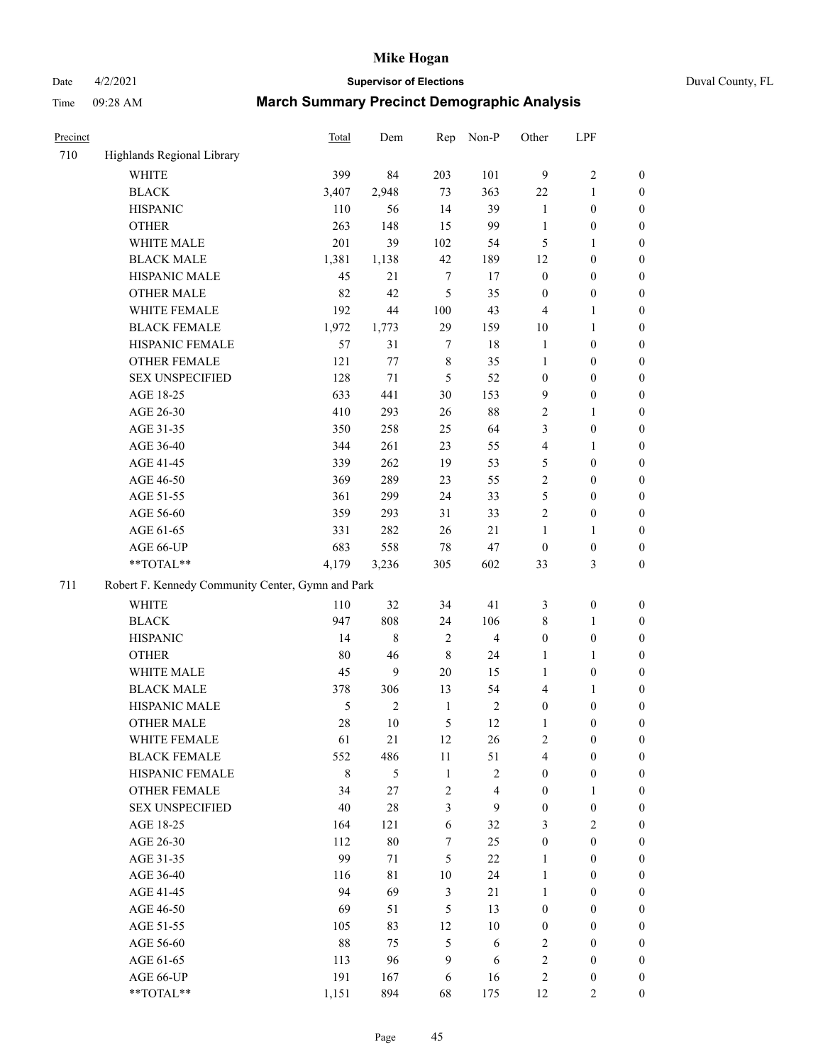| Precinct | | Total | Dem | Rep | Non-P | Other | LPF | |
|---|---|---|---|---|---|---|---|---|
| 710 | Highlands Regional Library | | | | | | | |
| | WHITE | 399 | 84 | 203 | 101 | 9 | 2 | 0 |
| | BLACK | 3,407 | 2,948 | 73 | 363 | 22 | 1 | 0 |
| | HISPANIC | 110 | 56 | 14 | 39 | 1 | 0 | 0 |
| | OTHER | 263 | 148 | 15 | 99 | 1 | 0 | 0 |
| | WHITE MALE | 201 | 39 | 102 | 54 | 5 | 1 | 0 |
| | BLACK MALE | 1,381 | 1,138 | 42 | 189 | 12 | 0 | 0 |
| | HISPANIC MALE | 45 | 21 | 7 | 17 | 0 | 0 | 0 |
| | OTHER MALE | 82 | 42 | 5 | 35 | 0 | 0 | 0 |
| | WHITE FEMALE | 192 | 44 | 100 | 43 | 4 | 1 | 0 |
| | BLACK FEMALE | 1,972 | 1,773 | 29 | 159 | 10 | 1 | 0 |
| | HISPANIC FEMALE | 57 | 31 | 7 | 18 | 1 | 0 | 0 |
| | OTHER FEMALE | 121 | 77 | 8 | 35 | 1 | 0 | 0 |
| | SEX UNSPECIFIED | 128 | 71 | 5 | 52 | 0 | 0 | 0 |
| | AGE 18-25 | 633 | 441 | 30 | 153 | 9 | 0 | 0 |
| | AGE 26-30 | 410 | 293 | 26 | 88 | 2 | 1 | 0 |
| | AGE 31-35 | 350 | 258 | 25 | 64 | 3 | 0 | 0 |
| | AGE 36-40 | 344 | 261 | 23 | 55 | 4 | 1 | 0 |
| | AGE 41-45 | 339 | 262 | 19 | 53 | 5 | 0 | 0 |
| | AGE 46-50 | 369 | 289 | 23 | 55 | 2 | 0 | 0 |
| | AGE 51-55 | 361 | 299 | 24 | 33 | 5 | 0 | 0 |
| | AGE 56-60 | 359 | 293 | 31 | 33 | 2 | 0 | 0 |
| | AGE 61-65 | 331 | 282 | 26 | 21 | 1 | 1 | 0 |
| | AGE 66-UP | 683 | 558 | 78 | 47 | 0 | 0 | 0 |
| | **TOTAL** | 4,179 | 3,236 | 305 | 602 | 33 | 3 | 0 |
| 711 | Robert F. Kennedy Community Center, Gymn and Park | | | | | | | |
| | WHITE | 110 | 32 | 34 | 41 | 3 | 0 | 0 |
| | BLACK | 947 | 808 | 24 | 106 | 8 | 1 | 0 |
| | HISPANIC | 14 | 8 | 2 | 4 | 0 | 0 | 0 |
| | OTHER | 80 | 46 | 8 | 24 | 1 | 1 | 0 |
| | WHITE MALE | 45 | 9 | 20 | 15 | 1 | 0 | 0 |
| | BLACK MALE | 378 | 306 | 13 | 54 | 4 | 1 | 0 |
| | HISPANIC MALE | 5 | 2 | 1 | 2 | 0 | 0 | 0 |
| | OTHER MALE | 28 | 10 | 5 | 12 | 1 | 0 | 0 |
| | WHITE FEMALE | 61 | 21 | 12 | 26 | 2 | 0 | 0 |
| | BLACK FEMALE | 552 | 486 | 11 | 51 | 4 | 0 | 0 |
| | HISPANIC FEMALE | 8 | 5 | 1 | 2 | 0 | 0 | 0 |
| | OTHER FEMALE | 34 | 27 | 2 | 4 | 0 | 1 | 0 |
| | SEX UNSPECIFIED | 40 | 28 | 3 | 9 | 0 | 0 | 0 |
| | AGE 18-25 | 164 | 121 | 6 | 32 | 3 | 2 | 0 |
| | AGE 26-30 | 112 | 80 | 7 | 25 | 0 | 0 | 0 |
| | AGE 31-35 | 99 | 71 | 5 | 22 | 1 | 0 | 0 |
| | AGE 36-40 | 116 | 81 | 10 | 24 | 1 | 0 | 0 |
| | AGE 41-45 | 94 | 69 | 3 | 21 | 1 | 0 | 0 |
| | AGE 46-50 | 69 | 51 | 5 | 13 | 0 | 0 | 0 |
| | AGE 51-55 | 105 | 83 | 12 | 10 | 0 | 0 | 0 |
| | AGE 56-60 | 88 | 75 | 5 | 6 | 2 | 0 | 0 |
| | AGE 61-65 | 113 | 96 | 9 | 6 | 2 | 0 | 0 |
| | AGE 66-UP | 191 | 167 | 6 | 16 | 2 | 0 | 0 |
| | **TOTAL** | 1,151 | 894 | 68 | 175 | 12 | 2 | 0 |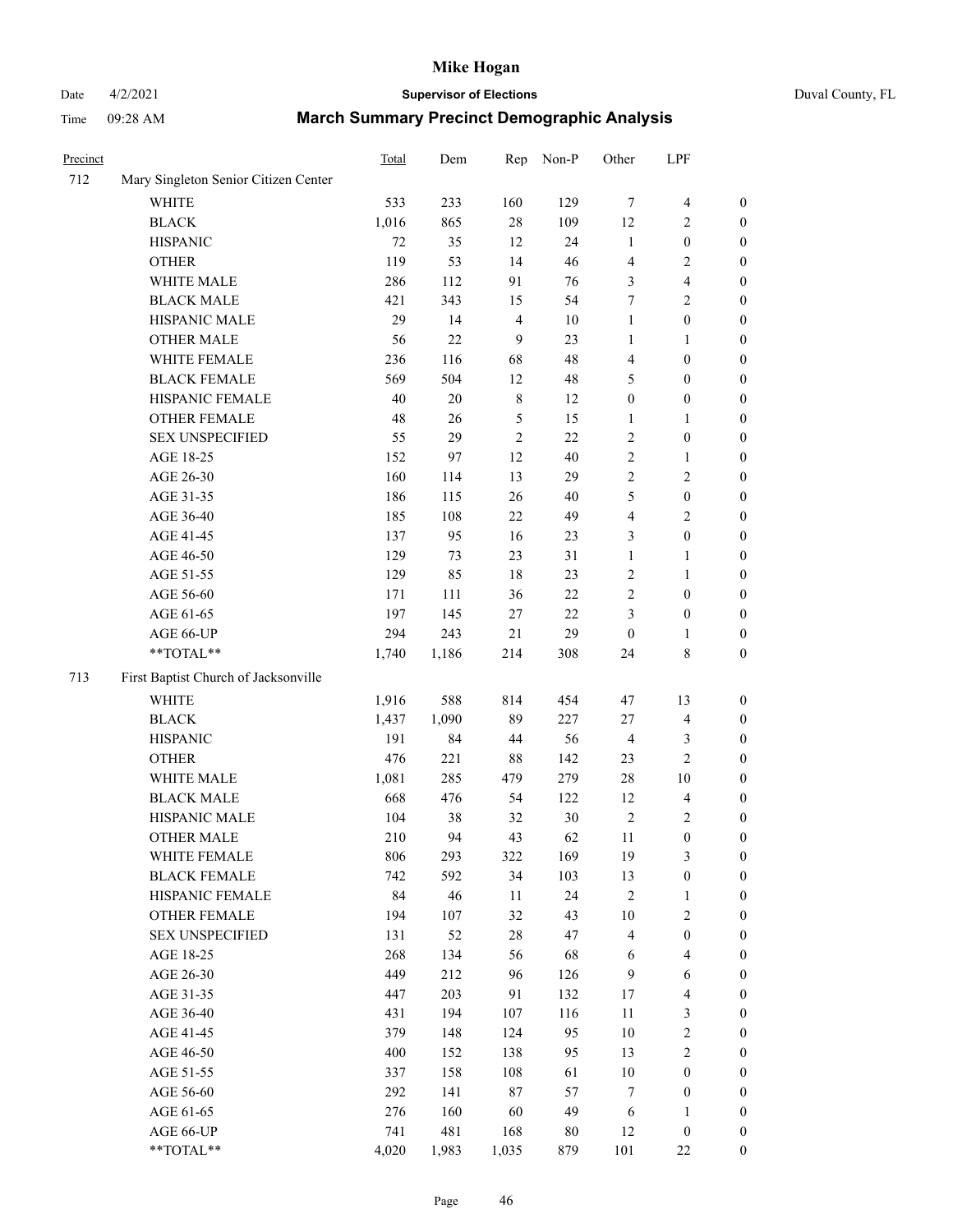| Precinct | | Total | Dem | Rep | Non-P | Other | LPF | |
|---|---|---|---|---|---|---|---|---|
| 712 | Mary Singleton Senior Citizen Center | | | | | | | |
| | WHITE | 533 | 233 | 160 | 129 | 7 | 4 | 0 |
| | BLACK | 1,016 | 865 | 28 | 109 | 12 | 2 | 0 |
| | HISPANIC | 72 | 35 | 12 | 24 | 1 | 0 | 0 |
| | OTHER | 119 | 53 | 14 | 46 | 4 | 2 | 0 |
| | WHITE MALE | 286 | 112 | 91 | 76 | 3 | 4 | 0 |
| | BLACK MALE | 421 | 343 | 15 | 54 | 7 | 2 | 0 |
| | HISPANIC MALE | 29 | 14 | 4 | 10 | 1 | 0 | 0 |
| | OTHER MALE | 56 | 22 | 9 | 23 | 1 | 1 | 0 |
| | WHITE FEMALE | 236 | 116 | 68 | 48 | 4 | 0 | 0 |
| | BLACK FEMALE | 569 | 504 | 12 | 48 | 5 | 0 | 0 |
| | HISPANIC FEMALE | 40 | 20 | 8 | 12 | 0 | 0 | 0 |
| | OTHER FEMALE | 48 | 26 | 5 | 15 | 1 | 1 | 0 |
| | SEX UNSPECIFIED | 55 | 29 | 2 | 22 | 2 | 0 | 0 |
| | AGE 18-25 | 152 | 97 | 12 | 40 | 2 | 1 | 0 |
| | AGE 26-30 | 160 | 114 | 13 | 29 | 2 | 2 | 0 |
| | AGE 31-35 | 186 | 115 | 26 | 40 | 5 | 0 | 0 |
| | AGE 36-40 | 185 | 108 | 22 | 49 | 4 | 2 | 0 |
| | AGE 41-45 | 137 | 95 | 16 | 23 | 3 | 0 | 0 |
| | AGE 46-50 | 129 | 73 | 23 | 31 | 1 | 1 | 0 |
| | AGE 51-55 | 129 | 85 | 18 | 23 | 2 | 1 | 0 |
| | AGE 56-60 | 171 | 111 | 36 | 22 | 2 | 0 | 0 |
| | AGE 61-65 | 197 | 145 | 27 | 22 | 3 | 0 | 0 |
| | AGE 66-UP | 294 | 243 | 21 | 29 | 0 | 1 | 0 |
| | **TOTAL** | 1,740 | 1,186 | 214 | 308 | 24 | 8 | 0 |
| 713 | First Baptist Church of Jacksonville | | | | | | | |
| | WHITE | 1,916 | 588 | 814 | 454 | 47 | 13 | 0 |
| | BLACK | 1,437 | 1,090 | 89 | 227 | 27 | 4 | 0 |
| | HISPANIC | 191 | 84 | 44 | 56 | 4 | 3 | 0 |
| | OTHER | 476 | 221 | 88 | 142 | 23 | 2 | 0 |
| | WHITE MALE | 1,081 | 285 | 479 | 279 | 28 | 10 | 0 |
| | BLACK MALE | 668 | 476 | 54 | 122 | 12 | 4 | 0 |
| | HISPANIC MALE | 104 | 38 | 32 | 30 | 2 | 2 | 0 |
| | OTHER MALE | 210 | 94 | 43 | 62 | 11 | 0 | 0 |
| | WHITE FEMALE | 806 | 293 | 322 | 169 | 19 | 3 | 0 |
| | BLACK FEMALE | 742 | 592 | 34 | 103 | 13 | 0 | 0 |
| | HISPANIC FEMALE | 84 | 46 | 11 | 24 | 2 | 1 | 0 |
| | OTHER FEMALE | 194 | 107 | 32 | 43 | 10 | 2 | 0 |
| | SEX UNSPECIFIED | 131 | 52 | 28 | 47 | 4 | 0 | 0 |
| | AGE 18-25 | 268 | 134 | 56 | 68 | 6 | 4 | 0 |
| | AGE 26-30 | 449 | 212 | 96 | 126 | 9 | 6 | 0 |
| | AGE 31-35 | 447 | 203 | 91 | 132 | 17 | 4 | 0 |
| | AGE 36-40 | 431 | 194 | 107 | 116 | 11 | 3 | 0 |
| | AGE 41-45 | 379 | 148 | 124 | 95 | 10 | 2 | 0 |
| | AGE 46-50 | 400 | 152 | 138 | 95 | 13 | 2 | 0 |
| | AGE 51-55 | 337 | 158 | 108 | 61 | 10 | 0 | 0 |
| | AGE 56-60 | 292 | 141 | 87 | 57 | 7 | 0 | 0 |
| | AGE 61-65 | 276 | 160 | 60 | 49 | 6 | 1 | 0 |
| | AGE 66-UP | 741 | 481 | 168 | 80 | 12 | 0 | 0 |
| | **TOTAL** | 4,020 | 1,983 | 1,035 | 879 | 101 | 22 | 0 |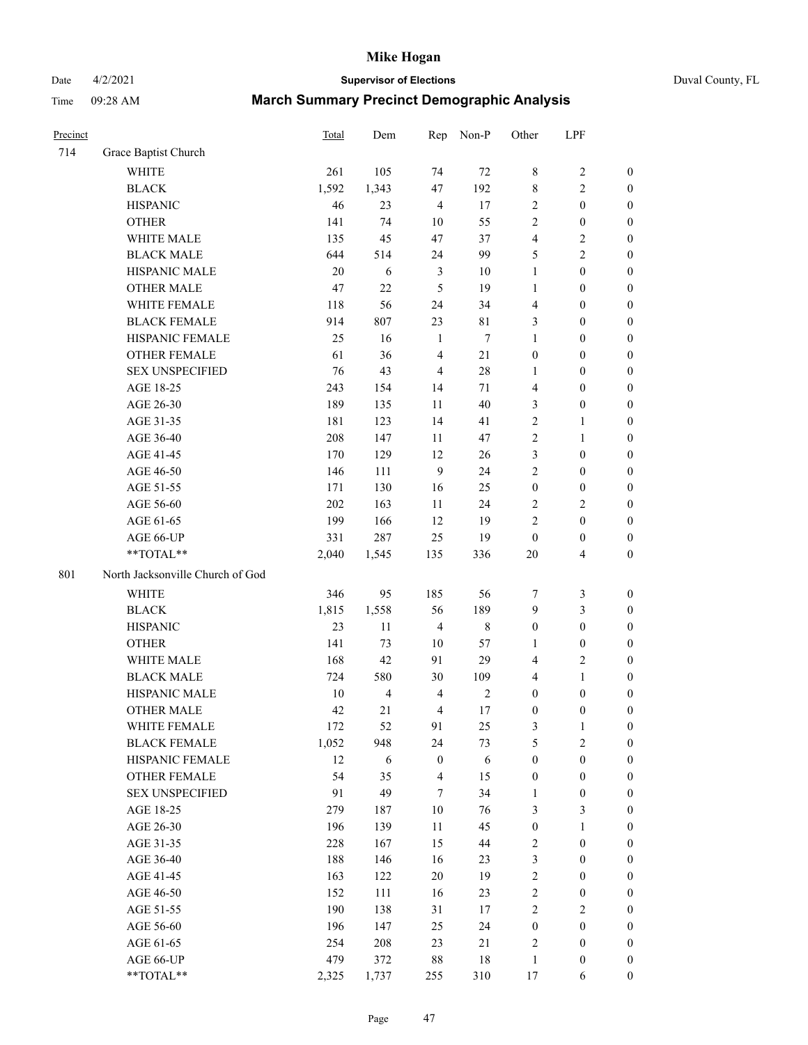# Mike Hogan

Date 4/2/2021 **Supervisor of Elections** Duval County, FL

Time 09:28 AM **March Summary Precinct Demographic Analysis**

| Precinct | | Total | Dem | Rep | Non-P | Other | LPF | |
|---|---|---|---|---|---|---|---|---|
| 714 | Grace Baptist Church | | | | | | | |
| | WHITE | 261 | 105 | 74 | 72 | 8 | 2 | 0 |
| | BLACK | 1,592 | 1,343 | 47 | 192 | 8 | 2 | 0 |
| | HISPANIC | 46 | 23 | 4 | 17 | 2 | 0 | 0 |
| | OTHER | 141 | 74 | 10 | 55 | 2 | 0 | 0 |
| | WHITE MALE | 135 | 45 | 47 | 37 | 4 | 2 | 0 |
| | BLACK MALE | 644 | 514 | 24 | 99 | 5 | 2 | 0 |
| | HISPANIC MALE | 20 | 6 | 3 | 10 | 1 | 0 | 0 |
| | OTHER MALE | 47 | 22 | 5 | 19 | 1 | 0 | 0 |
| | WHITE FEMALE | 118 | 56 | 24 | 34 | 4 | 0 | 0 |
| | BLACK FEMALE | 914 | 807 | 23 | 81 | 3 | 0 | 0 |
| | HISPANIC FEMALE | 25 | 16 | 1 | 7 | 1 | 0 | 0 |
| | OTHER FEMALE | 61 | 36 | 4 | 21 | 0 | 0 | 0 |
| | SEX UNSPECIFIED | 76 | 43 | 4 | 28 | 1 | 0 | 0 |
| | AGE 18-25 | 243 | 154 | 14 | 71 | 4 | 0 | 0 |
| | AGE 26-30 | 189 | 135 | 11 | 40 | 3 | 0 | 0 |
| | AGE 31-35 | 181 | 123 | 14 | 41 | 2 | 1 | 0 |
| | AGE 36-40 | 208 | 147 | 11 | 47 | 2 | 1 | 0 |
| | AGE 41-45 | 170 | 129 | 12 | 26 | 3 | 0 | 0 |
| | AGE 46-50 | 146 | 111 | 9 | 24 | 2 | 0 | 0 |
| | AGE 51-55 | 171 | 130 | 16 | 25 | 0 | 0 | 0 |
| | AGE 56-60 | 202 | 163 | 11 | 24 | 2 | 2 | 0 |
| | AGE 61-65 | 199 | 166 | 12 | 19 | 2 | 0 | 0 |
| | AGE 66-UP | 331 | 287 | 25 | 19 | 0 | 0 | 0 |
| | **TOTAL** | 2,040 | 1,545 | 135 | 336 | 20 | 4 | 0 |
| 801 | North Jacksonville Church of God | | | | | | | |
| | WHITE | 346 | 95 | 185 | 56 | 7 | 3 | 0 |
| | BLACK | 1,815 | 1,558 | 56 | 189 | 9 | 3 | 0 |
| | HISPANIC | 23 | 11 | 4 | 8 | 0 | 0 | 0 |
| | OTHER | 141 | 73 | 10 | 57 | 1 | 0 | 0 |
| | WHITE MALE | 168 | 42 | 91 | 29 | 4 | 2 | 0 |
| | BLACK MALE | 724 | 580 | 30 | 109 | 4 | 1 | 0 |
| | HISPANIC MALE | 10 | 4 | 4 | 2 | 0 | 0 | 0 |
| | OTHER MALE | 42 | 21 | 4 | 17 | 0 | 0 | 0 |
| | WHITE FEMALE | 172 | 52 | 91 | 25 | 3 | 1 | 0 |
| | BLACK FEMALE | 1,052 | 948 | 24 | 73 | 5 | 2 | 0 |
| | HISPANIC FEMALE | 12 | 6 | 0 | 6 | 0 | 0 | 0 |
| | OTHER FEMALE | 54 | 35 | 4 | 15 | 0 | 0 | 0 |
| | SEX UNSPECIFIED | 91 | 49 | 7 | 34 | 1 | 0 | 0 |
| | AGE 18-25 | 279 | 187 | 10 | 76 | 3 | 3 | 0 |
| | AGE 26-30 | 196 | 139 | 11 | 45 | 0 | 1 | 0 |
| | AGE 31-35 | 228 | 167 | 15 | 44 | 2 | 0 | 0 |
| | AGE 36-40 | 188 | 146 | 16 | 23 | 3 | 0 | 0 |
| | AGE 41-45 | 163 | 122 | 20 | 19 | 2 | 0 | 0 |
| | AGE 46-50 | 152 | 111 | 16 | 23 | 2 | 0 | 0 |
| | AGE 51-55 | 190 | 138 | 31 | 17 | 2 | 2 | 0 |
| | AGE 56-60 | 196 | 147 | 25 | 24 | 0 | 0 | 0 |
| | AGE 61-65 | 254 | 208 | 23 | 21 | 2 | 0 | 0 |
| | AGE 66-UP | 479 | 372 | 88 | 18 | 1 | 0 | 0 |
| | **TOTAL** | 2,325 | 1,737 | 255 | 310 | 17 | 6 | 0 |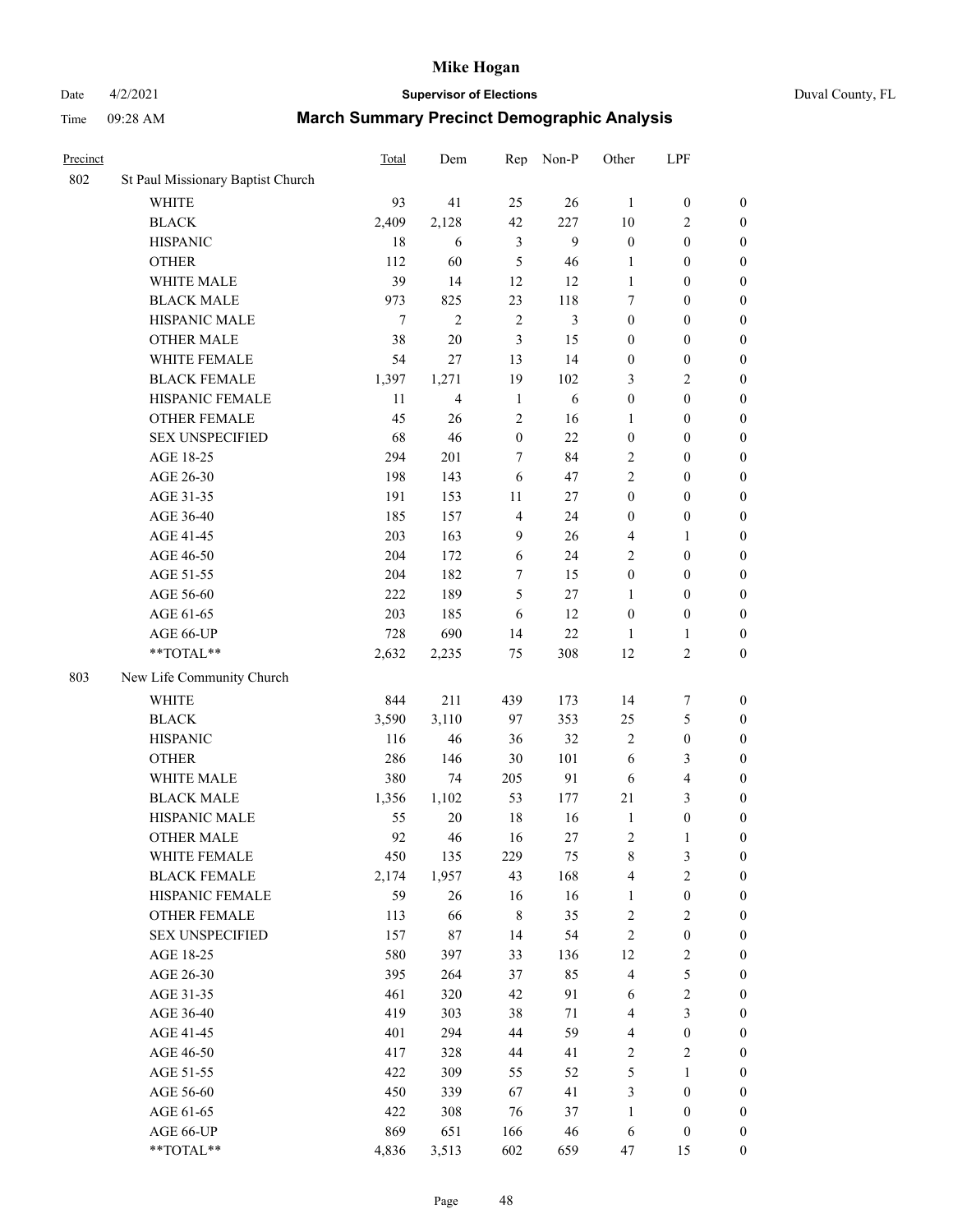# Mike Hogan

Date 4/2/2021 **Supervisor of Elections** Duval County, FL

Time 09:28 AM **March Summary Precinct Demographic Analysis**

| Precinct | | Total | Dem | Rep | Non-P | Other | LPF | |
|---|---|---|---|---|---|---|---|---|
| 802 | St Paul Missionary Baptist Church | | | | | | | |
| | WHITE | 93 | 41 | 25 | 26 | 1 | 0 | 0 |
| | BLACK | 2,409 | 2,128 | 42 | 227 | 10 | 2 | 0 |
| | HISPANIC | 18 | 6 | 3 | 9 | 0 | 0 | 0 |
| | OTHER | 112 | 60 | 5 | 46 | 1 | 0 | 0 |
| | WHITE MALE | 39 | 14 | 12 | 12 | 1 | 0 | 0 |
| | BLACK MALE | 973 | 825 | 23 | 118 | 7 | 0 | 0 |
| | HISPANIC MALE | 7 | 2 | 2 | 3 | 0 | 0 | 0 |
| | OTHER MALE | 38 | 20 | 3 | 15 | 0 | 0 | 0 |
| | WHITE FEMALE | 54 | 27 | 13 | 14 | 0 | 0 | 0 |
| | BLACK FEMALE | 1,397 | 1,271 | 19 | 102 | 3 | 2 | 0 |
| | HISPANIC FEMALE | 11 | 4 | 1 | 6 | 0 | 0 | 0 |
| | OTHER FEMALE | 45 | 26 | 2 | 16 | 1 | 0 | 0 |
| | SEX UNSPECIFIED | 68 | 46 | 0 | 22 | 0 | 0 | 0 |
| | AGE 18-25 | 294 | 201 | 7 | 84 | 2 | 0 | 0 |
| | AGE 26-30 | 198 | 143 | 6 | 47 | 2 | 0 | 0 |
| | AGE 31-35 | 191 | 153 | 11 | 27 | 0 | 0 | 0 |
| | AGE 36-40 | 185 | 157 | 4 | 24 | 0 | 0 | 0 |
| | AGE 41-45 | 203 | 163 | 9 | 26 | 4 | 1 | 0 |
| | AGE 46-50 | 204 | 172 | 6 | 24 | 2 | 0 | 0 |
| | AGE 51-55 | 204 | 182 | 7 | 15 | 0 | 0 | 0 |
| | AGE 56-60 | 222 | 189 | 5 | 27 | 1 | 0 | 0 |
| | AGE 61-65 | 203 | 185 | 6 | 12 | 0 | 0 | 0 |
| | AGE 66-UP | 728 | 690 | 14 | 22 | 1 | 1 | 0 |
| | **TOTAL** | 2,632 | 2,235 | 75 | 308 | 12 | 2 | 0 |
| 803 | New Life Community Church | | | | | | | |
| | WHITE | 844 | 211 | 439 | 173 | 14 | 7 | 0 |
| | BLACK | 3,590 | 3,110 | 97 | 353 | 25 | 5 | 0 |
| | HISPANIC | 116 | 46 | 36 | 32 | 2 | 0 | 0 |
| | OTHER | 286 | 146 | 30 | 101 | 6 | 3 | 0 |
| | WHITE MALE | 380 | 74 | 205 | 91 | 6 | 4 | 0 |
| | BLACK MALE | 1,356 | 1,102 | 53 | 177 | 21 | 3 | 0 |
| | HISPANIC MALE | 55 | 20 | 18 | 16 | 1 | 0 | 0 |
| | OTHER MALE | 92 | 46 | 16 | 27 | 2 | 1 | 0 |
| | WHITE FEMALE | 450 | 135 | 229 | 75 | 8 | 3 | 0 |
| | BLACK FEMALE | 2,174 | 1,957 | 43 | 168 | 4 | 2 | 0 |
| | HISPANIC FEMALE | 59 | 26 | 16 | 16 | 1 | 0 | 0 |
| | OTHER FEMALE | 113 | 66 | 8 | 35 | 2 | 2 | 0 |
| | SEX UNSPECIFIED | 157 | 87 | 14 | 54 | 2 | 0 | 0 |
| | AGE 18-25 | 580 | 397 | 33 | 136 | 12 | 2 | 0 |
| | AGE 26-30 | 395 | 264 | 37 | 85 | 4 | 5 | 0 |
| | AGE 31-35 | 461 | 320 | 42 | 91 | 6 | 2 | 0 |
| | AGE 36-40 | 419 | 303 | 38 | 71 | 4 | 3 | 0 |
| | AGE 41-45 | 401 | 294 | 44 | 59 | 4 | 0 | 0 |
| | AGE 46-50 | 417 | 328 | 44 | 41 | 2 | 2 | 0 |
| | AGE 51-55 | 422 | 309 | 55 | 52 | 5 | 1 | 0 |
| | AGE 56-60 | 450 | 339 | 67 | 41 | 3 | 0 | 0 |
| | AGE 61-65 | 422 | 308 | 76 | 37 | 1 | 0 | 0 |
| | AGE 66-UP | 869 | 651 | 166 | 46 | 6 | 0 | 0 |
| | **TOTAL** | 4,836 | 3,513 | 602 | 659 | 47 | 15 | 0 |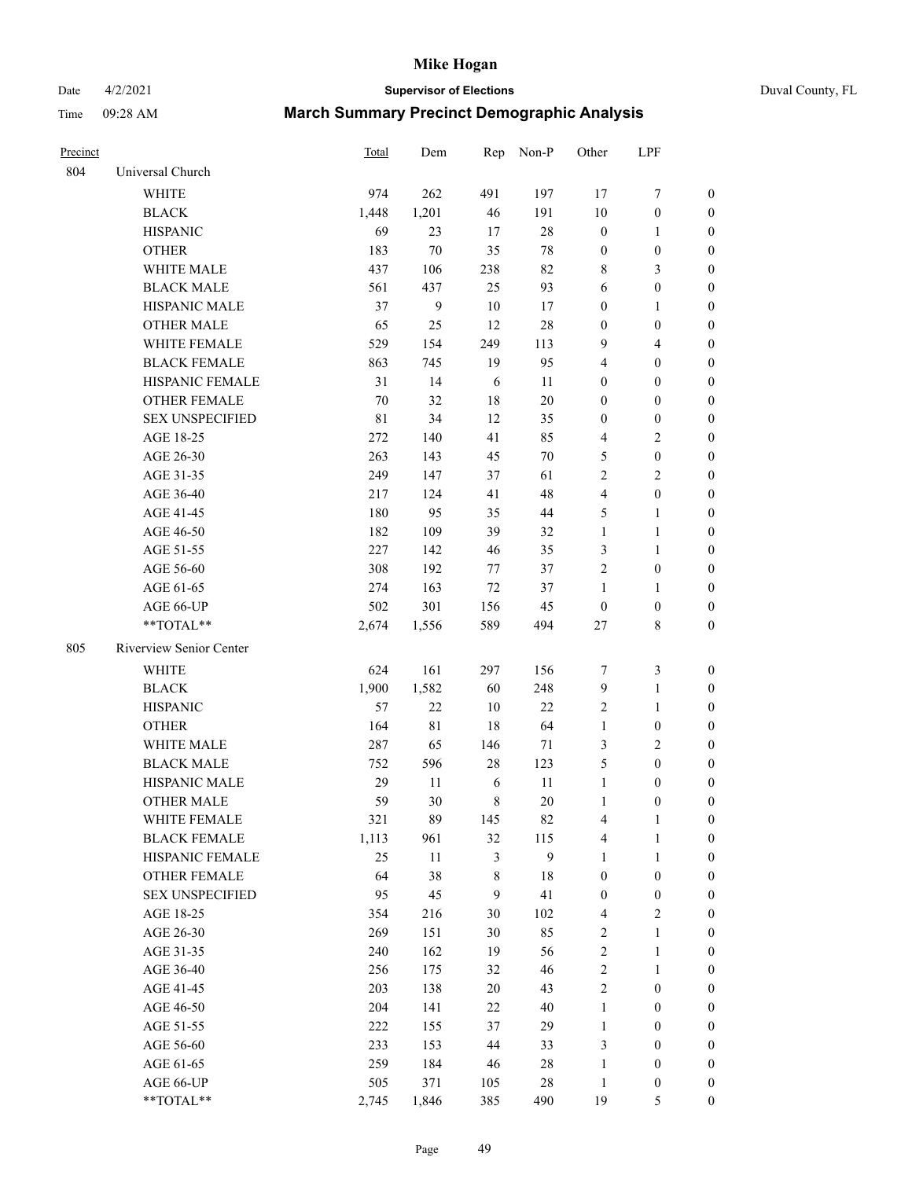| Precinct | | Total | Dem | Rep | Non-P | Other | LPF | |
|---|---|---|---|---|---|---|---|---|
| 804 | Universal Church | | | | | | | |
| | WHITE | 974 | 262 | 491 | 197 | 17 | 7 | 0 |
| | BLACK | 1,448 | 1,201 | 46 | 191 | 10 | 0 | 0 |
| | HISPANIC | 69 | 23 | 17 | 28 | 0 | 1 | 0 |
| | OTHER | 183 | 70 | 35 | 78 | 0 | 0 | 0 |
| | WHITE MALE | 437 | 106 | 238 | 82 | 8 | 3 | 0 |
| | BLACK MALE | 561 | 437 | 25 | 93 | 6 | 0 | 0 |
| | HISPANIC MALE | 37 | 9 | 10 | 17 | 0 | 1 | 0 |
| | OTHER MALE | 65 | 25 | 12 | 28 | 0 | 0 | 0 |
| | WHITE FEMALE | 529 | 154 | 249 | 113 | 9 | 4 | 0 |
| | BLACK FEMALE | 863 | 745 | 19 | 95 | 4 | 0 | 0 |
| | HISPANIC FEMALE | 31 | 14 | 6 | 11 | 0 | 0 | 0 |
| | OTHER FEMALE | 70 | 32 | 18 | 20 | 0 | 0 | 0 |
| | SEX UNSPECIFIED | 81 | 34 | 12 | 35 | 0 | 0 | 0 |
| | AGE 18-25 | 272 | 140 | 41 | 85 | 4 | 2 | 0 |
| | AGE 26-30 | 263 | 143 | 45 | 70 | 5 | 0 | 0 |
| | AGE 31-35 | 249 | 147 | 37 | 61 | 2 | 2 | 0 |
| | AGE 36-40 | 217 | 124 | 41 | 48 | 4 | 0 | 0 |
| | AGE 41-45 | 180 | 95 | 35 | 44 | 5 | 1 | 0 |
| | AGE 46-50 | 182 | 109 | 39 | 32 | 1 | 1 | 0 |
| | AGE 51-55 | 227 | 142 | 46 | 35 | 3 | 1 | 0 |
| | AGE 56-60 | 308 | 192 | 77 | 37 | 2 | 0 | 0 |
| | AGE 61-65 | 274 | 163 | 72 | 37 | 1 | 1 | 0 |
| | AGE 66-UP | 502 | 301 | 156 | 45 | 0 | 0 | 0 |
| | **TOTAL** | 2,674 | 1,556 | 589 | 494 | 27 | 8 | 0 |
| 805 | Riverview Senior Center | | | | | | | |
| | WHITE | 624 | 161 | 297 | 156 | 7 | 3 | 0 |
| | BLACK | 1,900 | 1,582 | 60 | 248 | 9 | 1 | 0 |
| | HISPANIC | 57 | 22 | 10 | 22 | 2 | 1 | 0 |
| | OTHER | 164 | 81 | 18 | 64 | 1 | 0 | 0 |
| | WHITE MALE | 287 | 65 | 146 | 71 | 3 | 2 | 0 |
| | BLACK MALE | 752 | 596 | 28 | 123 | 5 | 0 | 0 |
| | HISPANIC MALE | 29 | 11 | 6 | 11 | 1 | 0 | 0 |
| | OTHER MALE | 59 | 30 | 8 | 20 | 1 | 0 | 0 |
| | WHITE FEMALE | 321 | 89 | 145 | 82 | 4 | 1 | 0 |
| | BLACK FEMALE | 1,113 | 961 | 32 | 115 | 4 | 1 | 0 |
| | HISPANIC FEMALE | 25 | 11 | 3 | 9 | 1 | 1 | 0 |
| | OTHER FEMALE | 64 | 38 | 8 | 18 | 0 | 0 | 0 |
| | SEX UNSPECIFIED | 95 | 45 | 9 | 41 | 0 | 0 | 0 |
| | AGE 18-25 | 354 | 216 | 30 | 102 | 4 | 2 | 0 |
| | AGE 26-30 | 269 | 151 | 30 | 85 | 2 | 1 | 0 |
| | AGE 31-35 | 240 | 162 | 19 | 56 | 2 | 1 | 0 |
| | AGE 36-40 | 256 | 175 | 32 | 46 | 2 | 1 | 0 |
| | AGE 41-45 | 203 | 138 | 20 | 43 | 2 | 0 | 0 |
| | AGE 46-50 | 204 | 141 | 22 | 40 | 1 | 0 | 0 |
| | AGE 51-55 | 222 | 155 | 37 | 29 | 1 | 0 | 0 |
| | AGE 56-60 | 233 | 153 | 44 | 33 | 3 | 0 | 0 |
| | AGE 61-65 | 259 | 184 | 46 | 28 | 1 | 0 | 0 |
| | AGE 66-UP | 505 | 371 | 105 | 28 | 1 | 0 | 0 |
| | **TOTAL** | 2,745 | 1,846 | 385 | 490 | 19 | 5 | 0 |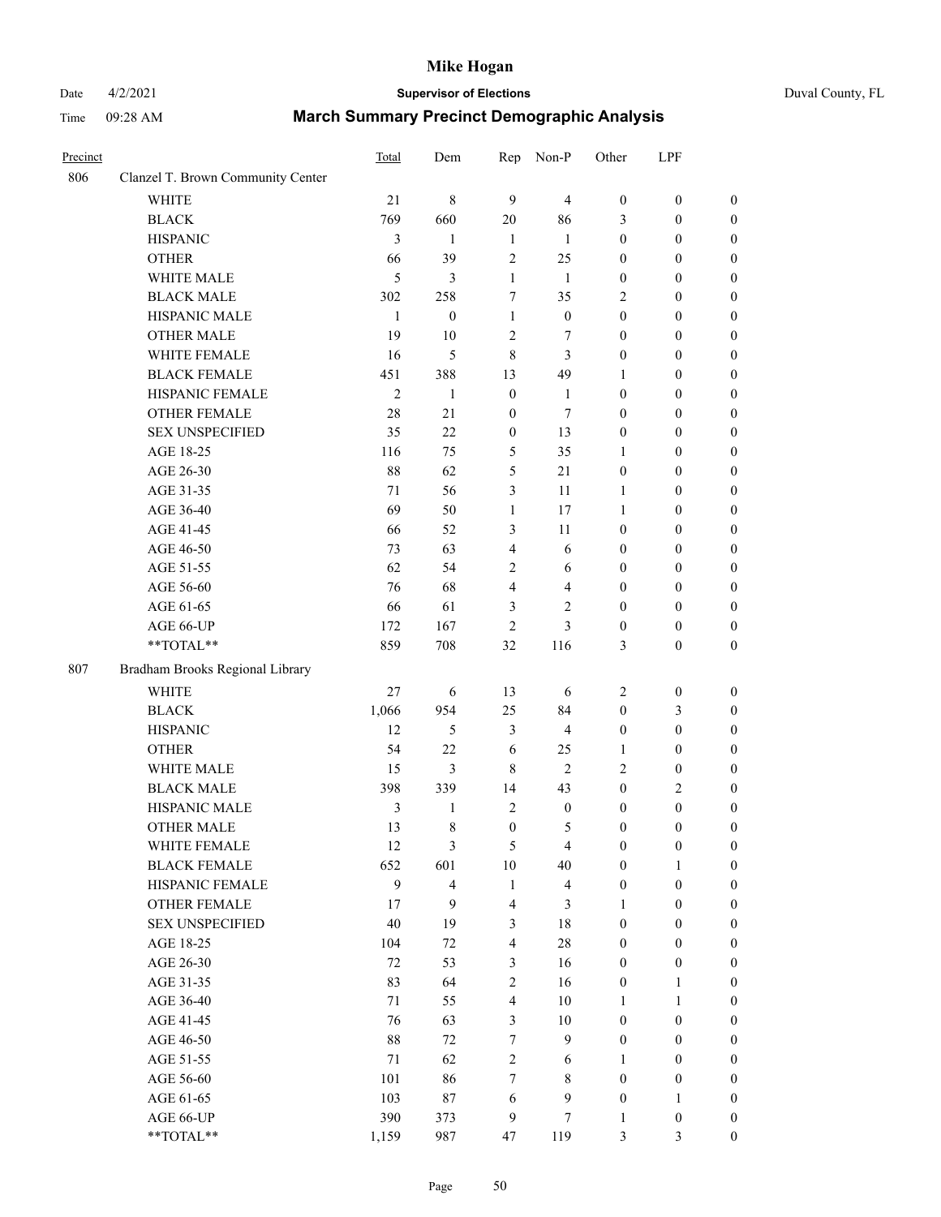# Mike Hogan

Date 4/2/2021 **Supervisor of Elections** Duval County, FL

Time 09:28 AM **March Summary Precinct Demographic Analysis**

| Precinct | | Total | Dem | Rep | Non-P | Other | LPF | |
|---|---|---|---|---|---|---|---|---|
| 806 | Clanzel T. Brown Community Center | | | | | | | |
| | WHITE | 21 | 8 | 9 | 4 | 0 | 0 | 0 |
| | BLACK | 769 | 660 | 20 | 86 | 3 | 0 | 0 |
| | HISPANIC | 3 | 1 | 1 | 1 | 0 | 0 | 0 |
| | OTHER | 66 | 39 | 2 | 25 | 0 | 0 | 0 |
| | WHITE MALE | 5 | 3 | 1 | 1 | 0 | 0 | 0 |
| | BLACK MALE | 302 | 258 | 7 | 35 | 2 | 0 | 0 |
| | HISPANIC MALE | 1 | 0 | 1 | 0 | 0 | 0 | 0 |
| | OTHER MALE | 19 | 10 | 2 | 7 | 0 | 0 | 0 |
| | WHITE FEMALE | 16 | 5 | 8 | 3 | 0 | 0 | 0 |
| | BLACK FEMALE | 451 | 388 | 13 | 49 | 1 | 0 | 0 |
| | HISPANIC FEMALE | 2 | 1 | 0 | 1 | 0 | 0 | 0 |
| | OTHER FEMALE | 28 | 21 | 0 | 7 | 0 | 0 | 0 |
| | SEX UNSPECIFIED | 35 | 22 | 0 | 13 | 0 | 0 | 0 |
| | AGE 18-25 | 116 | 75 | 5 | 35 | 1 | 0 | 0 |
| | AGE 26-30 | 88 | 62 | 5 | 21 | 0 | 0 | 0 |
| | AGE 31-35 | 71 | 56 | 3 | 11 | 1 | 0 | 0 |
| | AGE 36-40 | 69 | 50 | 1 | 17 | 1 | 0 | 0 |
| | AGE 41-45 | 66 | 52 | 3 | 11 | 0 | 0 | 0 |
| | AGE 46-50 | 73 | 63 | 4 | 6 | 0 | 0 | 0 |
| | AGE 51-55 | 62 | 54 | 2 | 6 | 0 | 0 | 0 |
| | AGE 56-60 | 76 | 68 | 4 | 4 | 0 | 0 | 0 |
| | AGE 61-65 | 66 | 61 | 3 | 2 | 0 | 0 | 0 |
| | AGE 66-UP | 172 | 167 | 2 | 3 | 0 | 0 | 0 |
| | **TOTAL** | 859 | 708 | 32 | 116 | 3 | 0 | 0 |
| 807 | Bradham Brooks Regional Library | | | | | | | |
| | WHITE | 27 | 6 | 13 | 6 | 2 | 0 | 0 |
| | BLACK | 1,066 | 954 | 25 | 84 | 0 | 3 | 0 |
| | HISPANIC | 12 | 5 | 3 | 4 | 0 | 0 | 0 |
| | OTHER | 54 | 22 | 6 | 25 | 1 | 0 | 0 |
| | WHITE MALE | 15 | 3 | 8 | 2 | 2 | 0 | 0 |
| | BLACK MALE | 398 | 339 | 14 | 43 | 0 | 2 | 0 |
| | HISPANIC MALE | 3 | 1 | 2 | 0 | 0 | 0 | 0 |
| | OTHER MALE | 13 | 8 | 0 | 5 | 0 | 0 | 0 |
| | WHITE FEMALE | 12 | 3 | 5 | 4 | 0 | 0 | 0 |
| | BLACK FEMALE | 652 | 601 | 10 | 40 | 0 | 1 | 0 |
| | HISPANIC FEMALE | 9 | 4 | 1 | 4 | 0 | 0 | 0 |
| | OTHER FEMALE | 17 | 9 | 4 | 3 | 1 | 0 | 0 |
| | SEX UNSPECIFIED | 40 | 19 | 3 | 18 | 0 | 0 | 0 |
| | AGE 18-25 | 104 | 72 | 4 | 28 | 0 | 0 | 0 |
| | AGE 26-30 | 72 | 53 | 3 | 16 | 0 | 0 | 0 |
| | AGE 31-35 | 83 | 64 | 2 | 16 | 0 | 1 | 0 |
| | AGE 36-40 | 71 | 55 | 4 | 10 | 1 | 1 | 0 |
| | AGE 41-45 | 76 | 63 | 3 | 10 | 0 | 0 | 0 |
| | AGE 46-50 | 88 | 72 | 7 | 9 | 0 | 0 | 0 |
| | AGE 51-55 | 71 | 62 | 2 | 6 | 1 | 0 | 0 |
| | AGE 56-60 | 101 | 86 | 7 | 8 | 0 | 0 | 0 |
| | AGE 61-65 | 103 | 87 | 6 | 9 | 0 | 1 | 0 |
| | AGE 66-UP | 390 | 373 | 9 | 7 | 1 | 0 | 0 |
| | **TOTAL** | 1,159 | 987 | 47 | 119 | 3 | 3 | 0 |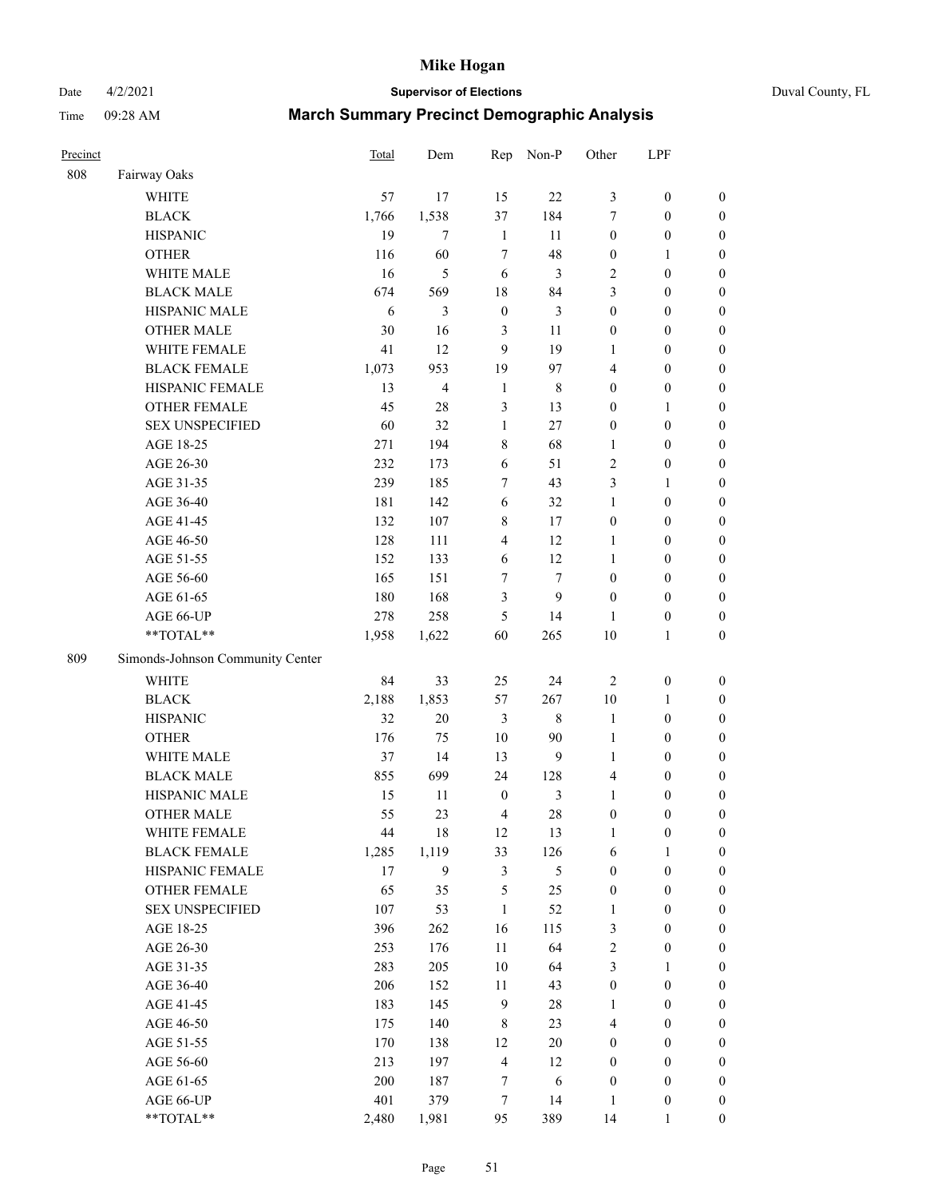# Mike Hogan

Date 4/2/2021 | **Supervisor of Elections** | Duval County, FL

Time 09:28 AM | **March Summary Precinct Demographic Analysis**

| Precinct | | Total | Dem | Rep | Non-P | Other | LPF | |
|---|---|---|---|---|---|---|---|---|
| 808 | Fairway Oaks | | | | | | | |
| | WHITE | 57 | 17 | 15 | 22 | 3 | 0 | 0 |
| | BLACK | 1,766 | 1,538 | 37 | 184 | 7 | 0 | 0 |
| | HISPANIC | 19 | 7 | 1 | 11 | 0 | 0 | 0 |
| | OTHER | 116 | 60 | 7 | 48 | 0 | 1 | 0 |
| | WHITE MALE | 16 | 5 | 6 | 3 | 2 | 0 | 0 |
| | BLACK MALE | 674 | 569 | 18 | 84 | 3 | 0 | 0 |
| | HISPANIC MALE | 6 | 3 | 0 | 3 | 0 | 0 | 0 |
| | OTHER MALE | 30 | 16 | 3 | 11 | 0 | 0 | 0 |
| | WHITE FEMALE | 41 | 12 | 9 | 19 | 1 | 0 | 0 |
| | BLACK FEMALE | 1,073 | 953 | 19 | 97 | 4 | 0 | 0 |
| | HISPANIC FEMALE | 13 | 4 | 1 | 8 | 0 | 0 | 0 |
| | OTHER FEMALE | 45 | 28 | 3 | 13 | 0 | 1 | 0 |
| | SEX UNSPECIFIED | 60 | 32 | 1 | 27 | 0 | 0 | 0 |
| | AGE 18-25 | 271 | 194 | 8 | 68 | 1 | 0 | 0 |
| | AGE 26-30 | 232 | 173 | 6 | 51 | 2 | 0 | 0 |
| | AGE 31-35 | 239 | 185 | 7 | 43 | 3 | 1 | 0 |
| | AGE 36-40 | 181 | 142 | 6 | 32 | 1 | 0 | 0 |
| | AGE 41-45 | 132 | 107 | 8 | 17 | 0 | 0 | 0 |
| | AGE 46-50 | 128 | 111 | 4 | 12 | 1 | 0 | 0 |
| | AGE 51-55 | 152 | 133 | 6 | 12 | 1 | 0 | 0 |
| | AGE 56-60 | 165 | 151 | 7 | 7 | 0 | 0 | 0 |
| | AGE 61-65 | 180 | 168 | 3 | 9 | 0 | 0 | 0 |
| | AGE 66-UP | 278 | 258 | 5 | 14 | 1 | 0 | 0 |
| | **TOTAL** | 1,958 | 1,622 | 60 | 265 | 10 | 1 | 0 |
| 809 | Simonds-Johnson Community Center | | | | | | | |
| | WHITE | 84 | 33 | 25 | 24 | 2 | 0 | 0 |
| | BLACK | 2,188 | 1,853 | 57 | 267 | 10 | 1 | 0 |
| | HISPANIC | 32 | 20 | 3 | 8 | 1 | 0 | 0 |
| | OTHER | 176 | 75 | 10 | 90 | 1 | 0 | 0 |
| | WHITE MALE | 37 | 14 | 13 | 9 | 1 | 0 | 0 |
| | BLACK MALE | 855 | 699 | 24 | 128 | 4 | 0 | 0 |
| | HISPANIC MALE | 15 | 11 | 0 | 3 | 1 | 0 | 0 |
| | OTHER MALE | 55 | 23 | 4 | 28 | 0 | 0 | 0 |
| | WHITE FEMALE | 44 | 18 | 12 | 13 | 1 | 0 | 0 |
| | BLACK FEMALE | 1,285 | 1,119 | 33 | 126 | 6 | 1 | 0 |
| | HISPANIC FEMALE | 17 | 9 | 3 | 5 | 0 | 0 | 0 |
| | OTHER FEMALE | 65 | 35 | 5 | 25 | 0 | 0 | 0 |
| | SEX UNSPECIFIED | 107 | 53 | 1 | 52 | 1 | 0 | 0 |
| | AGE 18-25 | 396 | 262 | 16 | 115 | 3 | 0 | 0 |
| | AGE 26-30 | 253 | 176 | 11 | 64 | 2 | 0 | 0 |
| | AGE 31-35 | 283 | 205 | 10 | 64 | 3 | 1 | 0 |
| | AGE 36-40 | 206 | 152 | 11 | 43 | 0 | 0 | 0 |
| | AGE 41-45 | 183 | 145 | 9 | 28 | 1 | 0 | 0 |
| | AGE 46-50 | 175 | 140 | 8 | 23 | 4 | 0 | 0 |
| | AGE 51-55 | 170 | 138 | 12 | 20 | 0 | 0 | 0 |
| | AGE 56-60 | 213 | 197 | 4 | 12 | 0 | 0 | 0 |
| | AGE 61-65 | 200 | 187 | 7 | 6 | 0 | 0 | 0 |
| | AGE 66-UP | 401 | 379 | 7 | 14 | 1 | 0 | 0 |
| | **TOTAL** | 2,480 | 1,981 | 95 | 389 | 14 | 1 | 0 |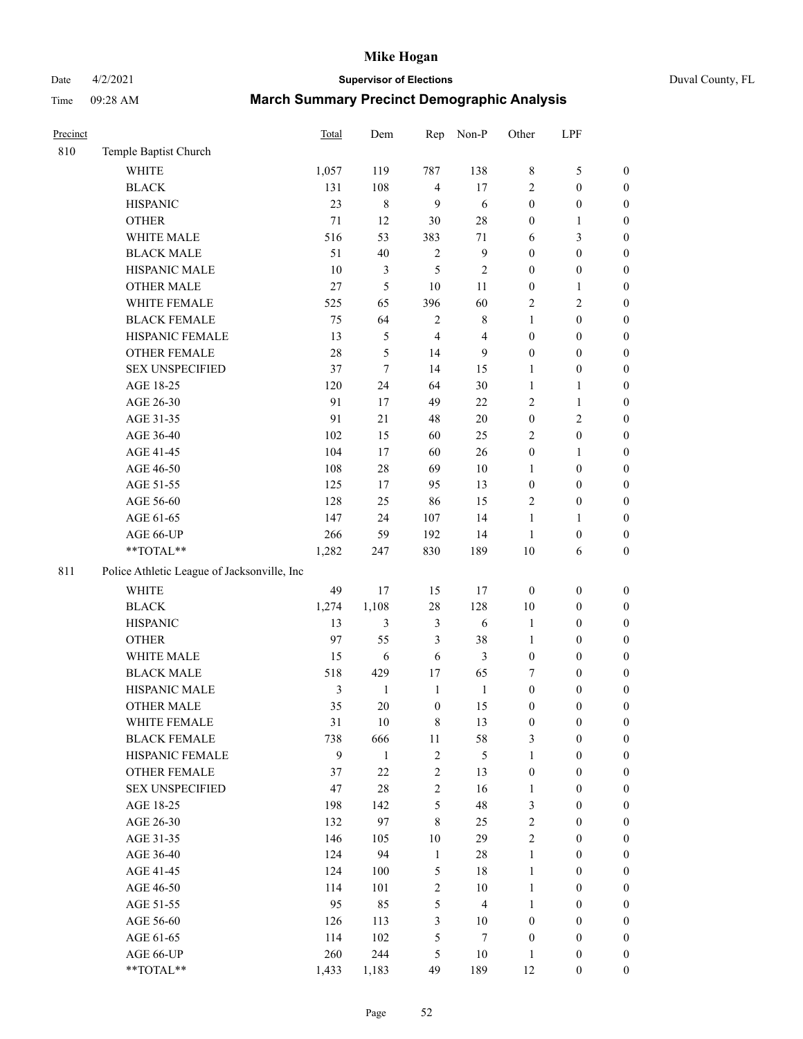# Mike Hogan

Date 4/2/2021 **Supervisor of Elections** Duval County, FL

Time 09:28 AM **March Summary Precinct Demographic Analysis**

| Precinct | | Total | Dem | Rep | Non-P | Other | LPF | |
|---|---|---|---|---|---|---|---|---|
| 810 | Temple Baptist Church | | | | | | | |
| | WHITE | 1,057 | 119 | 787 | 138 | 8 | 5 | 0 |
| | BLACK | 131 | 108 | 4 | 17 | 2 | 0 | 0 |
| | HISPANIC | 23 | 8 | 9 | 6 | 0 | 0 | 0 |
| | OTHER | 71 | 12 | 30 | 28 | 0 | 1 | 0 |
| | WHITE MALE | 516 | 53 | 383 | 71 | 6 | 3 | 0 |
| | BLACK MALE | 51 | 40 | 2 | 9 | 0 | 0 | 0 |
| | HISPANIC MALE | 10 | 3 | 5 | 2 | 0 | 0 | 0 |
| | OTHER MALE | 27 | 5 | 10 | 11 | 0 | 1 | 0 |
| | WHITE FEMALE | 525 | 65 | 396 | 60 | 2 | 2 | 0 |
| | BLACK FEMALE | 75 | 64 | 2 | 8 | 1 | 0 | 0 |
| | HISPANIC FEMALE | 13 | 5 | 4 | 4 | 0 | 0 | 0 |
| | OTHER FEMALE | 28 | 5 | 14 | 9 | 0 | 0 | 0 |
| | SEX UNSPECIFIED | 37 | 7 | 14 | 15 | 1 | 0 | 0 |
| | AGE 18-25 | 120 | 24 | 64 | 30 | 1 | 1 | 0 |
| | AGE 26-30 | 91 | 17 | 49 | 22 | 2 | 1 | 0 |
| | AGE 31-35 | 91 | 21 | 48 | 20 | 0 | 2 | 0 |
| | AGE 36-40 | 102 | 15 | 60 | 25 | 2 | 0 | 0 |
| | AGE 41-45 | 104 | 17 | 60 | 26 | 0 | 1 | 0 |
| | AGE 46-50 | 108 | 28 | 69 | 10 | 1 | 0 | 0 |
| | AGE 51-55 | 125 | 17 | 95 | 13 | 0 | 0 | 0 |
| | AGE 56-60 | 128 | 25 | 86 | 15 | 2 | 0 | 0 |
| | AGE 61-65 | 147 | 24 | 107 | 14 | 1 | 1 | 0 |
| | AGE 66-UP | 266 | 59 | 192 | 14 | 1 | 0 | 0 |
| | **TOTAL** | 1,282 | 247 | 830 | 189 | 10 | 6 | 0 |
| 811 | Police Athletic League of Jacksonville, Inc | | | | | | | |
| | WHITE | 49 | 17 | 15 | 17 | 0 | 0 | 0 |
| | BLACK | 1,274 | 1,108 | 28 | 128 | 10 | 0 | 0 |
| | HISPANIC | 13 | 3 | 3 | 6 | 1 | 0 | 0 |
| | OTHER | 97 | 55 | 3 | 38 | 1 | 0 | 0 |
| | WHITE MALE | 15 | 6 | 6 | 3 | 0 | 0 | 0 |
| | BLACK MALE | 518 | 429 | 17 | 65 | 7 | 0 | 0 |
| | HISPANIC MALE | 3 | 1 | 1 | 1 | 0 | 0 | 0 |
| | OTHER MALE | 35 | 20 | 0 | 15 | 0 | 0 | 0 |
| | WHITE FEMALE | 31 | 10 | 8 | 13 | 0 | 0 | 0 |
| | BLACK FEMALE | 738 | 666 | 11 | 58 | 3 | 0 | 0 |
| | HISPANIC FEMALE | 9 | 1 | 2 | 5 | 1 | 0 | 0 |
| | OTHER FEMALE | 37 | 22 | 2 | 13 | 0 | 0 | 0 |
| | SEX UNSPECIFIED | 47 | 28 | 2 | 16 | 1 | 0 | 0 |
| | AGE 18-25 | 198 | 142 | 5 | 48 | 3 | 0 | 0 |
| | AGE 26-30 | 132 | 97 | 8 | 25 | 2 | 0 | 0 |
| | AGE 31-35 | 146 | 105 | 10 | 29 | 2 | 0 | 0 |
| | AGE 36-40 | 124 | 94 | 1 | 28 | 1 | 0 | 0 |
| | AGE 41-45 | 124 | 100 | 5 | 18 | 1 | 0 | 0 |
| | AGE 46-50 | 114 | 101 | 2 | 10 | 1 | 0 | 0 |
| | AGE 51-55 | 95 | 85 | 5 | 4 | 1 | 0 | 0 |
| | AGE 56-60 | 126 | 113 | 3 | 10 | 0 | 0 | 0 |
| | AGE 61-65 | 114 | 102 | 5 | 7 | 0 | 0 | 0 |
| | AGE 66-UP | 260 | 244 | 5 | 10 | 1 | 0 | 0 |
| | **TOTAL** | 1,433 | 1,183 | 49 | 189 | 12 | 0 | 0 |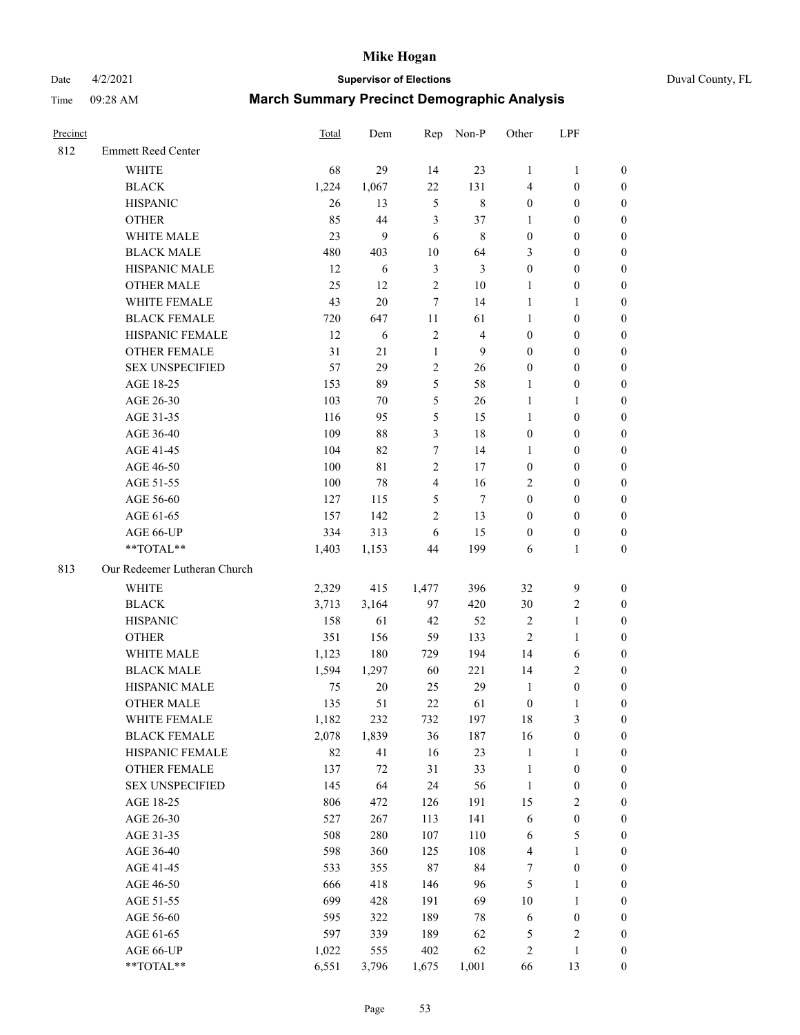# Mike Hogan

Date 4/2/2021 **Supervisor of Elections** Duval County, FL

Time 09:28 AM **March Summary Precinct Demographic Analysis**

| Precinct | | Total | Dem | Rep | Non-P | Other | LPF | |
|---|---|---|---|---|---|---|---|---|
| 812 | Emmett Reed Center | | | | | | | |
| | WHITE | 68 | 29 | 14 | 23 | 1 | 1 | 0 |
| | BLACK | 1,224 | 1,067 | 22 | 131 | 4 | 0 | 0 |
| | HISPANIC | 26 | 13 | 5 | 8 | 0 | 0 | 0 |
| | OTHER | 85 | 44 | 3 | 37 | 1 | 0 | 0 |
| | WHITE MALE | 23 | 9 | 6 | 8 | 0 | 0 | 0 |
| | BLACK MALE | 480 | 403 | 10 | 64 | 3 | 0 | 0 |
| | HISPANIC MALE | 12 | 6 | 3 | 3 | 0 | 0 | 0 |
| | OTHER MALE | 25 | 12 | 2 | 10 | 1 | 0 | 0 |
| | WHITE FEMALE | 43 | 20 | 7 | 14 | 1 | 1 | 0 |
| | BLACK FEMALE | 720 | 647 | 11 | 61 | 1 | 0 | 0 |
| | HISPANIC FEMALE | 12 | 6 | 2 | 4 | 0 | 0 | 0 |
| | OTHER FEMALE | 31 | 21 | 1 | 9 | 0 | 0 | 0 |
| | SEX UNSPECIFIED | 57 | 29 | 2 | 26 | 0 | 0 | 0 |
| | AGE 18-25 | 153 | 89 | 5 | 58 | 1 | 0 | 0 |
| | AGE 26-30 | 103 | 70 | 5 | 26 | 1 | 1 | 0 |
| | AGE 31-35 | 116 | 95 | 5 | 15 | 1 | 0 | 0 |
| | AGE 36-40 | 109 | 88 | 3 | 18 | 0 | 0 | 0 |
| | AGE 41-45 | 104 | 82 | 7 | 14 | 1 | 0 | 0 |
| | AGE 46-50 | 100 | 81 | 2 | 17 | 0 | 0 | 0 |
| | AGE 51-55 | 100 | 78 | 4 | 16 | 2 | 0 | 0 |
| | AGE 56-60 | 127 | 115 | 5 | 7 | 0 | 0 | 0 |
| | AGE 61-65 | 157 | 142 | 2 | 13 | 0 | 0 | 0 |
| | AGE 66-UP | 334 | 313 | 6 | 15 | 0 | 0 | 0 |
| | **TOTAL** | 1,403 | 1,153 | 44 | 199 | 6 | 1 | 0 |
| 813 | Our Redeemer Lutheran Church | | | | | | | |
| | WHITE | 2,329 | 415 | 1,477 | 396 | 32 | 9 | 0 |
| | BLACK | 3,713 | 3,164 | 97 | 420 | 30 | 2 | 0 |
| | HISPANIC | 158 | 61 | 42 | 52 | 2 | 1 | 0 |
| | OTHER | 351 | 156 | 59 | 133 | 2 | 1 | 0 |
| | WHITE MALE | 1,123 | 180 | 729 | 194 | 14 | 6 | 0 |
| | BLACK MALE | 1,594 | 1,297 | 60 | 221 | 14 | 2 | 0 |
| | HISPANIC MALE | 75 | 20 | 25 | 29 | 1 | 0 | 0 |
| | OTHER MALE | 135 | 51 | 22 | 61 | 0 | 1 | 0 |
| | WHITE FEMALE | 1,182 | 232 | 732 | 197 | 18 | 3 | 0 |
| | BLACK FEMALE | 2,078 | 1,839 | 36 | 187 | 16 | 0 | 0 |
| | HISPANIC FEMALE | 82 | 41 | 16 | 23 | 1 | 1 | 0 |
| | OTHER FEMALE | 137 | 72 | 31 | 33 | 1 | 0 | 0 |
| | SEX UNSPECIFIED | 145 | 64 | 24 | 56 | 1 | 0 | 0 |
| | AGE 18-25 | 806 | 472 | 126 | 191 | 15 | 2 | 0 |
| | AGE 26-30 | 527 | 267 | 113 | 141 | 6 | 0 | 0 |
| | AGE 31-35 | 508 | 280 | 107 | 110 | 6 | 5 | 0 |
| | AGE 36-40 | 598 | 360 | 125 | 108 | 4 | 1 | 0 |
| | AGE 41-45 | 533 | 355 | 87 | 84 | 7 | 0 | 0 |
| | AGE 46-50 | 666 | 418 | 146 | 96 | 5 | 1 | 0 |
| | AGE 51-55 | 699 | 428 | 191 | 69 | 10 | 1 | 0 |
| | AGE 56-60 | 595 | 322 | 189 | 78 | 6 | 0 | 0 |
| | AGE 61-65 | 597 | 339 | 189 | 62 | 5 | 2 | 0 |
| | AGE 66-UP | 1,022 | 555 | 402 | 62 | 2 | 1 | 0 |
| | **TOTAL** | 6,551 | 3,796 | 1,675 | 1,001 | 66 | 13 | 0 |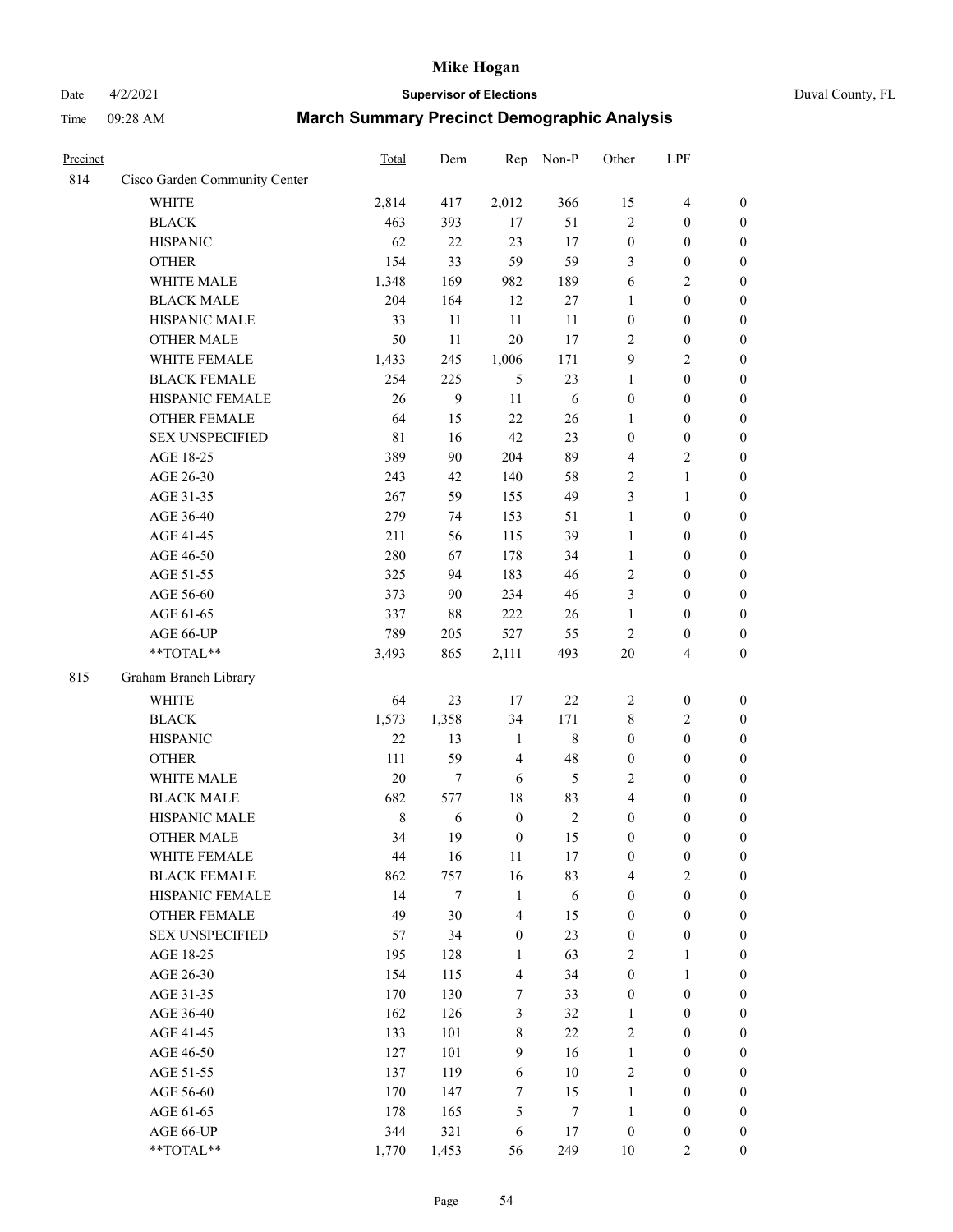| Precinct | | Total | Dem | Rep | Non-P | Other | LPF | |
|---|---|---|---|---|---|---|---|---|
| 814 | Cisco Garden Community Center | | | | | | | |
| | WHITE | 2,814 | 417 | 2,012 | 366 | 15 | 4 | 0 |
| | BLACK | 463 | 393 | 17 | 51 | 2 | 0 | 0 |
| | HISPANIC | 62 | 22 | 23 | 17 | 0 | 0 | 0 |
| | OTHER | 154 | 33 | 59 | 59 | 3 | 0 | 0 |
| | WHITE MALE | 1,348 | 169 | 982 | 189 | 6 | 2 | 0 |
| | BLACK MALE | 204 | 164 | 12 | 27 | 1 | 0 | 0 |
| | HISPANIC MALE | 33 | 11 | 11 | 11 | 0 | 0 | 0 |
| | OTHER MALE | 50 | 11 | 20 | 17 | 2 | 0 | 0 |
| | WHITE FEMALE | 1,433 | 245 | 1,006 | 171 | 9 | 2 | 0 |
| | BLACK FEMALE | 254 | 225 | 5 | 23 | 1 | 0 | 0 |
| | HISPANIC FEMALE | 26 | 9 | 11 | 6 | 0 | 0 | 0 |
| | OTHER FEMALE | 64 | 15 | 22 | 26 | 1 | 0 | 0 |
| | SEX UNSPECIFIED | 81 | 16 | 42 | 23 | 0 | 0 | 0 |
| | AGE 18-25 | 389 | 90 | 204 | 89 | 4 | 2 | 0 |
| | AGE 26-30 | 243 | 42 | 140 | 58 | 2 | 1 | 0 |
| | AGE 31-35 | 267 | 59 | 155 | 49 | 3 | 1 | 0 |
| | AGE 36-40 | 279 | 74 | 153 | 51 | 1 | 0 | 0 |
| | AGE 41-45 | 211 | 56 | 115 | 39 | 1 | 0 | 0 |
| | AGE 46-50 | 280 | 67 | 178 | 34 | 1 | 0 | 0 |
| | AGE 51-55 | 325 | 94 | 183 | 46 | 2 | 0 | 0 |
| | AGE 56-60 | 373 | 90 | 234 | 46 | 3 | 0 | 0 |
| | AGE 61-65 | 337 | 88 | 222 | 26 | 1 | 0 | 0 |
| | AGE 66-UP | 789 | 205 | 527 | 55 | 2 | 0 | 0 |
| | **TOTAL** | 3,493 | 865 | 2,111 | 493 | 20 | 4 | 0 |
| 815 | Graham Branch Library | | | | | | | |
| | WHITE | 64 | 23 | 17 | 22 | 2 | 0 | 0 |
| | BLACK | 1,573 | 1,358 | 34 | 171 | 8 | 2 | 0 |
| | HISPANIC | 22 | 13 | 1 | 8 | 0 | 0 | 0 |
| | OTHER | 111 | 59 | 4 | 48 | 0 | 0 | 0 |
| | WHITE MALE | 20 | 7 | 6 | 5 | 2 | 0 | 0 |
| | BLACK MALE | 682 | 577 | 18 | 83 | 4 | 0 | 0 |
| | HISPANIC MALE | 8 | 6 | 0 | 2 | 0 | 0 | 0 |
| | OTHER MALE | 34 | 19 | 0 | 15 | 0 | 0 | 0 |
| | WHITE FEMALE | 44 | 16 | 11 | 17 | 0 | 0 | 0 |
| | BLACK FEMALE | 862 | 757 | 16 | 83 | 4 | 2 | 0 |
| | HISPANIC FEMALE | 14 | 7 | 1 | 6 | 0 | 0 | 0 |
| | OTHER FEMALE | 49 | 30 | 4 | 15 | 0 | 0 | 0 |
| | SEX UNSPECIFIED | 57 | 34 | 0 | 23 | 0 | 0 | 0 |
| | AGE 18-25 | 195 | 128 | 1 | 63 | 2 | 1 | 0 |
| | AGE 26-30 | 154 | 115 | 4 | 34 | 0 | 1 | 0 |
| | AGE 31-35 | 170 | 130 | 7 | 33 | 0 | 0 | 0 |
| | AGE 36-40 | 162 | 126 | 3 | 32 | 1 | 0 | 0 |
| | AGE 41-45 | 133 | 101 | 8 | 22 | 2 | 0 | 0 |
| | AGE 46-50 | 127 | 101 | 9 | 16 | 1 | 0 | 0 |
| | AGE 51-55 | 137 | 119 | 6 | 10 | 2 | 0 | 0 |
| | AGE 56-60 | 170 | 147 | 7 | 15 | 1 | 0 | 0 |
| | AGE 61-65 | 178 | 165 | 5 | 7 | 1 | 0 | 0 |
| | AGE 66-UP | 344 | 321 | 6 | 17 | 0 | 0 | 0 |
| | **TOTAL** | 1,770 | 1,453 | 56 | 249 | 10 | 2 | 0 |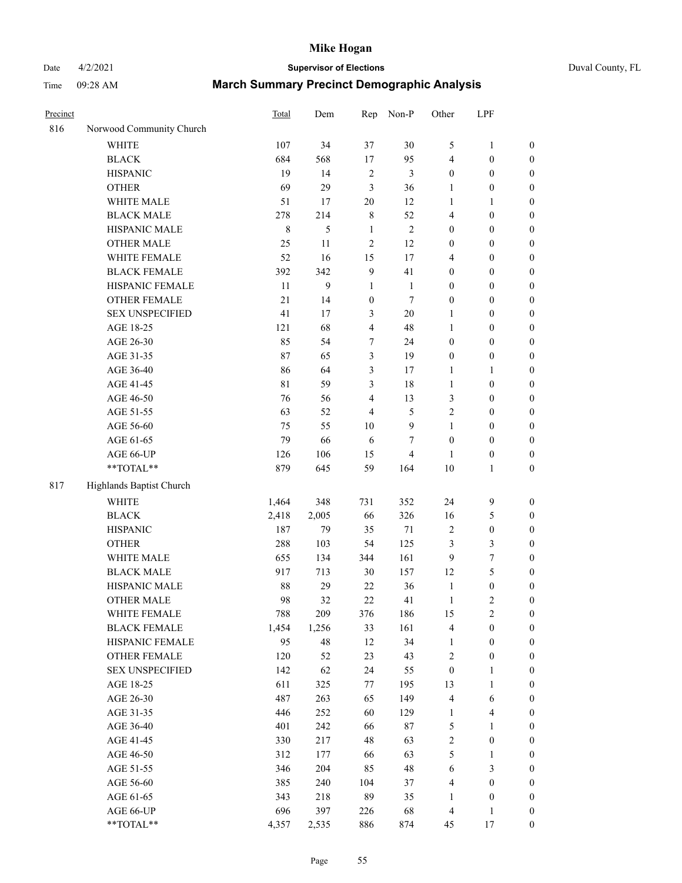# Mike Hogan

Date 4/2/2021 **Supervisor of Elections** Duval County, FL

Time 09:28 AM **March Summary Precinct Demographic Analysis**

| Precinct | | Total | Dem | Rep | Non-P | Other | LPF | |
|---|---|---|---|---|---|---|---|---|
| 816 | Norwood Community Church | | | | | | | |
| | WHITE | 107 | 34 | 37 | 30 | 5 | 1 | 0 |
| | BLACK | 684 | 568 | 17 | 95 | 4 | 0 | 0 |
| | HISPANIC | 19 | 14 | 2 | 3 | 0 | 0 | 0 |
| | OTHER | 69 | 29 | 3 | 36 | 1 | 0 | 0 |
| | WHITE MALE | 51 | 17 | 20 | 12 | 1 | 1 | 0 |
| | BLACK MALE | 278 | 214 | 8 | 52 | 4 | 0 | 0 |
| | HISPANIC MALE | 8 | 5 | 1 | 2 | 0 | 0 | 0 |
| | OTHER MALE | 25 | 11 | 2 | 12 | 0 | 0 | 0 |
| | WHITE FEMALE | 52 | 16 | 15 | 17 | 4 | 0 | 0 |
| | BLACK FEMALE | 392 | 342 | 9 | 41 | 0 | 0 | 0 |
| | HISPANIC FEMALE | 11 | 9 | 1 | 1 | 0 | 0 | 0 |
| | OTHER FEMALE | 21 | 14 | 0 | 7 | 0 | 0 | 0 |
| | SEX UNSPECIFIED | 41 | 17 | 3 | 20 | 1 | 0 | 0 |
| | AGE 18-25 | 121 | 68 | 4 | 48 | 1 | 0 | 0 |
| | AGE 26-30 | 85 | 54 | 7 | 24 | 0 | 0 | 0 |
| | AGE 31-35 | 87 | 65 | 3 | 19 | 0 | 0 | 0 |
| | AGE 36-40 | 86 | 64 | 3 | 17 | 1 | 1 | 0 |
| | AGE 41-45 | 81 | 59 | 3 | 18 | 1 | 0 | 0 |
| | AGE 46-50 | 76 | 56 | 4 | 13 | 3 | 0 | 0 |
| | AGE 51-55 | 63 | 52 | 4 | 5 | 2 | 0 | 0 |
| | AGE 56-60 | 75 | 55 | 10 | 9 | 1 | 0 | 0 |
| | AGE 61-65 | 79 | 66 | 6 | 7 | 0 | 0 | 0 |
| | AGE 66-UP | 126 | 106 | 15 | 4 | 1 | 0 | 0 |
| | **TOTAL** | 879 | 645 | 59 | 164 | 10 | 1 | 0 |
| 817 | Highlands Baptist Church | | | | | | | |
| | WHITE | 1,464 | 348 | 731 | 352 | 24 | 9 | 0 |
| | BLACK | 2,418 | 2,005 | 66 | 326 | 16 | 5 | 0 |
| | HISPANIC | 187 | 79 | 35 | 71 | 2 | 0 | 0 |
| | OTHER | 288 | 103 | 54 | 125 | 3 | 3 | 0 |
| | WHITE MALE | 655 | 134 | 344 | 161 | 9 | 7 | 0 |
| | BLACK MALE | 917 | 713 | 30 | 157 | 12 | 5 | 0 |
| | HISPANIC MALE | 88 | 29 | 22 | 36 | 1 | 0 | 0 |
| | OTHER MALE | 98 | 32 | 22 | 41 | 1 | 2 | 0 |
| | WHITE FEMALE | 788 | 209 | 376 | 186 | 15 | 2 | 0 |
| | BLACK FEMALE | 1,454 | 1,256 | 33 | 161 | 4 | 0 | 0 |
| | HISPANIC FEMALE | 95 | 48 | 12 | 34 | 1 | 0 | 0 |
| | OTHER FEMALE | 120 | 52 | 23 | 43 | 2 | 0 | 0 |
| | SEX UNSPECIFIED | 142 | 62 | 24 | 55 | 0 | 1 | 0 |
| | AGE 18-25 | 611 | 325 | 77 | 195 | 13 | 1 | 0 |
| | AGE 26-30 | 487 | 263 | 65 | 149 | 4 | 6 | 0 |
| | AGE 31-35 | 446 | 252 | 60 | 129 | 1 | 4 | 0 |
| | AGE 36-40 | 401 | 242 | 66 | 87 | 5 | 1 | 0 |
| | AGE 41-45 | 330 | 217 | 48 | 63 | 2 | 0 | 0 |
| | AGE 46-50 | 312 | 177 | 66 | 63 | 5 | 1 | 0 |
| | AGE 51-55 | 346 | 204 | 85 | 48 | 6 | 3 | 0 |
| | AGE 56-60 | 385 | 240 | 104 | 37 | 4 | 0 | 0 |
| | AGE 61-65 | 343 | 218 | 89 | 35 | 1 | 0 | 0 |
| | AGE 66-UP | 696 | 397 | 226 | 68 | 4 | 1 | 0 |
| | **TOTAL** | 4,357 | 2,535 | 886 | 874 | 45 | 17 | 0 |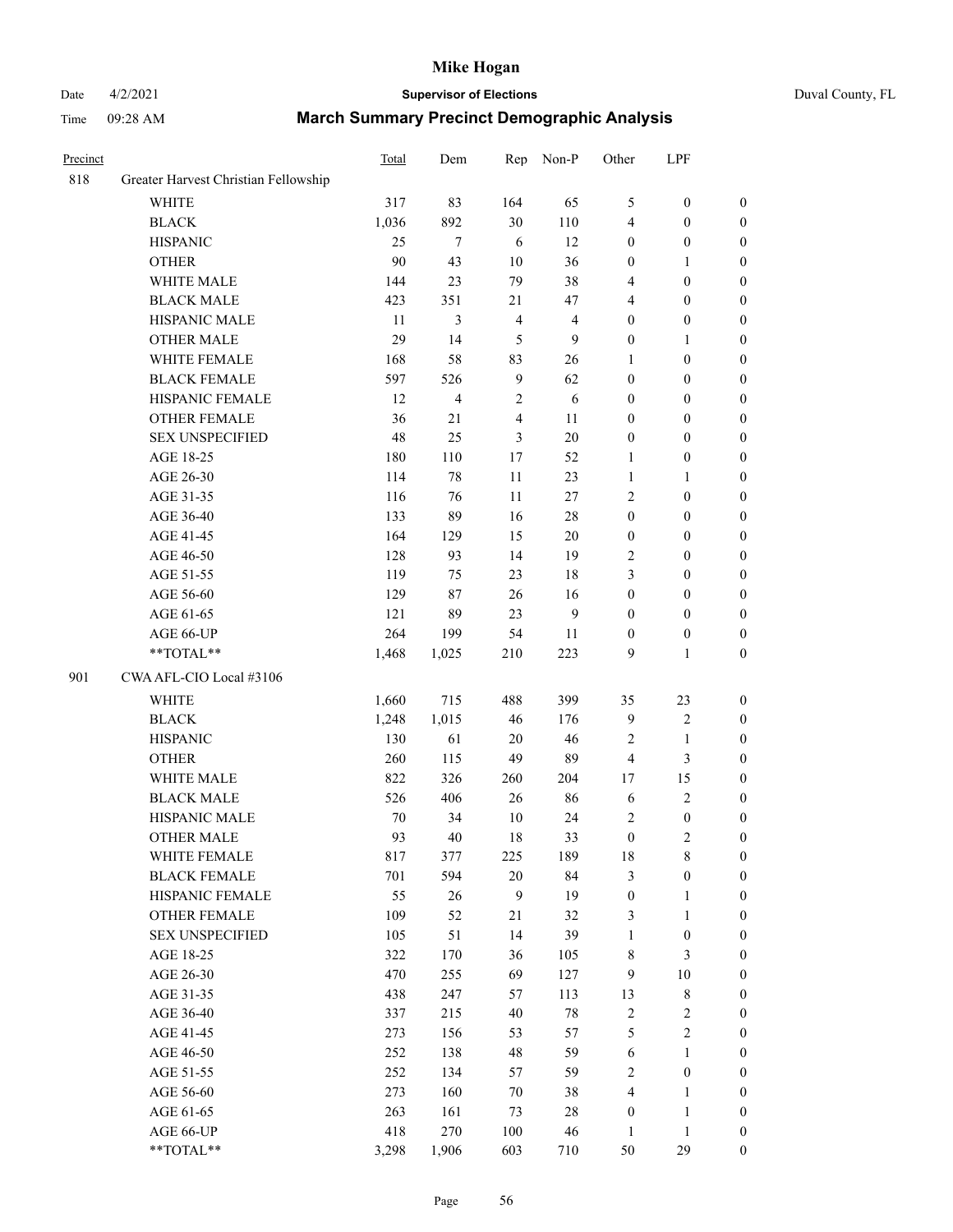# Mike Hogan

Date 4/2/2021 **Supervisor of Elections** Duval County, FL

Time 09:28 AM **March Summary Precinct Demographic Analysis**

| Precinct | | Total | Dem | Rep | Non-P | Other | LPF | |
|---|---|---|---|---|---|---|---|---|
| 818 | Greater Harvest Christian Fellowship | | | | | | | |
| | WHITE | 317 | 83 | 164 | 65 | 5 | 0 | 0 |
| | BLACK | 1,036 | 892 | 30 | 110 | 4 | 0 | 0 |
| | HISPANIC | 25 | 7 | 6 | 12 | 0 | 0 | 0 |
| | OTHER | 90 | 43 | 10 | 36 | 0 | 1 | 0 |
| | WHITE MALE | 144 | 23 | 79 | 38 | 4 | 0 | 0 |
| | BLACK MALE | 423 | 351 | 21 | 47 | 4 | 0 | 0 |
| | HISPANIC MALE | 11 | 3 | 4 | 4 | 0 | 0 | 0 |
| | OTHER MALE | 29 | 14 | 5 | 9 | 0 | 1 | 0 |
| | WHITE FEMALE | 168 | 58 | 83 | 26 | 1 | 0 | 0 |
| | BLACK FEMALE | 597 | 526 | 9 | 62 | 0 | 0 | 0 |
| | HISPANIC FEMALE | 12 | 4 | 2 | 6 | 0 | 0 | 0 |
| | OTHER FEMALE | 36 | 21 | 4 | 11 | 0 | 0 | 0 |
| | SEX UNSPECIFIED | 48 | 25 | 3 | 20 | 0 | 0 | 0 |
| | AGE 18-25 | 180 | 110 | 17 | 52 | 1 | 0 | 0 |
| | AGE 26-30 | 114 | 78 | 11 | 23 | 1 | 1 | 0 |
| | AGE 31-35 | 116 | 76 | 11 | 27 | 2 | 0 | 0 |
| | AGE 36-40 | 133 | 89 | 16 | 28 | 0 | 0 | 0 |
| | AGE 41-45 | 164 | 129 | 15 | 20 | 0 | 0 | 0 |
| | AGE 46-50 | 128 | 93 | 14 | 19 | 2 | 0 | 0 |
| | AGE 51-55 | 119 | 75 | 23 | 18 | 3 | 0 | 0 |
| | AGE 56-60 | 129 | 87 | 26 | 16 | 0 | 0 | 0 |
| | AGE 61-65 | 121 | 89 | 23 | 9 | 0 | 0 | 0 |
| | AGE 66-UP | 264 | 199 | 54 | 11 | 0 | 0 | 0 |
| | **TOTAL** | 1,468 | 1,025 | 210 | 223 | 9 | 1 | 0 |
| 901 | CWA AFL-CIO Local #3106 | | | | | | | |
| | WHITE | 1,660 | 715 | 488 | 399 | 35 | 23 | 0 |
| | BLACK | 1,248 | 1,015 | 46 | 176 | 9 | 2 | 0 |
| | HISPANIC | 130 | 61 | 20 | 46 | 2 | 1 | 0 |
| | OTHER | 260 | 115 | 49 | 89 | 4 | 3 | 0 |
| | WHITE MALE | 822 | 326 | 260 | 204 | 17 | 15 | 0 |
| | BLACK MALE | 526 | 406 | 26 | 86 | 6 | 2 | 0 |
| | HISPANIC MALE | 70 | 34 | 10 | 24 | 2 | 0 | 0 |
| | OTHER MALE | 93 | 40 | 18 | 33 | 0 | 2 | 0 |
| | WHITE FEMALE | 817 | 377 | 225 | 189 | 18 | 8 | 0 |
| | BLACK FEMALE | 701 | 594 | 20 | 84 | 3 | 0 | 0 |
| | HISPANIC FEMALE | 55 | 26 | 9 | 19 | 0 | 1 | 0 |
| | OTHER FEMALE | 109 | 52 | 21 | 32 | 3 | 1 | 0 |
| | SEX UNSPECIFIED | 105 | 51 | 14 | 39 | 1 | 0 | 0 |
| | AGE 18-25 | 322 | 170 | 36 | 105 | 8 | 3 | 0 |
| | AGE 26-30 | 470 | 255 | 69 | 127 | 9 | 10 | 0 |
| | AGE 31-35 | 438 | 247 | 57 | 113 | 13 | 8 | 0 |
| | AGE 36-40 | 337 | 215 | 40 | 78 | 2 | 2 | 0 |
| | AGE 41-45 | 273 | 156 | 53 | 57 | 5 | 2 | 0 |
| | AGE 46-50 | 252 | 138 | 48 | 59 | 6 | 1 | 0 |
| | AGE 51-55 | 252 | 134 | 57 | 59 | 2 | 0 | 0 |
| | AGE 56-60 | 273 | 160 | 70 | 38 | 4 | 1 | 0 |
| | AGE 61-65 | 263 | 161 | 73 | 28 | 0 | 1 | 0 |
| | AGE 66-UP | 418 | 270 | 100 | 46 | 1 | 1 | 0 |
| | **TOTAL** | 3,298 | 1,906 | 603 | 710 | 50 | 29 | 0 |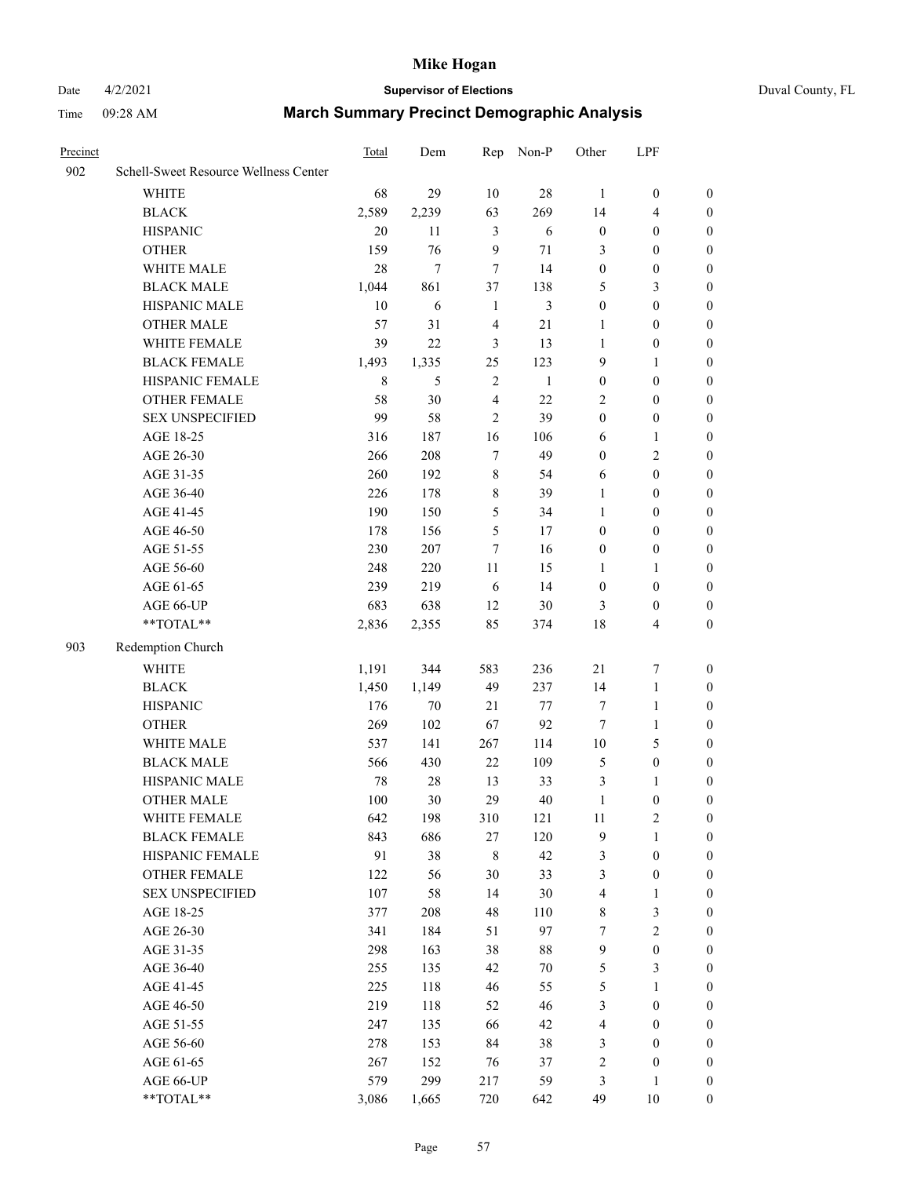# Mike Hogan

Date 4/2/2021 **Supervisor of Elections** Duval County, FL

Time 09:28 AM **March Summary Precinct Demographic Analysis**

| Precinct | | Total | Dem | Rep | Non-P | Other | LPF | |
|---|---|---|---|---|---|---|---|---|
| 902 | Schell-Sweet Resource Wellness Center | | | | | | | |
| | WHITE | 68 | 29 | 10 | 28 | 1 | 0 | 0 |
| | BLACK | 2,589 | 2,239 | 63 | 269 | 14 | 4 | 0 |
| | HISPANIC | 20 | 11 | 3 | 6 | 0 | 0 | 0 |
| | OTHER | 159 | 76 | 9 | 71 | 3 | 0 | 0 |
| | WHITE MALE | 28 | 7 | 7 | 14 | 0 | 0 | 0 |
| | BLACK MALE | 1,044 | 861 | 37 | 138 | 5 | 3 | 0 |
| | HISPANIC MALE | 10 | 6 | 1 | 3 | 0 | 0 | 0 |
| | OTHER MALE | 57 | 31 | 4 | 21 | 1 | 0 | 0 |
| | WHITE FEMALE | 39 | 22 | 3 | 13 | 1 | 0 | 0 |
| | BLACK FEMALE | 1,493 | 1,335 | 25 | 123 | 9 | 1 | 0 |
| | HISPANIC FEMALE | 8 | 5 | 2 | 1 | 0 | 0 | 0 |
| | OTHER FEMALE | 58 | 30 | 4 | 22 | 2 | 0 | 0 |
| | SEX UNSPECIFIED | 99 | 58 | 2 | 39 | 0 | 0 | 0 |
| | AGE 18-25 | 316 | 187 | 16 | 106 | 6 | 1 | 0 |
| | AGE 26-30 | 266 | 208 | 7 | 49 | 0 | 2 | 0 |
| | AGE 31-35 | 260 | 192 | 8 | 54 | 6 | 0 | 0 |
| | AGE 36-40 | 226 | 178 | 8 | 39 | 1 | 0 | 0 |
| | AGE 41-45 | 190 | 150 | 5 | 34 | 1 | 0 | 0 |
| | AGE 46-50 | 178 | 156 | 5 | 17 | 0 | 0 | 0 |
| | AGE 51-55 | 230 | 207 | 7 | 16 | 0 | 0 | 0 |
| | AGE 56-60 | 248 | 220 | 11 | 15 | 1 | 1 | 0 |
| | AGE 61-65 | 239 | 219 | 6 | 14 | 0 | 0 | 0 |
| | AGE 66-UP | 683 | 638 | 12 | 30 | 3 | 0 | 0 |
| | **TOTAL** | 2,836 | 2,355 | 85 | 374 | 18 | 4 | 0 |
| 903 | Redemption Church | | | | | | | |
| | WHITE | 1,191 | 344 | 583 | 236 | 21 | 7 | 0 |
| | BLACK | 1,450 | 1,149 | 49 | 237 | 14 | 1 | 0 |
| | HISPANIC | 176 | 70 | 21 | 77 | 7 | 1 | 0 |
| | OTHER | 269 | 102 | 67 | 92 | 7 | 1 | 0 |
| | WHITE MALE | 537 | 141 | 267 | 114 | 10 | 5 | 0 |
| | BLACK MALE | 566 | 430 | 22 | 109 | 5 | 0 | 0 |
| | HISPANIC MALE | 78 | 28 | 13 | 33 | 3 | 1 | 0 |
| | OTHER MALE | 100 | 30 | 29 | 40 | 1 | 0 | 0 |
| | WHITE FEMALE | 642 | 198 | 310 | 121 | 11 | 2 | 0 |
| | BLACK FEMALE | 843 | 686 | 27 | 120 | 9 | 1 | 0 |
| | HISPANIC FEMALE | 91 | 38 | 8 | 42 | 3 | 0 | 0 |
| | OTHER FEMALE | 122 | 56 | 30 | 33 | 3 | 0 | 0 |
| | SEX UNSPECIFIED | 107 | 58 | 14 | 30 | 4 | 1 | 0 |
| | AGE 18-25 | 377 | 208 | 48 | 110 | 8 | 3 | 0 |
| | AGE 26-30 | 341 | 184 | 51 | 97 | 7 | 2 | 0 |
| | AGE 31-35 | 298 | 163 | 38 | 88 | 9 | 0 | 0 |
| | AGE 36-40 | 255 | 135 | 42 | 70 | 5 | 3 | 0 |
| | AGE 41-45 | 225 | 118 | 46 | 55 | 5 | 1 | 0 |
| | AGE 46-50 | 219 | 118 | 52 | 46 | 3 | 0 | 0 |
| | AGE 51-55 | 247 | 135 | 66 | 42 | 4 | 0 | 0 |
| | AGE 56-60 | 278 | 153 | 84 | 38 | 3 | 0 | 0 |
| | AGE 61-65 | 267 | 152 | 76 | 37 | 2 | 0 | 0 |
| | AGE 66-UP | 579 | 299 | 217 | 59 | 3 | 1 | 0 |
| | **TOTAL** | 3,086 | 1,665 | 720 | 642 | 49 | 10 | 0 |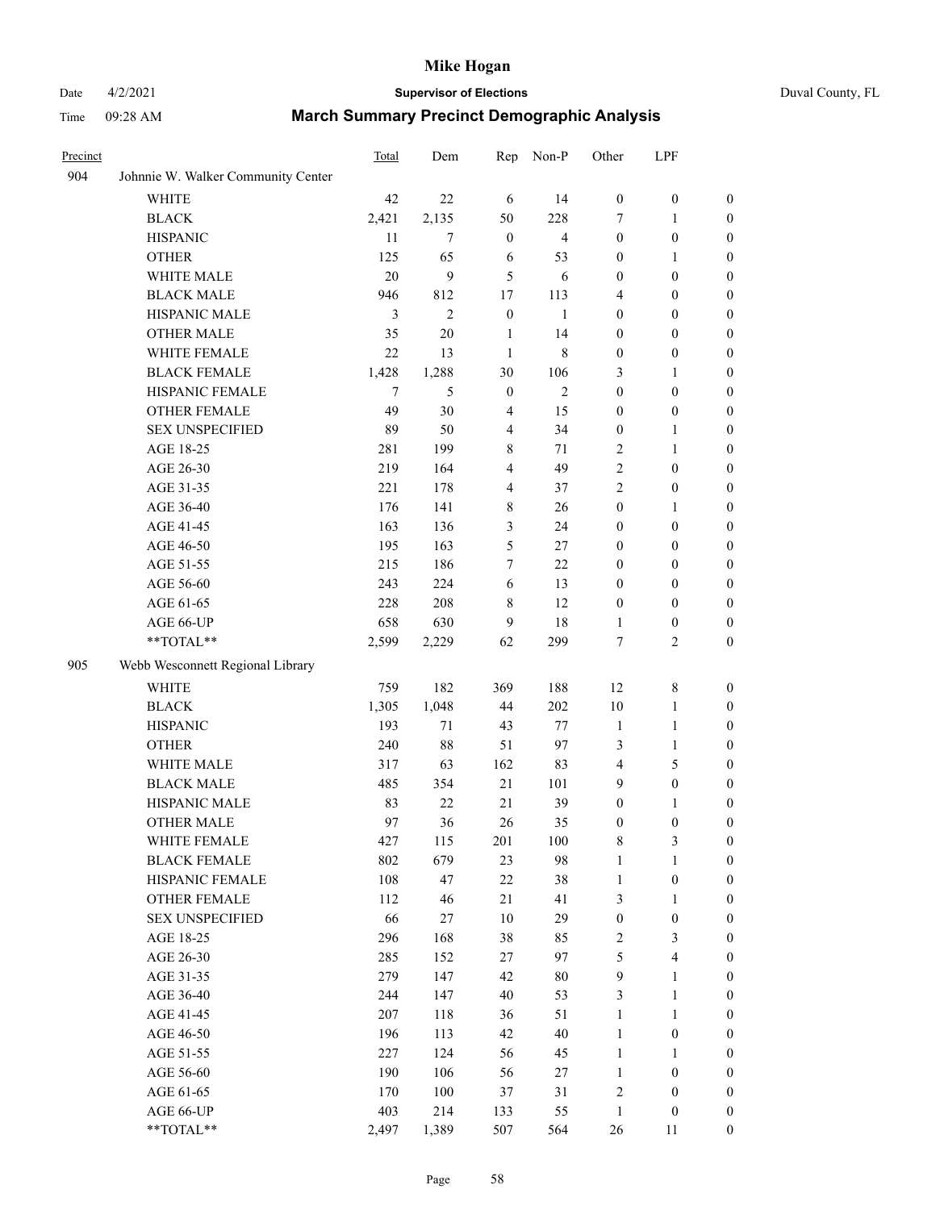| Precinct | | Total | Dem | Rep | Non-P | Other | LPF | |
|---|---|---|---|---|---|---|---|---|
| 904 | Johnnie W. Walker Community Center | | | | | | | |
| | WHITE | 42 | 22 | 6 | 14 | 0 | 0 | 0 |
| | BLACK | 2,421 | 2,135 | 50 | 228 | 7 | 1 | 0 |
| | HISPANIC | 11 | 7 | 0 | 4 | 0 | 0 | 0 |
| | OTHER | 125 | 65 | 6 | 53 | 0 | 1 | 0 |
| | WHITE MALE | 20 | 9 | 5 | 6 | 0 | 0 | 0 |
| | BLACK MALE | 946 | 812 | 17 | 113 | 4 | 0 | 0 |
| | HISPANIC MALE | 3 | 2 | 0 | 1 | 0 | 0 | 0 |
| | OTHER MALE | 35 | 20 | 1 | 14 | 0 | 0 | 0 |
| | WHITE FEMALE | 22 | 13 | 1 | 8 | 0 | 0 | 0 |
| | BLACK FEMALE | 1,428 | 1,288 | 30 | 106 | 3 | 1 | 0 |
| | HISPANIC FEMALE | 7 | 5 | 0 | 2 | 0 | 0 | 0 |
| | OTHER FEMALE | 49 | 30 | 4 | 15 | 0 | 0 | 0 |
| | SEX UNSPECIFIED | 89 | 50 | 4 | 34 | 0 | 1 | 0 |
| | AGE 18-25 | 281 | 199 | 8 | 71 | 2 | 1 | 0 |
| | AGE 26-30 | 219 | 164 | 4 | 49 | 2 | 0 | 0 |
| | AGE 31-35 | 221 | 178 | 4 | 37 | 2 | 0 | 0 |
| | AGE 36-40 | 176 | 141 | 8 | 26 | 0 | 1 | 0 |
| | AGE 41-45 | 163 | 136 | 3 | 24 | 0 | 0 | 0 |
| | AGE 46-50 | 195 | 163 | 5 | 27 | 0 | 0 | 0 |
| | AGE 51-55 | 215 | 186 | 7 | 22 | 0 | 0 | 0 |
| | AGE 56-60 | 243 | 224 | 6 | 13 | 0 | 0 | 0 |
| | AGE 61-65 | 228 | 208 | 8 | 12 | 0 | 0 | 0 |
| | AGE 66-UP | 658 | 630 | 9 | 18 | 1 | 0 | 0 |
| | **TOTAL** | 2,599 | 2,229 | 62 | 299 | 7 | 2 | 0 |
| 905 | Webb Wesconnett Regional Library | | | | | | | |
| | WHITE | 759 | 182 | 369 | 188 | 12 | 8 | 0 |
| | BLACK | 1,305 | 1,048 | 44 | 202 | 10 | 1 | 0 |
| | HISPANIC | 193 | 71 | 43 | 77 | 1 | 1 | 0 |
| | OTHER | 240 | 88 | 51 | 97 | 3 | 1 | 0 |
| | WHITE MALE | 317 | 63 | 162 | 83 | 4 | 5 | 0 |
| | BLACK MALE | 485 | 354 | 21 | 101 | 9 | 0 | 0 |
| | HISPANIC MALE | 83 | 22 | 21 | 39 | 0 | 1 | 0 |
| | OTHER MALE | 97 | 36 | 26 | 35 | 0 | 0 | 0 |
| | WHITE FEMALE | 427 | 115 | 201 | 100 | 8 | 3 | 0 |
| | BLACK FEMALE | 802 | 679 | 23 | 98 | 1 | 1 | 0 |
| | HISPANIC FEMALE | 108 | 47 | 22 | 38 | 1 | 0 | 0 |
| | OTHER FEMALE | 112 | 46 | 21 | 41 | 3 | 1 | 0 |
| | SEX UNSPECIFIED | 66 | 27 | 10 | 29 | 0 | 0 | 0 |
| | AGE 18-25 | 296 | 168 | 38 | 85 | 2 | 3 | 0 |
| | AGE 26-30 | 285 | 152 | 27 | 97 | 5 | 4 | 0 |
| | AGE 31-35 | 279 | 147 | 42 | 80 | 9 | 1 | 0 |
| | AGE 36-40 | 244 | 147 | 40 | 53 | 3 | 1 | 0 |
| | AGE 41-45 | 207 | 118 | 36 | 51 | 1 | 1 | 0 |
| | AGE 46-50 | 196 | 113 | 42 | 40 | 1 | 0 | 0 |
| | AGE 51-55 | 227 | 124 | 56 | 45 | 1 | 1 | 0 |
| | AGE 56-60 | 190 | 106 | 56 | 27 | 1 | 0 | 0 |
| | AGE 61-65 | 170 | 100 | 37 | 31 | 2 | 0 | 0 |
| | AGE 66-UP | 403 | 214 | 133 | 55 | 1 | 0 | 0 |
| | **TOTAL** | 2,497 | 1,389 | 507 | 564 | 26 | 11 | 0 |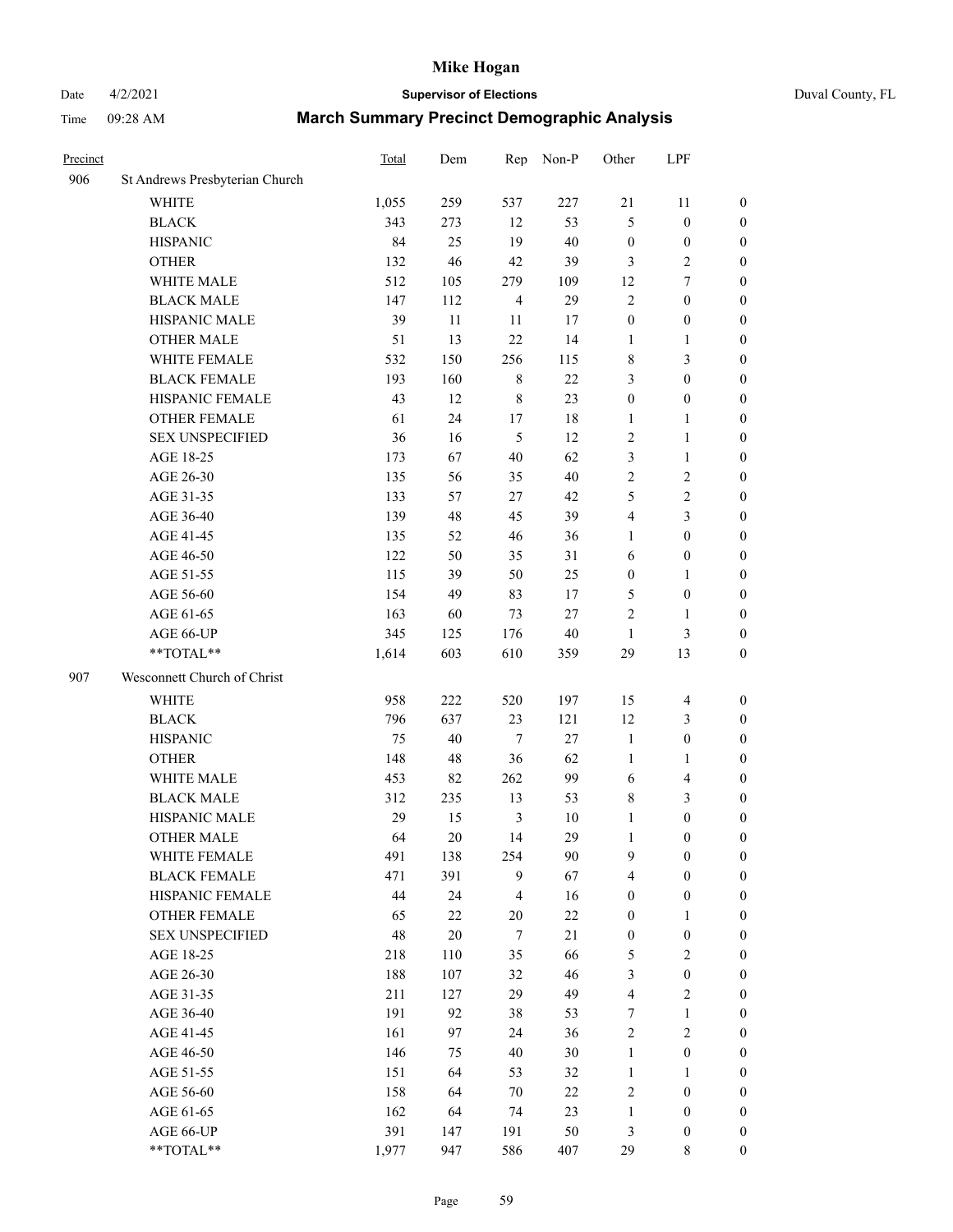| Precinct | | Total | Dem | Rep | Non-P | Other | LPF | |
|---|---|---|---|---|---|---|---|---|
| 906 | St Andrews Presbyterian Church | | | | | | | |
| | WHITE | 1,055 | 259 | 537 | 227 | 21 | 11 | 0 |
| | BLACK | 343 | 273 | 12 | 53 | 5 | 0 | 0 |
| | HISPANIC | 84 | 25 | 19 | 40 | 0 | 0 | 0 |
| | OTHER | 132 | 46 | 42 | 39 | 3 | 2 | 0 |
| | WHITE MALE | 512 | 105 | 279 | 109 | 12 | 7 | 0 |
| | BLACK MALE | 147 | 112 | 4 | 29 | 2 | 0 | 0 |
| | HISPANIC MALE | 39 | 11 | 11 | 17 | 0 | 0 | 0 |
| | OTHER MALE | 51 | 13 | 22 | 14 | 1 | 1 | 0 |
| | WHITE FEMALE | 532 | 150 | 256 | 115 | 8 | 3 | 0 |
| | BLACK FEMALE | 193 | 160 | 8 | 22 | 3 | 0 | 0 |
| | HISPANIC FEMALE | 43 | 12 | 8 | 23 | 0 | 0 | 0 |
| | OTHER FEMALE | 61 | 24 | 17 | 18 | 1 | 1 | 0 |
| | SEX UNSPECIFIED | 36 | 16 | 5 | 12 | 2 | 1 | 0 |
| | AGE 18-25 | 173 | 67 | 40 | 62 | 3 | 1 | 0 |
| | AGE 26-30 | 135 | 56 | 35 | 40 | 2 | 2 | 0 |
| | AGE 31-35 | 133 | 57 | 27 | 42 | 5 | 2 | 0 |
| | AGE 36-40 | 139 | 48 | 45 | 39 | 4 | 3 | 0 |
| | AGE 41-45 | 135 | 52 | 46 | 36 | 1 | 0 | 0 |
| | AGE 46-50 | 122 | 50 | 35 | 31 | 6 | 0 | 0 |
| | AGE 51-55 | 115 | 39 | 50 | 25 | 0 | 1 | 0 |
| | AGE 56-60 | 154 | 49 | 83 | 17 | 5 | 0 | 0 |
| | AGE 61-65 | 163 | 60 | 73 | 27 | 2 | 1 | 0 |
| | AGE 66-UP | 345 | 125 | 176 | 40 | 1 | 3 | 0 |
| | **TOTAL** | 1,614 | 603 | 610 | 359 | 29 | 13 | 0 |
| 907 | Wesconnett Church of Christ | | | | | | | |
| | WHITE | 958 | 222 | 520 | 197 | 15 | 4 | 0 |
| | BLACK | 796 | 637 | 23 | 121 | 12 | 3 | 0 |
| | HISPANIC | 75 | 40 | 7 | 27 | 1 | 0 | 0 |
| | OTHER | 148 | 48 | 36 | 62 | 1 | 1 | 0 |
| | WHITE MALE | 453 | 82 | 262 | 99 | 6 | 4 | 0 |
| | BLACK MALE | 312 | 235 | 13 | 53 | 8 | 3 | 0 |
| | HISPANIC MALE | 29 | 15 | 3 | 10 | 1 | 0 | 0 |
| | OTHER MALE | 64 | 20 | 14 | 29 | 1 | 0 | 0 |
| | WHITE FEMALE | 491 | 138 | 254 | 90 | 9 | 0 | 0 |
| | BLACK FEMALE | 471 | 391 | 9 | 67 | 4 | 0 | 0 |
| | HISPANIC FEMALE | 44 | 24 | 4 | 16 | 0 | 0 | 0 |
| | OTHER FEMALE | 65 | 22 | 20 | 22 | 0 | 1 | 0 |
| | SEX UNSPECIFIED | 48 | 20 | 7 | 21 | 0 | 0 | 0 |
| | AGE 18-25 | 218 | 110 | 35 | 66 | 5 | 2 | 0 |
| | AGE 26-30 | 188 | 107 | 32 | 46 | 3 | 0 | 0 |
| | AGE 31-35 | 211 | 127 | 29 | 49 | 4 | 2 | 0 |
| | AGE 36-40 | 191 | 92 | 38 | 53 | 7 | 1 | 0 |
| | AGE 41-45 | 161 | 97 | 24 | 36 | 2 | 2 | 0 |
| | AGE 46-50 | 146 | 75 | 40 | 30 | 1 | 0 | 0 |
| | AGE 51-55 | 151 | 64 | 53 | 32 | 1 | 1 | 0 |
| | AGE 56-60 | 158 | 64 | 70 | 22 | 2 | 0 | 0 |
| | AGE 61-65 | 162 | 64 | 74 | 23 | 1 | 0 | 0 |
| | AGE 66-UP | 391 | 147 | 191 | 50 | 3 | 0 | 0 |
| | **TOTAL** | 1,977 | 947 | 586 | 407 | 29 | 8 | 0 |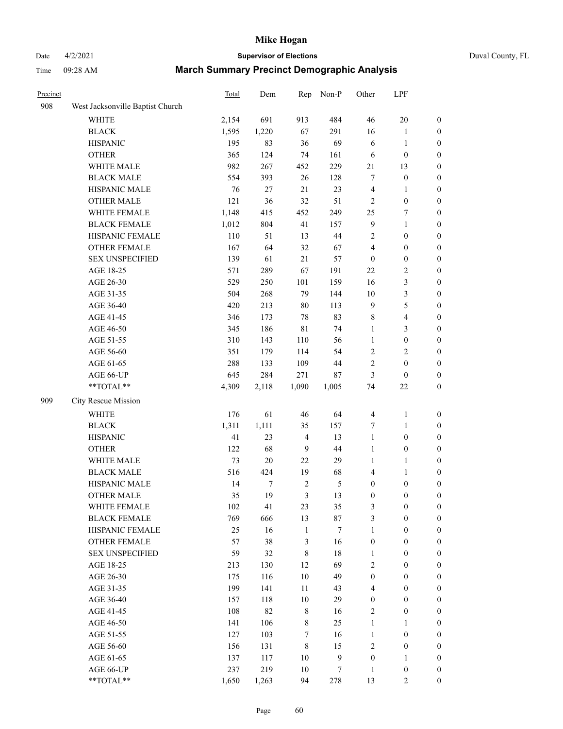| Precinct | | Total | Dem | Rep | Non-P | Other | LPF | |
|---|---|---|---|---|---|---|---|---|
| 908 | West Jacksonville Baptist Church | | | | | | | |
| | WHITE | 2,154 | 691 | 913 | 484 | 46 | 20 | 0 |
| | BLACK | 1,595 | 1,220 | 67 | 291 | 16 | 1 | 0 |
| | HISPANIC | 195 | 83 | 36 | 69 | 6 | 1 | 0 |
| | OTHER | 365 | 124 | 74 | 161 | 6 | 0 | 0 |
| | WHITE MALE | 982 | 267 | 452 | 229 | 21 | 13 | 0 |
| | BLACK MALE | 554 | 393 | 26 | 128 | 7 | 0 | 0 |
| | HISPANIC MALE | 76 | 27 | 21 | 23 | 4 | 1 | 0 |
| | OTHER MALE | 121 | 36 | 32 | 51 | 2 | 0 | 0 |
| | WHITE FEMALE | 1,148 | 415 | 452 | 249 | 25 | 7 | 0 |
| | BLACK FEMALE | 1,012 | 804 | 41 | 157 | 9 | 1 | 0 |
| | HISPANIC FEMALE | 110 | 51 | 13 | 44 | 2 | 0 | 0 |
| | OTHER FEMALE | 167 | 64 | 32 | 67 | 4 | 0 | 0 |
| | SEX UNSPECIFIED | 139 | 61 | 21 | 57 | 0 | 0 | 0 |
| | AGE 18-25 | 571 | 289 | 67 | 191 | 22 | 2 | 0 |
| | AGE 26-30 | 529 | 250 | 101 | 159 | 16 | 3 | 0 |
| | AGE 31-35 | 504 | 268 | 79 | 144 | 10 | 3 | 0 |
| | AGE 36-40 | 420 | 213 | 80 | 113 | 9 | 5 | 0 |
| | AGE 41-45 | 346 | 173 | 78 | 83 | 8 | 4 | 0 |
| | AGE 46-50 | 345 | 186 | 81 | 74 | 1 | 3 | 0 |
| | AGE 51-55 | 310 | 143 | 110 | 56 | 1 | 0 | 0 |
| | AGE 56-60 | 351 | 179 | 114 | 54 | 2 | 2 | 0 |
| | AGE 61-65 | 288 | 133 | 109 | 44 | 2 | 0 | 0 |
| | AGE 66-UP | 645 | 284 | 271 | 87 | 3 | 0 | 0 |
| | **TOTAL** | 4,309 | 2,118 | 1,090 | 1,005 | 74 | 22 | 0 |
| 909 | City Rescue Mission | | | | | | | |
| | WHITE | 176 | 61 | 46 | 64 | 4 | 1 | 0 |
| | BLACK | 1,311 | 1,111 | 35 | 157 | 7 | 1 | 0 |
| | HISPANIC | 41 | 23 | 4 | 13 | 1 | 0 | 0 |
| | OTHER | 122 | 68 | 9 | 44 | 1 | 0 | 0 |
| | WHITE MALE | 73 | 20 | 22 | 29 | 1 | 1 | 0 |
| | BLACK MALE | 516 | 424 | 19 | 68 | 4 | 1 | 0 |
| | HISPANIC MALE | 14 | 7 | 2 | 5 | 0 | 0 | 0 |
| | OTHER MALE | 35 | 19 | 3 | 13 | 0 | 0 | 0 |
| | WHITE FEMALE | 102 | 41 | 23 | 35 | 3 | 0 | 0 |
| | BLACK FEMALE | 769 | 666 | 13 | 87 | 3 | 0 | 0 |
| | HISPANIC FEMALE | 25 | 16 | 1 | 7 | 1 | 0 | 0 |
| | OTHER FEMALE | 57 | 38 | 3 | 16 | 0 | 0 | 0 |
| | SEX UNSPECIFIED | 59 | 32 | 8 | 18 | 1 | 0 | 0 |
| | AGE 18-25 | 213 | 130 | 12 | 69 | 2 | 0 | 0 |
| | AGE 26-30 | 175 | 116 | 10 | 49 | 0 | 0 | 0 |
| | AGE 31-35 | 199 | 141 | 11 | 43 | 4 | 0 | 0 |
| | AGE 36-40 | 157 | 118 | 10 | 29 | 0 | 0 | 0 |
| | AGE 41-45 | 108 | 82 | 8 | 16 | 2 | 0 | 0 |
| | AGE 46-50 | 141 | 106 | 8 | 25 | 1 | 1 | 0 |
| | AGE 51-55 | 127 | 103 | 7 | 16 | 1 | 0 | 0 |
| | AGE 56-60 | 156 | 131 | 8 | 15 | 2 | 0 | 0 |
| | AGE 61-65 | 137 | 117 | 10 | 9 | 0 | 1 | 0 |
| | AGE 66-UP | 237 | 219 | 10 | 7 | 1 | 0 | 0 |
| | **TOTAL** | 1,650 | 1,263 | 94 | 278 | 13 | 2 | 0 |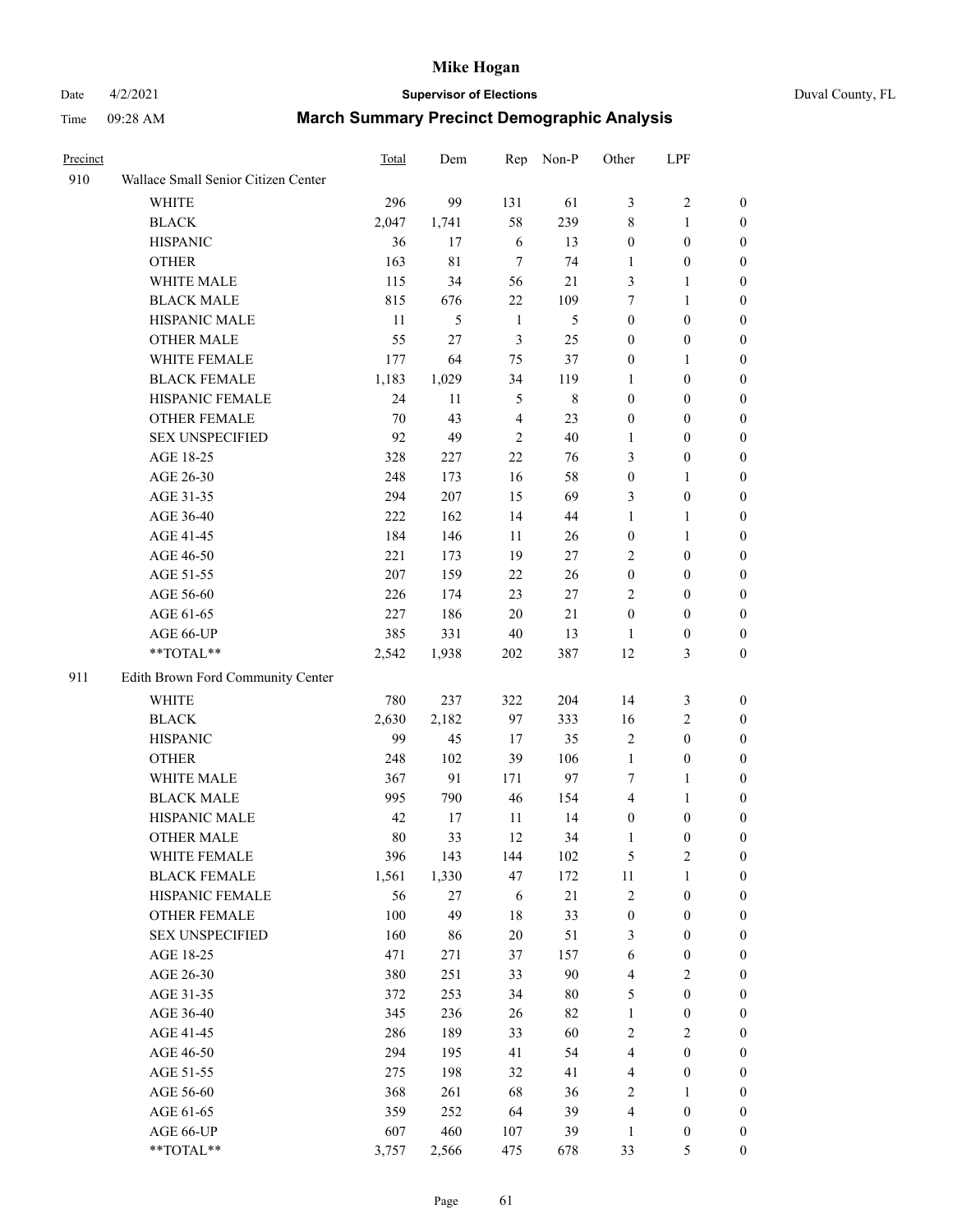# Mike Hogan

Date 4/2/2021 **Supervisor of Elections** Duval County, FL

Time 09:28 AM **March Summary Precinct Demographic Analysis**

| Precinct | | Total | Dem | Rep | Non-P | Other | LPF | |
|---|---|---|---|---|---|---|---|---|
| 910 | Wallace Small Senior Citizen Center | | | | | | | |
| | WHITE | 296 | 99 | 131 | 61 | 3 | 2 | 0 |
| | BLACK | 2,047 | 1,741 | 58 | 239 | 8 | 1 | 0 |
| | HISPANIC | 36 | 17 | 6 | 13 | 0 | 0 | 0 |
| | OTHER | 163 | 81 | 7 | 74 | 1 | 0 | 0 |
| | WHITE MALE | 115 | 34 | 56 | 21 | 3 | 1 | 0 |
| | BLACK MALE | 815 | 676 | 22 | 109 | 7 | 1 | 0 |
| | HISPANIC MALE | 11 | 5 | 1 | 5 | 0 | 0 | 0 |
| | OTHER MALE | 55 | 27 | 3 | 25 | 0 | 0 | 0 |
| | WHITE FEMALE | 177 | 64 | 75 | 37 | 0 | 1 | 0 |
| | BLACK FEMALE | 1,183 | 1,029 | 34 | 119 | 1 | 0 | 0 |
| | HISPANIC FEMALE | 24 | 11 | 5 | 8 | 0 | 0 | 0 |
| | OTHER FEMALE | 70 | 43 | 4 | 23 | 0 | 0 | 0 |
| | SEX UNSPECIFIED | 92 | 49 | 2 | 40 | 1 | 0 | 0 |
| | AGE 18-25 | 328 | 227 | 22 | 76 | 3 | 0 | 0 |
| | AGE 26-30 | 248 | 173 | 16 | 58 | 0 | 1 | 0 |
| | AGE 31-35 | 294 | 207 | 15 | 69 | 3 | 0 | 0 |
| | AGE 36-40 | 222 | 162 | 14 | 44 | 1 | 1 | 0 |
| | AGE 41-45 | 184 | 146 | 11 | 26 | 0 | 1 | 0 |
| | AGE 46-50 | 221 | 173 | 19 | 27 | 2 | 0 | 0 |
| | AGE 51-55 | 207 | 159 | 22 | 26 | 0 | 0 | 0 |
| | AGE 56-60 | 226 | 174 | 23 | 27 | 2 | 0 | 0 |
| | AGE 61-65 | 227 | 186 | 20 | 21 | 0 | 0 | 0 |
| | AGE 66-UP | 385 | 331 | 40 | 13 | 1 | 0 | 0 |
| | **TOTAL** | 2,542 | 1,938 | 202 | 387 | 12 | 3 | 0 |
| 911 | Edith Brown Ford Community Center | | | | | | | |
| | WHITE | 780 | 237 | 322 | 204 | 14 | 3 | 0 |
| | BLACK | 2,630 | 2,182 | 97 | 333 | 16 | 2 | 0 |
| | HISPANIC | 99 | 45 | 17 | 35 | 2 | 0 | 0 |
| | OTHER | 248 | 102 | 39 | 106 | 1 | 0 | 0 |
| | WHITE MALE | 367 | 91 | 171 | 97 | 7 | 1 | 0 |
| | BLACK MALE | 995 | 790 | 46 | 154 | 4 | 1 | 0 |
| | HISPANIC MALE | 42 | 17 | 11 | 14 | 0 | 0 | 0 |
| | OTHER MALE | 80 | 33 | 12 | 34 | 1 | 0 | 0 |
| | WHITE FEMALE | 396 | 143 | 144 | 102 | 5 | 2 | 0 |
| | BLACK FEMALE | 1,561 | 1,330 | 47 | 172 | 11 | 1 | 0 |
| | HISPANIC FEMALE | 56 | 27 | 6 | 21 | 2 | 0 | 0 |
| | OTHER FEMALE | 100 | 49 | 18 | 33 | 0 | 0 | 0 |
| | SEX UNSPECIFIED | 160 | 86 | 20 | 51 | 3 | 0 | 0 |
| | AGE 18-25 | 471 | 271 | 37 | 157 | 6 | 0 | 0 |
| | AGE 26-30 | 380 | 251 | 33 | 90 | 4 | 2 | 0 |
| | AGE 31-35 | 372 | 253 | 34 | 80 | 5 | 0 | 0 |
| | AGE 36-40 | 345 | 236 | 26 | 82 | 1 | 0 | 0 |
| | AGE 41-45 | 286 | 189 | 33 | 60 | 2 | 2 | 0 |
| | AGE 46-50 | 294 | 195 | 41 | 54 | 4 | 0 | 0 |
| | AGE 51-55 | 275 | 198 | 32 | 41 | 4 | 0 | 0 |
| | AGE 56-60 | 368 | 261 | 68 | 36 | 2 | 1 | 0 |
| | AGE 61-65 | 359 | 252 | 64 | 39 | 4 | 0 | 0 |
| | AGE 66-UP | 607 | 460 | 107 | 39 | 1 | 0 | 0 |
| | **TOTAL** | 3,757 | 2,566 | 475 | 678 | 33 | 5 | 0 |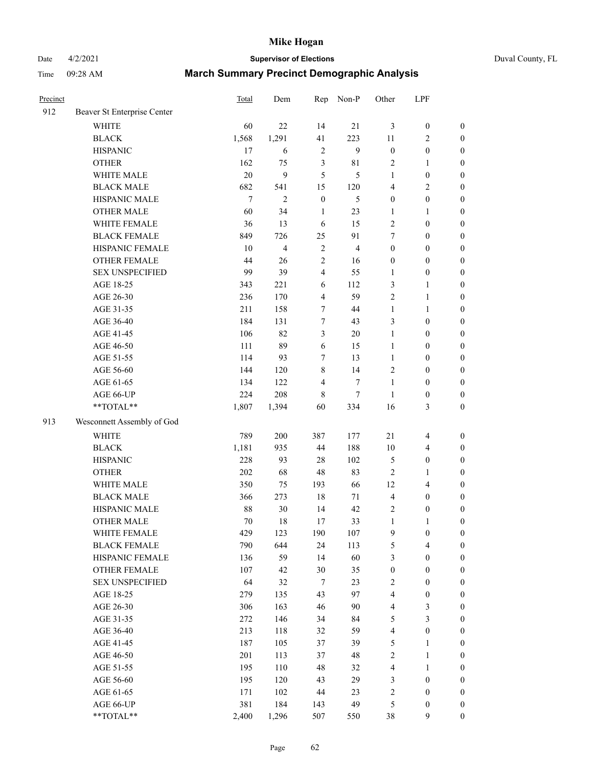# Mike Hogan

Date 4/2/2021 **Supervisor of Elections** Duval County, FL

Time 09:28 AM **March Summary Precinct Demographic Analysis**

| Precinct | | Total | Dem | Rep | Non-P | Other | LPF | |
|---|---|---|---|---|---|---|---|---|
| 912 | Beaver St Enterprise Center | | | | | | | |
| | WHITE | 60 | 22 | 14 | 21 | 3 | 0 | 0 |
| | BLACK | 1,568 | 1,291 | 41 | 223 | 11 | 2 | 0 |
| | HISPANIC | 17 | 6 | 2 | 9 | 0 | 0 | 0 |
| | OTHER | 162 | 75 | 3 | 81 | 2 | 1 | 0 |
| | WHITE MALE | 20 | 9 | 5 | 5 | 1 | 0 | 0 |
| | BLACK MALE | 682 | 541 | 15 | 120 | 4 | 2 | 0 |
| | HISPANIC MALE | 7 | 2 | 0 | 5 | 0 | 0 | 0 |
| | OTHER MALE | 60 | 34 | 1 | 23 | 1 | 1 | 0 |
| | WHITE FEMALE | 36 | 13 | 6 | 15 | 2 | 0 | 0 |
| | BLACK FEMALE | 849 | 726 | 25 | 91 | 7 | 0 | 0 |
| | HISPANIC FEMALE | 10 | 4 | 2 | 4 | 0 | 0 | 0 |
| | OTHER FEMALE | 44 | 26 | 2 | 16 | 0 | 0 | 0 |
| | SEX UNSPECIFIED | 99 | 39 | 4 | 55 | 1 | 0 | 0 |
| | AGE 18-25 | 343 | 221 | 6 | 112 | 3 | 1 | 0 |
| | AGE 26-30 | 236 | 170 | 4 | 59 | 2 | 1 | 0 |
| | AGE 31-35 | 211 | 158 | 7 | 44 | 1 | 1 | 0 |
| | AGE 36-40 | 184 | 131 | 7 | 43 | 3 | 0 | 0 |
| | AGE 41-45 | 106 | 82 | 3 | 20 | 1 | 0 | 0 |
| | AGE 46-50 | 111 | 89 | 6 | 15 | 1 | 0 | 0 |
| | AGE 51-55 | 114 | 93 | 7 | 13 | 1 | 0 | 0 |
| | AGE 56-60 | 144 | 120 | 8 | 14 | 2 | 0 | 0 |
| | AGE 61-65 | 134 | 122 | 4 | 7 | 1 | 0 | 0 |
| | AGE 66-UP | 224 | 208 | 8 | 7 | 1 | 0 | 0 |
| | **TOTAL** | 1,807 | 1,394 | 60 | 334 | 16 | 3 | 0 |
| 913 | Wesconnett Assembly of God | | | | | | | |
| | WHITE | 789 | 200 | 387 | 177 | 21 | 4 | 0 |
| | BLACK | 1,181 | 935 | 44 | 188 | 10 | 4 | 0 |
| | HISPANIC | 228 | 93 | 28 | 102 | 5 | 0 | 0 |
| | OTHER | 202 | 68 | 48 | 83 | 2 | 1 | 0 |
| | WHITE MALE | 350 | 75 | 193 | 66 | 12 | 4 | 0 |
| | BLACK MALE | 366 | 273 | 18 | 71 | 4 | 0 | 0 |
| | HISPANIC MALE | 88 | 30 | 14 | 42 | 2 | 0 | 0 |
| | OTHER MALE | 70 | 18 | 17 | 33 | 1 | 1 | 0 |
| | WHITE FEMALE | 429 | 123 | 190 | 107 | 9 | 0 | 0 |
| | BLACK FEMALE | 790 | 644 | 24 | 113 | 5 | 4 | 0 |
| | HISPANIC FEMALE | 136 | 59 | 14 | 60 | 3 | 0 | 0 |
| | OTHER FEMALE | 107 | 42 | 30 | 35 | 0 | 0 | 0 |
| | SEX UNSPECIFIED | 64 | 32 | 7 | 23 | 2 | 0 | 0 |
| | AGE 18-25 | 279 | 135 | 43 | 97 | 4 | 0 | 0 |
| | AGE 26-30 | 306 | 163 | 46 | 90 | 4 | 3 | 0 |
| | AGE 31-35 | 272 | 146 | 34 | 84 | 5 | 3 | 0 |
| | AGE 36-40 | 213 | 118 | 32 | 59 | 4 | 0 | 0 |
| | AGE 41-45 | 187 | 105 | 37 | 39 | 5 | 1 | 0 |
| | AGE 46-50 | 201 | 113 | 37 | 48 | 2 | 1 | 0 |
| | AGE 51-55 | 195 | 110 | 48 | 32 | 4 | 1 | 0 |
| | AGE 56-60 | 195 | 120 | 43 | 29 | 3 | 0 | 0 |
| | AGE 61-65 | 171 | 102 | 44 | 23 | 2 | 0 | 0 |
| | AGE 66-UP | 381 | 184 | 143 | 49 | 5 | 0 | 0 |
| | **TOTAL** | 2,400 | 1,296 | 507 | 550 | 38 | 9 | 0 |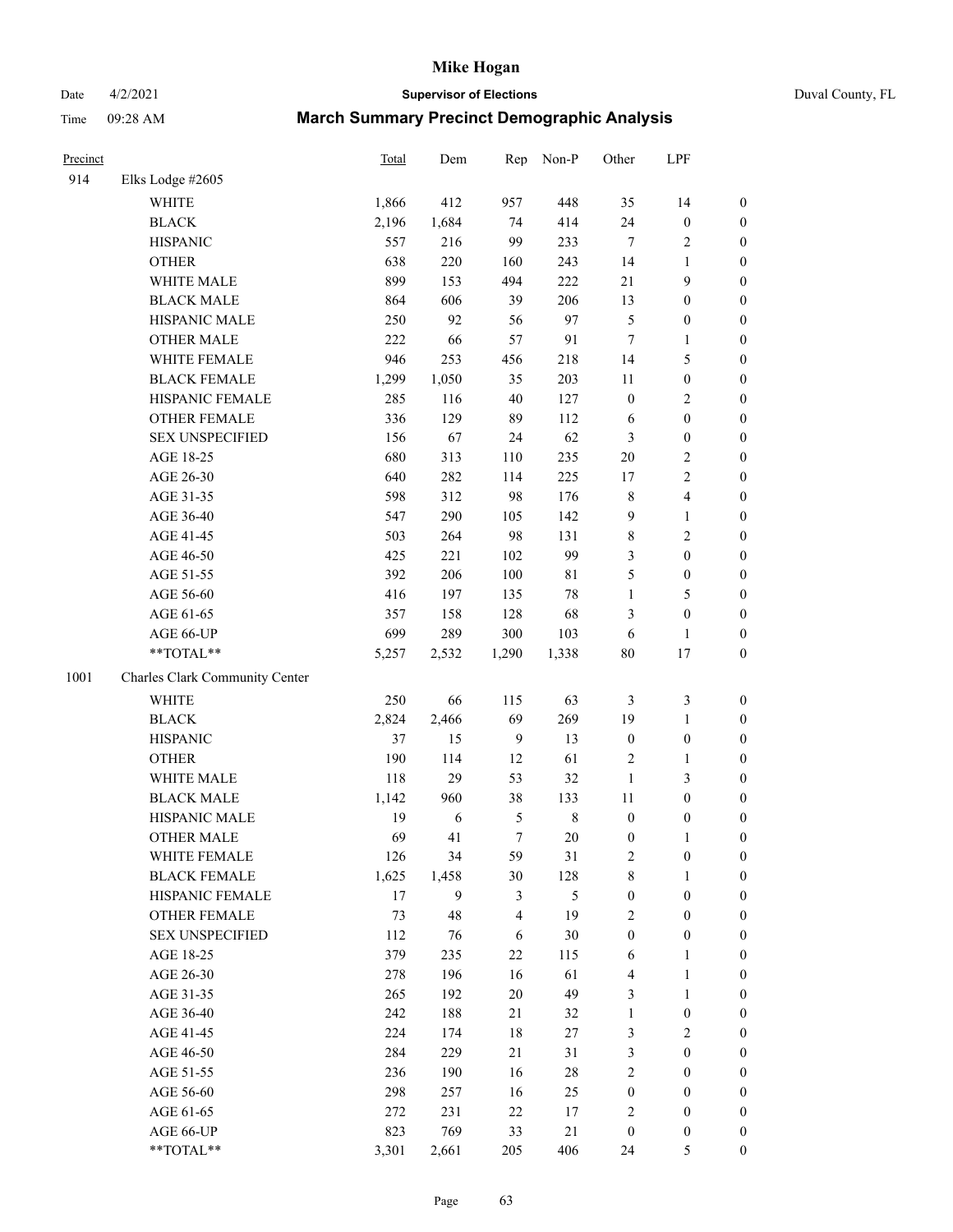# Mike Hogan

Date 4/2/2021 **Supervisor of Elections** Duval County, FL

Time 09:28 AM **March Summary Precinct Demographic Analysis**

| Precinct | | Total | Dem | Rep | Non-P | Other | LPF | |
|---|---|---|---|---|---|---|---|---|
| 914 | Elks Lodge #2605 | | | | | | | |
| | WHITE | 1,866 | 412 | 957 | 448 | 35 | 14 | 0 |
| | BLACK | 2,196 | 1,684 | 74 | 414 | 24 | 0 | 0 |
| | HISPANIC | 557 | 216 | 99 | 233 | 7 | 2 | 0 |
| | OTHER | 638 | 220 | 160 | 243 | 14 | 1 | 0 |
| | WHITE MALE | 899 | 153 | 494 | 222 | 21 | 9 | 0 |
| | BLACK MALE | 864 | 606 | 39 | 206 | 13 | 0 | 0 |
| | HISPANIC MALE | 250 | 92 | 56 | 97 | 5 | 0 | 0 |
| | OTHER MALE | 222 | 66 | 57 | 91 | 7 | 1 | 0 |
| | WHITE FEMALE | 946 | 253 | 456 | 218 | 14 | 5 | 0 |
| | BLACK FEMALE | 1,299 | 1,050 | 35 | 203 | 11 | 0 | 0 |
| | HISPANIC FEMALE | 285 | 116 | 40 | 127 | 0 | 2 | 0 |
| | OTHER FEMALE | 336 | 129 | 89 | 112 | 6 | 0 | 0 |
| | SEX UNSPECIFIED | 156 | 67 | 24 | 62 | 3 | 0 | 0 |
| | AGE 18-25 | 680 | 313 | 110 | 235 | 20 | 2 | 0 |
| | AGE 26-30 | 640 | 282 | 114 | 225 | 17 | 2 | 0 |
| | AGE 31-35 | 598 | 312 | 98 | 176 | 8 | 4 | 0 |
| | AGE 36-40 | 547 | 290 | 105 | 142 | 9 | 1 | 0 |
| | AGE 41-45 | 503 | 264 | 98 | 131 | 8 | 2 | 0 |
| | AGE 46-50 | 425 | 221 | 102 | 99 | 3 | 0 | 0 |
| | AGE 51-55 | 392 | 206 | 100 | 81 | 5 | 0 | 0 |
| | AGE 56-60 | 416 | 197 | 135 | 78 | 1 | 5 | 0 |
| | AGE 61-65 | 357 | 158 | 128 | 68 | 3 | 0 | 0 |
| | AGE 66-UP | 699 | 289 | 300 | 103 | 6 | 1 | 0 |
| | **TOTAL** | 5,257 | 2,532 | 1,290 | 1,338 | 80 | 17 | 0 |
| 1001 | Charles Clark Community Center | | | | | | | |
| | WHITE | 250 | 66 | 115 | 63 | 3 | 3 | 0 |
| | BLACK | 2,824 | 2,466 | 69 | 269 | 19 | 1 | 0 |
| | HISPANIC | 37 | 15 | 9 | 13 | 0 | 0 | 0 |
| | OTHER | 190 | 114 | 12 | 61 | 2 | 1 | 0 |
| | WHITE MALE | 118 | 29 | 53 | 32 | 1 | 3 | 0 |
| | BLACK MALE | 1,142 | 960 | 38 | 133 | 11 | 0 | 0 |
| | HISPANIC MALE | 19 | 6 | 5 | 8 | 0 | 0 | 0 |
| | OTHER MALE | 69 | 41 | 7 | 20 | 0 | 1 | 0 |
| | WHITE FEMALE | 126 | 34 | 59 | 31 | 2 | 0 | 0 |
| | BLACK FEMALE | 1,625 | 1,458 | 30 | 128 | 8 | 1 | 0 |
| | HISPANIC FEMALE | 17 | 9 | 3 | 5 | 0 | 0 | 0 |
| | OTHER FEMALE | 73 | 48 | 4 | 19 | 2 | 0 | 0 |
| | SEX UNSPECIFIED | 112 | 76 | 6 | 30 | 0 | 0 | 0 |
| | AGE 18-25 | 379 | 235 | 22 | 115 | 6 | 1 | 0 |
| | AGE 26-30 | 278 | 196 | 16 | 61 | 4 | 1 | 0 |
| | AGE 31-35 | 265 | 192 | 20 | 49 | 3 | 1 | 0 |
| | AGE 36-40 | 242 | 188 | 21 | 32 | 1 | 0 | 0 |
| | AGE 41-45 | 224 | 174 | 18 | 27 | 3 | 2 | 0 |
| | AGE 46-50 | 284 | 229 | 21 | 31 | 3 | 0 | 0 |
| | AGE 51-55 | 236 | 190 | 16 | 28 | 2 | 0 | 0 |
| | AGE 56-60 | 298 | 257 | 16 | 25 | 0 | 0 | 0 |
| | AGE 61-65 | 272 | 231 | 22 | 17 | 2 | 0 | 0 |
| | AGE 66-UP | 823 | 769 | 33 | 21 | 0 | 0 | 0 |
| | **TOTAL** | 3,301 | 2,661 | 205 | 406 | 24 | 5 | 0 |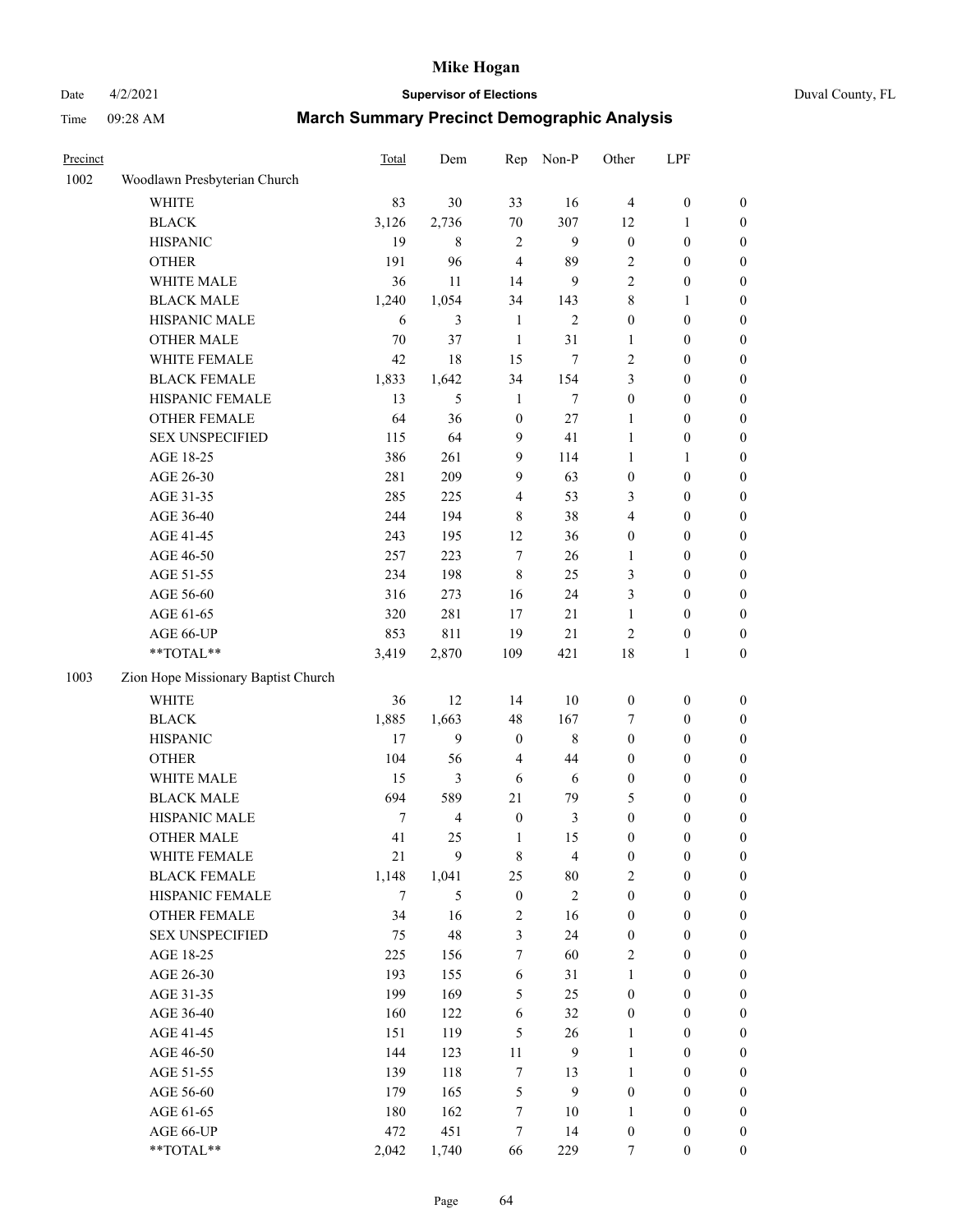# Mike Hogan

Date 4/2/2021 **Supervisor of Elections** Duval County, FL

Time 09:28 AM **March Summary Precinct Demographic Analysis**

| Precinct | | Total | Dem | Rep | Non-P | Other | LPF | |
|---|---|---|---|---|---|---|---|---|
| 1002 | Woodlawn Presbyterian Church | | | | | | | |
| | WHITE | 83 | 30 | 33 | 16 | 4 | 0 | 0 |
| | BLACK | 3,126 | 2,736 | 70 | 307 | 12 | 1 | 0 |
| | HISPANIC | 19 | 8 | 2 | 9 | 0 | 0 | 0 |
| | OTHER | 191 | 96 | 4 | 89 | 2 | 0 | 0 |
| | WHITE MALE | 36 | 11 | 14 | 9 | 2 | 0 | 0 |
| | BLACK MALE | 1,240 | 1,054 | 34 | 143 | 8 | 1 | 0 |
| | HISPANIC MALE | 6 | 3 | 1 | 2 | 0 | 0 | 0 |
| | OTHER MALE | 70 | 37 | 1 | 31 | 1 | 0 | 0 |
| | WHITE FEMALE | 42 | 18 | 15 | 7 | 2 | 0 | 0 |
| | BLACK FEMALE | 1,833 | 1,642 | 34 | 154 | 3 | 0 | 0 |
| | HISPANIC FEMALE | 13 | 5 | 1 | 7 | 0 | 0 | 0 |
| | OTHER FEMALE | 64 | 36 | 0 | 27 | 1 | 0 | 0 |
| | SEX UNSPECIFIED | 115 | 64 | 9 | 41 | 1 | 0 | 0 |
| | AGE 18-25 | 386 | 261 | 9 | 114 | 1 | 1 | 0 |
| | AGE 26-30 | 281 | 209 | 9 | 63 | 0 | 0 | 0 |
| | AGE 31-35 | 285 | 225 | 4 | 53 | 3 | 0 | 0 |
| | AGE 36-40 | 244 | 194 | 8 | 38 | 4 | 0 | 0 |
| | AGE 41-45 | 243 | 195 | 12 | 36 | 0 | 0 | 0 |
| | AGE 46-50 | 257 | 223 | 7 | 26 | 1 | 0 | 0 |
| | AGE 51-55 | 234 | 198 | 8 | 25 | 3 | 0 | 0 |
| | AGE 56-60 | 316 | 273 | 16 | 24 | 3 | 0 | 0 |
| | AGE 61-65 | 320 | 281 | 17 | 21 | 1 | 0 | 0 |
| | AGE 66-UP | 853 | 811 | 19 | 21 | 2 | 0 | 0 |
| | **TOTAL** | 3,419 | 2,870 | 109 | 421 | 18 | 1 | 0 |
| 1003 | Zion Hope Missionary Baptist Church | | | | | | | |
| | WHITE | 36 | 12 | 14 | 10 | 0 | 0 | 0 |
| | BLACK | 1,885 | 1,663 | 48 | 167 | 7 | 0 | 0 |
| | HISPANIC | 17 | 9 | 0 | 8 | 0 | 0 | 0 |
| | OTHER | 104 | 56 | 4 | 44 | 0 | 0 | 0 |
| | WHITE MALE | 15 | 3 | 6 | 6 | 0 | 0 | 0 |
| | BLACK MALE | 694 | 589 | 21 | 79 | 5 | 0 | 0 |
| | HISPANIC MALE | 7 | 4 | 0 | 3 | 0 | 0 | 0 |
| | OTHER MALE | 41 | 25 | 1 | 15 | 0 | 0 | 0 |
| | WHITE FEMALE | 21 | 9 | 8 | 4 | 0 | 0 | 0 |
| | BLACK FEMALE | 1,148 | 1,041 | 25 | 80 | 2 | 0 | 0 |
| | HISPANIC FEMALE | 7 | 5 | 0 | 2 | 0 | 0 | 0 |
| | OTHER FEMALE | 34 | 16 | 2 | 16 | 0 | 0 | 0 |
| | SEX UNSPECIFIED | 75 | 48 | 3 | 24 | 0 | 0 | 0 |
| | AGE 18-25 | 225 | 156 | 7 | 60 | 2 | 0 | 0 |
| | AGE 26-30 | 193 | 155 | 6 | 31 | 1 | 0 | 0 |
| | AGE 31-35 | 199 | 169 | 5 | 25 | 0 | 0 | 0 |
| | AGE 36-40 | 160 | 122 | 6 | 32 | 0 | 0 | 0 |
| | AGE 41-45 | 151 | 119 | 5 | 26 | 1 | 0 | 0 |
| | AGE 46-50 | 144 | 123 | 11 | 9 | 1 | 0 | 0 |
| | AGE 51-55 | 139 | 118 | 7 | 13 | 1 | 0 | 0 |
| | AGE 56-60 | 179 | 165 | 5 | 9 | 0 | 0 | 0 |
| | AGE 61-65 | 180 | 162 | 7 | 10 | 1 | 0 | 0 |
| | AGE 66-UP | 472 | 451 | 7 | 14 | 0 | 0 | 0 |
| | **TOTAL** | 2,042 | 1,740 | 66 | 229 | 7 | 0 | 0 |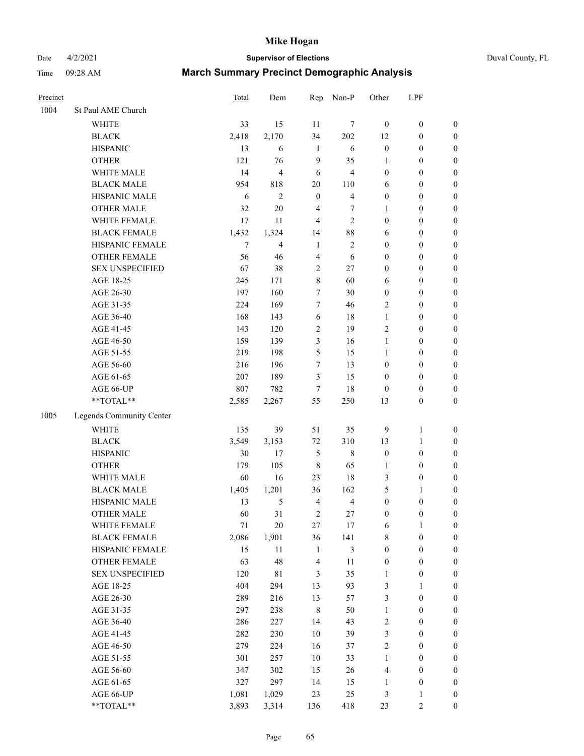| Precinct | | Total | Dem | Rep | Non-P | Other | LPF | |
|---|---|---|---|---|---|---|---|---|
| 1004 | St Paul AME Church | | | | | | | |
| | WHITE | 33 | 15 | 11 | 7 | 0 | 0 | 0 |
| | BLACK | 2,418 | 2,170 | 34 | 202 | 12 | 0 | 0 |
| | HISPANIC | 13 | 6 | 1 | 6 | 0 | 0 | 0 |
| | OTHER | 121 | 76 | 9 | 35 | 1 | 0 | 0 |
| | WHITE MALE | 14 | 4 | 6 | 4 | 0 | 0 | 0 |
| | BLACK MALE | 954 | 818 | 20 | 110 | 6 | 0 | 0 |
| | HISPANIC MALE | 6 | 2 | 0 | 4 | 0 | 0 | 0 |
| | OTHER MALE | 32 | 20 | 4 | 7 | 1 | 0 | 0 |
| | WHITE FEMALE | 17 | 11 | 4 | 2 | 0 | 0 | 0 |
| | BLACK FEMALE | 1,432 | 1,324 | 14 | 88 | 6 | 0 | 0 |
| | HISPANIC FEMALE | 7 | 4 | 1 | 2 | 0 | 0 | 0 |
| | OTHER FEMALE | 56 | 46 | 4 | 6 | 0 | 0 | 0 |
| | SEX UNSPECIFIED | 67 | 38 | 2 | 27 | 0 | 0 | 0 |
| | AGE 18-25 | 245 | 171 | 8 | 60 | 6 | 0 | 0 |
| | AGE 26-30 | 197 | 160 | 7 | 30 | 0 | 0 | 0 |
| | AGE 31-35 | 224 | 169 | 7 | 46 | 2 | 0 | 0 |
| | AGE 36-40 | 168 | 143 | 6 | 18 | 1 | 0 | 0 |
| | AGE 41-45 | 143 | 120 | 2 | 19 | 2 | 0 | 0 |
| | AGE 46-50 | 159 | 139 | 3 | 16 | 1 | 0 | 0 |
| | AGE 51-55 | 219 | 198 | 5 | 15 | 1 | 0 | 0 |
| | AGE 56-60 | 216 | 196 | 7 | 13 | 0 | 0 | 0 |
| | AGE 61-65 | 207 | 189 | 3 | 15 | 0 | 0 | 0 |
| | AGE 66-UP | 807 | 782 | 7 | 18 | 0 | 0 | 0 |
| | **TOTAL** | 2,585 | 2,267 | 55 | 250 | 13 | 0 | 0 |
| 1005 | Legends Community Center | | | | | | | |
| | WHITE | 135 | 39 | 51 | 35 | 9 | 1 | 0 |
| | BLACK | 3,549 | 3,153 | 72 | 310 | 13 | 1 | 0 |
| | HISPANIC | 30 | 17 | 5 | 8 | 0 | 0 | 0 |
| | OTHER | 179 | 105 | 8 | 65 | 1 | 0 | 0 |
| | WHITE MALE | 60 | 16 | 23 | 18 | 3 | 0 | 0 |
| | BLACK MALE | 1,405 | 1,201 | 36 | 162 | 5 | 1 | 0 |
| | HISPANIC MALE | 13 | 5 | 4 | 4 | 0 | 0 | 0 |
| | OTHER MALE | 60 | 31 | 2 | 27 | 0 | 0 | 0 |
| | WHITE FEMALE | 71 | 20 | 27 | 17 | 6 | 1 | 0 |
| | BLACK FEMALE | 2,086 | 1,901 | 36 | 141 | 8 | 0 | 0 |
| | HISPANIC FEMALE | 15 | 11 | 1 | 3 | 0 | 0 | 0 |
| | OTHER FEMALE | 63 | 48 | 4 | 11 | 0 | 0 | 0 |
| | SEX UNSPECIFIED | 120 | 81 | 3 | 35 | 1 | 0 | 0 |
| | AGE 18-25 | 404 | 294 | 13 | 93 | 3 | 1 | 0 |
| | AGE 26-30 | 289 | 216 | 13 | 57 | 3 | 0 | 0 |
| | AGE 31-35 | 297 | 238 | 8 | 50 | 1 | 0 | 0 |
| | AGE 36-40 | 286 | 227 | 14 | 43 | 2 | 0 | 0 |
| | AGE 41-45 | 282 | 230 | 10 | 39 | 3 | 0 | 0 |
| | AGE 46-50 | 279 | 224 | 16 | 37 | 2 | 0 | 0 |
| | AGE 51-55 | 301 | 257 | 10 | 33 | 1 | 0 | 0 |
| | AGE 56-60 | 347 | 302 | 15 | 26 | 4 | 0 | 0 |
| | AGE 61-65 | 327 | 297 | 14 | 15 | 1 | 0 | 0 |
| | AGE 66-UP | 1,081 | 1,029 | 23 | 25 | 3 | 1 | 0 |
| | **TOTAL** | 3,893 | 3,314 | 136 | 418 | 23 | 2 | 0 |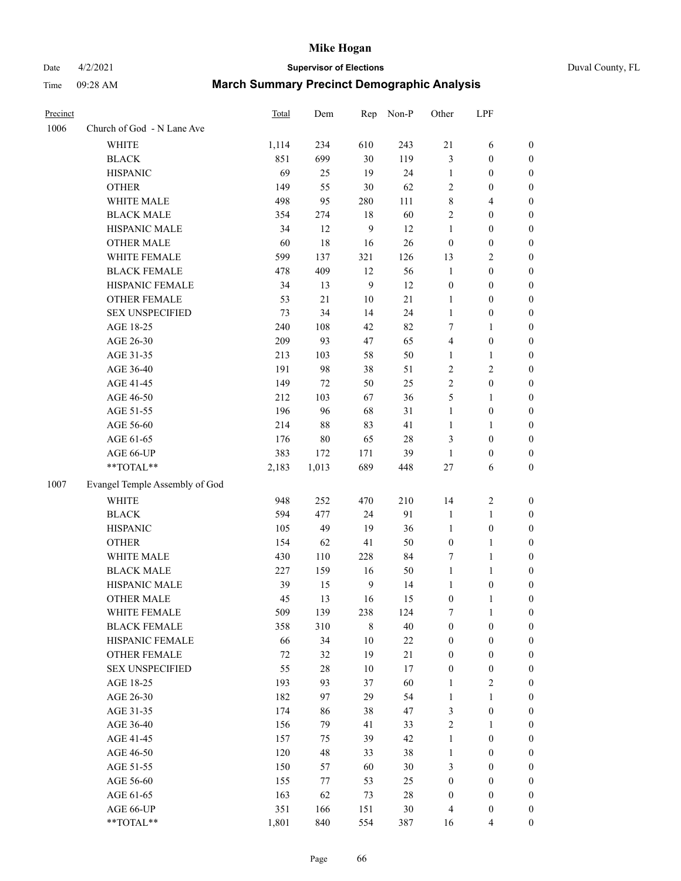# Mike Hogan

Date 4/2/2021 **Supervisor of Elections** Duval County, FL

Time 09:28 AM **March Summary Precinct Demographic Analysis**

| Precinct | | Total | Dem | Rep | Non-P | Other | LPF | |
|---|---|---|---|---|---|---|---|---|
| 1006 | Church of God - N Lane Ave | | | | | | | |
| | WHITE | 1,114 | 234 | 610 | 243 | 21 | 6 | 0 |
| | BLACK | 851 | 699 | 30 | 119 | 3 | 0 | 0 |
| | HISPANIC | 69 | 25 | 19 | 24 | 1 | 0 | 0 |
| | OTHER | 149 | 55 | 30 | 62 | 2 | 0 | 0 |
| | WHITE MALE | 498 | 95 | 280 | 111 | 8 | 4 | 0 |
| | BLACK MALE | 354 | 274 | 18 | 60 | 2 | 0 | 0 |
| | HISPANIC MALE | 34 | 12 | 9 | 12 | 1 | 0 | 0 |
| | OTHER MALE | 60 | 18 | 16 | 26 | 0 | 0 | 0 |
| | WHITE FEMALE | 599 | 137 | 321 | 126 | 13 | 2 | 0 |
| | BLACK FEMALE | 478 | 409 | 12 | 56 | 1 | 0 | 0 |
| | HISPANIC FEMALE | 34 | 13 | 9 | 12 | 0 | 0 | 0 |
| | OTHER FEMALE | 53 | 21 | 10 | 21 | 1 | 0 | 0 |
| | SEX UNSPECIFIED | 73 | 34 | 14 | 24 | 1 | 0 | 0 |
| | AGE 18-25 | 240 | 108 | 42 | 82 | 7 | 1 | 0 |
| | AGE 26-30 | 209 | 93 | 47 | 65 | 4 | 0 | 0 |
| | AGE 31-35 | 213 | 103 | 58 | 50 | 1 | 1 | 0 |
| | AGE 36-40 | 191 | 98 | 38 | 51 | 2 | 2 | 0 |
| | AGE 41-45 | 149 | 72 | 50 | 25 | 2 | 0 | 0 |
| | AGE 46-50 | 212 | 103 | 67 | 36 | 5 | 1 | 0 |
| | AGE 51-55 | 196 | 96 | 68 | 31 | 1 | 0 | 0 |
| | AGE 56-60 | 214 | 88 | 83 | 41 | 1 | 1 | 0 |
| | AGE 61-65 | 176 | 80 | 65 | 28 | 3 | 0 | 0 |
| | AGE 66-UP | 383 | 172 | 171 | 39 | 1 | 0 | 0 |
| | **TOTAL** | 2,183 | 1,013 | 689 | 448 | 27 | 6 | 0 |
| 1007 | Evangel Temple Assembly of God | | | | | | | |
| | WHITE | 948 | 252 | 470 | 210 | 14 | 2 | 0 |
| | BLACK | 594 | 477 | 24 | 91 | 1 | 1 | 0 |
| | HISPANIC | 105 | 49 | 19 | 36 | 1 | 0 | 0 |
| | OTHER | 154 | 62 | 41 | 50 | 0 | 1 | 0 |
| | WHITE MALE | 430 | 110 | 228 | 84 | 7 | 1 | 0 |
| | BLACK MALE | 227 | 159 | 16 | 50 | 1 | 1 | 0 |
| | HISPANIC MALE | 39 | 15 | 9 | 14 | 1 | 0 | 0 |
| | OTHER MALE | 45 | 13 | 16 | 15 | 0 | 1 | 0 |
| | WHITE FEMALE | 509 | 139 | 238 | 124 | 7 | 1 | 0 |
| | BLACK FEMALE | 358 | 310 | 8 | 40 | 0 | 0 | 0 |
| | HISPANIC FEMALE | 66 | 34 | 10 | 22 | 0 | 0 | 0 |
| | OTHER FEMALE | 72 | 32 | 19 | 21 | 0 | 0 | 0 |
| | SEX UNSPECIFIED | 55 | 28 | 10 | 17 | 0 | 0 | 0 |
| | AGE 18-25 | 193 | 93 | 37 | 60 | 1 | 2 | 0 |
| | AGE 26-30 | 182 | 97 | 29 | 54 | 1 | 1 | 0 |
| | AGE 31-35 | 174 | 86 | 38 | 47 | 3 | 0 | 0 |
| | AGE 36-40 | 156 | 79 | 41 | 33 | 2 | 1 | 0 |
| | AGE 41-45 | 157 | 75 | 39 | 42 | 1 | 0 | 0 |
| | AGE 46-50 | 120 | 48 | 33 | 38 | 1 | 0 | 0 |
| | AGE 51-55 | 150 | 57 | 60 | 30 | 3 | 0 | 0 |
| | AGE 56-60 | 155 | 77 | 53 | 25 | 0 | 0 | 0 |
| | AGE 61-65 | 163 | 62 | 73 | 28 | 0 | 0 | 0 |
| | AGE 66-UP | 351 | 166 | 151 | 30 | 4 | 0 | 0 |
| | **TOTAL** | 1,801 | 840 | 554 | 387 | 16 | 4 | 0 |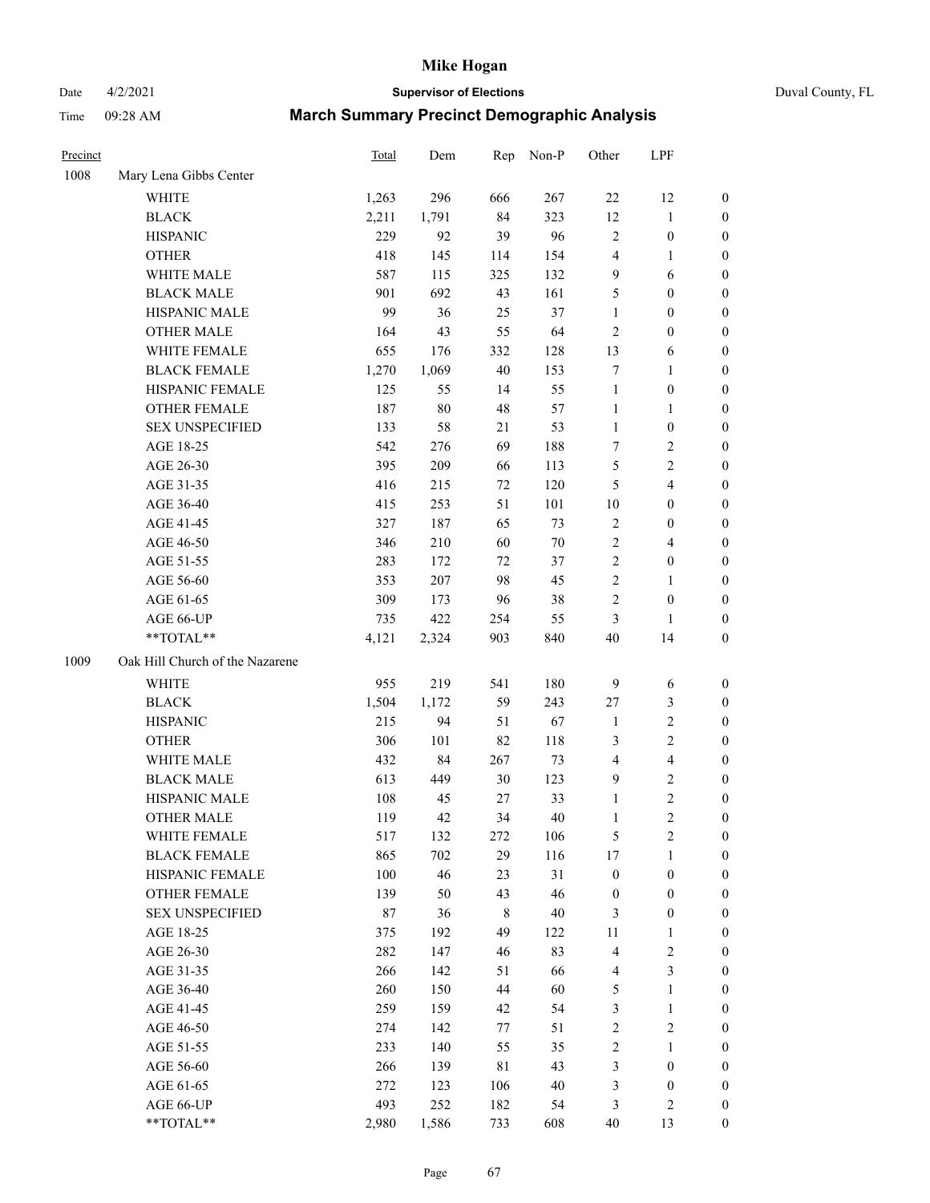# Mike Hogan

Date 4/2/2021 **Supervisor of Elections** Duval County, FL

Time 09:28 AM **March Summary Precinct Demographic Analysis**

| Precinct | | Total | Dem | Rep | Non-P | Other | LPF | |
|---|---|---|---|---|---|---|---|---|
| 1008 | Mary Lena Gibbs Center | | | | | | | |
| | WHITE | 1,263 | 296 | 666 | 267 | 22 | 12 | 0 |
| | BLACK | 2,211 | 1,791 | 84 | 323 | 12 | 1 | 0 |
| | HISPANIC | 229 | 92 | 39 | 96 | 2 | 0 | 0 |
| | OTHER | 418 | 145 | 114 | 154 | 4 | 1 | 0 |
| | WHITE MALE | 587 | 115 | 325 | 132 | 9 | 6 | 0 |
| | BLACK MALE | 901 | 692 | 43 | 161 | 5 | 0 | 0 |
| | HISPANIC MALE | 99 | 36 | 25 | 37 | 1 | 0 | 0 |
| | OTHER MALE | 164 | 43 | 55 | 64 | 2 | 0 | 0 |
| | WHITE FEMALE | 655 | 176 | 332 | 128 | 13 | 6 | 0 |
| | BLACK FEMALE | 1,270 | 1,069 | 40 | 153 | 7 | 1 | 0 |
| | HISPANIC FEMALE | 125 | 55 | 14 | 55 | 1 | 0 | 0 |
| | OTHER FEMALE | 187 | 80 | 48 | 57 | 1 | 1 | 0 |
| | SEX UNSPECIFIED | 133 | 58 | 21 | 53 | 1 | 0 | 0 |
| | AGE 18-25 | 542 | 276 | 69 | 188 | 7 | 2 | 0 |
| | AGE 26-30 | 395 | 209 | 66 | 113 | 5 | 2 | 0 |
| | AGE 31-35 | 416 | 215 | 72 | 120 | 5 | 4 | 0 |
| | AGE 36-40 | 415 | 253 | 51 | 101 | 10 | 0 | 0 |
| | AGE 41-45 | 327 | 187 | 65 | 73 | 2 | 0 | 0 |
| | AGE 46-50 | 346 | 210 | 60 | 70 | 2 | 4 | 0 |
| | AGE 51-55 | 283 | 172 | 72 | 37 | 2 | 0 | 0 |
| | AGE 56-60 | 353 | 207 | 98 | 45 | 2 | 1 | 0 |
| | AGE 61-65 | 309 | 173 | 96 | 38 | 2 | 0 | 0 |
| | AGE 66-UP | 735 | 422 | 254 | 55 | 3 | 1 | 0 |
| | **TOTAL** | 4,121 | 2,324 | 903 | 840 | 40 | 14 | 0 |
| 1009 | Oak Hill Church of the Nazarene | | | | | | | |
| | WHITE | 955 | 219 | 541 | 180 | 9 | 6 | 0 |
| | BLACK | 1,504 | 1,172 | 59 | 243 | 27 | 3 | 0 |
| | HISPANIC | 215 | 94 | 51 | 67 | 1 | 2 | 0 |
| | OTHER | 306 | 101 | 82 | 118 | 3 | 2 | 0 |
| | WHITE MALE | 432 | 84 | 267 | 73 | 4 | 4 | 0 |
| | BLACK MALE | 613 | 449 | 30 | 123 | 9 | 2 | 0 |
| | HISPANIC MALE | 108 | 45 | 27 | 33 | 1 | 2 | 0 |
| | OTHER MALE | 119 | 42 | 34 | 40 | 1 | 2 | 0 |
| | WHITE FEMALE | 517 | 132 | 272 | 106 | 5 | 2 | 0 |
| | BLACK FEMALE | 865 | 702 | 29 | 116 | 17 | 1 | 0 |
| | HISPANIC FEMALE | 100 | 46 | 23 | 31 | 0 | 0 | 0 |
| | OTHER FEMALE | 139 | 50 | 43 | 46 | 0 | 0 | 0 |
| | SEX UNSPECIFIED | 87 | 36 | 8 | 40 | 3 | 0 | 0 |
| | AGE 18-25 | 375 | 192 | 49 | 122 | 11 | 1 | 0 |
| | AGE 26-30 | 282 | 147 | 46 | 83 | 4 | 2 | 0 |
| | AGE 31-35 | 266 | 142 | 51 | 66 | 4 | 3 | 0 |
| | AGE 36-40 | 260 | 150 | 44 | 60 | 5 | 1 | 0 |
| | AGE 41-45 | 259 | 159 | 42 | 54 | 3 | 1 | 0 |
| | AGE 46-50 | 274 | 142 | 77 | 51 | 2 | 2 | 0 |
| | AGE 51-55 | 233 | 140 | 55 | 35 | 2 | 1 | 0 |
| | AGE 56-60 | 266 | 139 | 81 | 43 | 3 | 0 | 0 |
| | AGE 61-65 | 272 | 123 | 106 | 40 | 3 | 0 | 0 |
| | AGE 66-UP | 493 | 252 | 182 | 54 | 3 | 2 | 0 |
| | **TOTAL** | 2,980 | 1,586 | 733 | 608 | 40 | 13 | 0 |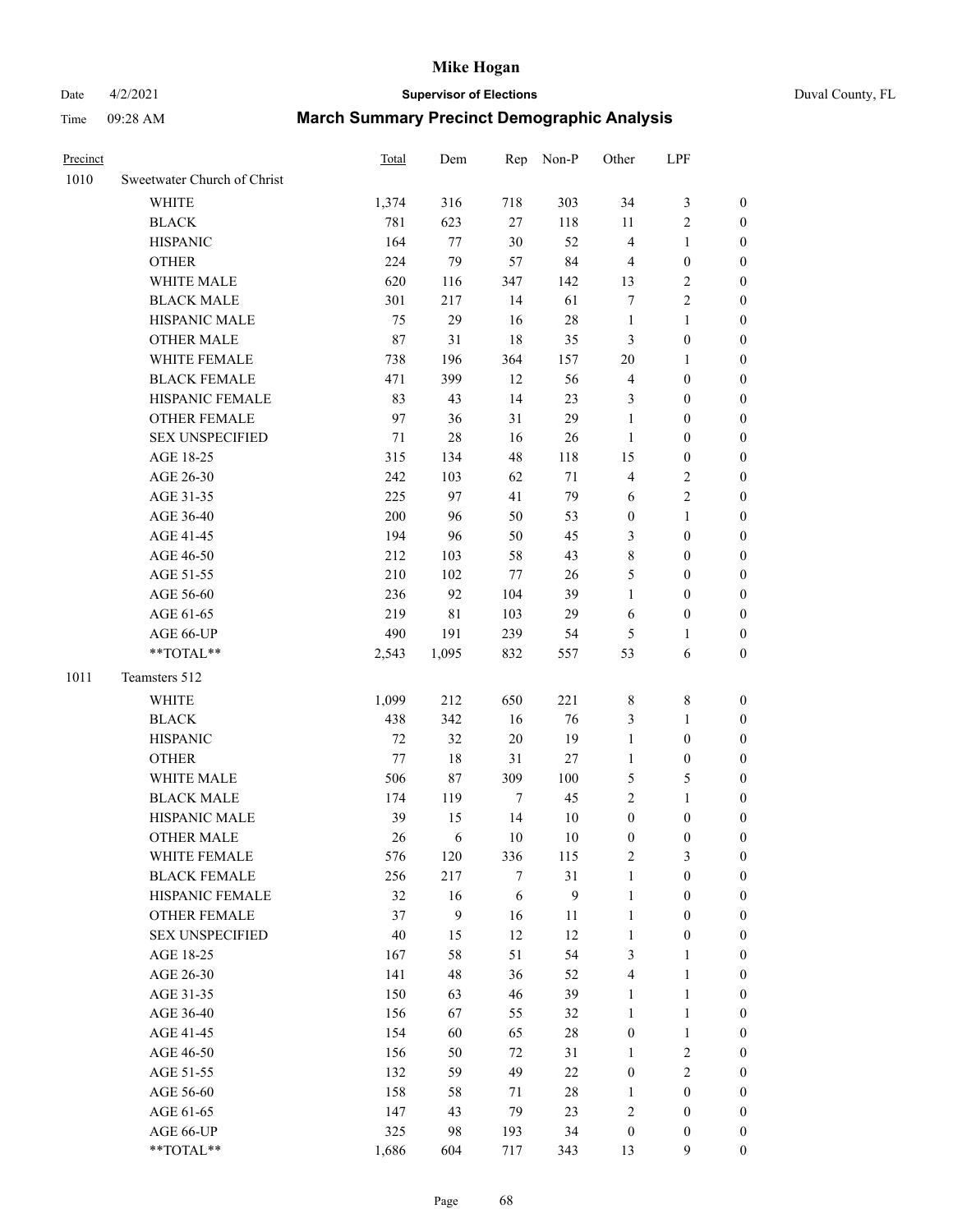| Precinct | | Total | Dem | Rep | Non-P | Other | LPF | |
|---|---|---|---|---|---|---|---|---|
| 1010 | Sweetwater Church of Christ | | | | | | | |
| | WHITE | 1,374 | 316 | 718 | 303 | 34 | 3 | 0 |
| | BLACK | 781 | 623 | 27 | 118 | 11 | 2 | 0 |
| | HISPANIC | 164 | 77 | 30 | 52 | 4 | 1 | 0 |
| | OTHER | 224 | 79 | 57 | 84 | 4 | 0 | 0 |
| | WHITE MALE | 620 | 116 | 347 | 142 | 13 | 2 | 0 |
| | BLACK MALE | 301 | 217 | 14 | 61 | 7 | 2 | 0 |
| | HISPANIC MALE | 75 | 29 | 16 | 28 | 1 | 1 | 0 |
| | OTHER MALE | 87 | 31 | 18 | 35 | 3 | 0 | 0 |
| | WHITE FEMALE | 738 | 196 | 364 | 157 | 20 | 1 | 0 |
| | BLACK FEMALE | 471 | 399 | 12 | 56 | 4 | 0 | 0 |
| | HISPANIC FEMALE | 83 | 43 | 14 | 23 | 3 | 0 | 0 |
| | OTHER FEMALE | 97 | 36 | 31 | 29 | 1 | 0 | 0 |
| | SEX UNSPECIFIED | 71 | 28 | 16 | 26 | 1 | 0 | 0 |
| | AGE 18-25 | 315 | 134 | 48 | 118 | 15 | 0 | 0 |
| | AGE 26-30 | 242 | 103 | 62 | 71 | 4 | 2 | 0 |
| | AGE 31-35 | 225 | 97 | 41 | 79 | 6 | 2 | 0 |
| | AGE 36-40 | 200 | 96 | 50 | 53 | 0 | 1 | 0 |
| | AGE 41-45 | 194 | 96 | 50 | 45 | 3 | 0 | 0 |
| | AGE 46-50 | 212 | 103 | 58 | 43 | 8 | 0 | 0 |
| | AGE 51-55 | 210 | 102 | 77 | 26 | 5 | 0 | 0 |
| | AGE 56-60 | 236 | 92 | 104 | 39 | 1 | 0 | 0 |
| | AGE 61-65 | 219 | 81 | 103 | 29 | 6 | 0 | 0 |
| | AGE 66-UP | 490 | 191 | 239 | 54 | 5 | 1 | 0 |
| | **TOTAL** | 2,543 | 1,095 | 832 | 557 | 53 | 6 | 0 |
| 1011 | Teamsters 512 | | | | | | | |
| | WHITE | 1,099 | 212 | 650 | 221 | 8 | 8 | 0 |
| | BLACK | 438 | 342 | 16 | 76 | 3 | 1 | 0 |
| | HISPANIC | 72 | 32 | 20 | 19 | 1 | 0 | 0 |
| | OTHER | 77 | 18 | 31 | 27 | 1 | 0 | 0 |
| | WHITE MALE | 506 | 87 | 309 | 100 | 5 | 5 | 0 |
| | BLACK MALE | 174 | 119 | 7 | 45 | 2 | 1 | 0 |
| | HISPANIC MALE | 39 | 15 | 14 | 10 | 0 | 0 | 0 |
| | OTHER MALE | 26 | 6 | 10 | 10 | 0 | 0 | 0 |
| | WHITE FEMALE | 576 | 120 | 336 | 115 | 2 | 3 | 0 |
| | BLACK FEMALE | 256 | 217 | 7 | 31 | 1 | 0 | 0 |
| | HISPANIC FEMALE | 32 | 16 | 6 | 9 | 1 | 0 | 0 |
| | OTHER FEMALE | 37 | 9 | 16 | 11 | 1 | 0 | 0 |
| | SEX UNSPECIFIED | 40 | 15 | 12 | 12 | 1 | 0 | 0 |
| | AGE 18-25 | 167 | 58 | 51 | 54 | 3 | 1 | 0 |
| | AGE 26-30 | 141 | 48 | 36 | 52 | 4 | 1 | 0 |
| | AGE 31-35 | 150 | 63 | 46 | 39 | 1 | 1 | 0 |
| | AGE 36-40 | 156 | 67 | 55 | 32 | 1 | 1 | 0 |
| | AGE 41-45 | 154 | 60 | 65 | 28 | 0 | 1 | 0 |
| | AGE 46-50 | 156 | 50 | 72 | 31 | 1 | 2 | 0 |
| | AGE 51-55 | 132 | 59 | 49 | 22 | 0 | 2 | 0 |
| | AGE 56-60 | 158 | 58 | 71 | 28 | 1 | 0 | 0 |
| | AGE 61-65 | 147 | 43 | 79 | 23 | 2 | 0 | 0 |
| | AGE 66-UP | 325 | 98 | 193 | 34 | 0 | 0 | 0 |
| | **TOTAL** | 1,686 | 604 | 717 | 343 | 13 | 9 | 0 |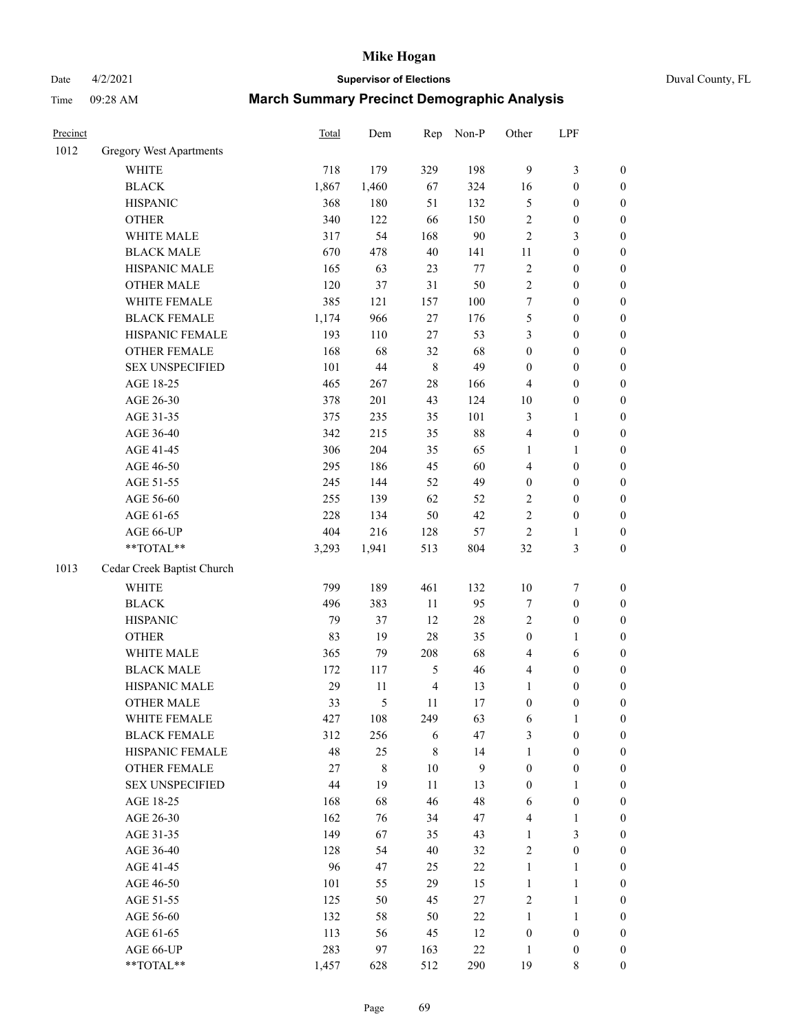# Mike Hogan

Date 4/2/2021 **Supervisor of Elections** Duval County, FL

Time 09:28 AM **March Summary Precinct Demographic Analysis**

| Precinct | | Total | Dem | Rep | Non-P | Other | LPF | |
|---|---|---|---|---|---|---|---|---|
| 1012 | Gregory West Apartments | | | | | | | |
| | WHITE | 718 | 179 | 329 | 198 | 9 | 3 | 0 |
| | BLACK | 1,867 | 1,460 | 67 | 324 | 16 | 0 | 0 |
| | HISPANIC | 368 | 180 | 51 | 132 | 5 | 0 | 0 |
| | OTHER | 340 | 122 | 66 | 150 | 2 | 0 | 0 |
| | WHITE MALE | 317 | 54 | 168 | 90 | 2 | 3 | 0 |
| | BLACK MALE | 670 | 478 | 40 | 141 | 11 | 0 | 0 |
| | HISPANIC MALE | 165 | 63 | 23 | 77 | 2 | 0 | 0 |
| | OTHER MALE | 120 | 37 | 31 | 50 | 2 | 0 | 0 |
| | WHITE FEMALE | 385 | 121 | 157 | 100 | 7 | 0 | 0 |
| | BLACK FEMALE | 1,174 | 966 | 27 | 176 | 5 | 0 | 0 |
| | HISPANIC FEMALE | 193 | 110 | 27 | 53 | 3 | 0 | 0 |
| | OTHER FEMALE | 168 | 68 | 32 | 68 | 0 | 0 | 0 |
| | SEX UNSPECIFIED | 101 | 44 | 8 | 49 | 0 | 0 | 0 |
| | AGE 18-25 | 465 | 267 | 28 | 166 | 4 | 0 | 0 |
| | AGE 26-30 | 378 | 201 | 43 | 124 | 10 | 0 | 0 |
| | AGE 31-35 | 375 | 235 | 35 | 101 | 3 | 1 | 0 |
| | AGE 36-40 | 342 | 215 | 35 | 88 | 4 | 0 | 0 |
| | AGE 41-45 | 306 | 204 | 35 | 65 | 1 | 1 | 0 |
| | AGE 46-50 | 295 | 186 | 45 | 60 | 4 | 0 | 0 |
| | AGE 51-55 | 245 | 144 | 52 | 49 | 0 | 0 | 0 |
| | AGE 56-60 | 255 | 139 | 62 | 52 | 2 | 0 | 0 |
| | AGE 61-65 | 228 | 134 | 50 | 42 | 2 | 0 | 0 |
| | AGE 66-UP | 404 | 216 | 128 | 57 | 2 | 1 | 0 |
| | **TOTAL** | 3,293 | 1,941 | 513 | 804 | 32 | 3 | 0 |
| 1013 | Cedar Creek Baptist Church | | | | | | | |
| | WHITE | 799 | 189 | 461 | 132 | 10 | 7 | 0 |
| | BLACK | 496 | 383 | 11 | 95 | 7 | 0 | 0 |
| | HISPANIC | 79 | 37 | 12 | 28 | 2 | 0 | 0 |
| | OTHER | 83 | 19 | 28 | 35 | 0 | 1 | 0 |
| | WHITE MALE | 365 | 79 | 208 | 68 | 4 | 6 | 0 |
| | BLACK MALE | 172 | 117 | 5 | 46 | 4 | 0 | 0 |
| | HISPANIC MALE | 29 | 11 | 4 | 13 | 1 | 0 | 0 |
| | OTHER MALE | 33 | 5 | 11 | 17 | 0 | 0 | 0 |
| | WHITE FEMALE | 427 | 108 | 249 | 63 | 6 | 1 | 0 |
| | BLACK FEMALE | 312 | 256 | 6 | 47 | 3 | 0 | 0 |
| | HISPANIC FEMALE | 48 | 25 | 8 | 14 | 1 | 0 | 0 |
| | OTHER FEMALE | 27 | 8 | 10 | 9 | 0 | 0 | 0 |
| | SEX UNSPECIFIED | 44 | 19 | 11 | 13 | 0 | 1 | 0 |
| | AGE 18-25 | 168 | 68 | 46 | 48 | 6 | 0 | 0 |
| | AGE 26-30 | 162 | 76 | 34 | 47 | 4 | 1 | 0 |
| | AGE 31-35 | 149 | 67 | 35 | 43 | 1 | 3 | 0 |
| | AGE 36-40 | 128 | 54 | 40 | 32 | 2 | 0 | 0 |
| | AGE 41-45 | 96 | 47 | 25 | 22 | 1 | 1 | 0 |
| | AGE 46-50 | 101 | 55 | 29 | 15 | 1 | 1 | 0 |
| | AGE 51-55 | 125 | 50 | 45 | 27 | 2 | 1 | 0 |
| | AGE 56-60 | 132 | 58 | 50 | 22 | 1 | 1 | 0 |
| | AGE 61-65 | 113 | 56 | 45 | 12 | 0 | 0 | 0 |
| | AGE 66-UP | 283 | 97 | 163 | 22 | 1 | 0 | 0 |
| | **TOTAL** | 1,457 | 628 | 512 | 290 | 19 | 8 | 0 |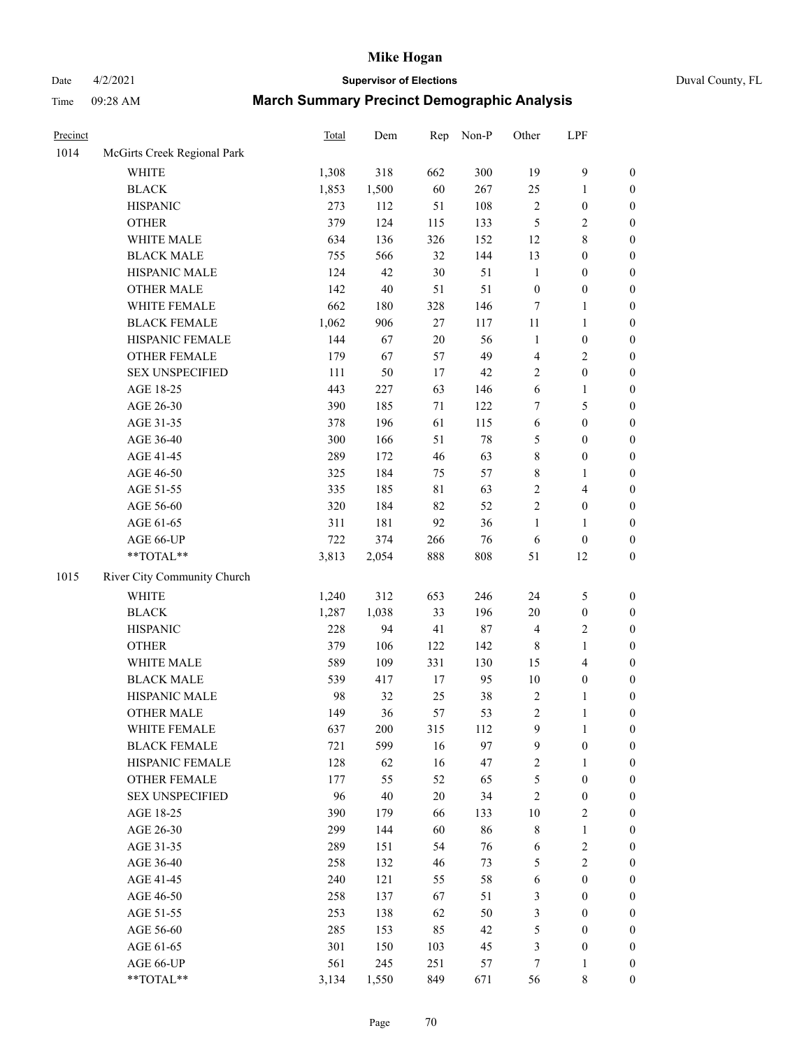# Mike Hogan

Date 4/2/2021 **Supervisor of Elections** Duval County, FL

Time 09:28 AM **March Summary Precinct Demographic Analysis**

| Precinct | | Total | Dem | Rep | Non-P | Other | LPF | |
|---|---|---|---|---|---|---|---|---|
| 1014 | McGirts Creek Regional Park | | | | | | | |
| | WHITE | 1,308 | 318 | 662 | 300 | 19 | 9 | 0 |
| | BLACK | 1,853 | 1,500 | 60 | 267 | 25 | 1 | 0 |
| | HISPANIC | 273 | 112 | 51 | 108 | 2 | 0 | 0 |
| | OTHER | 379 | 124 | 115 | 133 | 5 | 2 | 0 |
| | WHITE MALE | 634 | 136 | 326 | 152 | 12 | 8 | 0 |
| | BLACK MALE | 755 | 566 | 32 | 144 | 13 | 0 | 0 |
| | HISPANIC MALE | 124 | 42 | 30 | 51 | 1 | 0 | 0 |
| | OTHER MALE | 142 | 40 | 51 | 51 | 0 | 0 | 0 |
| | WHITE FEMALE | 662 | 180 | 328 | 146 | 7 | 1 | 0 |
| | BLACK FEMALE | 1,062 | 906 | 27 | 117 | 11 | 1 | 0 |
| | HISPANIC FEMALE | 144 | 67 | 20 | 56 | 1 | 0 | 0 |
| | OTHER FEMALE | 179 | 67 | 57 | 49 | 4 | 2 | 0 |
| | SEX UNSPECIFIED | 111 | 50 | 17 | 42 | 2 | 0 | 0 |
| | AGE 18-25 | 443 | 227 | 63 | 146 | 6 | 1 | 0 |
| | AGE 26-30 | 390 | 185 | 71 | 122 | 7 | 5 | 0 |
| | AGE 31-35 | 378 | 196 | 61 | 115 | 6 | 0 | 0 |
| | AGE 36-40 | 300 | 166 | 51 | 78 | 5 | 0 | 0 |
| | AGE 41-45 | 289 | 172 | 46 | 63 | 8 | 0 | 0 |
| | AGE 46-50 | 325 | 184 | 75 | 57 | 8 | 1 | 0 |
| | AGE 51-55 | 335 | 185 | 81 | 63 | 2 | 4 | 0 |
| | AGE 56-60 | 320 | 184 | 82 | 52 | 2 | 0 | 0 |
| | AGE 61-65 | 311 | 181 | 92 | 36 | 1 | 1 | 0 |
| | AGE 66-UP | 722 | 374 | 266 | 76 | 6 | 0 | 0 |
| | **TOTAL** | 3,813 | 2,054 | 888 | 808 | 51 | 12 | 0 |
| 1015 | River City Community Church | | | | | | | |
| | WHITE | 1,240 | 312 | 653 | 246 | 24 | 5 | 0 |
| | BLACK | 1,287 | 1,038 | 33 | 196 | 20 | 0 | 0 |
| | HISPANIC | 228 | 94 | 41 | 87 | 4 | 2 | 0 |
| | OTHER | 379 | 106 | 122 | 142 | 8 | 1 | 0 |
| | WHITE MALE | 589 | 109 | 331 | 130 | 15 | 4 | 0 |
| | BLACK MALE | 539 | 417 | 17 | 95 | 10 | 0 | 0 |
| | HISPANIC MALE | 98 | 32 | 25 | 38 | 2 | 1 | 0 |
| | OTHER MALE | 149 | 36 | 57 | 53 | 2 | 1 | 0 |
| | WHITE FEMALE | 637 | 200 | 315 | 112 | 9 | 1 | 0 |
| | BLACK FEMALE | 721 | 599 | 16 | 97 | 9 | 0 | 0 |
| | HISPANIC FEMALE | 128 | 62 | 16 | 47 | 2 | 1 | 0 |
| | OTHER FEMALE | 177 | 55 | 52 | 65 | 5 | 0 | 0 |
| | SEX UNSPECIFIED | 96 | 40 | 20 | 34 | 2 | 0 | 0 |
| | AGE 18-25 | 390 | 179 | 66 | 133 | 10 | 2 | 0 |
| | AGE 26-30 | 299 | 144 | 60 | 86 | 8 | 1 | 0 |
| | AGE 31-35 | 289 | 151 | 54 | 76 | 6 | 2 | 0 |
| | AGE 36-40 | 258 | 132 | 46 | 73 | 5 | 2 | 0 |
| | AGE 41-45 | 240 | 121 | 55 | 58 | 6 | 0 | 0 |
| | AGE 46-50 | 258 | 137 | 67 | 51 | 3 | 0 | 0 |
| | AGE 51-55 | 253 | 138 | 62 | 50 | 3 | 0 | 0 |
| | AGE 56-60 | 285 | 153 | 85 | 42 | 5 | 0 | 0 |
| | AGE 61-65 | 301 | 150 | 103 | 45 | 3 | 0 | 0 |
| | AGE 66-UP | 561 | 245 | 251 | 57 | 7 | 1 | 0 |
| | **TOTAL** | 3,134 | 1,550 | 849 | 671 | 56 | 8 | 0 |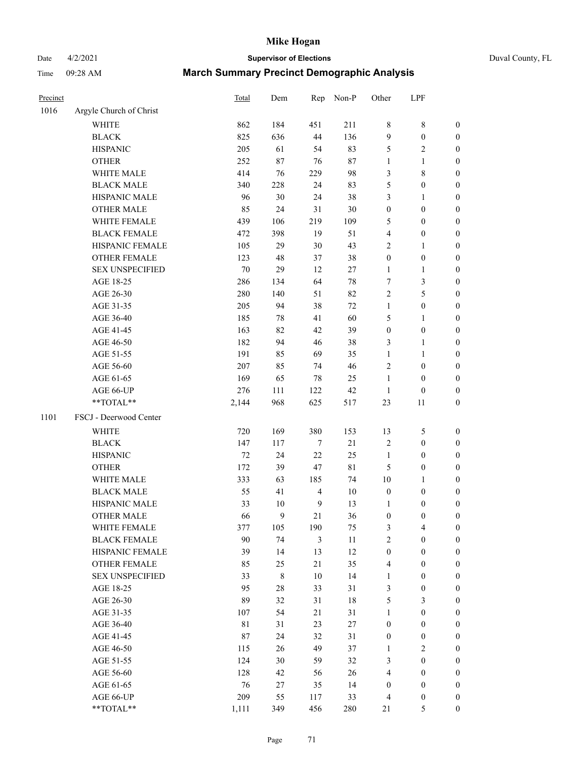# Mike Hogan

Date 4/2/2021 **Supervisor of Elections** Duval County, FL

Time 09:28 AM **March Summary Precinct Demographic Analysis**

| Precinct | | Total | Dem | Rep | Non-P | Other | LPF | |
|---|---|---|---|---|---|---|---|---|
| 1016 | Argyle Church of Christ | | | | | | | |
| | WHITE | 862 | 184 | 451 | 211 | 8 | 8 | 0 |
| | BLACK | 825 | 636 | 44 | 136 | 9 | 0 | 0 |
| | HISPANIC | 205 | 61 | 54 | 83 | 5 | 2 | 0 |
| | OTHER | 252 | 87 | 76 | 87 | 1 | 1 | 0 |
| | WHITE MALE | 414 | 76 | 229 | 98 | 3 | 8 | 0 |
| | BLACK MALE | 340 | 228 | 24 | 83 | 5 | 0 | 0 |
| | HISPANIC MALE | 96 | 30 | 24 | 38 | 3 | 1 | 0 |
| | OTHER MALE | 85 | 24 | 31 | 30 | 0 | 0 | 0 |
| | WHITE FEMALE | 439 | 106 | 219 | 109 | 5 | 0 | 0 |
| | BLACK FEMALE | 472 | 398 | 19 | 51 | 4 | 0 | 0 |
| | HISPANIC FEMALE | 105 | 29 | 30 | 43 | 2 | 1 | 0 |
| | OTHER FEMALE | 123 | 48 | 37 | 38 | 0 | 0 | 0 |
| | SEX UNSPECIFIED | 70 | 29 | 12 | 27 | 1 | 1 | 0 |
| | AGE 18-25 | 286 | 134 | 64 | 78 | 7 | 3 | 0 |
| | AGE 26-30 | 280 | 140 | 51 | 82 | 2 | 5 | 0 |
| | AGE 31-35 | 205 | 94 | 38 | 72 | 1 | 0 | 0 |
| | AGE 36-40 | 185 | 78 | 41 | 60 | 5 | 1 | 0 |
| | AGE 41-45 | 163 | 82 | 42 | 39 | 0 | 0 | 0 |
| | AGE 46-50 | 182 | 94 | 46 | 38 | 3 | 1 | 0 |
| | AGE 51-55 | 191 | 85 | 69 | 35 | 1 | 1 | 0 |
| | AGE 56-60 | 207 | 85 | 74 | 46 | 2 | 0 | 0 |
| | AGE 61-65 | 169 | 65 | 78 | 25 | 1 | 0 | 0 |
| | AGE 66-UP | 276 | 111 | 122 | 42 | 1 | 0 | 0 |
| | **TOTAL** | 2,144 | 968 | 625 | 517 | 23 | 11 | 0 |
| 1101 | FSCJ - Deerwood Center | | | | | | | |
| | WHITE | 720 | 169 | 380 | 153 | 13 | 5 | 0 |
| | BLACK | 147 | 117 | 7 | 21 | 2 | 0 | 0 |
| | HISPANIC | 72 | 24 | 22 | 25 | 1 | 0 | 0 |
| | OTHER | 172 | 39 | 47 | 81 | 5 | 0 | 0 |
| | WHITE MALE | 333 | 63 | 185 | 74 | 10 | 1 | 0 |
| | BLACK MALE | 55 | 41 | 4 | 10 | 0 | 0 | 0 |
| | HISPANIC MALE | 33 | 10 | 9 | 13 | 1 | 0 | 0 |
| | OTHER MALE | 66 | 9 | 21 | 36 | 0 | 0 | 0 |
| | WHITE FEMALE | 377 | 105 | 190 | 75 | 3 | 4 | 0 |
| | BLACK FEMALE | 90 | 74 | 3 | 11 | 2 | 0 | 0 |
| | HISPANIC FEMALE | 39 | 14 | 13 | 12 | 0 | 0 | 0 |
| | OTHER FEMALE | 85 | 25 | 21 | 35 | 4 | 0 | 0 |
| | SEX UNSPECIFIED | 33 | 8 | 10 | 14 | 1 | 0 | 0 |
| | AGE 18-25 | 95 | 28 | 33 | 31 | 3 | 0 | 0 |
| | AGE 26-30 | 89 | 32 | 31 | 18 | 5 | 3 | 0 |
| | AGE 31-35 | 107 | 54 | 21 | 31 | 1 | 0 | 0 |
| | AGE 36-40 | 81 | 31 | 23 | 27 | 0 | 0 | 0 |
| | AGE 41-45 | 87 | 24 | 32 | 31 | 0 | 0 | 0 |
| | AGE 46-50 | 115 | 26 | 49 | 37 | 1 | 2 | 0 |
| | AGE 51-55 | 124 | 30 | 59 | 32 | 3 | 0 | 0 |
| | AGE 56-60 | 128 | 42 | 56 | 26 | 4 | 0 | 0 |
| | AGE 61-65 | 76 | 27 | 35 | 14 | 0 | 0 | 0 |
| | AGE 66-UP | 209 | 55 | 117 | 33 | 4 | 0 | 0 |
| | **TOTAL** | 1,111 | 349 | 456 | 280 | 21 | 5 | 0 |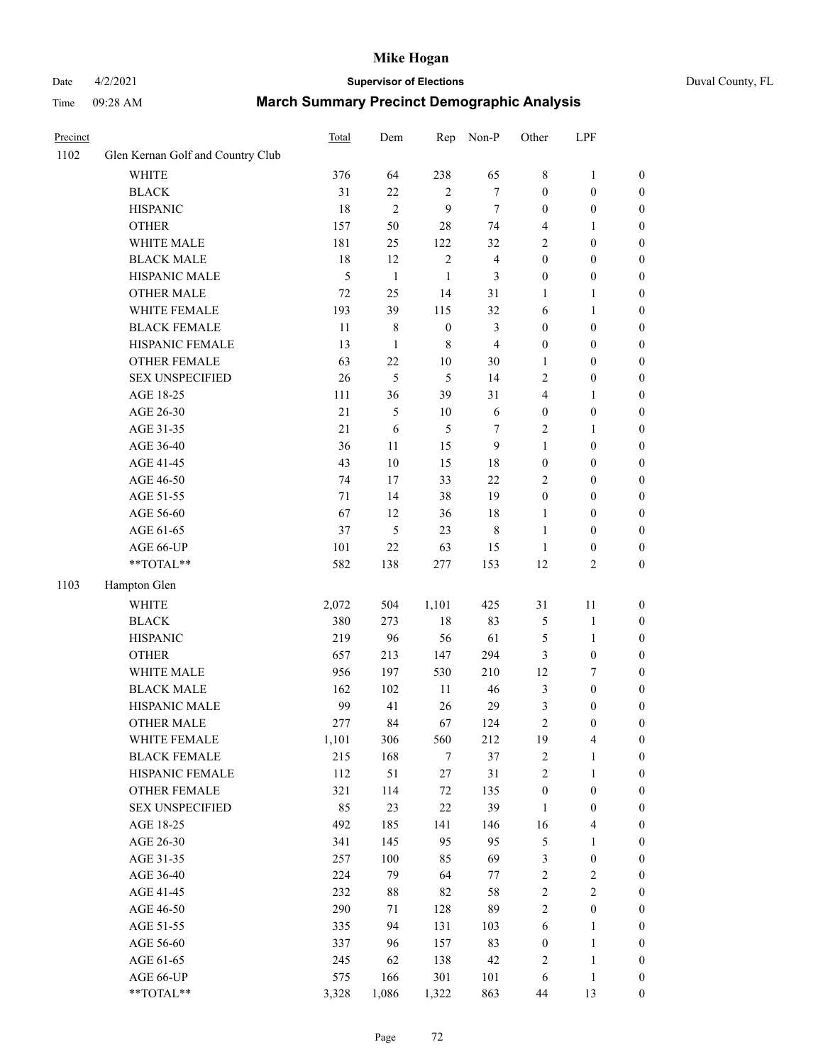# Mike Hogan

Date 4/2/2021 **Supervisor of Elections** Duval County, FL

Time 09:28 AM **March Summary Precinct Demographic Analysis**

| Precinct | | Total | Dem | Rep | Non-P | Other | LPF | |
|---|---|---|---|---|---|---|---|---|
| 1102 | Glen Kernan Golf and Country Club | | | | | | | |
| | WHITE | 376 | 64 | 238 | 65 | 8 | 1 | 0 |
| | BLACK | 31 | 22 | 2 | 7 | 0 | 0 | 0 |
| | HISPANIC | 18 | 2 | 9 | 7 | 0 | 0 | 0 |
| | OTHER | 157 | 50 | 28 | 74 | 4 | 1 | 0 |
| | WHITE MALE | 181 | 25 | 122 | 32 | 2 | 0 | 0 |
| | BLACK MALE | 18 | 12 | 2 | 4 | 0 | 0 | 0 |
| | HISPANIC MALE | 5 | 1 | 1 | 3 | 0 | 0 | 0 |
| | OTHER MALE | 72 | 25 | 14 | 31 | 1 | 1 | 0 |
| | WHITE FEMALE | 193 | 39 | 115 | 32 | 6 | 1 | 0 |
| | BLACK FEMALE | 11 | 8 | 0 | 3 | 0 | 0 | 0 |
| | HISPANIC FEMALE | 13 | 1 | 8 | 4 | 0 | 0 | 0 |
| | OTHER FEMALE | 63 | 22 | 10 | 30 | 1 | 0 | 0 |
| | SEX UNSPECIFIED | 26 | 5 | 5 | 14 | 2 | 0 | 0 |
| | AGE 18-25 | 111 | 36 | 39 | 31 | 4 | 1 | 0 |
| | AGE 26-30 | 21 | 5 | 10 | 6 | 0 | 0 | 0 |
| | AGE 31-35 | 21 | 6 | 5 | 7 | 2 | 1 | 0 |
| | AGE 36-40 | 36 | 11 | 15 | 9 | 1 | 0 | 0 |
| | AGE 41-45 | 43 | 10 | 15 | 18 | 0 | 0 | 0 |
| | AGE 46-50 | 74 | 17 | 33 | 22 | 2 | 0 | 0 |
| | AGE 51-55 | 71 | 14 | 38 | 19 | 0 | 0 | 0 |
| | AGE 56-60 | 67 | 12 | 36 | 18 | 1 | 0 | 0 |
| | AGE 61-65 | 37 | 5 | 23 | 8 | 1 | 0 | 0 |
| | AGE 66-UP | 101 | 22 | 63 | 15 | 1 | 0 | 0 |
| | **TOTAL** | 582 | 138 | 277 | 153 | 12 | 2 | 0 |
| 1103 | Hampton Glen | | | | | | | |
| | WHITE | 2,072 | 504 | 1,101 | 425 | 31 | 11 | 0 |
| | BLACK | 380 | 273 | 18 | 83 | 5 | 1 | 0 |
| | HISPANIC | 219 | 96 | 56 | 61 | 5 | 1 | 0 |
| | OTHER | 657 | 213 | 147 | 294 | 3 | 0 | 0 |
| | WHITE MALE | 956 | 197 | 530 | 210 | 12 | 7 | 0 |
| | BLACK MALE | 162 | 102 | 11 | 46 | 3 | 0 | 0 |
| | HISPANIC MALE | 99 | 41 | 26 | 29 | 3 | 0 | 0 |
| | OTHER MALE | 277 | 84 | 67 | 124 | 2 | 0 | 0 |
| | WHITE FEMALE | 1,101 | 306 | 560 | 212 | 19 | 4 | 0 |
| | BLACK FEMALE | 215 | 168 | 7 | 37 | 2 | 1 | 0 |
| | HISPANIC FEMALE | 112 | 51 | 27 | 31 | 2 | 1 | 0 |
| | OTHER FEMALE | 321 | 114 | 72 | 135 | 0 | 0 | 0 |
| | SEX UNSPECIFIED | 85 | 23 | 22 | 39 | 1 | 0 | 0 |
| | AGE 18-25 | 492 | 185 | 141 | 146 | 16 | 4 | 0 |
| | AGE 26-30 | 341 | 145 | 95 | 95 | 5 | 1 | 0 |
| | AGE 31-35 | 257 | 100 | 85 | 69 | 3 | 0 | 0 |
| | AGE 36-40 | 224 | 79 | 64 | 77 | 2 | 2 | 0 |
| | AGE 41-45 | 232 | 88 | 82 | 58 | 2 | 2 | 0 |
| | AGE 46-50 | 290 | 71 | 128 | 89 | 2 | 0 | 0 |
| | AGE 51-55 | 335 | 94 | 131 | 103 | 6 | 1 | 0 |
| | AGE 56-60 | 337 | 96 | 157 | 83 | 0 | 1 | 0 |
| | AGE 61-65 | 245 | 62 | 138 | 42 | 2 | 1 | 0 |
| | AGE 66-UP | 575 | 166 | 301 | 101 | 6 | 1 | 0 |
| | **TOTAL** | 3,328 | 1,086 | 1,322 | 863 | 44 | 13 | 0 |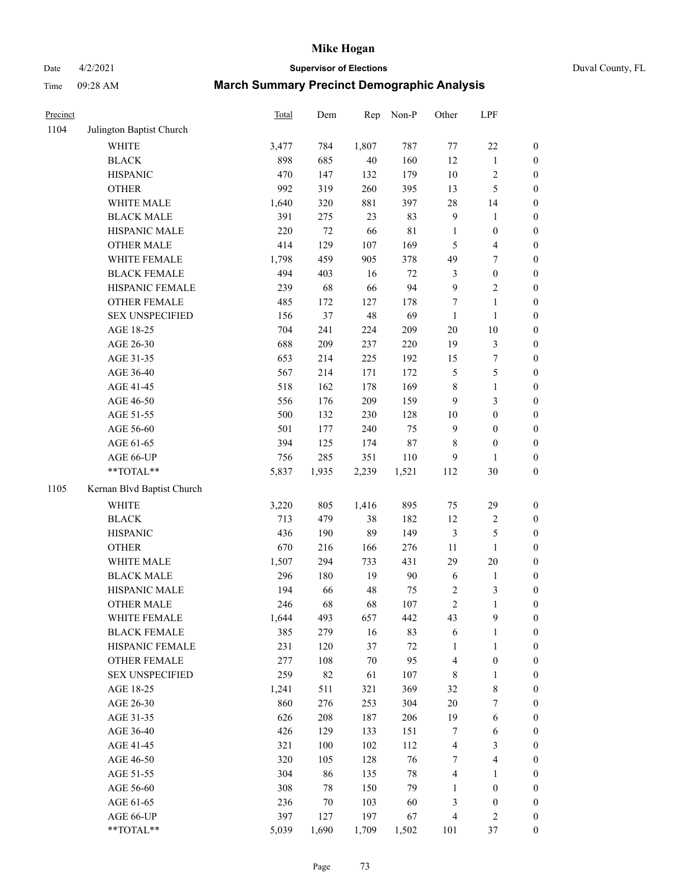# Mike Hogan

Date 4/2/2021 **Supervisor of Elections** Duval County, FL

Time 09:28 AM **March Summary Precinct Demographic Analysis**

| Precinct | | Total | Dem | Rep | Non-P | Other | LPF | |
|---|---|---|---|---|---|---|---|---|
| 1104 | Julington Baptist Church | | | | | | | |
| | WHITE | 3,477 | 784 | 1,807 | 787 | 77 | 22 | 0 |
| | BLACK | 898 | 685 | 40 | 160 | 12 | 1 | 0 |
| | HISPANIC | 470 | 147 | 132 | 179 | 10 | 2 | 0 |
| | OTHER | 992 | 319 | 260 | 395 | 13 | 5 | 0 |
| | WHITE MALE | 1,640 | 320 | 881 | 397 | 28 | 14 | 0 |
| | BLACK MALE | 391 | 275 | 23 | 83 | 9 | 1 | 0 |
| | HISPANIC MALE | 220 | 72 | 66 | 81 | 1 | 0 | 0 |
| | OTHER MALE | 414 | 129 | 107 | 169 | 5 | 4 | 0 |
| | WHITE FEMALE | 1,798 | 459 | 905 | 378 | 49 | 7 | 0 |
| | BLACK FEMALE | 494 | 403 | 16 | 72 | 3 | 0 | 0 |
| | HISPANIC FEMALE | 239 | 68 | 66 | 94 | 9 | 2 | 0 |
| | OTHER FEMALE | 485 | 172 | 127 | 178 | 7 | 1 | 0 |
| | SEX UNSPECIFIED | 156 | 37 | 48 | 69 | 1 | 1 | 0 |
| | AGE 18-25 | 704 | 241 | 224 | 209 | 20 | 10 | 0 |
| | AGE 26-30 | 688 | 209 | 237 | 220 | 19 | 3 | 0 |
| | AGE 31-35 | 653 | 214 | 225 | 192 | 15 | 7 | 0 |
| | AGE 36-40 | 567 | 214 | 171 | 172 | 5 | 5 | 0 |
| | AGE 41-45 | 518 | 162 | 178 | 169 | 8 | 1 | 0 |
| | AGE 46-50 | 556 | 176 | 209 | 159 | 9 | 3 | 0 |
| | AGE 51-55 | 500 | 132 | 230 | 128 | 10 | 0 | 0 |
| | AGE 56-60 | 501 | 177 | 240 | 75 | 9 | 0 | 0 |
| | AGE 61-65 | 394 | 125 | 174 | 87 | 8 | 0 | 0 |
| | AGE 66-UP | 756 | 285 | 351 | 110 | 9 | 1 | 0 |
| | **TOTAL** | 5,837 | 1,935 | 2,239 | 1,521 | 112 | 30 | 0 |
| 1105 | Kernan Blvd Baptist Church | | | | | | | |
| | WHITE | 3,220 | 805 | 1,416 | 895 | 75 | 29 | 0 |
| | BLACK | 713 | 479 | 38 | 182 | 12 | 2 | 0 |
| | HISPANIC | 436 | 190 | 89 | 149 | 3 | 5 | 0 |
| | OTHER | 670 | 216 | 166 | 276 | 11 | 1 | 0 |
| | WHITE MALE | 1,507 | 294 | 733 | 431 | 29 | 20 | 0 |
| | BLACK MALE | 296 | 180 | 19 | 90 | 6 | 1 | 0 |
| | HISPANIC MALE | 194 | 66 | 48 | 75 | 2 | 3 | 0 |
| | OTHER MALE | 246 | 68 | 68 | 107 | 2 | 1 | 0 |
| | WHITE FEMALE | 1,644 | 493 | 657 | 442 | 43 | 9 | 0 |
| | BLACK FEMALE | 385 | 279 | 16 | 83 | 6 | 1 | 0 |
| | HISPANIC FEMALE | 231 | 120 | 37 | 72 | 1 | 1 | 0 |
| | OTHER FEMALE | 277 | 108 | 70 | 95 | 4 | 0 | 0 |
| | SEX UNSPECIFIED | 259 | 82 | 61 | 107 | 8 | 1 | 0 |
| | AGE 18-25 | 1,241 | 511 | 321 | 369 | 32 | 8 | 0 |
| | AGE 26-30 | 860 | 276 | 253 | 304 | 20 | 7 | 0 |
| | AGE 31-35 | 626 | 208 | 187 | 206 | 19 | 6 | 0 |
| | AGE 36-40 | 426 | 129 | 133 | 151 | 7 | 6 | 0 |
| | AGE 41-45 | 321 | 100 | 102 | 112 | 4 | 3 | 0 |
| | AGE 46-50 | 320 | 105 | 128 | 76 | 7 | 4 | 0 |
| | AGE 51-55 | 304 | 86 | 135 | 78 | 4 | 1 | 0 |
| | AGE 56-60 | 308 | 78 | 150 | 79 | 1 | 0 | 0 |
| | AGE 61-65 | 236 | 70 | 103 | 60 | 3 | 0 | 0 |
| | AGE 66-UP | 397 | 127 | 197 | 67 | 4 | 2 | 0 |
| | **TOTAL** | 5,039 | 1,690 | 1,709 | 1,502 | 101 | 37 | 0 |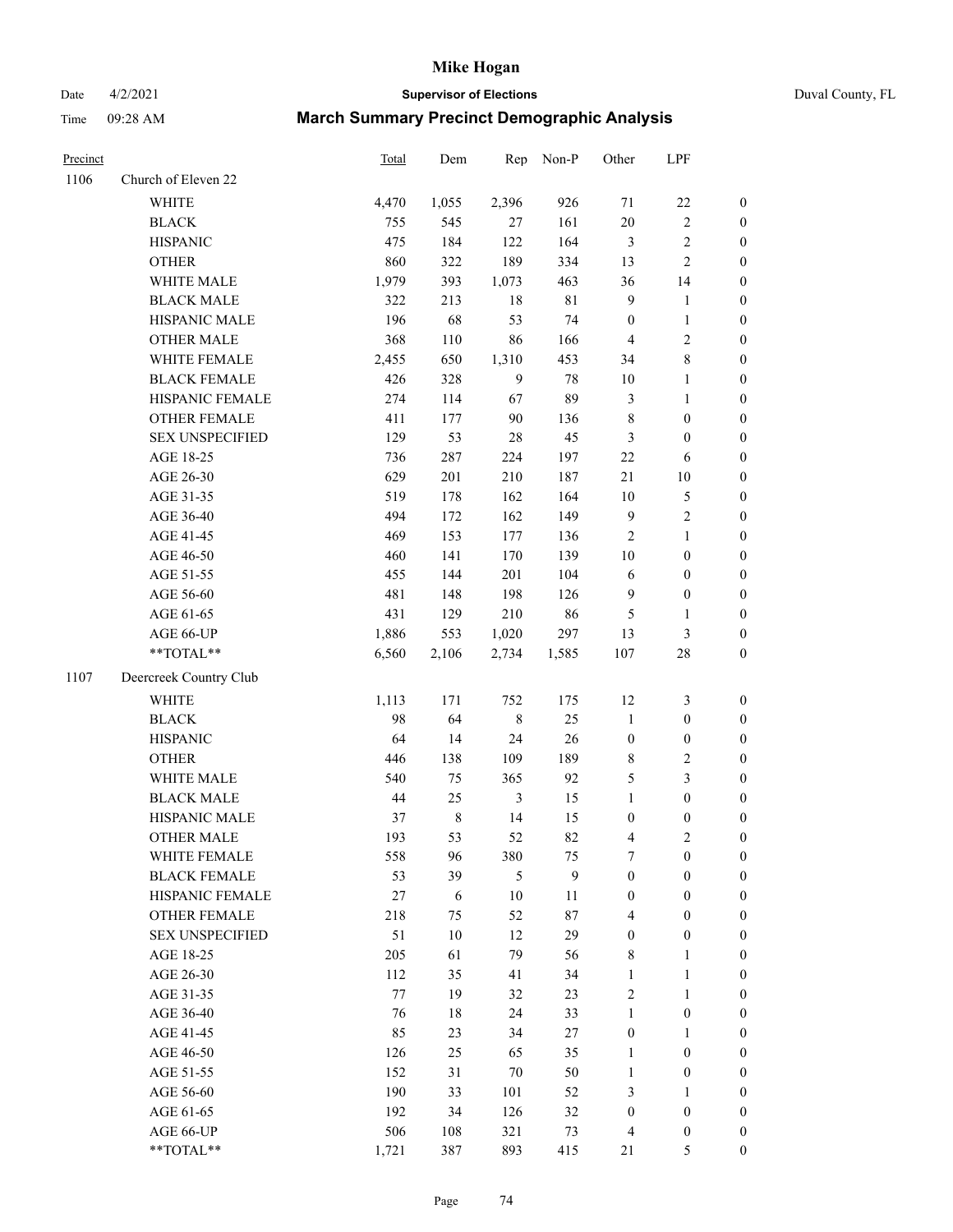| Precinct | | Total | Dem | Rep | Non-P | Other | LPF | |
|---|---|---|---|---|---|---|---|---|
| 1106 | Church of Eleven 22 | | | | | | | |
| | WHITE | 4,470 | 1,055 | 2,396 | 926 | 71 | 22 | 0 |
| | BLACK | 755 | 545 | 27 | 161 | 20 | 2 | 0 |
| | HISPANIC | 475 | 184 | 122 | 164 | 3 | 2 | 0 |
| | OTHER | 860 | 322 | 189 | 334 | 13 | 2 | 0 |
| | WHITE MALE | 1,979 | 393 | 1,073 | 463 | 36 | 14 | 0 |
| | BLACK MALE | 322 | 213 | 18 | 81 | 9 | 1 | 0 |
| | HISPANIC MALE | 196 | 68 | 53 | 74 | 0 | 1 | 0 |
| | OTHER MALE | 368 | 110 | 86 | 166 | 4 | 2 | 0 |
| | WHITE FEMALE | 2,455 | 650 | 1,310 | 453 | 34 | 8 | 0 |
| | BLACK FEMALE | 426 | 328 | 9 | 78 | 10 | 1 | 0 |
| | HISPANIC FEMALE | 274 | 114 | 67 | 89 | 3 | 1 | 0 |
| | OTHER FEMALE | 411 | 177 | 90 | 136 | 8 | 0 | 0 |
| | SEX UNSPECIFIED | 129 | 53 | 28 | 45 | 3 | 0 | 0 |
| | AGE 18-25 | 736 | 287 | 224 | 197 | 22 | 6 | 0 |
| | AGE 26-30 | 629 | 201 | 210 | 187 | 21 | 10 | 0 |
| | AGE 31-35 | 519 | 178 | 162 | 164 | 10 | 5 | 0 |
| | AGE 36-40 | 494 | 172 | 162 | 149 | 9 | 2 | 0 |
| | AGE 41-45 | 469 | 153 | 177 | 136 | 2 | 1 | 0 |
| | AGE 46-50 | 460 | 141 | 170 | 139 | 10 | 0 | 0 |
| | AGE 51-55 | 455 | 144 | 201 | 104 | 6 | 0 | 0 |
| | AGE 56-60 | 481 | 148 | 198 | 126 | 9 | 0 | 0 |
| | AGE 61-65 | 431 | 129 | 210 | 86 | 5 | 1 | 0 |
| | AGE 66-UP | 1,886 | 553 | 1,020 | 297 | 13 | 3 | 0 |
| | **TOTAL** | 6,560 | 2,106 | 2,734 | 1,585 | 107 | 28 | 0 |
| 1107 | Deercreek Country Club | | | | | | | |
| | WHITE | 1,113 | 171 | 752 | 175 | 12 | 3 | 0 |
| | BLACK | 98 | 64 | 8 | 25 | 1 | 0 | 0 |
| | HISPANIC | 64 | 14 | 24 | 26 | 0 | 0 | 0 |
| | OTHER | 446 | 138 | 109 | 189 | 8 | 2 | 0 |
| | WHITE MALE | 540 | 75 | 365 | 92 | 5 | 3 | 0 |
| | BLACK MALE | 44 | 25 | 3 | 15 | 1 | 0 | 0 |
| | HISPANIC MALE | 37 | 8 | 14 | 15 | 0 | 0 | 0 |
| | OTHER MALE | 193 | 53 | 52 | 82 | 4 | 2 | 0 |
| | WHITE FEMALE | 558 | 96 | 380 | 75 | 7 | 0 | 0 |
| | BLACK FEMALE | 53 | 39 | 5 | 9 | 0 | 0 | 0 |
| | HISPANIC FEMALE | 27 | 6 | 10 | 11 | 0 | 0 | 0 |
| | OTHER FEMALE | 218 | 75 | 52 | 87 | 4 | 0 | 0 |
| | SEX UNSPECIFIED | 51 | 10 | 12 | 29 | 0 | 0 | 0 |
| | AGE 18-25 | 205 | 61 | 79 | 56 | 8 | 1 | 0 |
| | AGE 26-30 | 112 | 35 | 41 | 34 | 1 | 1 | 0 |
| | AGE 31-35 | 77 | 19 | 32 | 23 | 2 | 1 | 0 |
| | AGE 36-40 | 76 | 18 | 24 | 33 | 1 | 0 | 0 |
| | AGE 41-45 | 85 | 23 | 34 | 27 | 0 | 1 | 0 |
| | AGE 46-50 | 126 | 25 | 65 | 35 | 1 | 0 | 0 |
| | AGE 51-55 | 152 | 31 | 70 | 50 | 1 | 0 | 0 |
| | AGE 56-60 | 190 | 33 | 101 | 52 | 3 | 1 | 0 |
| | AGE 61-65 | 192 | 34 | 126 | 32 | 0 | 0 | 0 |
| | AGE 66-UP | 506 | 108 | 321 | 73 | 4 | 0 | 0 |
| | **TOTAL** | 1,721 | 387 | 893 | 415 | 21 | 5 | 0 |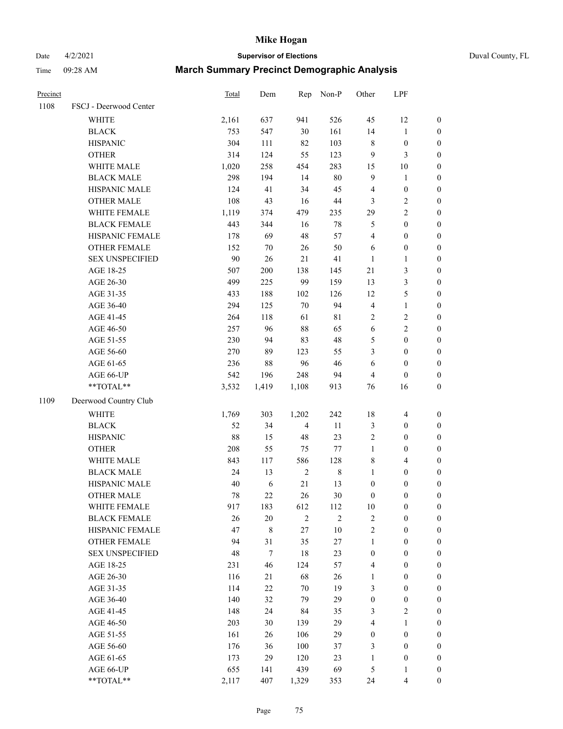# Mike Hogan

Date 4/2/2021 **Supervisor of Elections** Duval County, FL

Time 09:28 AM **March Summary Precinct Demographic Analysis**

| Precinct | | Total | Dem | Rep | Non-P | Other | LPF | |
|---|---|---|---|---|---|---|---|---|
| 1108 | FSCJ - Deerwood Center | | | | | | | |
| | WHITE | 2,161 | 637 | 941 | 526 | 45 | 12 | 0 |
| | BLACK | 753 | 547 | 30 | 161 | 14 | 1 | 0 |
| | HISPANIC | 304 | 111 | 82 | 103 | 8 | 0 | 0 |
| | OTHER | 314 | 124 | 55 | 123 | 9 | 3 | 0 |
| | WHITE MALE | 1,020 | 258 | 454 | 283 | 15 | 10 | 0 |
| | BLACK MALE | 298 | 194 | 14 | 80 | 9 | 1 | 0 |
| | HISPANIC MALE | 124 | 41 | 34 | 45 | 4 | 0 | 0 |
| | OTHER MALE | 108 | 43 | 16 | 44 | 3 | 2 | 0 |
| | WHITE FEMALE | 1,119 | 374 | 479 | 235 | 29 | 2 | 0 |
| | BLACK FEMALE | 443 | 344 | 16 | 78 | 5 | 0 | 0 |
| | HISPANIC FEMALE | 178 | 69 | 48 | 57 | 4 | 0 | 0 |
| | OTHER FEMALE | 152 | 70 | 26 | 50 | 6 | 0 | 0 |
| | SEX UNSPECIFIED | 90 | 26 | 21 | 41 | 1 | 1 | 0 |
| | AGE 18-25 | 507 | 200 | 138 | 145 | 21 | 3 | 0 |
| | AGE 26-30 | 499 | 225 | 99 | 159 | 13 | 3 | 0 |
| | AGE 31-35 | 433 | 188 | 102 | 126 | 12 | 5 | 0 |
| | AGE 36-40 | 294 | 125 | 70 | 94 | 4 | 1 | 0 |
| | AGE 41-45 | 264 | 118 | 61 | 81 | 2 | 2 | 0 |
| | AGE 46-50 | 257 | 96 | 88 | 65 | 6 | 2 | 0 |
| | AGE 51-55 | 230 | 94 | 83 | 48 | 5 | 0 | 0 |
| | AGE 56-60 | 270 | 89 | 123 | 55 | 3 | 0 | 0 |
| | AGE 61-65 | 236 | 88 | 96 | 46 | 6 | 0 | 0 |
| | AGE 66-UP | 542 | 196 | 248 | 94 | 4 | 0 | 0 |
| | **TOTAL** | 3,532 | 1,419 | 1,108 | 913 | 76 | 16 | 0 |
| 1109 | Deerwood Country Club | | | | | | | |
| | WHITE | 1,769 | 303 | 1,202 | 242 | 18 | 4 | 0 |
| | BLACK | 52 | 34 | 4 | 11 | 3 | 0 | 0 |
| | HISPANIC | 88 | 15 | 48 | 23 | 2 | 0 | 0 |
| | OTHER | 208 | 55 | 75 | 77 | 1 | 0 | 0 |
| | WHITE MALE | 843 | 117 | 586 | 128 | 8 | 4 | 0 |
| | BLACK MALE | 24 | 13 | 2 | 8 | 1 | 0 | 0 |
| | HISPANIC MALE | 40 | 6 | 21 | 13 | 0 | 0 | 0 |
| | OTHER MALE | 78 | 22 | 26 | 30 | 0 | 0 | 0 |
| | WHITE FEMALE | 917 | 183 | 612 | 112 | 10 | 0 | 0 |
| | BLACK FEMALE | 26 | 20 | 2 | 2 | 2 | 0 | 0 |
| | HISPANIC FEMALE | 47 | 8 | 27 | 10 | 2 | 0 | 0 |
| | OTHER FEMALE | 94 | 31 | 35 | 27 | 1 | 0 | 0 |
| | SEX UNSPECIFIED | 48 | 7 | 18 | 23 | 0 | 0 | 0 |
| | AGE 18-25 | 231 | 46 | 124 | 57 | 4 | 0 | 0 |
| | AGE 26-30 | 116 | 21 | 68 | 26 | 1 | 0 | 0 |
| | AGE 31-35 | 114 | 22 | 70 | 19 | 3 | 0 | 0 |
| | AGE 36-40 | 140 | 32 | 79 | 29 | 0 | 0 | 0 |
| | AGE 41-45 | 148 | 24 | 84 | 35 | 3 | 2 | 0 |
| | AGE 46-50 | 203 | 30 | 139 | 29 | 4 | 1 | 0 |
| | AGE 51-55 | 161 | 26 | 106 | 29 | 0 | 0 | 0 |
| | AGE 56-60 | 176 | 36 | 100 | 37 | 3 | 0 | 0 |
| | AGE 61-65 | 173 | 29 | 120 | 23 | 1 | 0 | 0 |
| | AGE 66-UP | 655 | 141 | 439 | 69 | 5 | 1 | 0 |
| | **TOTAL** | 2,117 | 407 | 1,329 | 353 | 24 | 4 | 0 |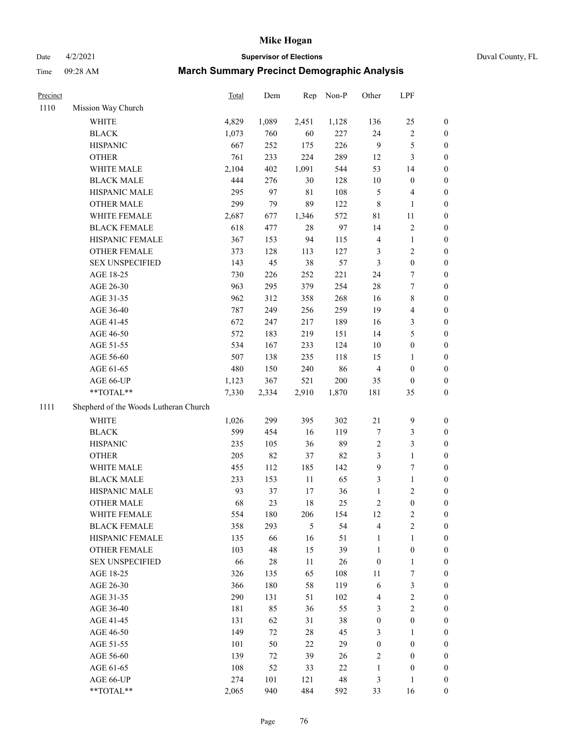| Precinct | | Total | Dem | Rep | Non-P | Other | LPF | |
|---|---|---|---|---|---|---|---|---|
| 1110 | Mission Way Church | | | | | | | |
| | WHITE | 4,829 | 1,089 | 2,451 | 1,128 | 136 | 25 | 0 |
| | BLACK | 1,073 | 760 | 60 | 227 | 24 | 2 | 0 |
| | HISPANIC | 667 | 252 | 175 | 226 | 9 | 5 | 0 |
| | OTHER | 761 | 233 | 224 | 289 | 12 | 3 | 0 |
| | WHITE MALE | 2,104 | 402 | 1,091 | 544 | 53 | 14 | 0 |
| | BLACK MALE | 444 | 276 | 30 | 128 | 10 | 0 | 0 |
| | HISPANIC MALE | 295 | 97 | 81 | 108 | 5 | 4 | 0 |
| | OTHER MALE | 299 | 79 | 89 | 122 | 8 | 1 | 0 |
| | WHITE FEMALE | 2,687 | 677 | 1,346 | 572 | 81 | 11 | 0 |
| | BLACK FEMALE | 618 | 477 | 28 | 97 | 14 | 2 | 0 |
| | HISPANIC FEMALE | 367 | 153 | 94 | 115 | 4 | 1 | 0 |
| | OTHER FEMALE | 373 | 128 | 113 | 127 | 3 | 2 | 0 |
| | SEX UNSPECIFIED | 143 | 45 | 38 | 57 | 3 | 0 | 0 |
| | AGE 18-25 | 730 | 226 | 252 | 221 | 24 | 7 | 0 |
| | AGE 26-30 | 963 | 295 | 379 | 254 | 28 | 7 | 0 |
| | AGE 31-35 | 962 | 312 | 358 | 268 | 16 | 8 | 0 |
| | AGE 36-40 | 787 | 249 | 256 | 259 | 19 | 4 | 0 |
| | AGE 41-45 | 672 | 247 | 217 | 189 | 16 | 3 | 0 |
| | AGE 46-50 | 572 | 183 | 219 | 151 | 14 | 5 | 0 |
| | AGE 51-55 | 534 | 167 | 233 | 124 | 10 | 0 | 0 |
| | AGE 56-60 | 507 | 138 | 235 | 118 | 15 | 1 | 0 |
| | AGE 61-65 | 480 | 150 | 240 | 86 | 4 | 0 | 0 |
| | AGE 66-UP | 1,123 | 367 | 521 | 200 | 35 | 0 | 0 |
| | **TOTAL** | 7,330 | 2,334 | 2,910 | 1,870 | 181 | 35 | 0 |
| 1111 | Shepherd of the Woods Lutheran Church | | | | | | | |
| | WHITE | 1,026 | 299 | 395 | 302 | 21 | 9 | 0 |
| | BLACK | 599 | 454 | 16 | 119 | 7 | 3 | 0 |
| | HISPANIC | 235 | 105 | 36 | 89 | 2 | 3 | 0 |
| | OTHER | 205 | 82 | 37 | 82 | 3 | 1 | 0 |
| | WHITE MALE | 455 | 112 | 185 | 142 | 9 | 7 | 0 |
| | BLACK MALE | 233 | 153 | 11 | 65 | 3 | 1 | 0 |
| | HISPANIC MALE | 93 | 37 | 17 | 36 | 1 | 2 | 0 |
| | OTHER MALE | 68 | 23 | 18 | 25 | 2 | 0 | 0 |
| | WHITE FEMALE | 554 | 180 | 206 | 154 | 12 | 2 | 0 |
| | BLACK FEMALE | 358 | 293 | 5 | 54 | 4 | 2 | 0 |
| | HISPANIC FEMALE | 135 | 66 | 16 | 51 | 1 | 1 | 0 |
| | OTHER FEMALE | 103 | 48 | 15 | 39 | 1 | 0 | 0 |
| | SEX UNSPECIFIED | 66 | 28 | 11 | 26 | 0 | 1 | 0 |
| | AGE 18-25 | 326 | 135 | 65 | 108 | 11 | 7 | 0 |
| | AGE 26-30 | 366 | 180 | 58 | 119 | 6 | 3 | 0 |
| | AGE 31-35 | 290 | 131 | 51 | 102 | 4 | 2 | 0 |
| | AGE 36-40 | 181 | 85 | 36 | 55 | 3 | 2 | 0 |
| | AGE 41-45 | 131 | 62 | 31 | 38 | 0 | 0 | 0 |
| | AGE 46-50 | 149 | 72 | 28 | 45 | 3 | 1 | 0 |
| | AGE 51-55 | 101 | 50 | 22 | 29 | 0 | 0 | 0 |
| | AGE 56-60 | 139 | 72 | 39 | 26 | 2 | 0 | 0 |
| | AGE 61-65 | 108 | 52 | 33 | 22 | 1 | 0 | 0 |
| | AGE 66-UP | 274 | 101 | 121 | 48 | 3 | 1 | 0 |
| | **TOTAL** | 2,065 | 940 | 484 | 592 | 33 | 16 | 0 |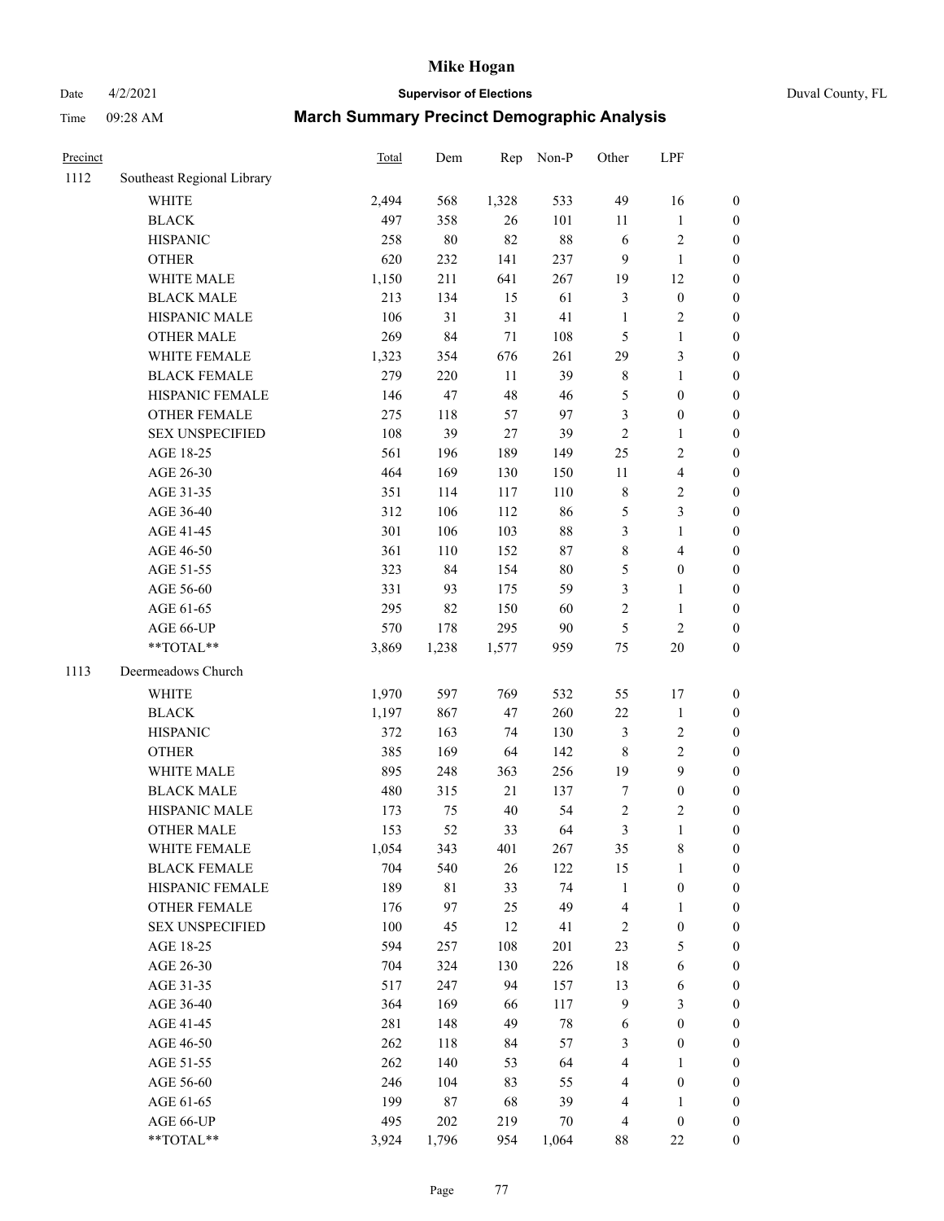# Mike Hogan

Date 4/2/2021 **Supervisor of Elections** Duval County, FL

Time 09:28 AM **March Summary Precinct Demographic Analysis**

| Precinct | | Total | Dem | Rep | Non-P | Other | LPF | |
|---|---|---|---|---|---|---|---|---|
| 1112 | Southeast Regional Library | | | | | | | |
| | WHITE | 2,494 | 568 | 1,328 | 533 | 49 | 16 | 0 |
| | BLACK | 497 | 358 | 26 | 101 | 11 | 1 | 0 |
| | HISPANIC | 258 | 80 | 82 | 88 | 6 | 2 | 0 |
| | OTHER | 620 | 232 | 141 | 237 | 9 | 1 | 0 |
| | WHITE MALE | 1,150 | 211 | 641 | 267 | 19 | 12 | 0 |
| | BLACK MALE | 213 | 134 | 15 | 61 | 3 | 0 | 0 |
| | HISPANIC MALE | 106 | 31 | 31 | 41 | 1 | 2 | 0 |
| | OTHER MALE | 269 | 84 | 71 | 108 | 5 | 1 | 0 |
| | WHITE FEMALE | 1,323 | 354 | 676 | 261 | 29 | 3 | 0 |
| | BLACK FEMALE | 279 | 220 | 11 | 39 | 8 | 1 | 0 |
| | HISPANIC FEMALE | 146 | 47 | 48 | 46 | 5 | 0 | 0 |
| | OTHER FEMALE | 275 | 118 | 57 | 97 | 3 | 0 | 0 |
| | SEX UNSPECIFIED | 108 | 39 | 27 | 39 | 2 | 1 | 0 |
| | AGE 18-25 | 561 | 196 | 189 | 149 | 25 | 2 | 0 |
| | AGE 26-30 | 464 | 169 | 130 | 150 | 11 | 4 | 0 |
| | AGE 31-35 | 351 | 114 | 117 | 110 | 8 | 2 | 0 |
| | AGE 36-40 | 312 | 106 | 112 | 86 | 5 | 3 | 0 |
| | AGE 41-45 | 301 | 106 | 103 | 88 | 3 | 1 | 0 |
| | AGE 46-50 | 361 | 110 | 152 | 87 | 8 | 4 | 0 |
| | AGE 51-55 | 323 | 84 | 154 | 80 | 5 | 0 | 0 |
| | AGE 56-60 | 331 | 93 | 175 | 59 | 3 | 1 | 0 |
| | AGE 61-65 | 295 | 82 | 150 | 60 | 2 | 1 | 0 |
| | AGE 66-UP | 570 | 178 | 295 | 90 | 5 | 2 | 0 |
| | **TOTAL** | 3,869 | 1,238 | 1,577 | 959 | 75 | 20 | 0 |
| 1113 | Deermeadows Church | | | | | | | |
| | WHITE | 1,970 | 597 | 769 | 532 | 55 | 17 | 0 |
| | BLACK | 1,197 | 867 | 47 | 260 | 22 | 1 | 0 |
| | HISPANIC | 372 | 163 | 74 | 130 | 3 | 2 | 0 |
| | OTHER | 385 | 169 | 64 | 142 | 8 | 2 | 0 |
| | WHITE MALE | 895 | 248 | 363 | 256 | 19 | 9 | 0 |
| | BLACK MALE | 480 | 315 | 21 | 137 | 7 | 0 | 0 |
| | HISPANIC MALE | 173 | 75 | 40 | 54 | 2 | 2 | 0 |
| | OTHER MALE | 153 | 52 | 33 | 64 | 3 | 1 | 0 |
| | WHITE FEMALE | 1,054 | 343 | 401 | 267 | 35 | 8 | 0 |
| | BLACK FEMALE | 704 | 540 | 26 | 122 | 15 | 1 | 0 |
| | HISPANIC FEMALE | 189 | 81 | 33 | 74 | 1 | 0 | 0 |
| | OTHER FEMALE | 176 | 97 | 25 | 49 | 4 | 1 | 0 |
| | SEX UNSPECIFIED | 100 | 45 | 12 | 41 | 2 | 0 | 0 |
| | AGE 18-25 | 594 | 257 | 108 | 201 | 23 | 5 | 0 |
| | AGE 26-30 | 704 | 324 | 130 | 226 | 18 | 6 | 0 |
| | AGE 31-35 | 517 | 247 | 94 | 157 | 13 | 6 | 0 |
| | AGE 36-40 | 364 | 169 | 66 | 117 | 9 | 3 | 0 |
| | AGE 41-45 | 281 | 148 | 49 | 78 | 6 | 0 | 0 |
| | AGE 46-50 | 262 | 118 | 84 | 57 | 3 | 0 | 0 |
| | AGE 51-55 | 262 | 140 | 53 | 64 | 4 | 1 | 0 |
| | AGE 56-60 | 246 | 104 | 83 | 55 | 4 | 0 | 0 |
| | AGE 61-65 | 199 | 87 | 68 | 39 | 4 | 1 | 0 |
| | AGE 66-UP | 495 | 202 | 219 | 70 | 4 | 0 | 0 |
| | **TOTAL** | 3,924 | 1,796 | 954 | 1,064 | 88 | 22 | 0 |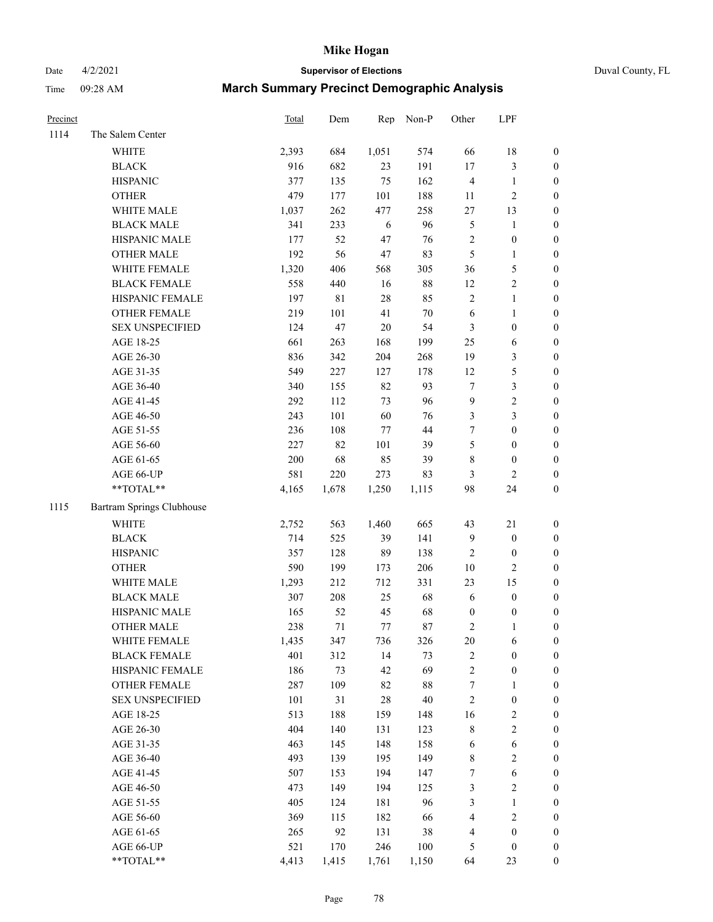# Mike Hogan

Date 4/2/2021 **Supervisor of Elections** Duval County, FL

Time 09:28 AM **March Summary Precinct Demographic Analysis**

| Precinct | | Total | Dem | Rep | Non-P | Other | LPF | |
|---|---|---|---|---|---|---|---|---|
| 1114 | The Salem Center | | | | | | | |
| | WHITE | 2,393 | 684 | 1,051 | 574 | 66 | 18 | 0 |
| | BLACK | 916 | 682 | 23 | 191 | 17 | 3 | 0 |
| | HISPANIC | 377 | 135 | 75 | 162 | 4 | 1 | 0 |
| | OTHER | 479 | 177 | 101 | 188 | 11 | 2 | 0 |
| | WHITE MALE | 1,037 | 262 | 477 | 258 | 27 | 13 | 0 |
| | BLACK MALE | 341 | 233 | 6 | 96 | 5 | 1 | 0 |
| | HISPANIC MALE | 177 | 52 | 47 | 76 | 2 | 0 | 0 |
| | OTHER MALE | 192 | 56 | 47 | 83 | 5 | 1 | 0 |
| | WHITE FEMALE | 1,320 | 406 | 568 | 305 | 36 | 5 | 0 |
| | BLACK FEMALE | 558 | 440 | 16 | 88 | 12 | 2 | 0 |
| | HISPANIC FEMALE | 197 | 81 | 28 | 85 | 2 | 1 | 0 |
| | OTHER FEMALE | 219 | 101 | 41 | 70 | 6 | 1 | 0 |
| | SEX UNSPECIFIED | 124 | 47 | 20 | 54 | 3 | 0 | 0 |
| | AGE 18-25 | 661 | 263 | 168 | 199 | 25 | 6 | 0 |
| | AGE 26-30 | 836 | 342 | 204 | 268 | 19 | 3 | 0 |
| | AGE 31-35 | 549 | 227 | 127 | 178 | 12 | 5 | 0 |
| | AGE 36-40 | 340 | 155 | 82 | 93 | 7 | 3 | 0 |
| | AGE 41-45 | 292 | 112 | 73 | 96 | 9 | 2 | 0 |
| | AGE 46-50 | 243 | 101 | 60 | 76 | 3 | 3 | 0 |
| | AGE 51-55 | 236 | 108 | 77 | 44 | 7 | 0 | 0 |
| | AGE 56-60 | 227 | 82 | 101 | 39 | 5 | 0 | 0 |
| | AGE 61-65 | 200 | 68 | 85 | 39 | 8 | 0 | 0 |
| | AGE 66-UP | 581 | 220 | 273 | 83 | 3 | 2 | 0 |
| | **TOTAL** | 4,165 | 1,678 | 1,250 | 1,115 | 98 | 24 | 0 |
| 1115 | Bartram Springs Clubhouse | | | | | | | |
| | WHITE | 2,752 | 563 | 1,460 | 665 | 43 | 21 | 0 |
| | BLACK | 714 | 525 | 39 | 141 | 9 | 0 | 0 |
| | HISPANIC | 357 | 128 | 89 | 138 | 2 | 0 | 0 |
| | OTHER | 590 | 199 | 173 | 206 | 10 | 2 | 0 |
| | WHITE MALE | 1,293 | 212 | 712 | 331 | 23 | 15 | 0 |
| | BLACK MALE | 307 | 208 | 25 | 68 | 6 | 0 | 0 |
| | HISPANIC MALE | 165 | 52 | 45 | 68 | 0 | 0 | 0 |
| | OTHER MALE | 238 | 71 | 77 | 87 | 2 | 1 | 0 |
| | WHITE FEMALE | 1,435 | 347 | 736 | 326 | 20 | 6 | 0 |
| | BLACK FEMALE | 401 | 312 | 14 | 73 | 2 | 0 | 0 |
| | HISPANIC FEMALE | 186 | 73 | 42 | 69 | 2 | 0 | 0 |
| | OTHER FEMALE | 287 | 109 | 82 | 88 | 7 | 1 | 0 |
| | SEX UNSPECIFIED | 101 | 31 | 28 | 40 | 2 | 0 | 0 |
| | AGE 18-25 | 513 | 188 | 159 | 148 | 16 | 2 | 0 |
| | AGE 26-30 | 404 | 140 | 131 | 123 | 8 | 2 | 0 |
| | AGE 31-35 | 463 | 145 | 148 | 158 | 6 | 6 | 0 |
| | AGE 36-40 | 493 | 139 | 195 | 149 | 8 | 2 | 0 |
| | AGE 41-45 | 507 | 153 | 194 | 147 | 7 | 6 | 0 |
| | AGE 46-50 | 473 | 149 | 194 | 125 | 3 | 2 | 0 |
| | AGE 51-55 | 405 | 124 | 181 | 96 | 3 | 1 | 0 |
| | AGE 56-60 | 369 | 115 | 182 | 66 | 4 | 2 | 0 |
| | AGE 61-65 | 265 | 92 | 131 | 38 | 4 | 0 | 0 |
| | AGE 66-UP | 521 | 170 | 246 | 100 | 5 | 0 | 0 |
| | **TOTAL** | 4,413 | 1,415 | 1,761 | 1,150 | 64 | 23 | 0 |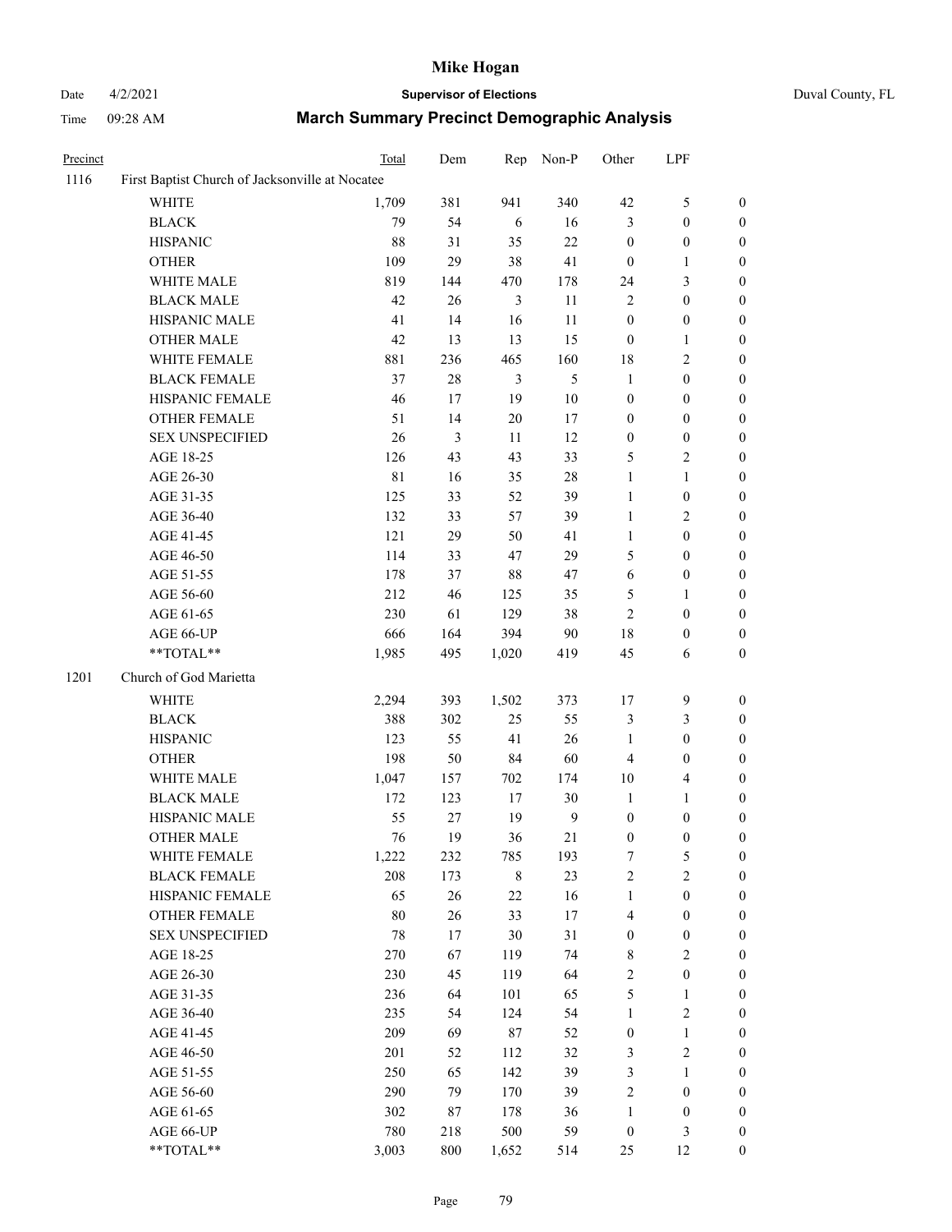| Precinct | | Total | Dem | Rep | Non-P | Other | LPF | |
|---|---|---|---|---|---|---|---|---|
| 1116 | First Baptist Church of Jacksonville at Nocatee | | | | | | | |
| | WHITE | 1,709 | 381 | 941 | 340 | 42 | 5 | 0 |
| | BLACK | 79 | 54 | 6 | 16 | 3 | 0 | 0 |
| | HISPANIC | 88 | 31 | 35 | 22 | 0 | 0 | 0 |
| | OTHER | 109 | 29 | 38 | 41 | 0 | 1 | 0 |
| | WHITE MALE | 819 | 144 | 470 | 178 | 24 | 3 | 0 |
| | BLACK MALE | 42 | 26 | 3 | 11 | 2 | 0 | 0 |
| | HISPANIC MALE | 41 | 14 | 16 | 11 | 0 | 0 | 0 |
| | OTHER MALE | 42 | 13 | 13 | 15 | 0 | 1 | 0 |
| | WHITE FEMALE | 881 | 236 | 465 | 160 | 18 | 2 | 0 |
| | BLACK FEMALE | 37 | 28 | 3 | 5 | 1 | 0 | 0 |
| | HISPANIC FEMALE | 46 | 17 | 19 | 10 | 0 | 0 | 0 |
| | OTHER FEMALE | 51 | 14 | 20 | 17 | 0 | 0 | 0 |
| | SEX UNSPECIFIED | 26 | 3 | 11 | 12 | 0 | 0 | 0 |
| | AGE 18-25 | 126 | 43 | 43 | 33 | 5 | 2 | 0 |
| | AGE 26-30 | 81 | 16 | 35 | 28 | 1 | 1 | 0 |
| | AGE 31-35 | 125 | 33 | 52 | 39 | 1 | 0 | 0 |
| | AGE 36-40 | 132 | 33 | 57 | 39 | 1 | 2 | 0 |
| | AGE 41-45 | 121 | 29 | 50 | 41 | 1 | 0 | 0 |
| | AGE 46-50 | 114 | 33 | 47 | 29 | 5 | 0 | 0 |
| | AGE 51-55 | 178 | 37 | 88 | 47 | 6 | 0 | 0 |
| | AGE 56-60 | 212 | 46 | 125 | 35 | 5 | 1 | 0 |
| | AGE 61-65 | 230 | 61 | 129 | 38 | 2 | 0 | 0 |
| | AGE 66-UP | 666 | 164 | 394 | 90 | 18 | 0 | 0 |
| | **TOTAL** | 1,985 | 495 | 1,020 | 419 | 45 | 6 | 0 |
| 1201 | Church of God Marietta | | | | | | | |
| | WHITE | 2,294 | 393 | 1,502 | 373 | 17 | 9 | 0 |
| | BLACK | 388 | 302 | 25 | 55 | 3 | 3 | 0 |
| | HISPANIC | 123 | 55 | 41 | 26 | 1 | 0 | 0 |
| | OTHER | 198 | 50 | 84 | 60 | 4 | 0 | 0 |
| | WHITE MALE | 1,047 | 157 | 702 | 174 | 10 | 4 | 0 |
| | BLACK MALE | 172 | 123 | 17 | 30 | 1 | 1 | 0 |
| | HISPANIC MALE | 55 | 27 | 19 | 9 | 0 | 0 | 0 |
| | OTHER MALE | 76 | 19 | 36 | 21 | 0 | 0 | 0 |
| | WHITE FEMALE | 1,222 | 232 | 785 | 193 | 7 | 5 | 0 |
| | BLACK FEMALE | 208 | 173 | 8 | 23 | 2 | 2 | 0 |
| | HISPANIC FEMALE | 65 | 26 | 22 | 16 | 1 | 0 | 0 |
| | OTHER FEMALE | 80 | 26 | 33 | 17 | 4 | 0 | 0 |
| | SEX UNSPECIFIED | 78 | 17 | 30 | 31 | 0 | 0 | 0 |
| | AGE 18-25 | 270 | 67 | 119 | 74 | 8 | 2 | 0 |
| | AGE 26-30 | 230 | 45 | 119 | 64 | 2 | 0 | 0 |
| | AGE 31-35 | 236 | 64 | 101 | 65 | 5 | 1 | 0 |
| | AGE 36-40 | 235 | 54 | 124 | 54 | 1 | 2 | 0 |
| | AGE 41-45 | 209 | 69 | 87 | 52 | 0 | 1 | 0 |
| | AGE 46-50 | 201 | 52 | 112 | 32 | 3 | 2 | 0 |
| | AGE 51-55 | 250 | 65 | 142 | 39 | 3 | 1 | 0 |
| | AGE 56-60 | 290 | 79 | 170 | 39 | 2 | 0 | 0 |
| | AGE 61-65 | 302 | 87 | 178 | 36 | 1 | 0 | 0 |
| | AGE 66-UP | 780 | 218 | 500 | 59 | 0 | 3 | 0 |
| | **TOTAL** | 3,003 | 800 | 1,652 | 514 | 25 | 12 | 0 |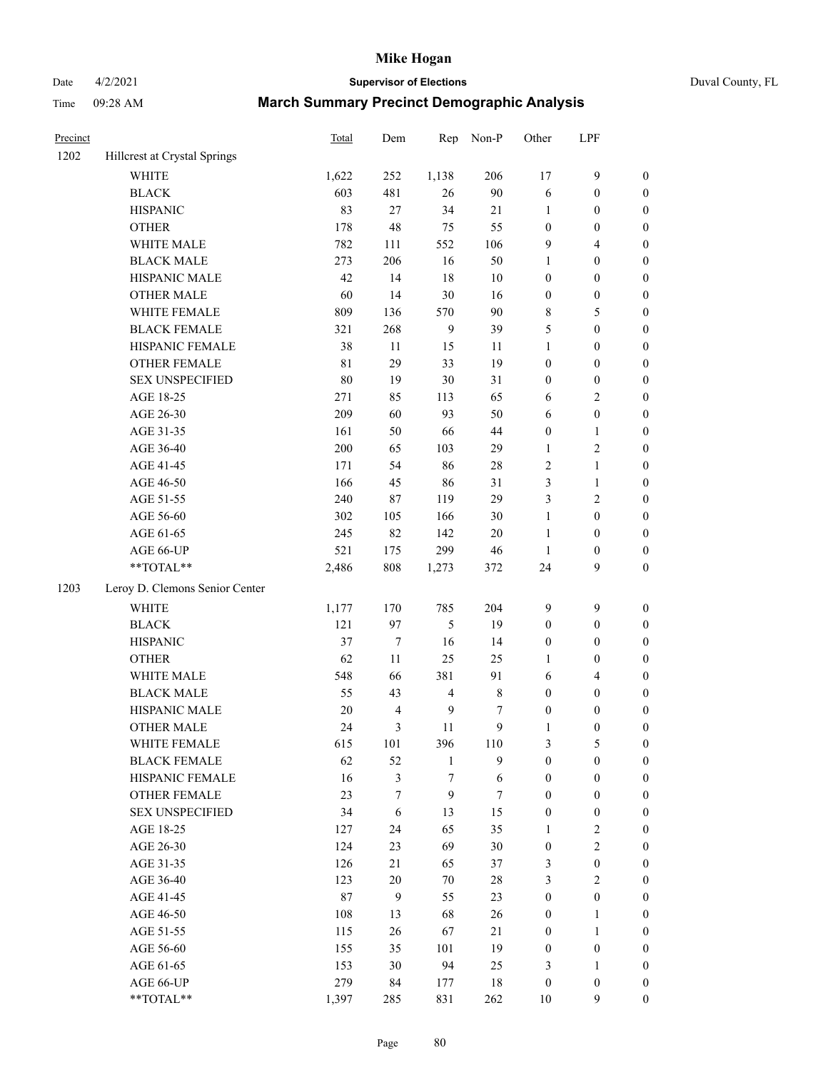# Mike Hogan

Date 4/2/2021 **Supervisor of Elections** Duval County, FL

Time 09:28 AM **March Summary Precinct Demographic Analysis**

| Precinct | | Total | Dem | Rep | Non-P | Other | LPF | |
|---|---|---|---|---|---|---|---|---|
| 1202 | Hillcrest at Crystal Springs | | | | | | | |
| | WHITE | 1,622 | 252 | 1,138 | 206 | 17 | 9 | 0 |
| | BLACK | 603 | 481 | 26 | 90 | 6 | 0 | 0 |
| | HISPANIC | 83 | 27 | 34 | 21 | 1 | 0 | 0 |
| | OTHER | 178 | 48 | 75 | 55 | 0 | 0 | 0 |
| | WHITE MALE | 782 | 111 | 552 | 106 | 9 | 4 | 0 |
| | BLACK MALE | 273 | 206 | 16 | 50 | 1 | 0 | 0 |
| | HISPANIC MALE | 42 | 14 | 18 | 10 | 0 | 0 | 0 |
| | OTHER MALE | 60 | 14 | 30 | 16 | 0 | 0 | 0 |
| | WHITE FEMALE | 809 | 136 | 570 | 90 | 8 | 5 | 0 |
| | BLACK FEMALE | 321 | 268 | 9 | 39 | 5 | 0 | 0 |
| | HISPANIC FEMALE | 38 | 11 | 15 | 11 | 1 | 0 | 0 |
| | OTHER FEMALE | 81 | 29 | 33 | 19 | 0 | 0 | 0 |
| | SEX UNSPECIFIED | 80 | 19 | 30 | 31 | 0 | 0 | 0 |
| | AGE 18-25 | 271 | 85 | 113 | 65 | 6 | 2 | 0 |
| | AGE 26-30 | 209 | 60 | 93 | 50 | 6 | 0 | 0 |
| | AGE 31-35 | 161 | 50 | 66 | 44 | 0 | 1 | 0 |
| | AGE 36-40 | 200 | 65 | 103 | 29 | 1 | 2 | 0 |
| | AGE 41-45 | 171 | 54 | 86 | 28 | 2 | 1 | 0 |
| | AGE 46-50 | 166 | 45 | 86 | 31 | 3 | 1 | 0 |
| | AGE 51-55 | 240 | 87 | 119 | 29 | 3 | 2 | 0 |
| | AGE 56-60 | 302 | 105 | 166 | 30 | 1 | 0 | 0 |
| | AGE 61-65 | 245 | 82 | 142 | 20 | 1 | 0 | 0 |
| | AGE 66-UP | 521 | 175 | 299 | 46 | 1 | 0 | 0 |
| | **TOTAL** | 2,486 | 808 | 1,273 | 372 | 24 | 9 | 0 |
| 1203 | Leroy D. Clemons Senior Center | | | | | | | |
| | WHITE | 1,177 | 170 | 785 | 204 | 9 | 9 | 0 |
| | BLACK | 121 | 97 | 5 | 19 | 0 | 0 | 0 |
| | HISPANIC | 37 | 7 | 16 | 14 | 0 | 0 | 0 |
| | OTHER | 62 | 11 | 25 | 25 | 1 | 0 | 0 |
| | WHITE MALE | 548 | 66 | 381 | 91 | 6 | 4 | 0 |
| | BLACK MALE | 55 | 43 | 4 | 8 | 0 | 0 | 0 |
| | HISPANIC MALE | 20 | 4 | 9 | 7 | 0 | 0 | 0 |
| | OTHER MALE | 24 | 3 | 11 | 9 | 1 | 0 | 0 |
| | WHITE FEMALE | 615 | 101 | 396 | 110 | 3 | 5 | 0 |
| | BLACK FEMALE | 62 | 52 | 1 | 9 | 0 | 0 | 0 |
| | HISPANIC FEMALE | 16 | 3 | 7 | 6 | 0 | 0 | 0 |
| | OTHER FEMALE | 23 | 7 | 9 | 7 | 0 | 0 | 0 |
| | SEX UNSPECIFIED | 34 | 6 | 13 | 15 | 0 | 0 | 0 |
| | AGE 18-25 | 127 | 24 | 65 | 35 | 1 | 2 | 0 |
| | AGE 26-30 | 124 | 23 | 69 | 30 | 0 | 2 | 0 |
| | AGE 31-35 | 126 | 21 | 65 | 37 | 3 | 0 | 0 |
| | AGE 36-40 | 123 | 20 | 70 | 28 | 3 | 2 | 0 |
| | AGE 41-45 | 87 | 9 | 55 | 23 | 0 | 0 | 0 |
| | AGE 46-50 | 108 | 13 | 68 | 26 | 0 | 1 | 0 |
| | AGE 51-55 | 115 | 26 | 67 | 21 | 0 | 1 | 0 |
| | AGE 56-60 | 155 | 35 | 101 | 19 | 0 | 0 | 0 |
| | AGE 61-65 | 153 | 30 | 94 | 25 | 3 | 1 | 0 |
| | AGE 66-UP | 279 | 84 | 177 | 18 | 0 | 0 | 0 |
| | **TOTAL** | 1,397 | 285 | 831 | 262 | 10 | 9 | 0 |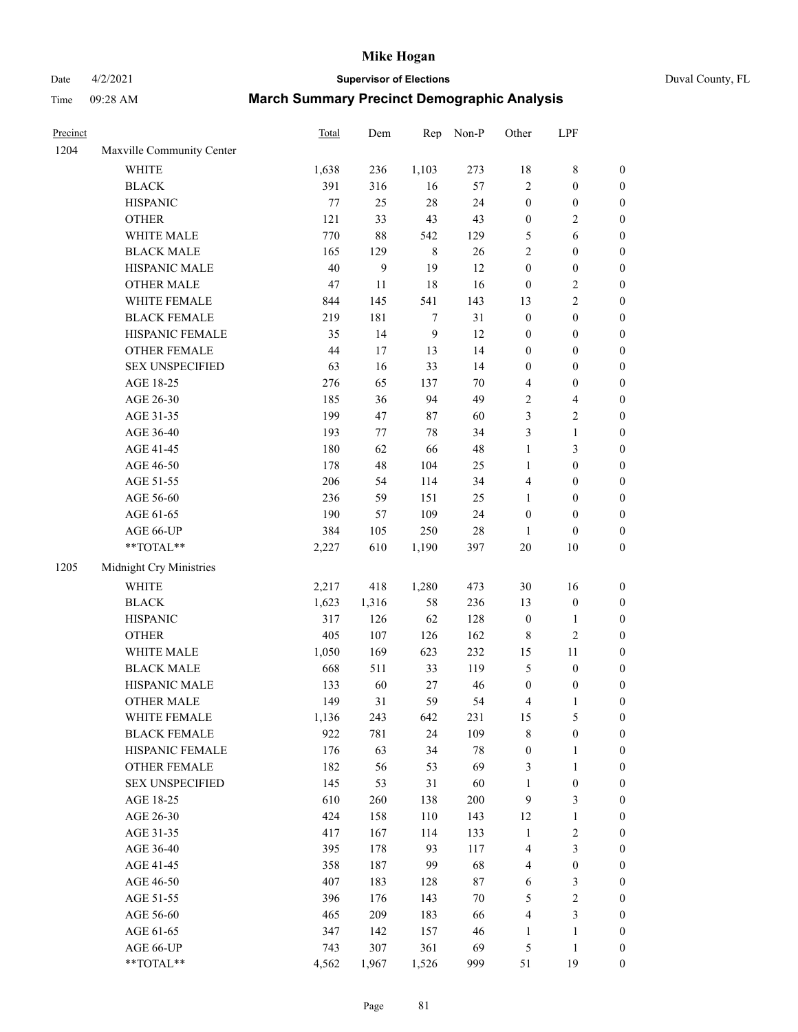| Precinct | | Total | Dem | Rep | Non-P | Other | LPF | |
|---|---|---|---|---|---|---|---|---|
| 1204 | Maxville Community Center | | | | | | | |
| | WHITE | 1,638 | 236 | 1,103 | 273 | 18 | 8 | 0 |
| | BLACK | 391 | 316 | 16 | 57 | 2 | 0 | 0 |
| | HISPANIC | 77 | 25 | 28 | 24 | 0 | 0 | 0 |
| | OTHER | 121 | 33 | 43 | 43 | 0 | 2 | 0 |
| | WHITE MALE | 770 | 88 | 542 | 129 | 5 | 6 | 0 |
| | BLACK MALE | 165 | 129 | 8 | 26 | 2 | 0 | 0 |
| | HISPANIC MALE | 40 | 9 | 19 | 12 | 0 | 0 | 0 |
| | OTHER MALE | 47 | 11 | 18 | 16 | 0 | 2 | 0 |
| | WHITE FEMALE | 844 | 145 | 541 | 143 | 13 | 2 | 0 |
| | BLACK FEMALE | 219 | 181 | 7 | 31 | 0 | 0 | 0 |
| | HISPANIC FEMALE | 35 | 14 | 9 | 12 | 0 | 0 | 0 |
| | OTHER FEMALE | 44 | 17 | 13 | 14 | 0 | 0 | 0 |
| | SEX UNSPECIFIED | 63 | 16 | 33 | 14 | 0 | 0 | 0 |
| | AGE 18-25 | 276 | 65 | 137 | 70 | 4 | 0 | 0 |
| | AGE 26-30 | 185 | 36 | 94 | 49 | 2 | 4 | 0 |
| | AGE 31-35 | 199 | 47 | 87 | 60 | 3 | 2 | 0 |
| | AGE 36-40 | 193 | 77 | 78 | 34 | 3 | 1 | 0 |
| | AGE 41-45 | 180 | 62 | 66 | 48 | 1 | 3 | 0 |
| | AGE 46-50 | 178 | 48 | 104 | 25 | 1 | 0 | 0 |
| | AGE 51-55 | 206 | 54 | 114 | 34 | 4 | 0 | 0 |
| | AGE 56-60 | 236 | 59 | 151 | 25 | 1 | 0 | 0 |
| | AGE 61-65 | 190 | 57 | 109 | 24 | 0 | 0 | 0 |
| | AGE 66-UP | 384 | 105 | 250 | 28 | 1 | 0 | 0 |
| | **TOTAL** | 2,227 | 610 | 1,190 | 397 | 20 | 10 | 0 |
| 1205 | Midnight Cry Ministries | | | | | | | |
| | WHITE | 2,217 | 418 | 1,280 | 473 | 30 | 16 | 0 |
| | BLACK | 1,623 | 1,316 | 58 | 236 | 13 | 0 | 0 |
| | HISPANIC | 317 | 126 | 62 | 128 | 0 | 1 | 0 |
| | OTHER | 405 | 107 | 126 | 162 | 8 | 2 | 0 |
| | WHITE MALE | 1,050 | 169 | 623 | 232 | 15 | 11 | 0 |
| | BLACK MALE | 668 | 511 | 33 | 119 | 5 | 0 | 0 |
| | HISPANIC MALE | 133 | 60 | 27 | 46 | 0 | 0 | 0 |
| | OTHER MALE | 149 | 31 | 59 | 54 | 4 | 1 | 0 |
| | WHITE FEMALE | 1,136 | 243 | 642 | 231 | 15 | 5 | 0 |
| | BLACK FEMALE | 922 | 781 | 24 | 109 | 8 | 0 | 0 |
| | HISPANIC FEMALE | 176 | 63 | 34 | 78 | 0 | 1 | 0 |
| | OTHER FEMALE | 182 | 56 | 53 | 69 | 3 | 1 | 0 |
| | SEX UNSPECIFIED | 145 | 53 | 31 | 60 | 1 | 0 | 0 |
| | AGE 18-25 | 610 | 260 | 138 | 200 | 9 | 3 | 0 |
| | AGE 26-30 | 424 | 158 | 110 | 143 | 12 | 1 | 0 |
| | AGE 31-35 | 417 | 167 | 114 | 133 | 1 | 2 | 0 |
| | AGE 36-40 | 395 | 178 | 93 | 117 | 4 | 3 | 0 |
| | AGE 41-45 | 358 | 187 | 99 | 68 | 4 | 0 | 0 |
| | AGE 46-50 | 407 | 183 | 128 | 87 | 6 | 3 | 0 |
| | AGE 51-55 | 396 | 176 | 143 | 70 | 5 | 2 | 0 |
| | AGE 56-60 | 465 | 209 | 183 | 66 | 4 | 3 | 0 |
| | AGE 61-65 | 347 | 142 | 157 | 46 | 1 | 1 | 0 |
| | AGE 66-UP | 743 | 307 | 361 | 69 | 5 | 1 | 0 |
| | **TOTAL** | 4,562 | 1,967 | 1,526 | 999 | 51 | 19 | 0 |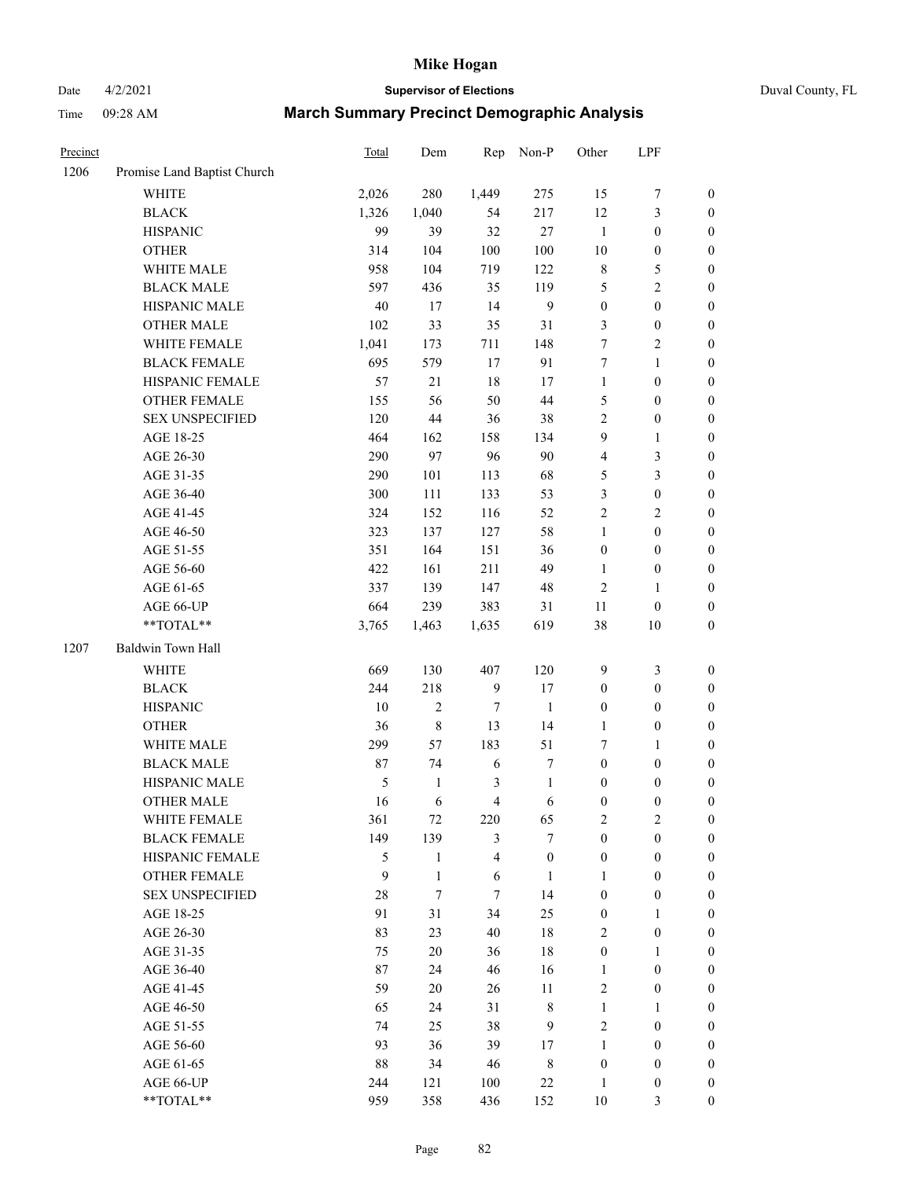# Mike Hogan

Date 4/2/2021 **Supervisor of Elections** Duval County, FL

Time 09:28 AM **March Summary Precinct Demographic Analysis**

| Precinct | | Total | Dem | Rep | Non-P | Other | LPF | |
|---|---|---|---|---|---|---|---|---|
| 1206 | Promise Land Baptist Church | | | | | | | |
| | WHITE | 2,026 | 280 | 1,449 | 275 | 15 | 7 | 0 |
| | BLACK | 1,326 | 1,040 | 54 | 217 | 12 | 3 | 0 |
| | HISPANIC | 99 | 39 | 32 | 27 | 1 | 0 | 0 |
| | OTHER | 314 | 104 | 100 | 100 | 10 | 0 | 0 |
| | WHITE MALE | 958 | 104 | 719 | 122 | 8 | 5 | 0 |
| | BLACK MALE | 597 | 436 | 35 | 119 | 5 | 2 | 0 |
| | HISPANIC MALE | 40 | 17 | 14 | 9 | 0 | 0 | 0 |
| | OTHER MALE | 102 | 33 | 35 | 31 | 3 | 0 | 0 |
| | WHITE FEMALE | 1,041 | 173 | 711 | 148 | 7 | 2 | 0 |
| | BLACK FEMALE | 695 | 579 | 17 | 91 | 7 | 1 | 0 |
| | HISPANIC FEMALE | 57 | 21 | 18 | 17 | 1 | 0 | 0 |
| | OTHER FEMALE | 155 | 56 | 50 | 44 | 5 | 0 | 0 |
| | SEX UNSPECIFIED | 120 | 44 | 36 | 38 | 2 | 0 | 0 |
| | AGE 18-25 | 464 | 162 | 158 | 134 | 9 | 1 | 0 |
| | AGE 26-30 | 290 | 97 | 96 | 90 | 4 | 3 | 0 |
| | AGE 31-35 | 290 | 101 | 113 | 68 | 5 | 3 | 0 |
| | AGE 36-40 | 300 | 111 | 133 | 53 | 3 | 0 | 0 |
| | AGE 41-45 | 324 | 152 | 116 | 52 | 2 | 2 | 0 |
| | AGE 46-50 | 323 | 137 | 127 | 58 | 1 | 0 | 0 |
| | AGE 51-55 | 351 | 164 | 151 | 36 | 0 | 0 | 0 |
| | AGE 56-60 | 422 | 161 | 211 | 49 | 1 | 0 | 0 |
| | AGE 61-65 | 337 | 139 | 147 | 48 | 2 | 1 | 0 |
| | AGE 66-UP | 664 | 239 | 383 | 31 | 11 | 0 | 0 |
| | **TOTAL** | 3,765 | 1,463 | 1,635 | 619 | 38 | 10 | 0 |
| 1207 | Baldwin Town Hall | | | | | | | |
| | WHITE | 669 | 130 | 407 | 120 | 9 | 3 | 0 |
| | BLACK | 244 | 218 | 9 | 17 | 0 | 0 | 0 |
| | HISPANIC | 10 | 2 | 7 | 1 | 0 | 0 | 0 |
| | OTHER | 36 | 8 | 13 | 14 | 1 | 0 | 0 |
| | WHITE MALE | 299 | 57 | 183 | 51 | 7 | 1 | 0 |
| | BLACK MALE | 87 | 74 | 6 | 7 | 0 | 0 | 0 |
| | HISPANIC MALE | 5 | 1 | 3 | 1 | 0 | 0 | 0 |
| | OTHER MALE | 16 | 6 | 4 | 6 | 0 | 0 | 0 |
| | WHITE FEMALE | 361 | 72 | 220 | 65 | 2 | 2 | 0 |
| | BLACK FEMALE | 149 | 139 | 3 | 7 | 0 | 0 | 0 |
| | HISPANIC FEMALE | 5 | 1 | 4 | 0 | 0 | 0 | 0 |
| | OTHER FEMALE | 9 | 1 | 6 | 1 | 1 | 0 | 0 |
| | SEX UNSPECIFIED | 28 | 7 | 7 | 14 | 0 | 0 | 0 |
| | AGE 18-25 | 91 | 31 | 34 | 25 | 0 | 1 | 0 |
| | AGE 26-30 | 83 | 23 | 40 | 18 | 2 | 0 | 0 |
| | AGE 31-35 | 75 | 20 | 36 | 18 | 0 | 1 | 0 |
| | AGE 36-40 | 87 | 24 | 46 | 16 | 1 | 0 | 0 |
| | AGE 41-45 | 59 | 20 | 26 | 11 | 2 | 0 | 0 |
| | AGE 46-50 | 65 | 24 | 31 | 8 | 1 | 1 | 0 |
| | AGE 51-55 | 74 | 25 | 38 | 9 | 2 | 0 | 0 |
| | AGE 56-60 | 93 | 36 | 39 | 17 | 1 | 0 | 0 |
| | AGE 61-65 | 88 | 34 | 46 | 8 | 0 | 0 | 0 |
| | AGE 66-UP | 244 | 121 | 100 | 22 | 1 | 0 | 0 |
| | **TOTAL** | 959 | 358 | 436 | 152 | 10 | 3 | 0 |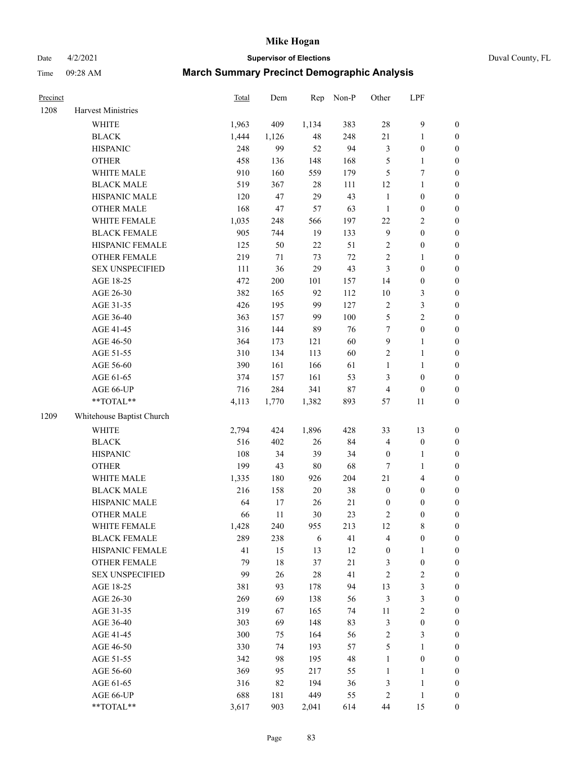# Mike Hogan

Date 4/2/2021 | **Supervisor of Elections** | Duval County, FL

Time 09:28 AM | **March Summary Precinct Demographic Analysis**

| Precinct | | Total | Dem | Rep | Non-P | Other | LPF | |
|---|---|---|---|---|---|---|---|---|
| 1208 | Harvest Ministries | | | | | | | |
| | WHITE | 1,963 | 409 | 1,134 | 383 | 28 | 9 | 0 |
| | BLACK | 1,444 | 1,126 | 48 | 248 | 21 | 1 | 0 |
| | HISPANIC | 248 | 99 | 52 | 94 | 3 | 0 | 0 |
| | OTHER | 458 | 136 | 148 | 168 | 5 | 1 | 0 |
| | WHITE MALE | 910 | 160 | 559 | 179 | 5 | 7 | 0 |
| | BLACK MALE | 519 | 367 | 28 | 111 | 12 | 1 | 0 |
| | HISPANIC MALE | 120 | 47 | 29 | 43 | 1 | 0 | 0 |
| | OTHER MALE | 168 | 47 | 57 | 63 | 1 | 0 | 0 |
| | WHITE FEMALE | 1,035 | 248 | 566 | 197 | 22 | 2 | 0 |
| | BLACK FEMALE | 905 | 744 | 19 | 133 | 9 | 0 | 0 |
| | HISPANIC FEMALE | 125 | 50 | 22 | 51 | 2 | 0 | 0 |
| | OTHER FEMALE | 219 | 71 | 73 | 72 | 2 | 1 | 0 |
| | SEX UNSPECIFIED | 111 | 36 | 29 | 43 | 3 | 0 | 0 |
| | AGE 18-25 | 472 | 200 | 101 | 157 | 14 | 0 | 0 |
| | AGE 26-30 | 382 | 165 | 92 | 112 | 10 | 3 | 0 |
| | AGE 31-35 | 426 | 195 | 99 | 127 | 2 | 3 | 0 |
| | AGE 36-40 | 363 | 157 | 99 | 100 | 5 | 2 | 0 |
| | AGE 41-45 | 316 | 144 | 89 | 76 | 7 | 0 | 0 |
| | AGE 46-50 | 364 | 173 | 121 | 60 | 9 | 1 | 0 |
| | AGE 51-55 | 310 | 134 | 113 | 60 | 2 | 1 | 0 |
| | AGE 56-60 | 390 | 161 | 166 | 61 | 1 | 1 | 0 |
| | AGE 61-65 | 374 | 157 | 161 | 53 | 3 | 0 | 0 |
| | AGE 66-UP | 716 | 284 | 341 | 87 | 4 | 0 | 0 |
| | **TOTAL** | 4,113 | 1,770 | 1,382 | 893 | 57 | 11 | 0 |
| 1209 | Whitehouse Baptist Church | | | | | | | |
| | WHITE | 2,794 | 424 | 1,896 | 428 | 33 | 13 | 0 |
| | BLACK | 516 | 402 | 26 | 84 | 4 | 0 | 0 |
| | HISPANIC | 108 | 34 | 39 | 34 | 0 | 1 | 0 |
| | OTHER | 199 | 43 | 80 | 68 | 7 | 1 | 0 |
| | WHITE MALE | 1,335 | 180 | 926 | 204 | 21 | 4 | 0 |
| | BLACK MALE | 216 | 158 | 20 | 38 | 0 | 0 | 0 |
| | HISPANIC MALE | 64 | 17 | 26 | 21 | 0 | 0 | 0 |
| | OTHER MALE | 66 | 11 | 30 | 23 | 2 | 0 | 0 |
| | WHITE FEMALE | 1,428 | 240 | 955 | 213 | 12 | 8 | 0 |
| | BLACK FEMALE | 289 | 238 | 6 | 41 | 4 | 0 | 0 |
| | HISPANIC FEMALE | 41 | 15 | 13 | 12 | 0 | 1 | 0 |
| | OTHER FEMALE | 79 | 18 | 37 | 21 | 3 | 0 | 0 |
| | SEX UNSPECIFIED | 99 | 26 | 28 | 41 | 2 | 2 | 0 |
| | AGE 18-25 | 381 | 93 | 178 | 94 | 13 | 3 | 0 |
| | AGE 26-30 | 269 | 69 | 138 | 56 | 3 | 3 | 0 |
| | AGE 31-35 | 319 | 67 | 165 | 74 | 11 | 2 | 0 |
| | AGE 36-40 | 303 | 69 | 148 | 83 | 3 | 0 | 0 |
| | AGE 41-45 | 300 | 75 | 164 | 56 | 2 | 3 | 0 |
| | AGE 46-50 | 330 | 74 | 193 | 57 | 5 | 1 | 0 |
| | AGE 51-55 | 342 | 98 | 195 | 48 | 1 | 0 | 0 |
| | AGE 56-60 | 369 | 95 | 217 | 55 | 1 | 1 | 0 |
| | AGE 61-65 | 316 | 82 | 194 | 36 | 3 | 1 | 0 |
| | AGE 66-UP | 688 | 181 | 449 | 55 | 2 | 1 | 0 |
| | **TOTAL** | 3,617 | 903 | 2,041 | 614 | 44 | 15 | 0 |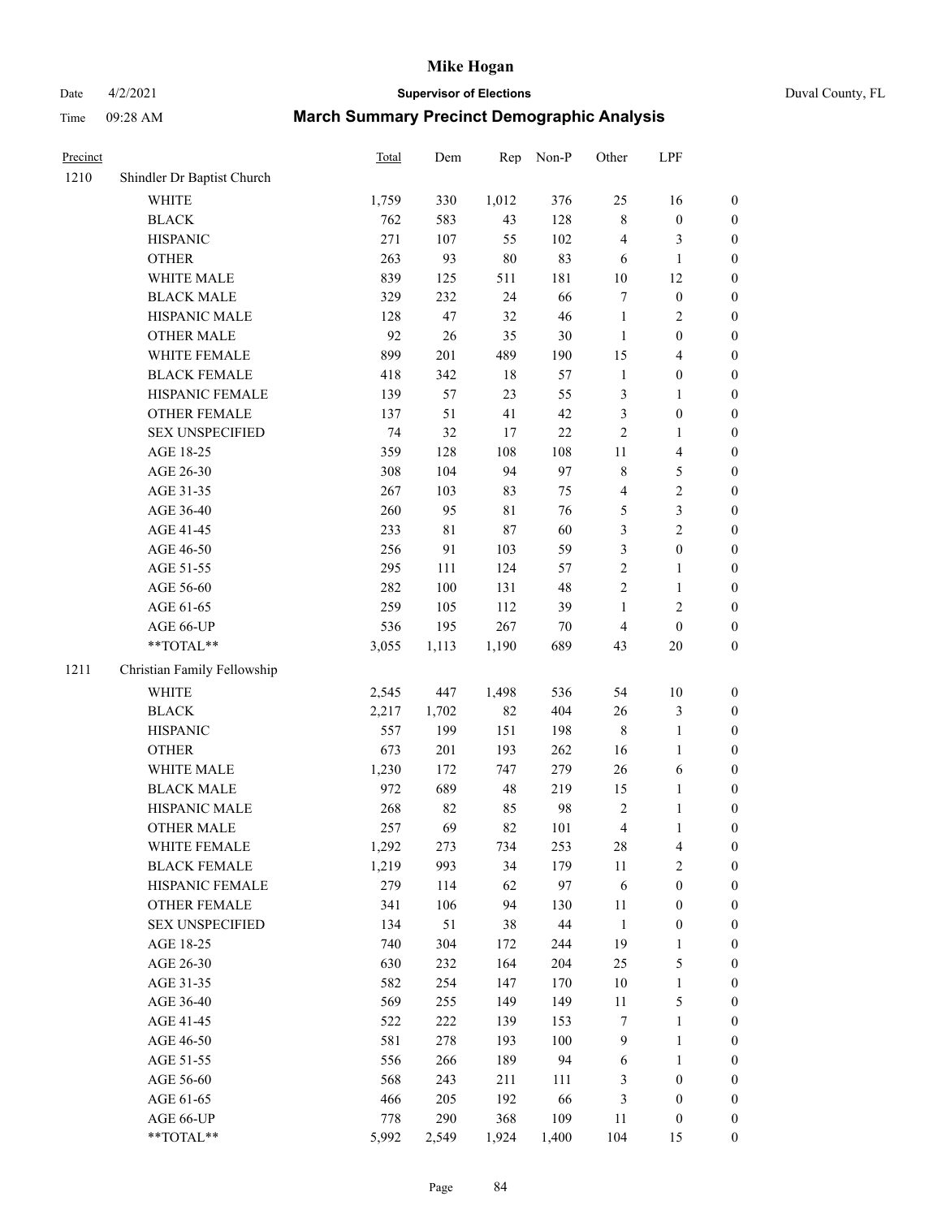# Mike Hogan

Date 4/2/2021 **Supervisor of Elections** Duval County, FL

Time 09:28 AM **March Summary Precinct Demographic Analysis**

| Precinct | | Total | Dem | Rep | Non-P | Other | LPF | |
|---|---|---|---|---|---|---|---|---|
| 1210 | Shindler Dr Baptist Church | | | | | | | |
| | WHITE | 1,759 | 330 | 1,012 | 376 | 25 | 16 | 0 |
| | BLACK | 762 | 583 | 43 | 128 | 8 | 0 | 0 |
| | HISPANIC | 271 | 107 | 55 | 102 | 4 | 3 | 0 |
| | OTHER | 263 | 93 | 80 | 83 | 6 | 1 | 0 |
| | WHITE MALE | 839 | 125 | 511 | 181 | 10 | 12 | 0 |
| | BLACK MALE | 329 | 232 | 24 | 66 | 7 | 0 | 0 |
| | HISPANIC MALE | 128 | 47 | 32 | 46 | 1 | 2 | 0 |
| | OTHER MALE | 92 | 26 | 35 | 30 | 1 | 0 | 0 |
| | WHITE FEMALE | 899 | 201 | 489 | 190 | 15 | 4 | 0 |
| | BLACK FEMALE | 418 | 342 | 18 | 57 | 1 | 0 | 0 |
| | HISPANIC FEMALE | 139 | 57 | 23 | 55 | 3 | 1 | 0 |
| | OTHER FEMALE | 137 | 51 | 41 | 42 | 3 | 0 | 0 |
| | SEX UNSPECIFIED | 74 | 32 | 17 | 22 | 2 | 1 | 0 |
| | AGE 18-25 | 359 | 128 | 108 | 108 | 11 | 4 | 0 |
| | AGE 26-30 | 308 | 104 | 94 | 97 | 8 | 5 | 0 |
| | AGE 31-35 | 267 | 103 | 83 | 75 | 4 | 2 | 0 |
| | AGE 36-40 | 260 | 95 | 81 | 76 | 5 | 3 | 0 |
| | AGE 41-45 | 233 | 81 | 87 | 60 | 3 | 2 | 0 |
| | AGE 46-50 | 256 | 91 | 103 | 59 | 3 | 0 | 0 |
| | AGE 51-55 | 295 | 111 | 124 | 57 | 2 | 1 | 0 |
| | AGE 56-60 | 282 | 100 | 131 | 48 | 2 | 1 | 0 |
| | AGE 61-65 | 259 | 105 | 112 | 39 | 1 | 2 | 0 |
| | AGE 66-UP | 536 | 195 | 267 | 70 | 4 | 0 | 0 |
| | **TOTAL** | 3,055 | 1,113 | 1,190 | 689 | 43 | 20 | 0 |
| 1211 | Christian Family Fellowship | | | | | | | |
| | WHITE | 2,545 | 447 | 1,498 | 536 | 54 | 10 | 0 |
| | BLACK | 2,217 | 1,702 | 82 | 404 | 26 | 3 | 0 |
| | HISPANIC | 557 | 199 | 151 | 198 | 8 | 1 | 0 |
| | OTHER | 673 | 201 | 193 | 262 | 16 | 1 | 0 |
| | WHITE MALE | 1,230 | 172 | 747 | 279 | 26 | 6 | 0 |
| | BLACK MALE | 972 | 689 | 48 | 219 | 15 | 1 | 0 |
| | HISPANIC MALE | 268 | 82 | 85 | 98 | 2 | 1 | 0 |
| | OTHER MALE | 257 | 69 | 82 | 101 | 4 | 1 | 0 |
| | WHITE FEMALE | 1,292 | 273 | 734 | 253 | 28 | 4 | 0 |
| | BLACK FEMALE | 1,219 | 993 | 34 | 179 | 11 | 2 | 0 |
| | HISPANIC FEMALE | 279 | 114 | 62 | 97 | 6 | 0 | 0 |
| | OTHER FEMALE | 341 | 106 | 94 | 130 | 11 | 0 | 0 |
| | SEX UNSPECIFIED | 134 | 51 | 38 | 44 | 1 | 0 | 0 |
| | AGE 18-25 | 740 | 304 | 172 | 244 | 19 | 1 | 0 |
| | AGE 26-30 | 630 | 232 | 164 | 204 | 25 | 5 | 0 |
| | AGE 31-35 | 582 | 254 | 147 | 170 | 10 | 1 | 0 |
| | AGE 36-40 | 569 | 255 | 149 | 149 | 11 | 5 | 0 |
| | AGE 41-45 | 522 | 222 | 139 | 153 | 7 | 1 | 0 |
| | AGE 46-50 | 581 | 278 | 193 | 100 | 9 | 1 | 0 |
| | AGE 51-55 | 556 | 266 | 189 | 94 | 6 | 1 | 0 |
| | AGE 56-60 | 568 | 243 | 211 | 111 | 3 | 0 | 0 |
| | AGE 61-65 | 466 | 205 | 192 | 66 | 3 | 0 | 0 |
| | AGE 66-UP | 778 | 290 | 368 | 109 | 11 | 0 | 0 |
| | **TOTAL** | 5,992 | 2,549 | 1,924 | 1,400 | 104 | 15 | 0 |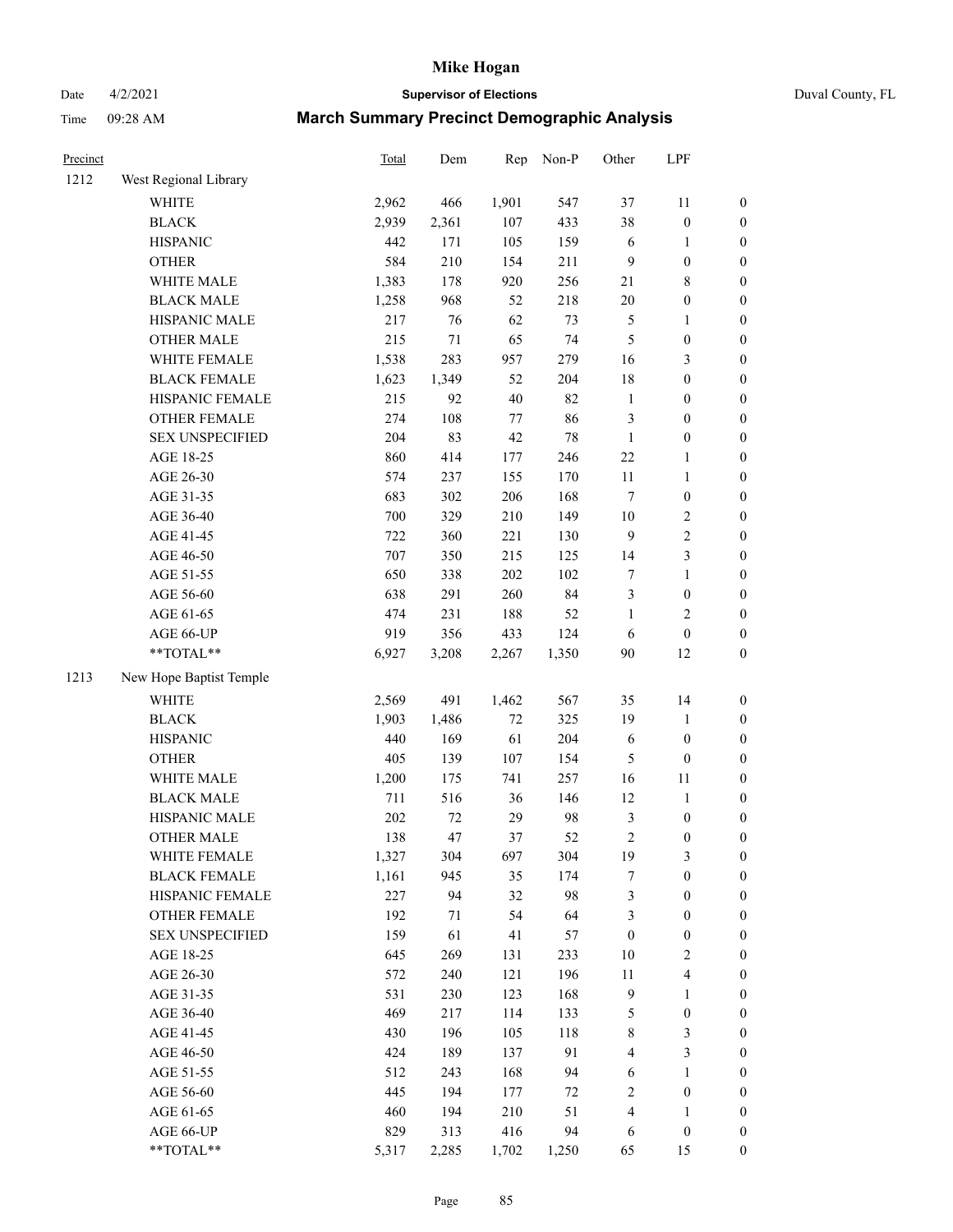# Mike Hogan

Date 4/2/2021 **Supervisor of Elections** Duval County, FL

Time 09:28 AM **March Summary Precinct Demographic Analysis**

| Precinct | | Total | Dem | Rep | Non-P | Other | LPF | |
|---|---|---|---|---|---|---|---|---|
| 1212 | West Regional Library | | | | | | | |
| | WHITE | 2,962 | 466 | 1,901 | 547 | 37 | 11 | 0 |
| | BLACK | 2,939 | 2,361 | 107 | 433 | 38 | 0 | 0 |
| | HISPANIC | 442 | 171 | 105 | 159 | 6 | 1 | 0 |
| | OTHER | 584 | 210 | 154 | 211 | 9 | 0 | 0 |
| | WHITE MALE | 1,383 | 178 | 920 | 256 | 21 | 8 | 0 |
| | BLACK MALE | 1,258 | 968 | 52 | 218 | 20 | 0 | 0 |
| | HISPANIC MALE | 217 | 76 | 62 | 73 | 5 | 1 | 0 |
| | OTHER MALE | 215 | 71 | 65 | 74 | 5 | 0 | 0 |
| | WHITE FEMALE | 1,538 | 283 | 957 | 279 | 16 | 3 | 0 |
| | BLACK FEMALE | 1,623 | 1,349 | 52 | 204 | 18 | 0 | 0 |
| | HISPANIC FEMALE | 215 | 92 | 40 | 82 | 1 | 0 | 0 |
| | OTHER FEMALE | 274 | 108 | 77 | 86 | 3 | 0 | 0 |
| | SEX UNSPECIFIED | 204 | 83 | 42 | 78 | 1 | 0 | 0 |
| | AGE 18-25 | 860 | 414 | 177 | 246 | 22 | 1 | 0 |
| | AGE 26-30 | 574 | 237 | 155 | 170 | 11 | 1 | 0 |
| | AGE 31-35 | 683 | 302 | 206 | 168 | 7 | 0 | 0 |
| | AGE 36-40 | 700 | 329 | 210 | 149 | 10 | 2 | 0 |
| | AGE 41-45 | 722 | 360 | 221 | 130 | 9 | 2 | 0 |
| | AGE 46-50 | 707 | 350 | 215 | 125 | 14 | 3 | 0 |
| | AGE 51-55 | 650 | 338 | 202 | 102 | 7 | 1 | 0 |
| | AGE 56-60 | 638 | 291 | 260 | 84 | 3 | 0 | 0 |
| | AGE 61-65 | 474 | 231 | 188 | 52 | 1 | 2 | 0 |
| | AGE 66-UP | 919 | 356 | 433 | 124 | 6 | 0 | 0 |
| | **TOTAL** | 6,927 | 3,208 | 2,267 | 1,350 | 90 | 12 | 0 |
| 1213 | New Hope Baptist Temple | | | | | | | |
| | WHITE | 2,569 | 491 | 1,462 | 567 | 35 | 14 | 0 |
| | BLACK | 1,903 | 1,486 | 72 | 325 | 19 | 1 | 0 |
| | HISPANIC | 440 | 169 | 61 | 204 | 6 | 0 | 0 |
| | OTHER | 405 | 139 | 107 | 154 | 5 | 0 | 0 |
| | WHITE MALE | 1,200 | 175 | 741 | 257 | 16 | 11 | 0 |
| | BLACK MALE | 711 | 516 | 36 | 146 | 12 | 1 | 0 |
| | HISPANIC MALE | 202 | 72 | 29 | 98 | 3 | 0 | 0 |
| | OTHER MALE | 138 | 47 | 37 | 52 | 2 | 0 | 0 |
| | WHITE FEMALE | 1,327 | 304 | 697 | 304 | 19 | 3 | 0 |
| | BLACK FEMALE | 1,161 | 945 | 35 | 174 | 7 | 0 | 0 |
| | HISPANIC FEMALE | 227 | 94 | 32 | 98 | 3 | 0 | 0 |
| | OTHER FEMALE | 192 | 71 | 54 | 64 | 3 | 0 | 0 |
| | SEX UNSPECIFIED | 159 | 61 | 41 | 57 | 0 | 0 | 0 |
| | AGE 18-25 | 645 | 269 | 131 | 233 | 10 | 2 | 0 |
| | AGE 26-30 | 572 | 240 | 121 | 196 | 11 | 4 | 0 |
| | AGE 31-35 | 531 | 230 | 123 | 168 | 9 | 1 | 0 |
| | AGE 36-40 | 469 | 217 | 114 | 133 | 5 | 0 | 0 |
| | AGE 41-45 | 430 | 196 | 105 | 118 | 8 | 3 | 0 |
| | AGE 46-50 | 424 | 189 | 137 | 91 | 4 | 3 | 0 |
| | AGE 51-55 | 512 | 243 | 168 | 94 | 6 | 1 | 0 |
| | AGE 56-60 | 445 | 194 | 177 | 72 | 2 | 0 | 0 |
| | AGE 61-65 | 460 | 194 | 210 | 51 | 4 | 1 | 0 |
| | AGE 66-UP | 829 | 313 | 416 | 94 | 6 | 0 | 0 |
| | **TOTAL** | 5,317 | 2,285 | 1,702 | 1,250 | 65 | 15 | 0 |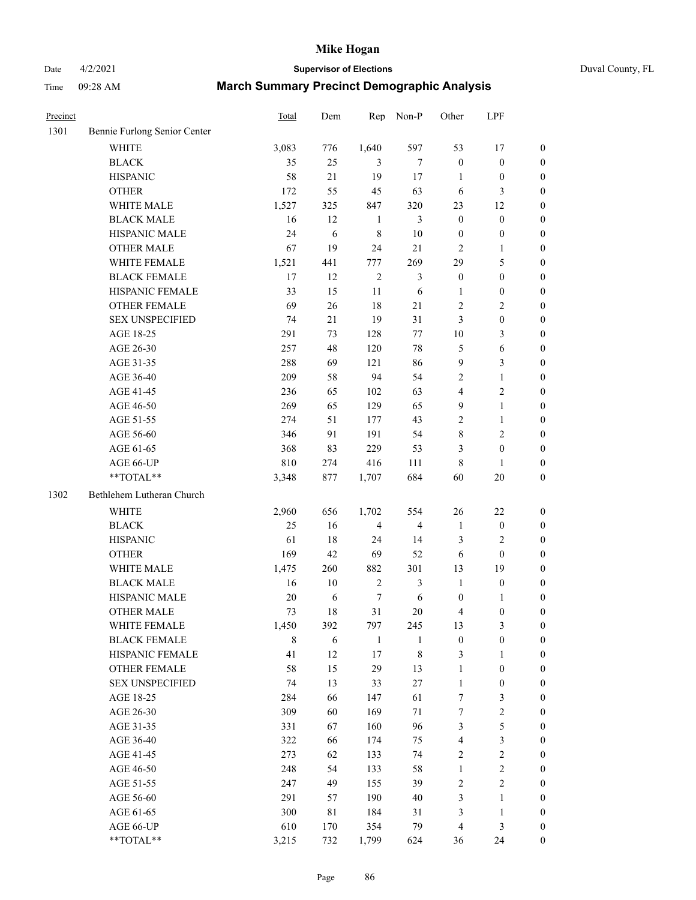# Mike Hogan

Date 4/2/2021 **Supervisor of Elections** Duval County, FL

Time 09:28 AM **March Summary Precinct Demographic Analysis**

| Precinct | | Total | Dem | Rep | Non-P | Other | LPF | |
|---|---|---|---|---|---|---|---|---|
| 1301 | Bennie Furlong Senior Center | | | | | | | |
| | WHITE | 3,083 | 776 | 1,640 | 597 | 53 | 17 | 0 |
| | BLACK | 35 | 25 | 3 | 7 | 0 | 0 | 0 |
| | HISPANIC | 58 | 21 | 19 | 17 | 1 | 0 | 0 |
| | OTHER | 172 | 55 | 45 | 63 | 6 | 3 | 0 |
| | WHITE MALE | 1,527 | 325 | 847 | 320 | 23 | 12 | 0 |
| | BLACK MALE | 16 | 12 | 1 | 3 | 0 | 0 | 0 |
| | HISPANIC MALE | 24 | 6 | 8 | 10 | 0 | 0 | 0 |
| | OTHER MALE | 67 | 19 | 24 | 21 | 2 | 1 | 0 |
| | WHITE FEMALE | 1,521 | 441 | 777 | 269 | 29 | 5 | 0 |
| | BLACK FEMALE | 17 | 12 | 2 | 3 | 0 | 0 | 0 |
| | HISPANIC FEMALE | 33 | 15 | 11 | 6 | 1 | 0 | 0 |
| | OTHER FEMALE | 69 | 26 | 18 | 21 | 2 | 2 | 0 |
| | SEX UNSPECIFIED | 74 | 21 | 19 | 31 | 3 | 0 | 0 |
| | AGE 18-25 | 291 | 73 | 128 | 77 | 10 | 3 | 0 |
| | AGE 26-30 | 257 | 48 | 120 | 78 | 5 | 6 | 0 |
| | AGE 31-35 | 288 | 69 | 121 | 86 | 9 | 3 | 0 |
| | AGE 36-40 | 209 | 58 | 94 | 54 | 2 | 1 | 0 |
| | AGE 41-45 | 236 | 65 | 102 | 63 | 4 | 2 | 0 |
| | AGE 46-50 | 269 | 65 | 129 | 65 | 9 | 1 | 0 |
| | AGE 51-55 | 274 | 51 | 177 | 43 | 2 | 1 | 0 |
| | AGE 56-60 | 346 | 91 | 191 | 54 | 8 | 2 | 0 |
| | AGE 61-65 | 368 | 83 | 229 | 53 | 3 | 0 | 0 |
| | AGE 66-UP | 810 | 274 | 416 | 111 | 8 | 1 | 0 |
| | **TOTAL** | 3,348 | 877 | 1,707 | 684 | 60 | 20 | 0 |
| 1302 | Bethlehem Lutheran Church | | | | | | | |
| | WHITE | 2,960 | 656 | 1,702 | 554 | 26 | 22 | 0 |
| | BLACK | 25 | 16 | 4 | 4 | 1 | 0 | 0 |
| | HISPANIC | 61 | 18 | 24 | 14 | 3 | 2 | 0 |
| | OTHER | 169 | 42 | 69 | 52 | 6 | 0 | 0 |
| | WHITE MALE | 1,475 | 260 | 882 | 301 | 13 | 19 | 0 |
| | BLACK MALE | 16 | 10 | 2 | 3 | 1 | 0 | 0 |
| | HISPANIC MALE | 20 | 6 | 7 | 6 | 0 | 1 | 0 |
| | OTHER MALE | 73 | 18 | 31 | 20 | 4 | 0 | 0 |
| | WHITE FEMALE | 1,450 | 392 | 797 | 245 | 13 | 3 | 0 |
| | BLACK FEMALE | 8 | 6 | 1 | 1 | 0 | 0 | 0 |
| | HISPANIC FEMALE | 41 | 12 | 17 | 8 | 3 | 1 | 0 |
| | OTHER FEMALE | 58 | 15 | 29 | 13 | 1 | 0 | 0 |
| | SEX UNSPECIFIED | 74 | 13 | 33 | 27 | 1 | 0 | 0 |
| | AGE 18-25 | 284 | 66 | 147 | 61 | 7 | 3 | 0 |
| | AGE 26-30 | 309 | 60 | 169 | 71 | 7 | 2 | 0 |
| | AGE 31-35 | 331 | 67 | 160 | 96 | 3 | 5 | 0 |
| | AGE 36-40 | 322 | 66 | 174 | 75 | 4 | 3 | 0 |
| | AGE 41-45 | 273 | 62 | 133 | 74 | 2 | 2 | 0 |
| | AGE 46-50 | 248 | 54 | 133 | 58 | 1 | 2 | 0 |
| | AGE 51-55 | 247 | 49 | 155 | 39 | 2 | 2 | 0 |
| | AGE 56-60 | 291 | 57 | 190 | 40 | 3 | 1 | 0 |
| | AGE 61-65 | 300 | 81 | 184 | 31 | 3 | 1 | 0 |
| | AGE 66-UP | 610 | 170 | 354 | 79 | 4 | 3 | 0 |
| | **TOTAL** | 3,215 | 732 | 1,799 | 624 | 36 | 24 | 0 |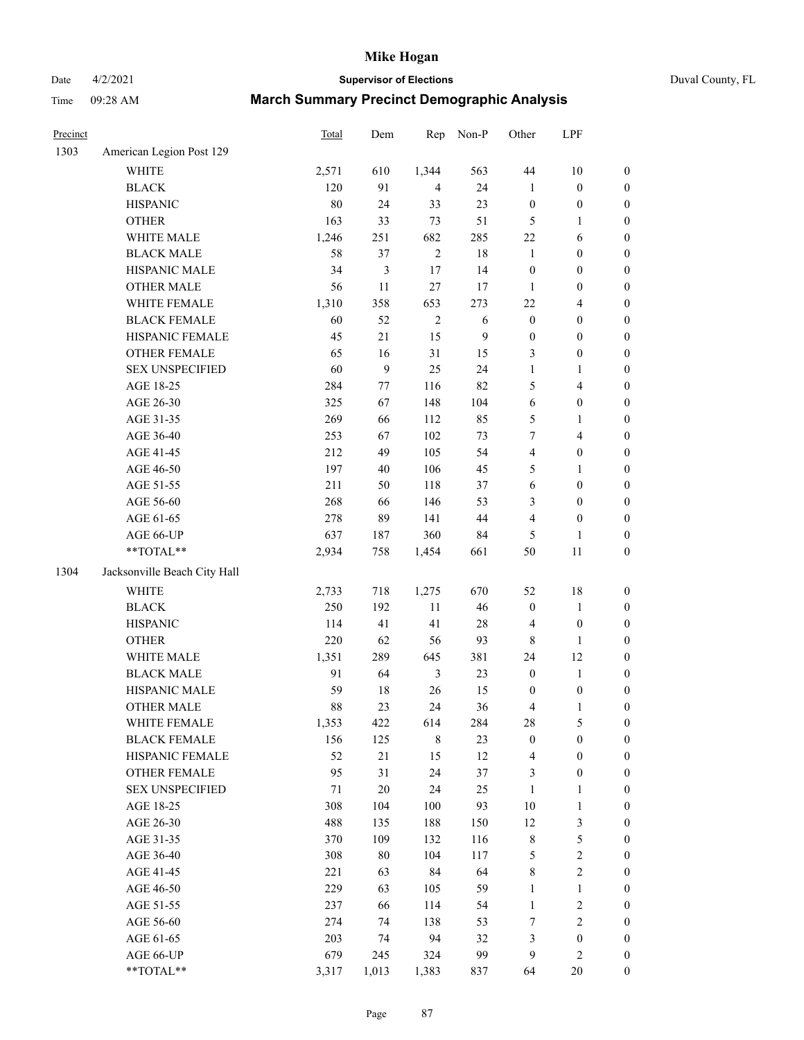# Mike Hogan

Date 4/2/2021 **Supervisor of Elections** Duval County, FL

Time 09:28 AM **March Summary Precinct Demographic Analysis**

| Precinct | | Total | Dem | Rep | Non-P | Other | LPF | |
|---|---|---|---|---|---|---|---|---|
| 1303 | American Legion Post 129 | | | | | | | |
| | WHITE | 2,571 | 610 | 1,344 | 563 | 44 | 10 | 0 |
| | BLACK | 120 | 91 | 4 | 24 | 1 | 0 | 0 |
| | HISPANIC | 80 | 24 | 33 | 23 | 0 | 0 | 0 |
| | OTHER | 163 | 33 | 73 | 51 | 5 | 1 | 0 |
| | WHITE MALE | 1,246 | 251 | 682 | 285 | 22 | 6 | 0 |
| | BLACK MALE | 58 | 37 | 2 | 18 | 1 | 0 | 0 |
| | HISPANIC MALE | 34 | 3 | 17 | 14 | 0 | 0 | 0 |
| | OTHER MALE | 56 | 11 | 27 | 17 | 1 | 0 | 0 |
| | WHITE FEMALE | 1,310 | 358 | 653 | 273 | 22 | 4 | 0 |
| | BLACK FEMALE | 60 | 52 | 2 | 6 | 0 | 0 | 0 |
| | HISPANIC FEMALE | 45 | 21 | 15 | 9 | 0 | 0 | 0 |
| | OTHER FEMALE | 65 | 16 | 31 | 15 | 3 | 0 | 0 |
| | SEX UNSPECIFIED | 60 | 9 | 25 | 24 | 1 | 1 | 0 |
| | AGE 18-25 | 284 | 77 | 116 | 82 | 5 | 4 | 0 |
| | AGE 26-30 | 325 | 67 | 148 | 104 | 6 | 0 | 0 |
| | AGE 31-35 | 269 | 66 | 112 | 85 | 5 | 1 | 0 |
| | AGE 36-40 | 253 | 67 | 102 | 73 | 7 | 4 | 0 |
| | AGE 41-45 | 212 | 49 | 105 | 54 | 4 | 0 | 0 |
| | AGE 46-50 | 197 | 40 | 106 | 45 | 5 | 1 | 0 |
| | AGE 51-55 | 211 | 50 | 118 | 37 | 6 | 0 | 0 |
| | AGE 56-60 | 268 | 66 | 146 | 53 | 3 | 0 | 0 |
| | AGE 61-65 | 278 | 89 | 141 | 44 | 4 | 0 | 0 |
| | AGE 66-UP | 637 | 187 | 360 | 84 | 5 | 1 | 0 |
| | **TOTAL** | 2,934 | 758 | 1,454 | 661 | 50 | 11 | 0 |
| 1304 | Jacksonville Beach City Hall | | | | | | | |
| | WHITE | 2,733 | 718 | 1,275 | 670 | 52 | 18 | 0 |
| | BLACK | 250 | 192 | 11 | 46 | 0 | 1 | 0 |
| | HISPANIC | 114 | 41 | 41 | 28 | 4 | 0 | 0 |
| | OTHER | 220 | 62 | 56 | 93 | 8 | 1 | 0 |
| | WHITE MALE | 1,351 | 289 | 645 | 381 | 24 | 12 | 0 |
| | BLACK MALE | 91 | 64 | 3 | 23 | 0 | 1 | 0 |
| | HISPANIC MALE | 59 | 18 | 26 | 15 | 0 | 0 | 0 |
| | OTHER MALE | 88 | 23 | 24 | 36 | 4 | 1 | 0 |
| | WHITE FEMALE | 1,353 | 422 | 614 | 284 | 28 | 5 | 0 |
| | BLACK FEMALE | 156 | 125 | 8 | 23 | 0 | 0 | 0 |
| | HISPANIC FEMALE | 52 | 21 | 15 | 12 | 4 | 0 | 0 |
| | OTHER FEMALE | 95 | 31 | 24 | 37 | 3 | 0 | 0 |
| | SEX UNSPECIFIED | 71 | 20 | 24 | 25 | 1 | 1 | 0 |
| | AGE 18-25 | 308 | 104 | 100 | 93 | 10 | 1 | 0 |
| | AGE 26-30 | 488 | 135 | 188 | 150 | 12 | 3 | 0 |
| | AGE 31-35 | 370 | 109 | 132 | 116 | 8 | 5 | 0 |
| | AGE 36-40 | 308 | 80 | 104 | 117 | 5 | 2 | 0 |
| | AGE 41-45 | 221 | 63 | 84 | 64 | 8 | 2 | 0 |
| | AGE 46-50 | 229 | 63 | 105 | 59 | 1 | 1 | 0 |
| | AGE 51-55 | 237 | 66 | 114 | 54 | 1 | 2 | 0 |
| | AGE 56-60 | 274 | 74 | 138 | 53 | 7 | 2 | 0 |
| | AGE 61-65 | 203 | 74 | 94 | 32 | 3 | 0 | 0 |
| | AGE 66-UP | 679 | 245 | 324 | 99 | 9 | 2 | 0 |
| | **TOTAL** | 3,317 | 1,013 | 1,383 | 837 | 64 | 20 | 0 |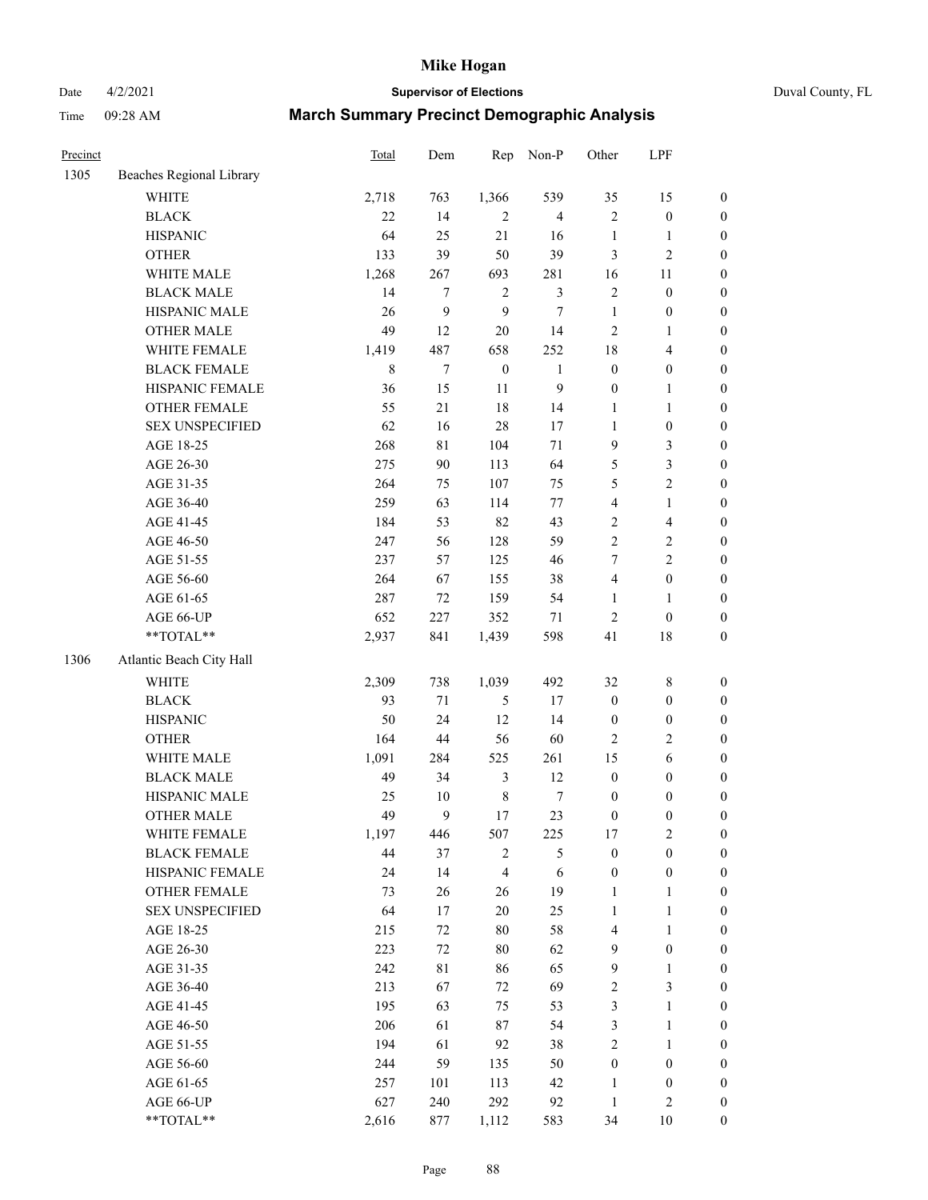# Mike Hogan

Date 4/2/2021 **Supervisor of Elections** Duval County, FL

Time 09:28 AM **March Summary Precinct Demographic Analysis**

| Precinct | | Total | Dem | Rep | Non-P | Other | LPF | |
|---|---|---|---|---|---|---|---|---|
| 1305 | Beaches Regional Library | | | | | | | |
| | WHITE | 2,718 | 763 | 1,366 | 539 | 35 | 15 | 0 |
| | BLACK | 22 | 14 | 2 | 4 | 2 | 0 | 0 |
| | HISPANIC | 64 | 25 | 21 | 16 | 1 | 1 | 0 |
| | OTHER | 133 | 39 | 50 | 39 | 3 | 2 | 0 |
| | WHITE MALE | 1,268 | 267 | 693 | 281 | 16 | 11 | 0 |
| | BLACK MALE | 14 | 7 | 2 | 3 | 2 | 0 | 0 |
| | HISPANIC MALE | 26 | 9 | 9 | 7 | 1 | 0 | 0 |
| | OTHER MALE | 49 | 12 | 20 | 14 | 2 | 1 | 0 |
| | WHITE FEMALE | 1,419 | 487 | 658 | 252 | 18 | 4 | 0 |
| | BLACK FEMALE | 8 | 7 | 0 | 1 | 0 | 0 | 0 |
| | HISPANIC FEMALE | 36 | 15 | 11 | 9 | 0 | 1 | 0 |
| | OTHER FEMALE | 55 | 21 | 18 | 14 | 1 | 1 | 0 |
| | SEX UNSPECIFIED | 62 | 16 | 28 | 17 | 1 | 0 | 0 |
| | AGE 18-25 | 268 | 81 | 104 | 71 | 9 | 3 | 0 |
| | AGE 26-30 | 275 | 90 | 113 | 64 | 5 | 3 | 0 |
| | AGE 31-35 | 264 | 75 | 107 | 75 | 5 | 2 | 0 |
| | AGE 36-40 | 259 | 63 | 114 | 77 | 4 | 1 | 0 |
| | AGE 41-45 | 184 | 53 | 82 | 43 | 2 | 4 | 0 |
| | AGE 46-50 | 247 | 56 | 128 | 59 | 2 | 2 | 0 |
| | AGE 51-55 | 237 | 57 | 125 | 46 | 7 | 2 | 0 |
| | AGE 56-60 | 264 | 67 | 155 | 38 | 4 | 0 | 0 |
| | AGE 61-65 | 287 | 72 | 159 | 54 | 1 | 1 | 0 |
| | AGE 66-UP | 652 | 227 | 352 | 71 | 2 | 0 | 0 |
| | **TOTAL** | 2,937 | 841 | 1,439 | 598 | 41 | 18 | 0 |
| 1306 | Atlantic Beach City Hall | | | | | | | |
| | WHITE | 2,309 | 738 | 1,039 | 492 | 32 | 8 | 0 |
| | BLACK | 93 | 71 | 5 | 17 | 0 | 0 | 0 |
| | HISPANIC | 50 | 24 | 12 | 14 | 0 | 0 | 0 |
| | OTHER | 164 | 44 | 56 | 60 | 2 | 2 | 0 |
| | WHITE MALE | 1,091 | 284 | 525 | 261 | 15 | 6 | 0 |
| | BLACK MALE | 49 | 34 | 3 | 12 | 0 | 0 | 0 |
| | HISPANIC MALE | 25 | 10 | 8 | 7 | 0 | 0 | 0 |
| | OTHER MALE | 49 | 9 | 17 | 23 | 0 | 0 | 0 |
| | WHITE FEMALE | 1,197 | 446 | 507 | 225 | 17 | 2 | 0 |
| | BLACK FEMALE | 44 | 37 | 2 | 5 | 0 | 0 | 0 |
| | HISPANIC FEMALE | 24 | 14 | 4 | 6 | 0 | 0 | 0 |
| | OTHER FEMALE | 73 | 26 | 26 | 19 | 1 | 1 | 0 |
| | SEX UNSPECIFIED | 64 | 17 | 20 | 25 | 1 | 1 | 0 |
| | AGE 18-25 | 215 | 72 | 80 | 58 | 4 | 1 | 0 |
| | AGE 26-30 | 223 | 72 | 80 | 62 | 9 | 0 | 0 |
| | AGE 31-35 | 242 | 81 | 86 | 65 | 9 | 1 | 0 |
| | AGE 36-40 | 213 | 67 | 72 | 69 | 2 | 3 | 0 |
| | AGE 41-45 | 195 | 63 | 75 | 53 | 3 | 1 | 0 |
| | AGE 46-50 | 206 | 61 | 87 | 54 | 3 | 1 | 0 |
| | AGE 51-55 | 194 | 61 | 92 | 38 | 2 | 1 | 0 |
| | AGE 56-60 | 244 | 59 | 135 | 50 | 0 | 0 | 0 |
| | AGE 61-65 | 257 | 101 | 113 | 42 | 1 | 0 | 0 |
| | AGE 66-UP | 627 | 240 | 292 | 92 | 1 | 2 | 0 |
| | **TOTAL** | 2,616 | 877 | 1,112 | 583 | 34 | 10 | 0 |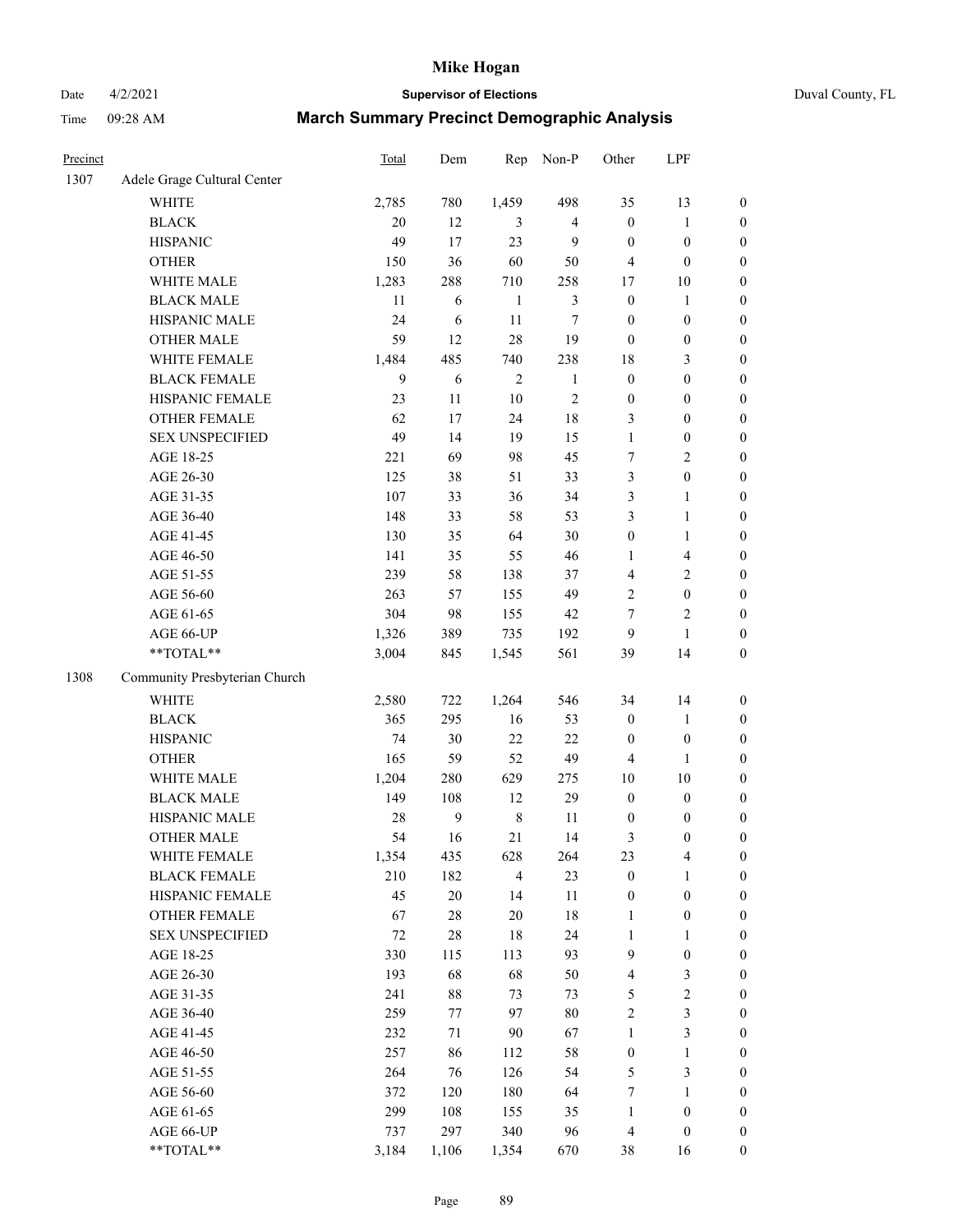# Mike Hogan

Date 4/2/2021 **Supervisor of Elections** Duval County, FL

Time 09:28 AM **March Summary Precinct Demographic Analysis**

| Precinct | | Total | Dem | Rep | Non-P | Other | LPF | |
|---|---|---|---|---|---|---|---|---|
| 1307 | Adele Grage Cultural Center | | | | | | | |
| | WHITE | 2,785 | 780 | 1,459 | 498 | 35 | 13 | 0 |
| | BLACK | 20 | 12 | 3 | 4 | 0 | 1 | 0 |
| | HISPANIC | 49 | 17 | 23 | 9 | 0 | 0 | 0 |
| | OTHER | 150 | 36 | 60 | 50 | 4 | 0 | 0 |
| | WHITE MALE | 1,283 | 288 | 710 | 258 | 17 | 10 | 0 |
| | BLACK MALE | 11 | 6 | 1 | 3 | 0 | 1 | 0 |
| | HISPANIC MALE | 24 | 6 | 11 | 7 | 0 | 0 | 0 |
| | OTHER MALE | 59 | 12 | 28 | 19 | 0 | 0 | 0 |
| | WHITE FEMALE | 1,484 | 485 | 740 | 238 | 18 | 3 | 0 |
| | BLACK FEMALE | 9 | 6 | 2 | 1 | 0 | 0 | 0 |
| | HISPANIC FEMALE | 23 | 11 | 10 | 2 | 0 | 0 | 0 |
| | OTHER FEMALE | 62 | 17 | 24 | 18 | 3 | 0 | 0 |
| | SEX UNSPECIFIED | 49 | 14 | 19 | 15 | 1 | 0 | 0 |
| | AGE 18-25 | 221 | 69 | 98 | 45 | 7 | 2 | 0 |
| | AGE 26-30 | 125 | 38 | 51 | 33 | 3 | 0 | 0 |
| | AGE 31-35 | 107 | 33 | 36 | 34 | 3 | 1 | 0 |
| | AGE 36-40 | 148 | 33 | 58 | 53 | 3 | 1 | 0 |
| | AGE 41-45 | 130 | 35 | 64 | 30 | 0 | 1 | 0 |
| | AGE 46-50 | 141 | 35 | 55 | 46 | 1 | 4 | 0 |
| | AGE 51-55 | 239 | 58 | 138 | 37 | 4 | 2 | 0 |
| | AGE 56-60 | 263 | 57 | 155 | 49 | 2 | 0 | 0 |
| | AGE 61-65 | 304 | 98 | 155 | 42 | 7 | 2 | 0 |
| | AGE 66-UP | 1,326 | 389 | 735 | 192 | 9 | 1 | 0 |
| | **TOTAL** | 3,004 | 845 | 1,545 | 561 | 39 | 14 | 0 |
| 1308 | Community Presbyterian Church | | | | | | | |
| | WHITE | 2,580 | 722 | 1,264 | 546 | 34 | 14 | 0 |
| | BLACK | 365 | 295 | 16 | 53 | 0 | 1 | 0 |
| | HISPANIC | 74 | 30 | 22 | 22 | 0 | 0 | 0 |
| | OTHER | 165 | 59 | 52 | 49 | 4 | 1 | 0 |
| | WHITE MALE | 1,204 | 280 | 629 | 275 | 10 | 10 | 0 |
| | BLACK MALE | 149 | 108 | 12 | 29 | 0 | 0 | 0 |
| | HISPANIC MALE | 28 | 9 | 8 | 11 | 0 | 0 | 0 |
| | OTHER MALE | 54 | 16 | 21 | 14 | 3 | 0 | 0 |
| | WHITE FEMALE | 1,354 | 435 | 628 | 264 | 23 | 4 | 0 |
| | BLACK FEMALE | 210 | 182 | 4 | 23 | 0 | 1 | 0 |
| | HISPANIC FEMALE | 45 | 20 | 14 | 11 | 0 | 0 | 0 |
| | OTHER FEMALE | 67 | 28 | 20 | 18 | 1 | 0 | 0 |
| | SEX UNSPECIFIED | 72 | 28 | 18 | 24 | 1 | 1 | 0 |
| | AGE 18-25 | 330 | 115 | 113 | 93 | 9 | 0 | 0 |
| | AGE 26-30 | 193 | 68 | 68 | 50 | 4 | 3 | 0 |
| | AGE 31-35 | 241 | 88 | 73 | 73 | 5 | 2 | 0 |
| | AGE 36-40 | 259 | 77 | 97 | 80 | 2 | 3 | 0 |
| | AGE 41-45 | 232 | 71 | 90 | 67 | 1 | 3 | 0 |
| | AGE 46-50 | 257 | 86 | 112 | 58 | 0 | 1 | 0 |
| | AGE 51-55 | 264 | 76 | 126 | 54 | 5 | 3 | 0 |
| | AGE 56-60 | 372 | 120 | 180 | 64 | 7 | 1 | 0 |
| | AGE 61-65 | 299 | 108 | 155 | 35 | 1 | 0 | 0 |
| | AGE 66-UP | 737 | 297 | 340 | 96 | 4 | 0 | 0 |
| | **TOTAL** | 3,184 | 1,106 | 1,354 | 670 | 38 | 16 | 0 |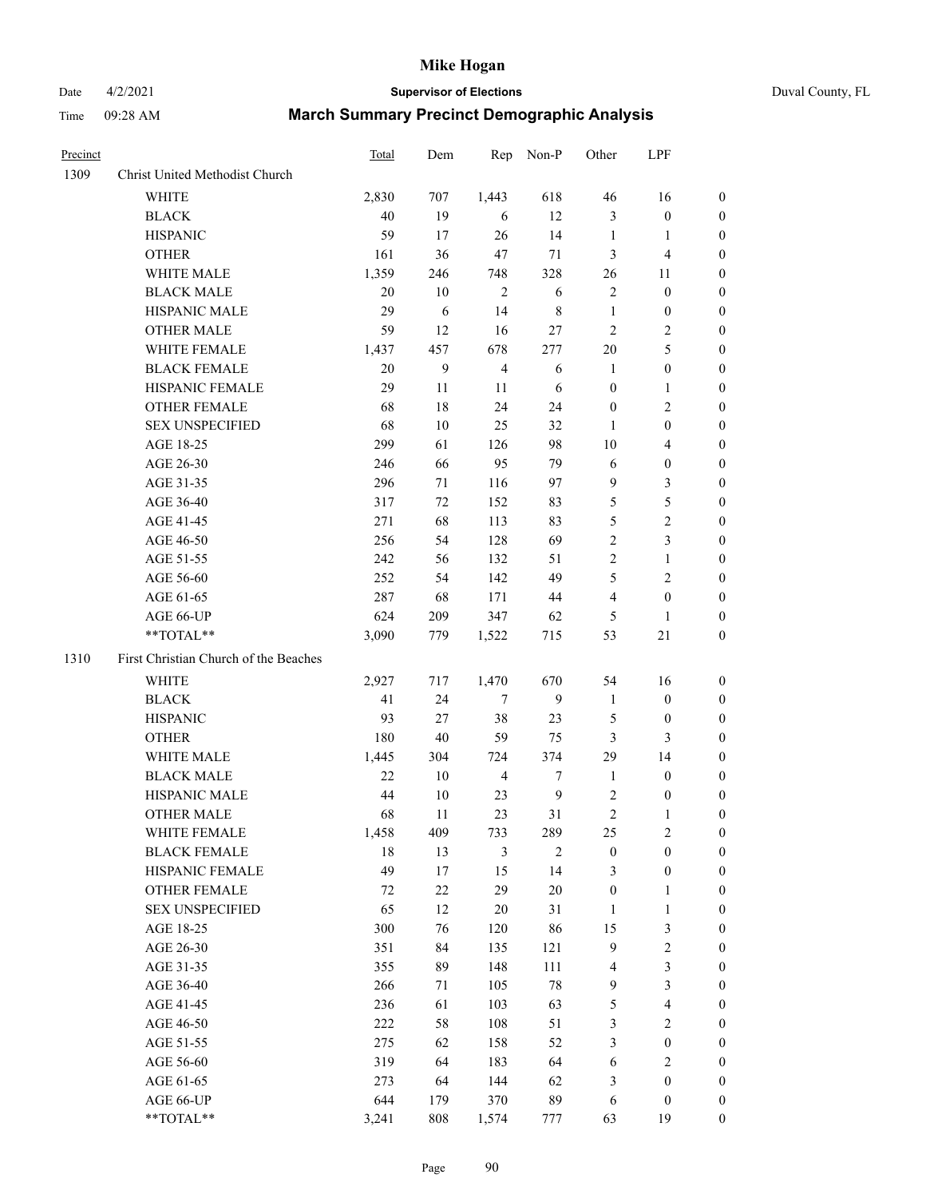# Mike Hogan

Date 4/2/2021 **Supervisor of Elections** Duval County, FL

Time 09:28 AM **March Summary Precinct Demographic Analysis**

| Precinct | | Total | Dem | Rep | Non-P | Other | LPF | |
|---|---|---|---|---|---|---|---|---|
| 1309 | Christ United Methodist Church | | | | | | | |
| | WHITE | 2,830 | 707 | 1,443 | 618 | 46 | 16 | 0 |
| | BLACK | 40 | 19 | 6 | 12 | 3 | 0 | 0 |
| | HISPANIC | 59 | 17 | 26 | 14 | 1 | 1 | 0 |
| | OTHER | 161 | 36 | 47 | 71 | 3 | 4 | 0 |
| | WHITE MALE | 1,359 | 246 | 748 | 328 | 26 | 11 | 0 |
| | BLACK MALE | 20 | 10 | 2 | 6 | 2 | 0 | 0 |
| | HISPANIC MALE | 29 | 6 | 14 | 8 | 1 | 0 | 0 |
| | OTHER MALE | 59 | 12 | 16 | 27 | 2 | 2 | 0 |
| | WHITE FEMALE | 1,437 | 457 | 678 | 277 | 20 | 5 | 0 |
| | BLACK FEMALE | 20 | 9 | 4 | 6 | 1 | 0 | 0 |
| | HISPANIC FEMALE | 29 | 11 | 11 | 6 | 0 | 1 | 0 |
| | OTHER FEMALE | 68 | 18 | 24 | 24 | 0 | 2 | 0 |
| | SEX UNSPECIFIED | 68 | 10 | 25 | 32 | 1 | 0 | 0 |
| | AGE 18-25 | 299 | 61 | 126 | 98 | 10 | 4 | 0 |
| | AGE 26-30 | 246 | 66 | 95 | 79 | 6 | 0 | 0 |
| | AGE 31-35 | 296 | 71 | 116 | 97 | 9 | 3 | 0 |
| | AGE 36-40 | 317 | 72 | 152 | 83 | 5 | 5 | 0 |
| | AGE 41-45 | 271 | 68 | 113 | 83 | 5 | 2 | 0 |
| | AGE 46-50 | 256 | 54 | 128 | 69 | 2 | 3 | 0 |
| | AGE 51-55 | 242 | 56 | 132 | 51 | 2 | 1 | 0 |
| | AGE 56-60 | 252 | 54 | 142 | 49 | 5 | 2 | 0 |
| | AGE 61-65 | 287 | 68 | 171 | 44 | 4 | 0 | 0 |
| | AGE 66-UP | 624 | 209 | 347 | 62 | 5 | 1 | 0 |
| | **TOTAL** | 3,090 | 779 | 1,522 | 715 | 53 | 21 | 0 |
| 1310 | First Christian Church of the Beaches | | | | | | | |
| | WHITE | 2,927 | 717 | 1,470 | 670 | 54 | 16 | 0 |
| | BLACK | 41 | 24 | 7 | 9 | 1 | 0 | 0 |
| | HISPANIC | 93 | 27 | 38 | 23 | 5 | 0 | 0 |
| | OTHER | 180 | 40 | 59 | 75 | 3 | 3 | 0 |
| | WHITE MALE | 1,445 | 304 | 724 | 374 | 29 | 14 | 0 |
| | BLACK MALE | 22 | 10 | 4 | 7 | 1 | 0 | 0 |
| | HISPANIC MALE | 44 | 10 | 23 | 9 | 2 | 0 | 0 |
| | OTHER MALE | 68 | 11 | 23 | 31 | 2 | 1 | 0 |
| | WHITE FEMALE | 1,458 | 409 | 733 | 289 | 25 | 2 | 0 |
| | BLACK FEMALE | 18 | 13 | 3 | 2 | 0 | 0 | 0 |
| | HISPANIC FEMALE | 49 | 17 | 15 | 14 | 3 | 0 | 0 |
| | OTHER FEMALE | 72 | 22 | 29 | 20 | 0 | 1 | 0 |
| | SEX UNSPECIFIED | 65 | 12 | 20 | 31 | 1 | 1 | 0 |
| | AGE 18-25 | 300 | 76 | 120 | 86 | 15 | 3 | 0 |
| | AGE 26-30 | 351 | 84 | 135 | 121 | 9 | 2 | 0 |
| | AGE 31-35 | 355 | 89 | 148 | 111 | 4 | 3 | 0 |
| | AGE 36-40 | 266 | 71 | 105 | 78 | 9 | 3 | 0 |
| | AGE 41-45 | 236 | 61 | 103 | 63 | 5 | 4 | 0 |
| | AGE 46-50 | 222 | 58 | 108 | 51 | 3 | 2 | 0 |
| | AGE 51-55 | 275 | 62 | 158 | 52 | 3 | 0 | 0 |
| | AGE 56-60 | 319 | 64 | 183 | 64 | 6 | 2 | 0 |
| | AGE 61-65 | 273 | 64 | 144 | 62 | 3 | 0 | 0 |
| | AGE 66-UP | 644 | 179 | 370 | 89 | 6 | 0 | 0 |
| | **TOTAL** | 3,241 | 808 | 1,574 | 777 | 63 | 19 | 0 |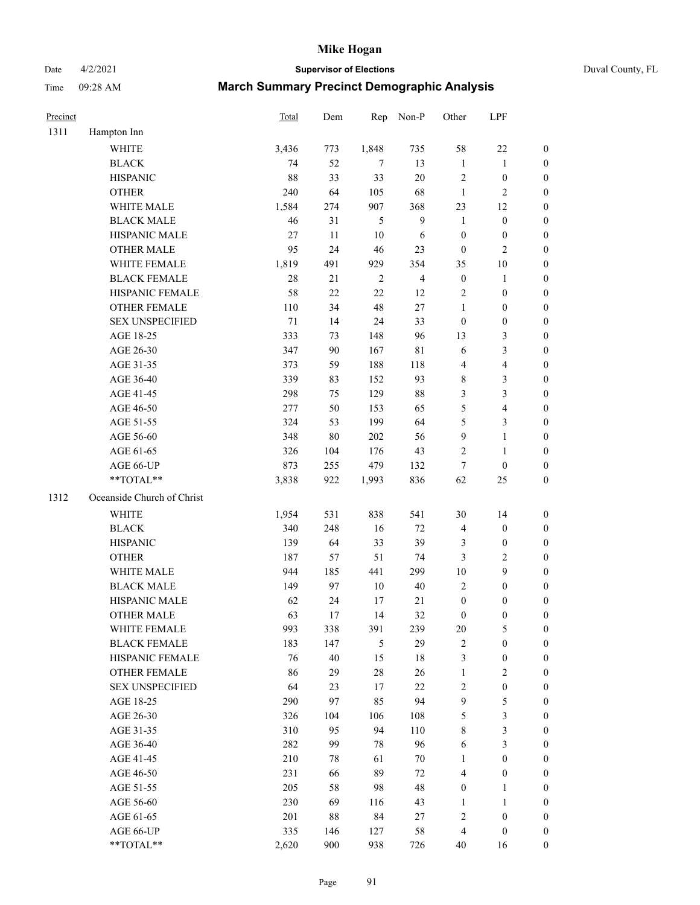# Mike Hogan

Date 4/2/2021 **Supervisor of Elections** Duval County, FL

Time 09:28 AM **March Summary Precinct Demographic Analysis**

| Precinct | | Total | Dem | Rep | Non-P | Other | LPF | |
|---|---|---|---|---|---|---|---|---|
| 1311 | Hampton Inn | | | | | | | |
| | WHITE | 3,436 | 773 | 1,848 | 735 | 58 | 22 | 0 |
| | BLACK | 74 | 52 | 7 | 13 | 1 | 1 | 0 |
| | HISPANIC | 88 | 33 | 33 | 20 | 2 | 0 | 0 |
| | OTHER | 240 | 64 | 105 | 68 | 1 | 2 | 0 |
| | WHITE MALE | 1,584 | 274 | 907 | 368 | 23 | 12 | 0 |
| | BLACK MALE | 46 | 31 | 5 | 9 | 1 | 0 | 0 |
| | HISPANIC MALE | 27 | 11 | 10 | 6 | 0 | 0 | 0 |
| | OTHER MALE | 95 | 24 | 46 | 23 | 0 | 2 | 0 |
| | WHITE FEMALE | 1,819 | 491 | 929 | 354 | 35 | 10 | 0 |
| | BLACK FEMALE | 28 | 21 | 2 | 4 | 0 | 1 | 0 |
| | HISPANIC FEMALE | 58 | 22 | 22 | 12 | 2 | 0 | 0 |
| | OTHER FEMALE | 110 | 34 | 48 | 27 | 1 | 0 | 0 |
| | SEX UNSPECIFIED | 71 | 14 | 24 | 33 | 0 | 0 | 0 |
| | AGE 18-25 | 333 | 73 | 148 | 96 | 13 | 3 | 0 |
| | AGE 26-30 | 347 | 90 | 167 | 81 | 6 | 3 | 0 |
| | AGE 31-35 | 373 | 59 | 188 | 118 | 4 | 4 | 0 |
| | AGE 36-40 | 339 | 83 | 152 | 93 | 8 | 3 | 0 |
| | AGE 41-45 | 298 | 75 | 129 | 88 | 3 | 3 | 0 |
| | AGE 46-50 | 277 | 50 | 153 | 65 | 5 | 4 | 0 |
| | AGE 51-55 | 324 | 53 | 199 | 64 | 5 | 3 | 0 |
| | AGE 56-60 | 348 | 80 | 202 | 56 | 9 | 1 | 0 |
| | AGE 61-65 | 326 | 104 | 176 | 43 | 2 | 1 | 0 |
| | AGE 66-UP | 873 | 255 | 479 | 132 | 7 | 0 | 0 |
| | **TOTAL** | 3,838 | 922 | 1,993 | 836 | 62 | 25 | 0 |
| 1312 | Oceanside Church of Christ | | | | | | | |
| | WHITE | 1,954 | 531 | 838 | 541 | 30 | 14 | 0 |
| | BLACK | 340 | 248 | 16 | 72 | 4 | 0 | 0 |
| | HISPANIC | 139 | 64 | 33 | 39 | 3 | 0 | 0 |
| | OTHER | 187 | 57 | 51 | 74 | 3 | 2 | 0 |
| | WHITE MALE | 944 | 185 | 441 | 299 | 10 | 9 | 0 |
| | BLACK MALE | 149 | 97 | 10 | 40 | 2 | 0 | 0 |
| | HISPANIC MALE | 62 | 24 | 17 | 21 | 0 | 0 | 0 |
| | OTHER MALE | 63 | 17 | 14 | 32 | 0 | 0 | 0 |
| | WHITE FEMALE | 993 | 338 | 391 | 239 | 20 | 5 | 0 |
| | BLACK FEMALE | 183 | 147 | 5 | 29 | 2 | 0 | 0 |
| | HISPANIC FEMALE | 76 | 40 | 15 | 18 | 3 | 0 | 0 |
| | OTHER FEMALE | 86 | 29 | 28 | 26 | 1 | 2 | 0 |
| | SEX UNSPECIFIED | 64 | 23 | 17 | 22 | 2 | 0 | 0 |
| | AGE 18-25 | 290 | 97 | 85 | 94 | 9 | 5 | 0 |
| | AGE 26-30 | 326 | 104 | 106 | 108 | 5 | 3 | 0 |
| | AGE 31-35 | 310 | 95 | 94 | 110 | 8 | 3 | 0 |
| | AGE 36-40 | 282 | 99 | 78 | 96 | 6 | 3 | 0 |
| | AGE 41-45 | 210 | 78 | 61 | 70 | 1 | 0 | 0 |
| | AGE 46-50 | 231 | 66 | 89 | 72 | 4 | 0 | 0 |
| | AGE 51-55 | 205 | 58 | 98 | 48 | 0 | 1 | 0 |
| | AGE 56-60 | 230 | 69 | 116 | 43 | 1 | 1 | 0 |
| | AGE 61-65 | 201 | 88 | 84 | 27 | 2 | 0 | 0 |
| | AGE 66-UP | 335 | 146 | 127 | 58 | 4 | 0 | 0 |
| | **TOTAL** | 2,620 | 900 | 938 | 726 | 40 | 16 | 0 |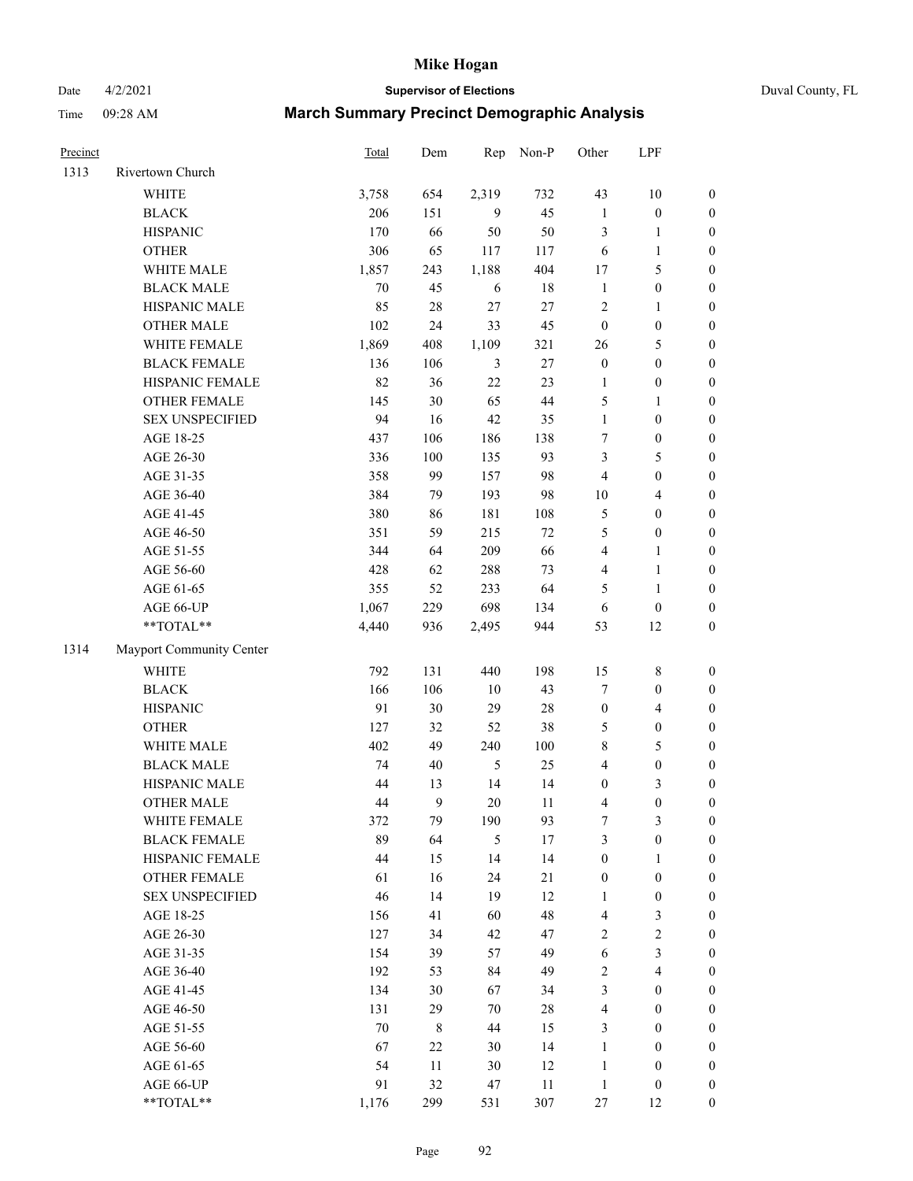# Mike Hogan

Date 4/2/2021 **Supervisor of Elections** Duval County, FL

Time 09:28 AM **March Summary Precinct Demographic Analysis**

| Precinct | | Total | Dem | Rep | Non-P | Other | LPF | |
|---|---|---|---|---|---|---|---|---|
| 1313 | Rivertown Church | | | | | | | |
| | WHITE | 3,758 | 654 | 2,319 | 732 | 43 | 10 | 0 |
| | BLACK | 206 | 151 | 9 | 45 | 1 | 0 | 0 |
| | HISPANIC | 170 | 66 | 50 | 50 | 3 | 1 | 0 |
| | OTHER | 306 | 65 | 117 | 117 | 6 | 1 | 0 |
| | WHITE MALE | 1,857 | 243 | 1,188 | 404 | 17 | 5 | 0 |
| | BLACK MALE | 70 | 45 | 6 | 18 | 1 | 0 | 0 |
| | HISPANIC MALE | 85 | 28 | 27 | 27 | 2 | 1 | 0 |
| | OTHER MALE | 102 | 24 | 33 | 45 | 0 | 0 | 0 |
| | WHITE FEMALE | 1,869 | 408 | 1,109 | 321 | 26 | 5 | 0 |
| | BLACK FEMALE | 136 | 106 | 3 | 27 | 0 | 0 | 0 |
| | HISPANIC FEMALE | 82 | 36 | 22 | 23 | 1 | 0 | 0 |
| | OTHER FEMALE | 145 | 30 | 65 | 44 | 5 | 1 | 0 |
| | SEX UNSPECIFIED | 94 | 16 | 42 | 35 | 1 | 0 | 0 |
| | AGE 18-25 | 437 | 106 | 186 | 138 | 7 | 0 | 0 |
| | AGE 26-30 | 336 | 100 | 135 | 93 | 3 | 5 | 0 |
| | AGE 31-35 | 358 | 99 | 157 | 98 | 4 | 0 | 0 |
| | AGE 36-40 | 384 | 79 | 193 | 98 | 10 | 4 | 0 |
| | AGE 41-45 | 380 | 86 | 181 | 108 | 5 | 0 | 0 |
| | AGE 46-50 | 351 | 59 | 215 | 72 | 5 | 0 | 0 |
| | AGE 51-55 | 344 | 64 | 209 | 66 | 4 | 1 | 0 |
| | AGE 56-60 | 428 | 62 | 288 | 73 | 4 | 1 | 0 |
| | AGE 61-65 | 355 | 52 | 233 | 64 | 5 | 1 | 0 |
| | AGE 66-UP | 1,067 | 229 | 698 | 134 | 6 | 0 | 0 |
| | **TOTAL** | 4,440 | 936 | 2,495 | 944 | 53 | 12 | 0 |
| 1314 | Mayport Community Center | | | | | | | |
| | WHITE | 792 | 131 | 440 | 198 | 15 | 8 | 0 |
| | BLACK | 166 | 106 | 10 | 43 | 7 | 0 | 0 |
| | HISPANIC | 91 | 30 | 29 | 28 | 0 | 4 | 0 |
| | OTHER | 127 | 32 | 52 | 38 | 5 | 0 | 0 |
| | WHITE MALE | 402 | 49 | 240 | 100 | 8 | 5 | 0 |
| | BLACK MALE | 74 | 40 | 5 | 25 | 4 | 0 | 0 |
| | HISPANIC MALE | 44 | 13 | 14 | 14 | 0 | 3 | 0 |
| | OTHER MALE | 44 | 9 | 20 | 11 | 4 | 0 | 0 |
| | WHITE FEMALE | 372 | 79 | 190 | 93 | 7 | 3 | 0 |
| | BLACK FEMALE | 89 | 64 | 5 | 17 | 3 | 0 | 0 |
| | HISPANIC FEMALE | 44 | 15 | 14 | 14 | 0 | 1 | 0 |
| | OTHER FEMALE | 61 | 16 | 24 | 21 | 0 | 0 | 0 |
| | SEX UNSPECIFIED | 46 | 14 | 19 | 12 | 1 | 0 | 0 |
| | AGE 18-25 | 156 | 41 | 60 | 48 | 4 | 3 | 0 |
| | AGE 26-30 | 127 | 34 | 42 | 47 | 2 | 2 | 0 |
| | AGE 31-35 | 154 | 39 | 57 | 49 | 6 | 3 | 0 |
| | AGE 36-40 | 192 | 53 | 84 | 49 | 2 | 4 | 0 |
| | AGE 41-45 | 134 | 30 | 67 | 34 | 3 | 0 | 0 |
| | AGE 46-50 | 131 | 29 | 70 | 28 | 4 | 0 | 0 |
| | AGE 51-55 | 70 | 8 | 44 | 15 | 3 | 0 | 0 |
| | AGE 56-60 | 67 | 22 | 30 | 14 | 1 | 0 | 0 |
| | AGE 61-65 | 54 | 11 | 30 | 12 | 1 | 0 | 0 |
| | AGE 66-UP | 91 | 32 | 47 | 11 | 1 | 0 | 0 |
| | **TOTAL** | 1,176 | 299 | 531 | 307 | 27 | 12 | 0 |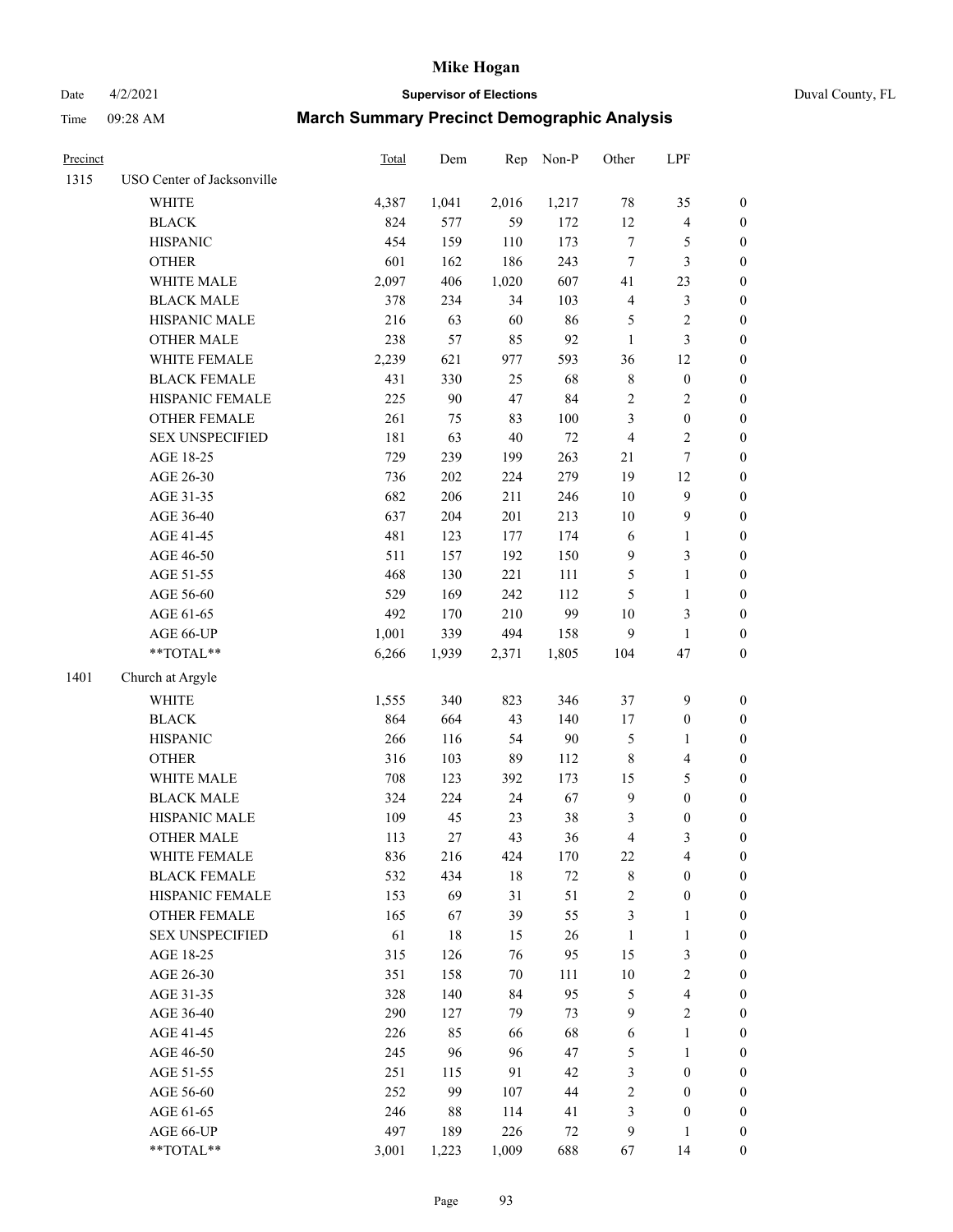# Mike Hogan

Date 4/2/2021 **Supervisor of Elections** Duval County, FL

Time 09:28 AM **March Summary Precinct Demographic Analysis**

| Precinct | | Total | Dem | Rep | Non-P | Other | LPF | |
|---|---|---|---|---|---|---|---|---|
| 1315 | USO Center of Jacksonville | | | | | | | |
| | WHITE | 4,387 | 1,041 | 2,016 | 1,217 | 78 | 35 | 0 |
| | BLACK | 824 | 577 | 59 | 172 | 12 | 4 | 0 |
| | HISPANIC | 454 | 159 | 110 | 173 | 7 | 5 | 0 |
| | OTHER | 601 | 162 | 186 | 243 | 7 | 3 | 0 |
| | WHITE MALE | 2,097 | 406 | 1,020 | 607 | 41 | 23 | 0 |
| | BLACK MALE | 378 | 234 | 34 | 103 | 4 | 3 | 0 |
| | HISPANIC MALE | 216 | 63 | 60 | 86 | 5 | 2 | 0 |
| | OTHER MALE | 238 | 57 | 85 | 92 | 1 | 3 | 0 |
| | WHITE FEMALE | 2,239 | 621 | 977 | 593 | 36 | 12 | 0 |
| | BLACK FEMALE | 431 | 330 | 25 | 68 | 8 | 0 | 0 |
| | HISPANIC FEMALE | 225 | 90 | 47 | 84 | 2 | 2 | 0 |
| | OTHER FEMALE | 261 | 75 | 83 | 100 | 3 | 0 | 0 |
| | SEX UNSPECIFIED | 181 | 63 | 40 | 72 | 4 | 2 | 0 |
| | AGE 18-25 | 729 | 239 | 199 | 263 | 21 | 7 | 0 |
| | AGE 26-30 | 736 | 202 | 224 | 279 | 19 | 12 | 0 |
| | AGE 31-35 | 682 | 206 | 211 | 246 | 10 | 9 | 0 |
| | AGE 36-40 | 637 | 204 | 201 | 213 | 10 | 9 | 0 |
| | AGE 41-45 | 481 | 123 | 177 | 174 | 6 | 1 | 0 |
| | AGE 46-50 | 511 | 157 | 192 | 150 | 9 | 3 | 0 |
| | AGE 51-55 | 468 | 130 | 221 | 111 | 5 | 1 | 0 |
| | AGE 56-60 | 529 | 169 | 242 | 112 | 5 | 1 | 0 |
| | AGE 61-65 | 492 | 170 | 210 | 99 | 10 | 3 | 0 |
| | AGE 66-UP | 1,001 | 339 | 494 | 158 | 9 | 1 | 0 |
| | **TOTAL** | 6,266 | 1,939 | 2,371 | 1,805 | 104 | 47 | 0 |
| 1401 | Church at Argyle | | | | | | | |
| | WHITE | 1,555 | 340 | 823 | 346 | 37 | 9 | 0 |
| | BLACK | 864 | 664 | 43 | 140 | 17 | 0 | 0 |
| | HISPANIC | 266 | 116 | 54 | 90 | 5 | 1 | 0 |
| | OTHER | 316 | 103 | 89 | 112 | 8 | 4 | 0 |
| | WHITE MALE | 708 | 123 | 392 | 173 | 15 | 5 | 0 |
| | BLACK MALE | 324 | 224 | 24 | 67 | 9 | 0 | 0 |
| | HISPANIC MALE | 109 | 45 | 23 | 38 | 3 | 0 | 0 |
| | OTHER MALE | 113 | 27 | 43 | 36 | 4 | 3 | 0 |
| | WHITE FEMALE | 836 | 216 | 424 | 170 | 22 | 4 | 0 |
| | BLACK FEMALE | 532 | 434 | 18 | 72 | 8 | 0 | 0 |
| | HISPANIC FEMALE | 153 | 69 | 31 | 51 | 2 | 0 | 0 |
| | OTHER FEMALE | 165 | 67 | 39 | 55 | 3 | 1 | 0 |
| | SEX UNSPECIFIED | 61 | 18 | 15 | 26 | 1 | 1 | 0 |
| | AGE 18-25 | 315 | 126 | 76 | 95 | 15 | 3 | 0 |
| | AGE 26-30 | 351 | 158 | 70 | 111 | 10 | 2 | 0 |
| | AGE 31-35 | 328 | 140 | 84 | 95 | 5 | 4 | 0 |
| | AGE 36-40 | 290 | 127 | 79 | 73 | 9 | 2 | 0 |
| | AGE 41-45 | 226 | 85 | 66 | 68 | 6 | 1 | 0 |
| | AGE 46-50 | 245 | 96 | 96 | 47 | 5 | 1 | 0 |
| | AGE 51-55 | 251 | 115 | 91 | 42 | 3 | 0 | 0 |
| | AGE 56-60 | 252 | 99 | 107 | 44 | 2 | 0 | 0 |
| | AGE 61-65 | 246 | 88 | 114 | 41 | 3 | 0 | 0 |
| | AGE 66-UP | 497 | 189 | 226 | 72 | 9 | 1 | 0 |
| | **TOTAL** | 3,001 | 1,223 | 1,009 | 688 | 67 | 14 | 0 |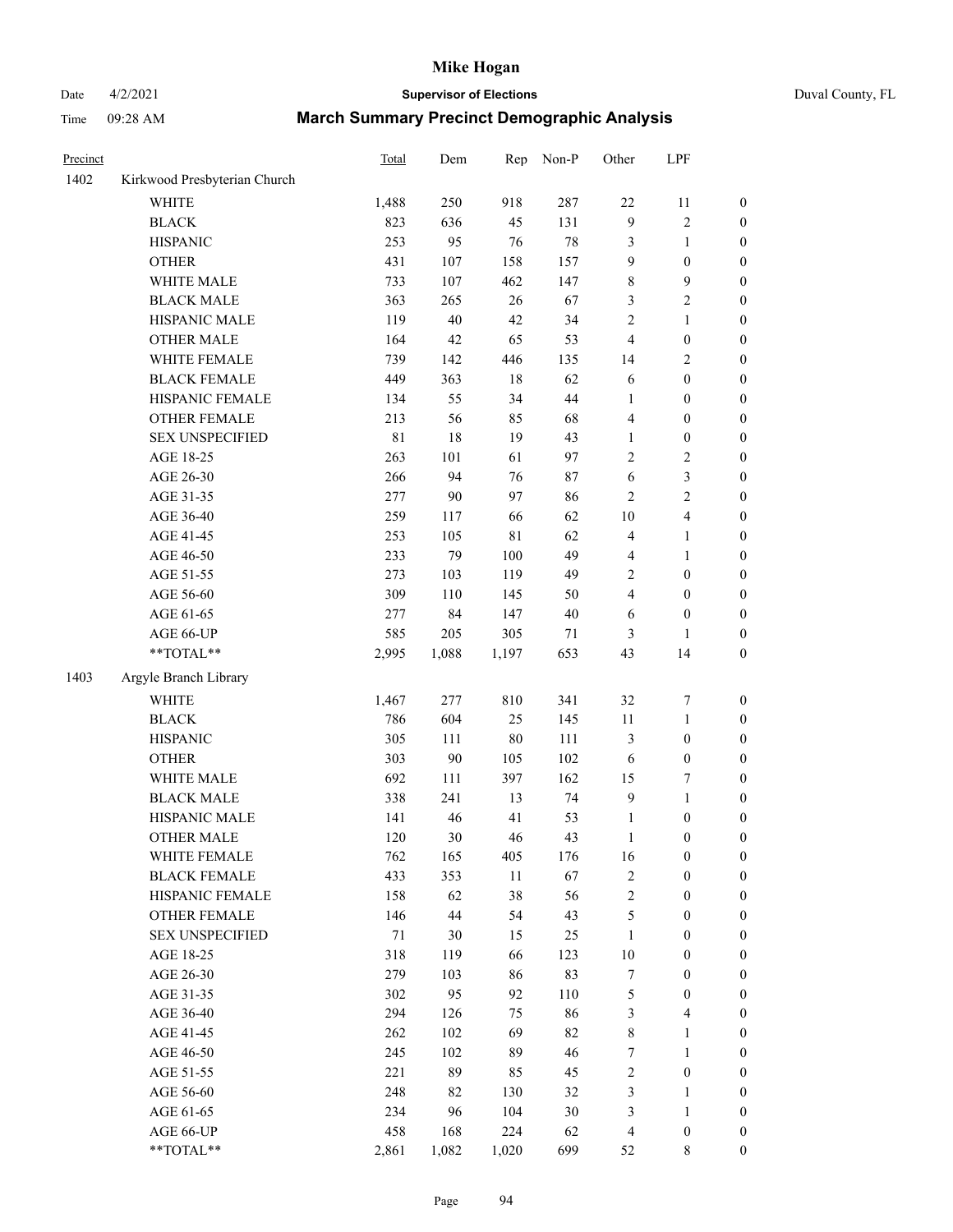# Mike Hogan

Date 4/2/2021 **Supervisor of Elections** Duval County, FL

Time 09:28 AM **March Summary Precinct Demographic Analysis**

| Precinct | | Total | Dem | Rep | Non-P | Other | LPF | |
|---|---|---|---|---|---|---|---|---|
| 1402 | Kirkwood Presbyterian Church | | | | | | | |
| | WHITE | 1,488 | 250 | 918 | 287 | 22 | 11 | 0 |
| | BLACK | 823 | 636 | 45 | 131 | 9 | 2 | 0 |
| | HISPANIC | 253 | 95 | 76 | 78 | 3 | 1 | 0 |
| | OTHER | 431 | 107 | 158 | 157 | 9 | 0 | 0 |
| | WHITE MALE | 733 | 107 | 462 | 147 | 8 | 9 | 0 |
| | BLACK MALE | 363 | 265 | 26 | 67 | 3 | 2 | 0 |
| | HISPANIC MALE | 119 | 40 | 42 | 34 | 2 | 1 | 0 |
| | OTHER MALE | 164 | 42 | 65 | 53 | 4 | 0 | 0 |
| | WHITE FEMALE | 739 | 142 | 446 | 135 | 14 | 2 | 0 |
| | BLACK FEMALE | 449 | 363 | 18 | 62 | 6 | 0 | 0 |
| | HISPANIC FEMALE | 134 | 55 | 34 | 44 | 1 | 0 | 0 |
| | OTHER FEMALE | 213 | 56 | 85 | 68 | 4 | 0 | 0 |
| | SEX UNSPECIFIED | 81 | 18 | 19 | 43 | 1 | 0 | 0 |
| | AGE 18-25 | 263 | 101 | 61 | 97 | 2 | 2 | 0 |
| | AGE 26-30 | 266 | 94 | 76 | 87 | 6 | 3 | 0 |
| | AGE 31-35 | 277 | 90 | 97 | 86 | 2 | 2 | 0 |
| | AGE 36-40 | 259 | 117 | 66 | 62 | 10 | 4 | 0 |
| | AGE 41-45 | 253 | 105 | 81 | 62 | 4 | 1 | 0 |
| | AGE 46-50 | 233 | 79 | 100 | 49 | 4 | 1 | 0 |
| | AGE 51-55 | 273 | 103 | 119 | 49 | 2 | 0 | 0 |
| | AGE 56-60 | 309 | 110 | 145 | 50 | 4 | 0 | 0 |
| | AGE 61-65 | 277 | 84 | 147 | 40 | 6 | 0 | 0 |
| | AGE 66-UP | 585 | 205 | 305 | 71 | 3 | 1 | 0 |
| | **TOTAL** | 2,995 | 1,088 | 1,197 | 653 | 43 | 14 | 0 |
| 1403 | Argyle Branch Library | | | | | | | |
| | WHITE | 1,467 | 277 | 810 | 341 | 32 | 7 | 0 |
| | BLACK | 786 | 604 | 25 | 145 | 11 | 1 | 0 |
| | HISPANIC | 305 | 111 | 80 | 111 | 3 | 0 | 0 |
| | OTHER | 303 | 90 | 105 | 102 | 6 | 0 | 0 |
| | WHITE MALE | 692 | 111 | 397 | 162 | 15 | 7 | 0 |
| | BLACK MALE | 338 | 241 | 13 | 74 | 9 | 1 | 0 |
| | HISPANIC MALE | 141 | 46 | 41 | 53 | 1 | 0 | 0 |
| | OTHER MALE | 120 | 30 | 46 | 43 | 1 | 0 | 0 |
| | WHITE FEMALE | 762 | 165 | 405 | 176 | 16 | 0 | 0 |
| | BLACK FEMALE | 433 | 353 | 11 | 67 | 2 | 0 | 0 |
| | HISPANIC FEMALE | 158 | 62 | 38 | 56 | 2 | 0 | 0 |
| | OTHER FEMALE | 146 | 44 | 54 | 43 | 5 | 0 | 0 |
| | SEX UNSPECIFIED | 71 | 30 | 15 | 25 | 1 | 0 | 0 |
| | AGE 18-25 | 318 | 119 | 66 | 123 | 10 | 0 | 0 |
| | AGE 26-30 | 279 | 103 | 86 | 83 | 7 | 0 | 0 |
| | AGE 31-35 | 302 | 95 | 92 | 110 | 5 | 0 | 0 |
| | AGE 36-40 | 294 | 126 | 75 | 86 | 3 | 4 | 0 |
| | AGE 41-45 | 262 | 102 | 69 | 82 | 8 | 1 | 0 |
| | AGE 46-50 | 245 | 102 | 89 | 46 | 7 | 1 | 0 |
| | AGE 51-55 | 221 | 89 | 85 | 45 | 2 | 0 | 0 |
| | AGE 56-60 | 248 | 82 | 130 | 32 | 3 | 1 | 0 |
| | AGE 61-65 | 234 | 96 | 104 | 30 | 3 | 1 | 0 |
| | AGE 66-UP | 458 | 168 | 224 | 62 | 4 | 0 | 0 |
| | **TOTAL** | 2,861 | 1,082 | 1,020 | 699 | 52 | 8 | 0 |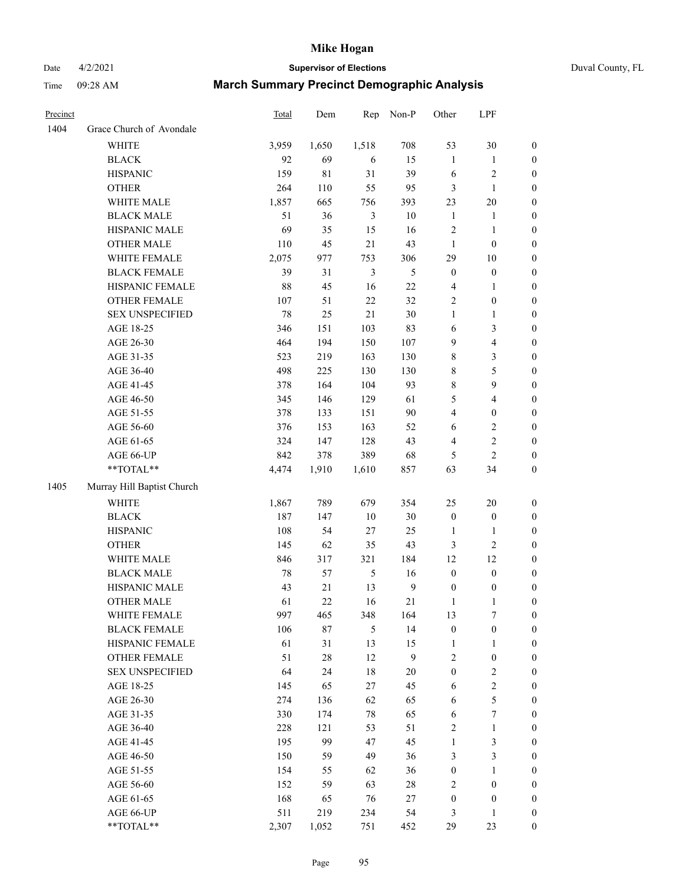# Mike Hogan

Date 4/2/2021 **Supervisor of Elections** Duval County, FL

Time 09:28 AM **March Summary Precinct Demographic Analysis**

| Precinct | | Total | Dem | Rep | Non-P | Other | LPF | |
|---|---|---|---|---|---|---|---|---|
| 1404 | Grace Church of Avondale | | | | | | | |
| | WHITE | 3,959 | 1,650 | 1,518 | 708 | 53 | 30 | 0 |
| | BLACK | 92 | 69 | 6 | 15 | 1 | 1 | 0 |
| | HISPANIC | 159 | 81 | 31 | 39 | 6 | 2 | 0 |
| | OTHER | 264 | 110 | 55 | 95 | 3 | 1 | 0 |
| | WHITE MALE | 1,857 | 665 | 756 | 393 | 23 | 20 | 0 |
| | BLACK MALE | 51 | 36 | 3 | 10 | 1 | 1 | 0 |
| | HISPANIC MALE | 69 | 35 | 15 | 16 | 2 | 1 | 0 |
| | OTHER MALE | 110 | 45 | 21 | 43 | 1 | 0 | 0 |
| | WHITE FEMALE | 2,075 | 977 | 753 | 306 | 29 | 10 | 0 |
| | BLACK FEMALE | 39 | 31 | 3 | 5 | 0 | 0 | 0 |
| | HISPANIC FEMALE | 88 | 45 | 16 | 22 | 4 | 1 | 0 |
| | OTHER FEMALE | 107 | 51 | 22 | 32 | 2 | 0 | 0 |
| | SEX UNSPECIFIED | 78 | 25 | 21 | 30 | 1 | 1 | 0 |
| | AGE 18-25 | 346 | 151 | 103 | 83 | 6 | 3 | 0 |
| | AGE 26-30 | 464 | 194 | 150 | 107 | 9 | 4 | 0 |
| | AGE 31-35 | 523 | 219 | 163 | 130 | 8 | 3 | 0 |
| | AGE 36-40 | 498 | 225 | 130 | 130 | 8 | 5 | 0 |
| | AGE 41-45 | 378 | 164 | 104 | 93 | 8 | 9 | 0 |
| | AGE 46-50 | 345 | 146 | 129 | 61 | 5 | 4 | 0 |
| | AGE 51-55 | 378 | 133 | 151 | 90 | 4 | 0 | 0 |
| | AGE 56-60 | 376 | 153 | 163 | 52 | 6 | 2 | 0 |
| | AGE 61-65 | 324 | 147 | 128 | 43 | 4 | 2 | 0 |
| | AGE 66-UP | 842 | 378 | 389 | 68 | 5 | 2 | 0 |
| | **TOTAL** | 4,474 | 1,910 | 1,610 | 857 | 63 | 34 | 0 |
| 1405 | Murray Hill Baptist Church | | | | | | | |
| | WHITE | 1,867 | 789 | 679 | 354 | 25 | 20 | 0 |
| | BLACK | 187 | 147 | 10 | 30 | 0 | 0 | 0 |
| | HISPANIC | 108 | 54 | 27 | 25 | 1 | 1 | 0 |
| | OTHER | 145 | 62 | 35 | 43 | 3 | 2 | 0 |
| | WHITE MALE | 846 | 317 | 321 | 184 | 12 | 12 | 0 |
| | BLACK MALE | 78 | 57 | 5 | 16 | 0 | 0 | 0 |
| | HISPANIC MALE | 43 | 21 | 13 | 9 | 0 | 0 | 0 |
| | OTHER MALE | 61 | 22 | 16 | 21 | 1 | 1 | 0 |
| | WHITE FEMALE | 997 | 465 | 348 | 164 | 13 | 7 | 0 |
| | BLACK FEMALE | 106 | 87 | 5 | 14 | 0 | 0 | 0 |
| | HISPANIC FEMALE | 61 | 31 | 13 | 15 | 1 | 1 | 0 |
| | OTHER FEMALE | 51 | 28 | 12 | 9 | 2 | 0 | 0 |
| | SEX UNSPECIFIED | 64 | 24 | 18 | 20 | 0 | 2 | 0 |
| | AGE 18-25 | 145 | 65 | 27 | 45 | 6 | 2 | 0 |
| | AGE 26-30 | 274 | 136 | 62 | 65 | 6 | 5 | 0 |
| | AGE 31-35 | 330 | 174 | 78 | 65 | 6 | 7 | 0 |
| | AGE 36-40 | 228 | 121 | 53 | 51 | 2 | 1 | 0 |
| | AGE 41-45 | 195 | 99 | 47 | 45 | 1 | 3 | 0 |
| | AGE 46-50 | 150 | 59 | 49 | 36 | 3 | 3 | 0 |
| | AGE 51-55 | 154 | 55 | 62 | 36 | 0 | 1 | 0 |
| | AGE 56-60 | 152 | 59 | 63 | 28 | 2 | 0 | 0 |
| | AGE 61-65 | 168 | 65 | 76 | 27 | 0 | 0 | 0 |
| | AGE 66-UP | 511 | 219 | 234 | 54 | 3 | 1 | 0 |
| | **TOTAL** | 2,307 | 1,052 | 751 | 452 | 29 | 23 | 0 |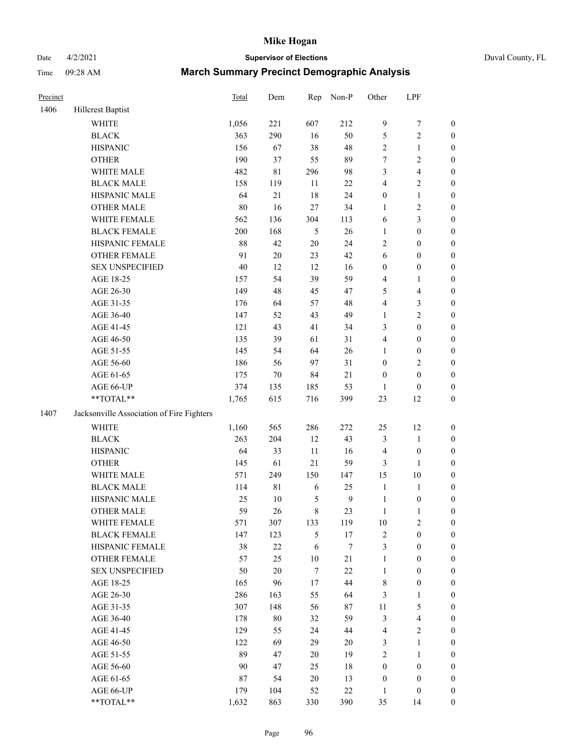# Mike Hogan

Date 4/2/2021 **Supervisor of Elections** Duval County, FL

Time 09:28 AM **March Summary Precinct Demographic Analysis**

| Precinct | | Total | Dem | Rep | Non-P | Other | LPF | |
|---|---|---|---|---|---|---|---|---|
| 1406 | Hillcrest Baptist | | | | | | | |
| | WHITE | 1,056 | 221 | 607 | 212 | 9 | 7 | 0 |
| | BLACK | 363 | 290 | 16 | 50 | 5 | 2 | 0 |
| | HISPANIC | 156 | 67 | 38 | 48 | 2 | 1 | 0 |
| | OTHER | 190 | 37 | 55 | 89 | 7 | 2 | 0 |
| | WHITE MALE | 482 | 81 | 296 | 98 | 3 | 4 | 0 |
| | BLACK MALE | 158 | 119 | 11 | 22 | 4 | 2 | 0 |
| | HISPANIC MALE | 64 | 21 | 18 | 24 | 0 | 1 | 0 |
| | OTHER MALE | 80 | 16 | 27 | 34 | 1 | 2 | 0 |
| | WHITE FEMALE | 562 | 136 | 304 | 113 | 6 | 3 | 0 |
| | BLACK FEMALE | 200 | 168 | 5 | 26 | 1 | 0 | 0 |
| | HISPANIC FEMALE | 88 | 42 | 20 | 24 | 2 | 0 | 0 |
| | OTHER FEMALE | 91 | 20 | 23 | 42 | 6 | 0 | 0 |
| | SEX UNSPECIFIED | 40 | 12 | 12 | 16 | 0 | 0 | 0 |
| | AGE 18-25 | 157 | 54 | 39 | 59 | 4 | 1 | 0 |
| | AGE 26-30 | 149 | 48 | 45 | 47 | 5 | 4 | 0 |
| | AGE 31-35 | 176 | 64 | 57 | 48 | 4 | 3 | 0 |
| | AGE 36-40 | 147 | 52 | 43 | 49 | 1 | 2 | 0 |
| | AGE 41-45 | 121 | 43 | 41 | 34 | 3 | 0 | 0 |
| | AGE 46-50 | 135 | 39 | 61 | 31 | 4 | 0 | 0 |
| | AGE 51-55 | 145 | 54 | 64 | 26 | 1 | 0 | 0 |
| | AGE 56-60 | 186 | 56 | 97 | 31 | 0 | 2 | 0 |
| | AGE 61-65 | 175 | 70 | 84 | 21 | 0 | 0 | 0 |
| | AGE 66-UP | 374 | 135 | 185 | 53 | 1 | 0 | 0 |
| | **TOTAL** | 1,765 | 615 | 716 | 399 | 23 | 12 | 0 |
| 1407 | Jacksonville Association of Fire Fighters | | | | | | | |
| | WHITE | 1,160 | 565 | 286 | 272 | 25 | 12 | 0 |
| | BLACK | 263 | 204 | 12 | 43 | 3 | 1 | 0 |
| | HISPANIC | 64 | 33 | 11 | 16 | 4 | 0 | 0 |
| | OTHER | 145 | 61 | 21 | 59 | 3 | 1 | 0 |
| | WHITE MALE | 571 | 249 | 150 | 147 | 15 | 10 | 0 |
| | BLACK MALE | 114 | 81 | 6 | 25 | 1 | 1 | 0 |
| | HISPANIC MALE | 25 | 10 | 5 | 9 | 1 | 0 | 0 |
| | OTHER MALE | 59 | 26 | 8 | 23 | 1 | 1 | 0 |
| | WHITE FEMALE | 571 | 307 | 133 | 119 | 10 | 2 | 0 |
| | BLACK FEMALE | 147 | 123 | 5 | 17 | 2 | 0 | 0 |
| | HISPANIC FEMALE | 38 | 22 | 6 | 7 | 3 | 0 | 0 |
| | OTHER FEMALE | 57 | 25 | 10 | 21 | 1 | 0 | 0 |
| | SEX UNSPECIFIED | 50 | 20 | 7 | 22 | 1 | 0 | 0 |
| | AGE 18-25 | 165 | 96 | 17 | 44 | 8 | 0 | 0 |
| | AGE 26-30 | 286 | 163 | 55 | 64 | 3 | 1 | 0 |
| | AGE 31-35 | 307 | 148 | 56 | 87 | 11 | 5 | 0 |
| | AGE 36-40 | 178 | 80 | 32 | 59 | 3 | 4 | 0 |
| | AGE 41-45 | 129 | 55 | 24 | 44 | 4 | 2 | 0 |
| | AGE 46-50 | 122 | 69 | 29 | 20 | 3 | 1 | 0 |
| | AGE 51-55 | 89 | 47 | 20 | 19 | 2 | 1 | 0 |
| | AGE 56-60 | 90 | 47 | 25 | 18 | 0 | 0 | 0 |
| | AGE 61-65 | 87 | 54 | 20 | 13 | 0 | 0 | 0 |
| | AGE 66-UP | 179 | 104 | 52 | 22 | 1 | 0 | 0 |
| | **TOTAL** | 1,632 | 863 | 330 | 390 | 35 | 14 | 0 |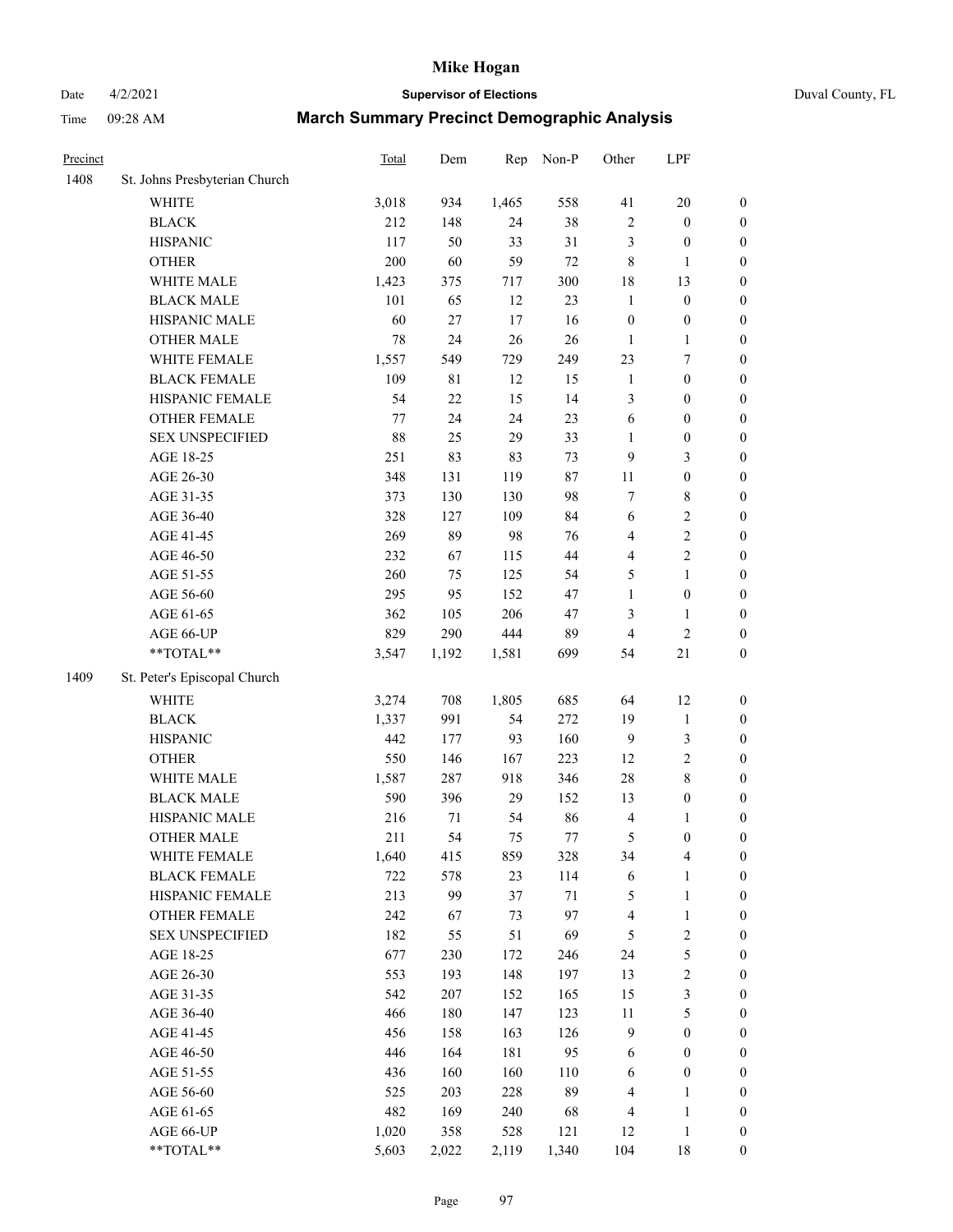# Mike Hogan

Date 4/2/2021 **Supervisor of Elections** Duval County, FL

Time 09:28 AM **March Summary Precinct Demographic Analysis**

| Precinct | | Total | Dem | Rep | Non-P | Other | LPF | |
|---|---|---|---|---|---|---|---|---|
| 1408 | St. Johns Presbyterian Church | | | | | | | |
| | WHITE | 3,018 | 934 | 1,465 | 558 | 41 | 20 | 0 |
| | BLACK | 212 | 148 | 24 | 38 | 2 | 0 | 0 |
| | HISPANIC | 117 | 50 | 33 | 31 | 3 | 0 | 0 |
| | OTHER | 200 | 60 | 59 | 72 | 8 | 1 | 0 |
| | WHITE MALE | 1,423 | 375 | 717 | 300 | 18 | 13 | 0 |
| | BLACK MALE | 101 | 65 | 12 | 23 | 1 | 0 | 0 |
| | HISPANIC MALE | 60 | 27 | 17 | 16 | 0 | 0 | 0 |
| | OTHER MALE | 78 | 24 | 26 | 26 | 1 | 1 | 0 |
| | WHITE FEMALE | 1,557 | 549 | 729 | 249 | 23 | 7 | 0 |
| | BLACK FEMALE | 109 | 81 | 12 | 15 | 1 | 0 | 0 |
| | HISPANIC FEMALE | 54 | 22 | 15 | 14 | 3 | 0 | 0 |
| | OTHER FEMALE | 77 | 24 | 24 | 23 | 6 | 0 | 0 |
| | SEX UNSPECIFIED | 88 | 25 | 29 | 33 | 1 | 0 | 0 |
| | AGE 18-25 | 251 | 83 | 83 | 73 | 9 | 3 | 0 |
| | AGE 26-30 | 348 | 131 | 119 | 87 | 11 | 0 | 0 |
| | AGE 31-35 | 373 | 130 | 130 | 98 | 7 | 8 | 0 |
| | AGE 36-40 | 328 | 127 | 109 | 84 | 6 | 2 | 0 |
| | AGE 41-45 | 269 | 89 | 98 | 76 | 4 | 2 | 0 |
| | AGE 46-50 | 232 | 67 | 115 | 44 | 4 | 2 | 0 |
| | AGE 51-55 | 260 | 75 | 125 | 54 | 5 | 1 | 0 |
| | AGE 56-60 | 295 | 95 | 152 | 47 | 1 | 0 | 0 |
| | AGE 61-65 | 362 | 105 | 206 | 47 | 3 | 1 | 0 |
| | AGE 66-UP | 829 | 290 | 444 | 89 | 4 | 2 | 0 |
| | **TOTAL** | 3,547 | 1,192 | 1,581 | 699 | 54 | 21 | 0 |
| 1409 | St. Peter's Episcopal Church | | | | | | | |
| | WHITE | 3,274 | 708 | 1,805 | 685 | 64 | 12 | 0 |
| | BLACK | 1,337 | 991 | 54 | 272 | 19 | 1 | 0 |
| | HISPANIC | 442 | 177 | 93 | 160 | 9 | 3 | 0 |
| | OTHER | 550 | 146 | 167 | 223 | 12 | 2 | 0 |
| | WHITE MALE | 1,587 | 287 | 918 | 346 | 28 | 8 | 0 |
| | BLACK MALE | 590 | 396 | 29 | 152 | 13 | 0 | 0 |
| | HISPANIC MALE | 216 | 71 | 54 | 86 | 4 | 1 | 0 |
| | OTHER MALE | 211 | 54 | 75 | 77 | 5 | 0 | 0 |
| | WHITE FEMALE | 1,640 | 415 | 859 | 328 | 34 | 4 | 0 |
| | BLACK FEMALE | 722 | 578 | 23 | 114 | 6 | 1 | 0 |
| | HISPANIC FEMALE | 213 | 99 | 37 | 71 | 5 | 1 | 0 |
| | OTHER FEMALE | 242 | 67 | 73 | 97 | 4 | 1 | 0 |
| | SEX UNSPECIFIED | 182 | 55 | 51 | 69 | 5 | 2 | 0 |
| | AGE 18-25 | 677 | 230 | 172 | 246 | 24 | 5 | 0 |
| | AGE 26-30 | 553 | 193 | 148 | 197 | 13 | 2 | 0 |
| | AGE 31-35 | 542 | 207 | 152 | 165 | 15 | 3 | 0 |
| | AGE 36-40 | 466 | 180 | 147 | 123 | 11 | 5 | 0 |
| | AGE 41-45 | 456 | 158 | 163 | 126 | 9 | 0 | 0 |
| | AGE 46-50 | 446 | 164 | 181 | 95 | 6 | 0 | 0 |
| | AGE 51-55 | 436 | 160 | 160 | 110 | 6 | 0 | 0 |
| | AGE 56-60 | 525 | 203 | 228 | 89 | 4 | 1 | 0 |
| | AGE 61-65 | 482 | 169 | 240 | 68 | 4 | 1 | 0 |
| | AGE 66-UP | 1,020 | 358 | 528 | 121 | 12 | 1 | 0 |
| | **TOTAL** | 5,603 | 2,022 | 2,119 | 1,340 | 104 | 18 | 0 |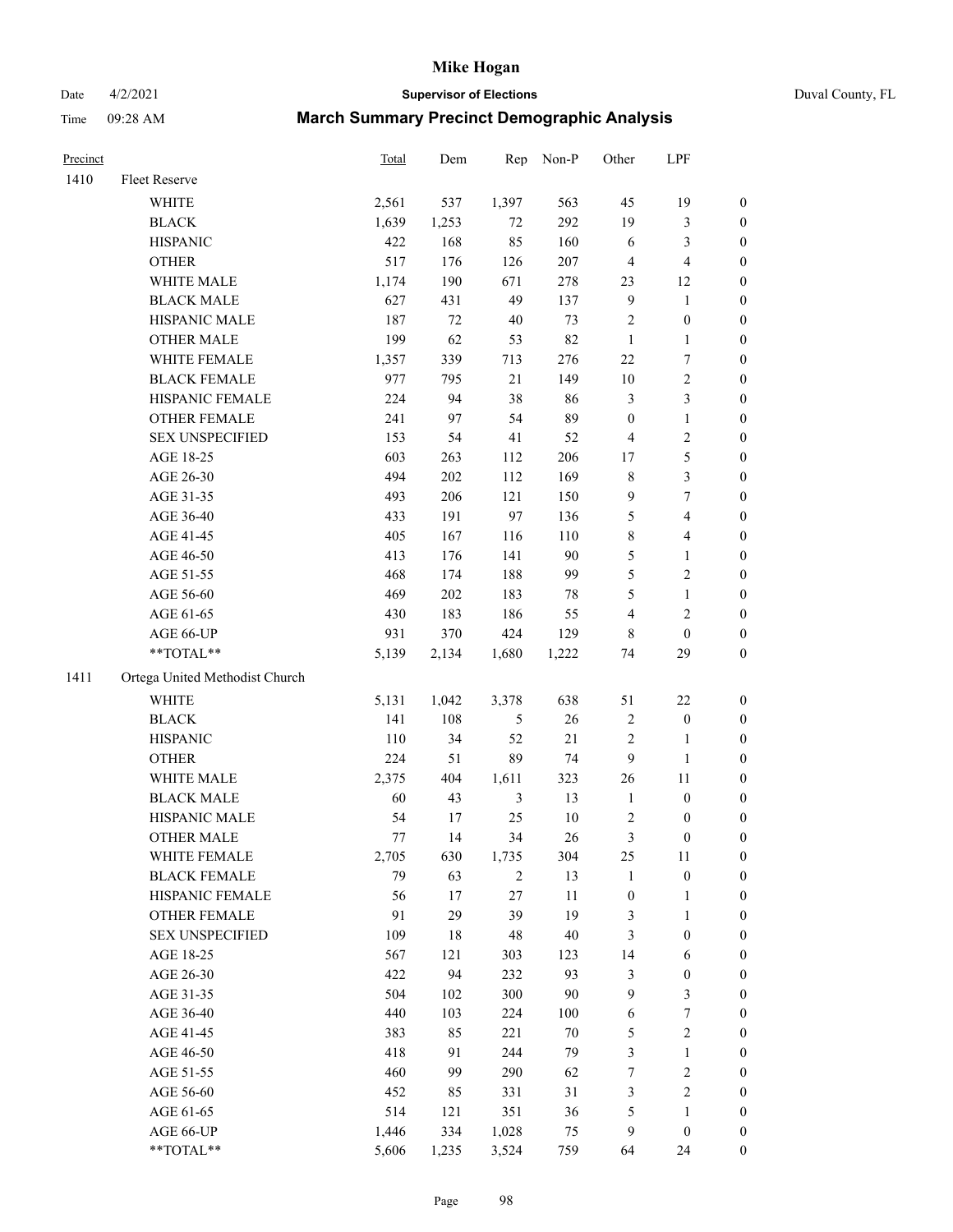# Mike Hogan

Date 4/2/2021 **Supervisor of Elections** Duval County, FL

Time 09:28 AM **March Summary Precinct Demographic Analysis**

| Precinct | | Total | Dem | Rep | Non-P | Other | LPF | |
|---|---|---|---|---|---|---|---|---|
| 1410 | Fleet Reserve | | | | | | | |
| | WHITE | 2,561 | 537 | 1,397 | 563 | 45 | 19 | 0 |
| | BLACK | 1,639 | 1,253 | 72 | 292 | 19 | 3 | 0 |
| | HISPANIC | 422 | 168 | 85 | 160 | 6 | 3 | 0 |
| | OTHER | 517 | 176 | 126 | 207 | 4 | 4 | 0 |
| | WHITE MALE | 1,174 | 190 | 671 | 278 | 23 | 12 | 0 |
| | BLACK MALE | 627 | 431 | 49 | 137 | 9 | 1 | 0 |
| | HISPANIC MALE | 187 | 72 | 40 | 73 | 2 | 0 | 0 |
| | OTHER MALE | 199 | 62 | 53 | 82 | 1 | 1 | 0 |
| | WHITE FEMALE | 1,357 | 339 | 713 | 276 | 22 | 7 | 0 |
| | BLACK FEMALE | 977 | 795 | 21 | 149 | 10 | 2 | 0 |
| | HISPANIC FEMALE | 224 | 94 | 38 | 86 | 3 | 3 | 0 |
| | OTHER FEMALE | 241 | 97 | 54 | 89 | 0 | 1 | 0 |
| | SEX UNSPECIFIED | 153 | 54 | 41 | 52 | 4 | 2 | 0 |
| | AGE 18-25 | 603 | 263 | 112 | 206 | 17 | 5 | 0 |
| | AGE 26-30 | 494 | 202 | 112 | 169 | 8 | 3 | 0 |
| | AGE 31-35 | 493 | 206 | 121 | 150 | 9 | 7 | 0 |
| | AGE 36-40 | 433 | 191 | 97 | 136 | 5 | 4 | 0 |
| | AGE 41-45 | 405 | 167 | 116 | 110 | 8 | 4 | 0 |
| | AGE 46-50 | 413 | 176 | 141 | 90 | 5 | 1 | 0 |
| | AGE 51-55 | 468 | 174 | 188 | 99 | 5 | 2 | 0 |
| | AGE 56-60 | 469 | 202 | 183 | 78 | 5 | 1 | 0 |
| | AGE 61-65 | 430 | 183 | 186 | 55 | 4 | 2 | 0 |
| | AGE 66-UP | 931 | 370 | 424 | 129 | 8 | 0 | 0 |
| | **TOTAL** | 5,139 | 2,134 | 1,680 | 1,222 | 74 | 29 | 0 |
| 1411 | Ortega United Methodist Church | | | | | | | |
| | WHITE | 5,131 | 1,042 | 3,378 | 638 | 51 | 22 | 0 |
| | BLACK | 141 | 108 | 5 | 26 | 2 | 0 | 0 |
| | HISPANIC | 110 | 34 | 52 | 21 | 2 | 1 | 0 |
| | OTHER | 224 | 51 | 89 | 74 | 9 | 1 | 0 |
| | WHITE MALE | 2,375 | 404 | 1,611 | 323 | 26 | 11 | 0 |
| | BLACK MALE | 60 | 43 | 3 | 13 | 1 | 0 | 0 |
| | HISPANIC MALE | 54 | 17 | 25 | 10 | 2 | 0 | 0 |
| | OTHER MALE | 77 | 14 | 34 | 26 | 3 | 0 | 0 |
| | WHITE FEMALE | 2,705 | 630 | 1,735 | 304 | 25 | 11 | 0 |
| | BLACK FEMALE | 79 | 63 | 2 | 13 | 1 | 0 | 0 |
| | HISPANIC FEMALE | 56 | 17 | 27 | 11 | 0 | 1 | 0 |
| | OTHER FEMALE | 91 | 29 | 39 | 19 | 3 | 1 | 0 |
| | SEX UNSPECIFIED | 109 | 18 | 48 | 40 | 3 | 0 | 0 |
| | AGE 18-25 | 567 | 121 | 303 | 123 | 14 | 6 | 0 |
| | AGE 26-30 | 422 | 94 | 232 | 93 | 3 | 0 | 0 |
| | AGE 31-35 | 504 | 102 | 300 | 90 | 9 | 3 | 0 |
| | AGE 36-40 | 440 | 103 | 224 | 100 | 6 | 7 | 0 |
| | AGE 41-45 | 383 | 85 | 221 | 70 | 5 | 2 | 0 |
| | AGE 46-50 | 418 | 91 | 244 | 79 | 3 | 1 | 0 |
| | AGE 51-55 | 460 | 99 | 290 | 62 | 7 | 2 | 0 |
| | AGE 56-60 | 452 | 85 | 331 | 31 | 3 | 2 | 0 |
| | AGE 61-65 | 514 | 121 | 351 | 36 | 5 | 1 | 0 |
| | AGE 66-UP | 1,446 | 334 | 1,028 | 75 | 9 | 0 | 0 |
| | **TOTAL** | 5,606 | 1,235 | 3,524 | 759 | 64 | 24 | 0 |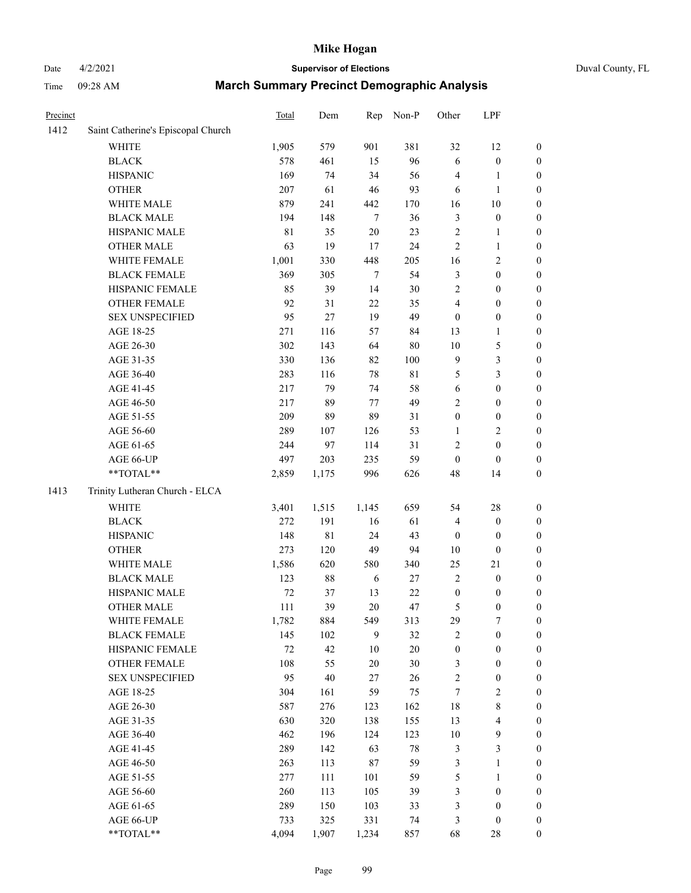| Precinct | | Total | Dem | Rep | Non-P | Other | LPF | |
|---|---|---|---|---|---|---|---|---|
| 1412 | Saint Catherine's Episcopal Church | | | | | | | |
| | WHITE | 1,905 | 579 | 901 | 381 | 32 | 12 | 0 |
| | BLACK | 578 | 461 | 15 | 96 | 6 | 0 | 0 |
| | HISPANIC | 169 | 74 | 34 | 56 | 4 | 1 | 0 |
| | OTHER | 207 | 61 | 46 | 93 | 6 | 1 | 0 |
| | WHITE MALE | 879 | 241 | 442 | 170 | 16 | 10 | 0 |
| | BLACK MALE | 194 | 148 | 7 | 36 | 3 | 0 | 0 |
| | HISPANIC MALE | 81 | 35 | 20 | 23 | 2 | 1 | 0 |
| | OTHER MALE | 63 | 19 | 17 | 24 | 2 | 1 | 0 |
| | WHITE FEMALE | 1,001 | 330 | 448 | 205 | 16 | 2 | 0 |
| | BLACK FEMALE | 369 | 305 | 7 | 54 | 3 | 0 | 0 |
| | HISPANIC FEMALE | 85 | 39 | 14 | 30 | 2 | 0 | 0 |
| | OTHER FEMALE | 92 | 31 | 22 | 35 | 4 | 0 | 0 |
| | SEX UNSPECIFIED | 95 | 27 | 19 | 49 | 0 | 0 | 0 |
| | AGE 18-25 | 271 | 116 | 57 | 84 | 13 | 1 | 0 |
| | AGE 26-30 | 302 | 143 | 64 | 80 | 10 | 5 | 0 |
| | AGE 31-35 | 330 | 136 | 82 | 100 | 9 | 3 | 0 |
| | AGE 36-40 | 283 | 116 | 78 | 81 | 5 | 3 | 0 |
| | AGE 41-45 | 217 | 79 | 74 | 58 | 6 | 0 | 0 |
| | AGE 46-50 | 217 | 89 | 77 | 49 | 2 | 0 | 0 |
| | AGE 51-55 | 209 | 89 | 89 | 31 | 0 | 0 | 0 |
| | AGE 56-60 | 289 | 107 | 126 | 53 | 1 | 2 | 0 |
| | AGE 61-65 | 244 | 97 | 114 | 31 | 2 | 0 | 0 |
| | AGE 66-UP | 497 | 203 | 235 | 59 | 0 | 0 | 0 |
| | **TOTAL** | 2,859 | 1,175 | 996 | 626 | 48 | 14 | 0 |
| 1413 | Trinity Lutheran Church - ELCA | | | | | | | |
| | WHITE | 3,401 | 1,515 | 1,145 | 659 | 54 | 28 | 0 |
| | BLACK | 272 | 191 | 16 | 61 | 4 | 0 | 0 |
| | HISPANIC | 148 | 81 | 24 | 43 | 0 | 0 | 0 |
| | OTHER | 273 | 120 | 49 | 94 | 10 | 0 | 0 |
| | WHITE MALE | 1,586 | 620 | 580 | 340 | 25 | 21 | 0 |
| | BLACK MALE | 123 | 88 | 6 | 27 | 2 | 0 | 0 |
| | HISPANIC MALE | 72 | 37 | 13 | 22 | 0 | 0 | 0 |
| | OTHER MALE | 111 | 39 | 20 | 47 | 5 | 0 | 0 |
| | WHITE FEMALE | 1,782 | 884 | 549 | 313 | 29 | 7 | 0 |
| | BLACK FEMALE | 145 | 102 | 9 | 32 | 2 | 0 | 0 |
| | HISPANIC FEMALE | 72 | 42 | 10 | 20 | 0 | 0 | 0 |
| | OTHER FEMALE | 108 | 55 | 20 | 30 | 3 | 0 | 0 |
| | SEX UNSPECIFIED | 95 | 40 | 27 | 26 | 2 | 0 | 0 |
| | AGE 18-25 | 304 | 161 | 59 | 75 | 7 | 2 | 0 |
| | AGE 26-30 | 587 | 276 | 123 | 162 | 18 | 8 | 0 |
| | AGE 31-35 | 630 | 320 | 138 | 155 | 13 | 4 | 0 |
| | AGE 36-40 | 462 | 196 | 124 | 123 | 10 | 9 | 0 |
| | AGE 41-45 | 289 | 142 | 63 | 78 | 3 | 3 | 0 |
| | AGE 46-50 | 263 | 113 | 87 | 59 | 3 | 1 | 0 |
| | AGE 51-55 | 277 | 111 | 101 | 59 | 5 | 1 | 0 |
| | AGE 56-60 | 260 | 113 | 105 | 39 | 3 | 0 | 0 |
| | AGE 61-65 | 289 | 150 | 103 | 33 | 3 | 0 | 0 |
| | AGE 66-UP | 733 | 325 | 331 | 74 | 3 | 0 | 0 |
| | **TOTAL** | 4,094 | 1,907 | 1,234 | 857 | 68 | 28 | 0 |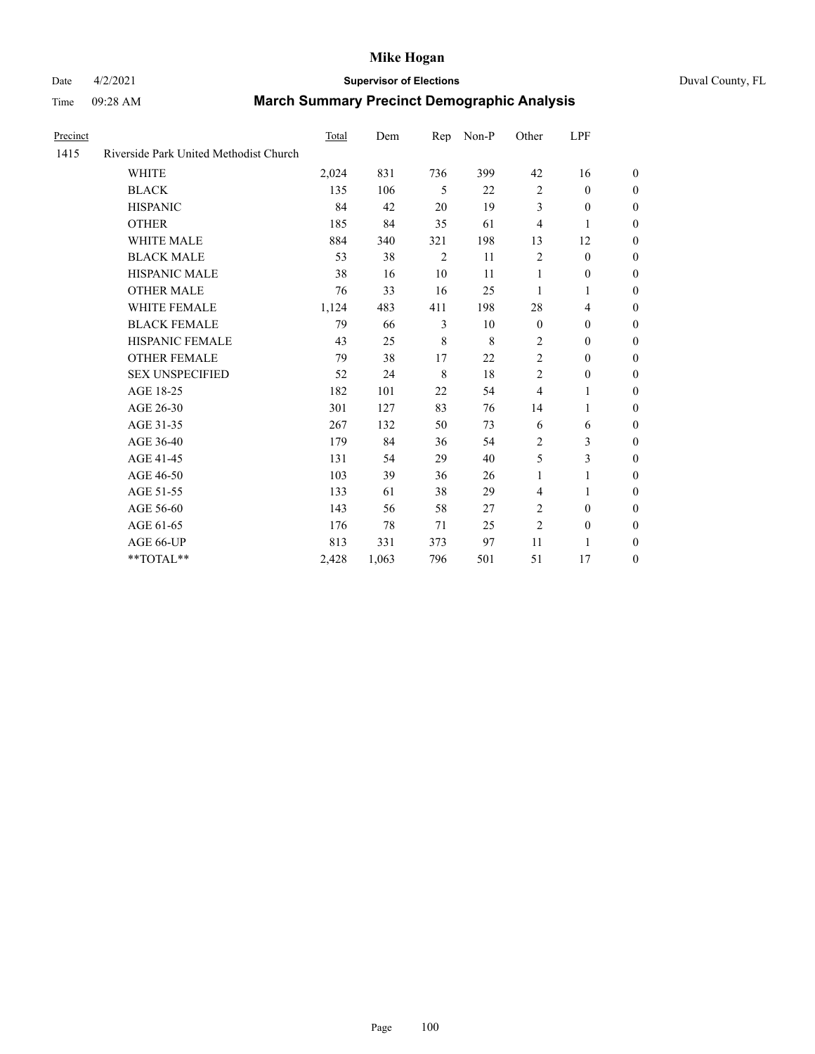# Mike Hogan

Date 4/2/2021 **Supervisor of Elections** Duval County, FL

Time 09:28 AM **March Summary Precinct Demographic Analysis**

| Precinct | | Total | Dem | Rep | Non-P | Other | LPF | |
|---|---|---|---|---|---|---|---|---|
| 1415 | Riverside Park United Methodist Church | | | | | | | |
| | WHITE | 2,024 | 831 | 736 | 399 | 42 | 16 | 0 |
| | BLACK | 135 | 106 | 5 | 22 | 2 | 0 | 0 |
| | HISPANIC | 84 | 42 | 20 | 19 | 3 | 0 | 0 |
| | OTHER | 185 | 84 | 35 | 61 | 4 | 1 | 0 |
| | WHITE MALE | 884 | 340 | 321 | 198 | 13 | 12 | 0 |
| | BLACK MALE | 53 | 38 | 2 | 11 | 2 | 0 | 0 |
| | HISPANIC MALE | 38 | 16 | 10 | 11 | 1 | 0 | 0 |
| | OTHER MALE | 76 | 33 | 16 | 25 | 1 | 1 | 0 |
| | WHITE FEMALE | 1,124 | 483 | 411 | 198 | 28 | 4 | 0 |
| | BLACK FEMALE | 79 | 66 | 3 | 10 | 0 | 0 | 0 |
| | HISPANIC FEMALE | 43 | 25 | 8 | 8 | 2 | 0 | 0 |
| | OTHER FEMALE | 79 | 38 | 17 | 22 | 2 | 0 | 0 |
| | SEX UNSPECIFIED | 52 | 24 | 8 | 18 | 2 | 0 | 0 |
| | AGE 18-25 | 182 | 101 | 22 | 54 | 4 | 1 | 0 |
| | AGE 26-30 | 301 | 127 | 83 | 76 | 14 | 1 | 0 |
| | AGE 31-35 | 267 | 132 | 50 | 73 | 6 | 6 | 0 |
| | AGE 36-40 | 179 | 84 | 36 | 54 | 2 | 3 | 0 |
| | AGE 41-45 | 131 | 54 | 29 | 40 | 5 | 3 | 0 |
| | AGE 46-50 | 103 | 39 | 36 | 26 | 1 | 1 | 0 |
| | AGE 51-55 | 133 | 61 | 38 | 29 | 4 | 1 | 0 |
| | AGE 56-60 | 143 | 56 | 58 | 27 | 2 | 0 | 0 |
| | AGE 61-65 | 176 | 78 | 71 | 25 | 2 | 0 | 0 |
| | AGE 66-UP | 813 | 331 | 373 | 97 | 11 | 1 | 0 |
| | **TOTAL** | 2,428 | 1,063 | 796 | 501 | 51 | 17 | 0 |